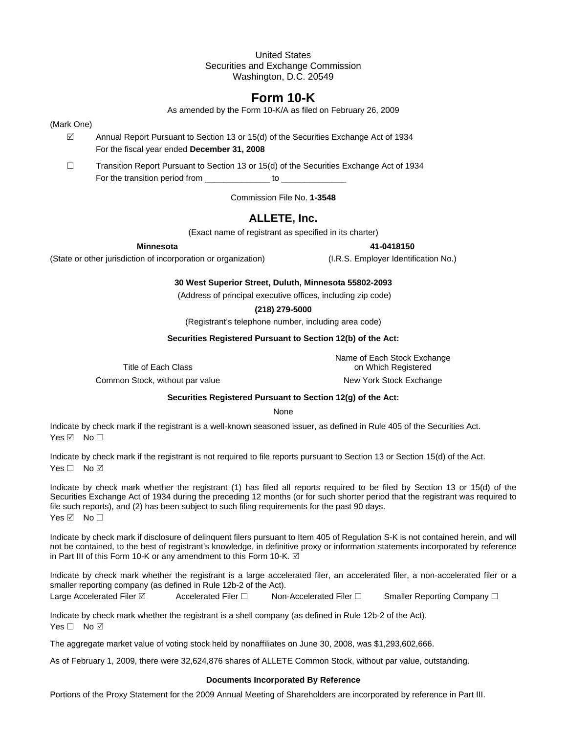United States
Securities and Exchange Commission
Washington, D.C. 20549

# Form 10-K

As amended by the Form 10-K/A as filed on February 26, 2009

(Mark One)

☑ Annual Report Pursuant to Section 13 or 15(d) of the Securities Exchange Act of 1934
For the fiscal year ended **December 31, 2008**

☐ Transition Report Pursuant to Section 13 or 15(d) of the Securities Exchange Act of 1934
For the transition period from ______________ to ______________

Commission File No. **1-3548**

# ALLETE, Inc.

(Exact name of registrant as specified in its charter)

| **Minnesota** | **41-0418150** |
|---|---|
| (State or other jurisdiction of incorporation or organization) | (I.R.S. Employer Identification No.) |

**30 West Superior Street, Duluth, Minnesota 55802-2093**

(Address of principal executive offices, including zip code)

**(218) 279-5000**

(Registrant's telephone number, including area code)

**Securities Registered Pursuant to Section 12(b) of the Act:**

| Title of Each Class | Name of Each Stock Exchange on Which Registered |
|---|---|
| Common Stock, without par value | New York Stock Exchange |

**Securities Registered Pursuant to Section 12(g) of the Act:**

None

Indicate by check mark if the registrant is a well-known seasoned issuer, as defined in Rule 405 of the Securities Act.
Yes ☑ No ☐

Indicate by check mark if the registrant is not required to file reports pursuant to Section 13 or Section 15(d) of the Act.
Yes ☐ No ☑

Indicate by check mark whether the registrant (1) has filed all reports required to be filed by Section 13 or 15(d) of the Securities Exchange Act of 1934 during the preceding 12 months (or for such shorter period that the registrant was required to file such reports), and (2) has been subject to such filing requirements for the past 90 days.
Yes ☑ No ☐

Indicate by check mark if disclosure of delinquent filers pursuant to Item 405 of Regulation S-K is not contained herein, and will not be contained, to the best of registrant's knowledge, in definitive proxy or information statements incorporated by reference in Part III of this Form 10-K or any amendment to this Form 10-K. ☑

Indicate by check mark whether the registrant is a large accelerated filer, an accelerated filer, a non-accelerated filer or a smaller reporting company (as defined in Rule 12b-2 of the Act).
Large Accelerated Filer ☑ Accelerated Filer ☐ Non-Accelerated Filer ☐ Smaller Reporting Company ☐

Indicate by check mark whether the registrant is a shell company (as defined in Rule 12b-2 of the Act).
Yes ☐ No ☑

The aggregate market value of voting stock held by nonaffiliates on June 30, 2008, was $1,293,602,666.

As of February 1, 2009, there were 32,624,876 shares of ALLETE Common Stock, without par value, outstanding.

**Documents Incorporated By Reference**

Portions of the Proxy Statement for the 2009 Annual Meeting of Shareholders are incorporated by reference in Part III.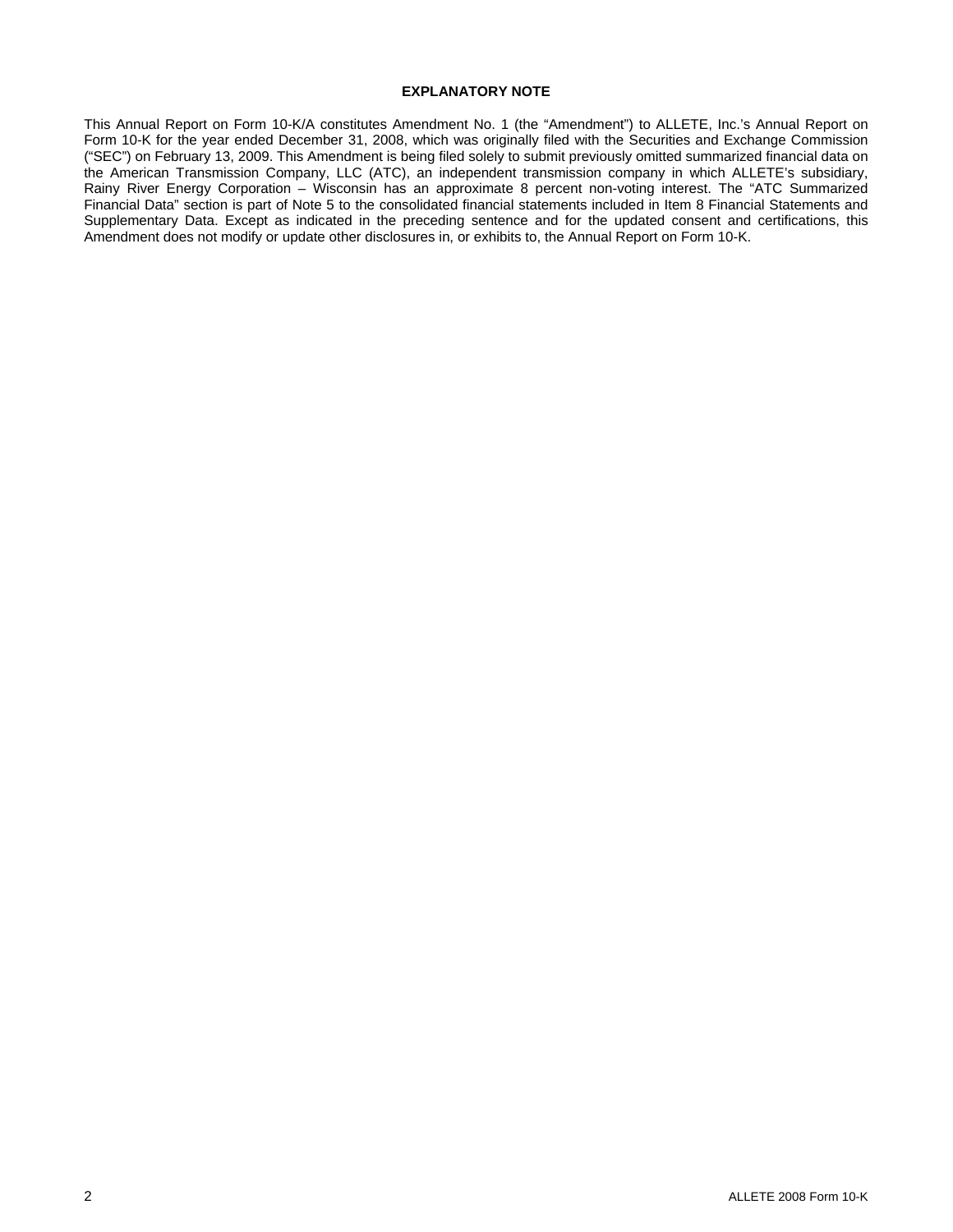**EXPLANATORY NOTE**

This Annual Report on Form 10-K/A constitutes Amendment No. 1 (the "Amendment") to ALLETE, Inc.'s Annual Report on Form 10-K for the year ended December 31, 2008, which was originally filed with the Securities and Exchange Commission ("SEC") on February 13, 2009. This Amendment is being filed solely to submit previously omitted summarized financial data on the American Transmission Company, LLC (ATC), an independent transmission company in which ALLETE's subsidiary, Rainy River Energy Corporation – Wisconsin has an approximate 8 percent non-voting interest. The "ATC Summarized Financial Data" section is part of Note 5 to the consolidated financial statements included in Item 8 Financial Statements and Supplementary Data. Except as indicated in the preceding sentence and for the updated consent and certifications, this Amendment does not modify or update other disclosures in, or exhibits to, the Annual Report on Form 10-K.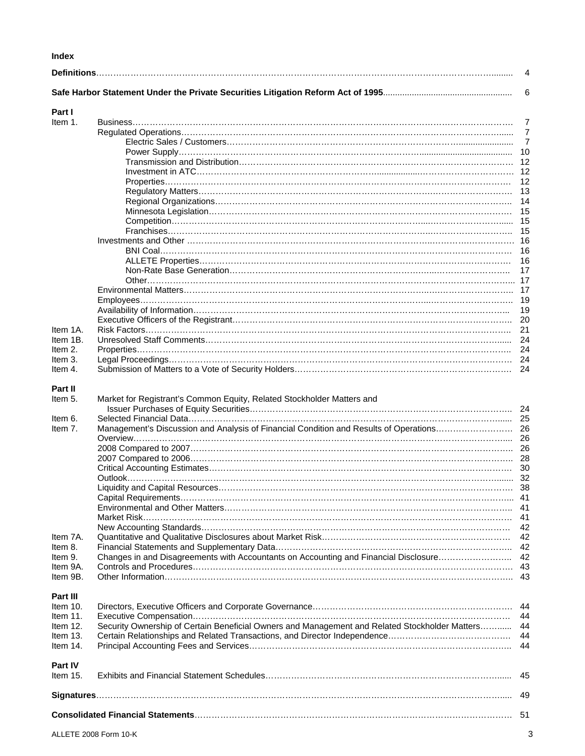## Index

| | | |
|---|---|---|
| **Definitions** | | 4 |
| **Safe Harbor Statement Under the Private Securities Litigation Reform Act of 1995** | | 6 |
| **Part I** | | |
| Item 1. | Business | 7 |
| | Regulated Operations | 7 |
| | Electric Sales / Customers | 7 |
| | Power Supply | 10 |
| | Transmission and Distribution | 12 |
| | Investment in ATC | 12 |
| | Properties | 12 |
| | Regulatory Matters | 13 |
| | Regional Organizations | 14 |
| | Minnesota Legislation | 15 |
| | Competition | 15 |
| | Franchises | 15 |
| | Investments and Other | 16 |
| | BNI Coal | 16 |
| | ALLETE Properties | 16 |
| | Non-Rate Base Generation | 17 |
| | Other | 17 |
| | Environmental Matters | 17 |
| | Employees | 19 |
| | Availability of Information | 19 |
| | Executive Officers of the Registrant | 20 |
| Item 1A. | Risk Factors | 21 |
| Item 1B. | Unresolved Staff Comments | 24 |
| Item 2. | Properties | 24 |
| Item 3. | Legal Proceedings | 24 |
| Item 4. | Submission of Matters to a Vote of Security Holders | 24 |
| **Part II** | | |
| Item 5. | Market for Registrant's Common Equity, Related Stockholder Matters and Issuer Purchases of Equity Securities | 24 |
| Item 6. | Selected Financial Data | 25 |
| Item 7. | Management's Discussion and Analysis of Financial Condition and Results of Operations | 26 |
| | Overview | 26 |
| | 2008 Compared to 2007 | 26 |
| | 2007 Compared to 2006 | 28 |
| | Critical Accounting Estimates | 30 |
| | Outlook | 32 |
| | Liquidity and Capital Resources | 38 |
| | Capital Requirements | 41 |
| | Environmental and Other Matters | 41 |
| | Market Risk | 41 |
| | New Accounting Standards | 42 |
| Item 7A. | Quantitative and Qualitative Disclosures about Market Risk | 42 |
| Item 8. | Financial Statements and Supplementary Data | 42 |
| Item 9. | Changes in and Disagreements with Accountants on Accounting and Financial Disclosure | 42 |
| Item 9A. | Controls and Procedures | 43 |
| Item 9B. | Other Information | 43 |
| **Part III** | | |
| Item 10. | Directors, Executive Officers and Corporate Governance | 44 |
| Item 11. | Executive Compensation | 44 |
| Item 12. | Security Ownership of Certain Beneficial Owners and Management and Related Stockholder Matters | 44 |
| Item 13. | Certain Relationships and Related Transactions, and Director Independence | 44 |
| Item 14. | Principal Accounting Fees and Services | 44 |
| **Part IV** | | |
| Item 15. | Exhibits and Financial Statement Schedules | 45 |
| **Signatures** | | 49 |
| **Consolidated Financial Statements** | | 51 |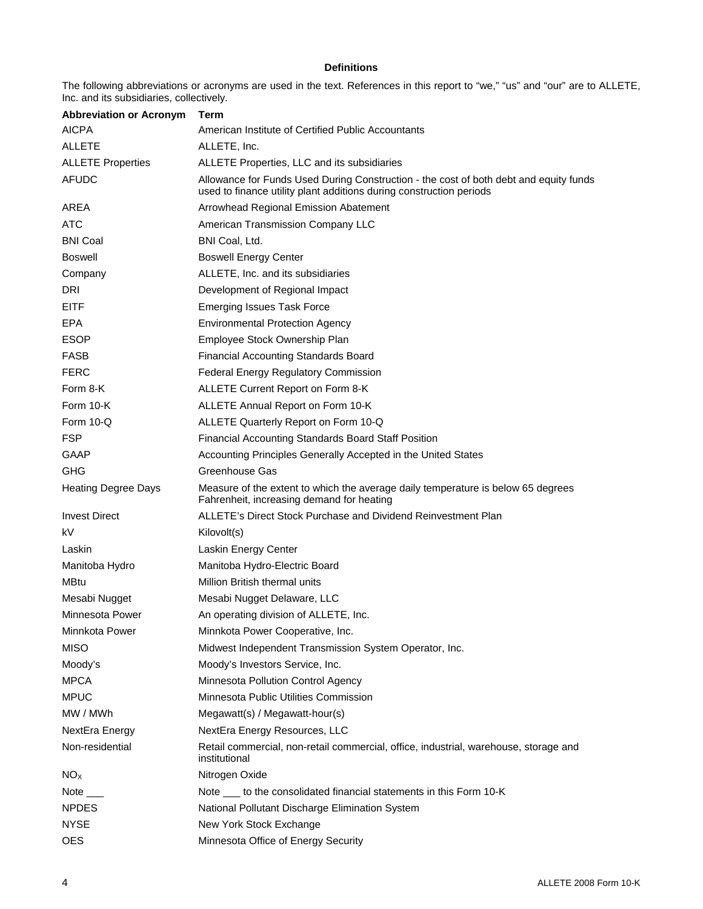**Definitions**

The following abbreviations or acronyms are used in the text. References in this report to "we," "us" and "our" are to ALLETE, Inc. and its subsidiaries, collectively.

| Abbreviation or Acronym | Term |
|---|---|
| AICPA | American Institute of Certified Public Accountants |
| ALLETE | ALLETE, Inc. |
| ALLETE Properties | ALLETE Properties, LLC and its subsidiaries |
| AFUDC | Allowance for Funds Used During Construction - the cost of both debt and equity funds used to finance utility plant additions during construction periods |
| AREA | Arrowhead Regional Emission Abatement |
| ATC | American Transmission Company LLC |
| BNI Coal | BNI Coal, Ltd. |
| Boswell | Boswell Energy Center |
| Company | ALLETE, Inc. and its subsidiaries |
| DRI | Development of Regional Impact |
| EITF | Emerging Issues Task Force |
| EPA | Environmental Protection Agency |
| ESOP | Employee Stock Ownership Plan |
| FASB | Financial Accounting Standards Board |
| FERC | Federal Energy Regulatory Commission |
| Form 8-K | ALLETE Current Report on Form 8-K |
| Form 10-K | ALLETE Annual Report on Form 10-K |
| Form 10-Q | ALLETE Quarterly Report on Form 10-Q |
| FSP | Financial Accounting Standards Board Staff Position |
| GAAP | Accounting Principles Generally Accepted in the United States |
| GHG | Greenhouse Gas |
| Heating Degree Days | Measure of the extent to which the average daily temperature is below 65 degrees Fahrenheit, increasing demand for heating |
| Invest Direct | ALLETE's Direct Stock Purchase and Dividend Reinvestment Plan |
| kV | Kilovolt(s) |
| Laskin | Laskin Energy Center |
| Manitoba Hydro | Manitoba Hydro-Electric Board |
| MBtu | Million British thermal units |
| Mesabi Nugget | Mesabi Nugget Delaware, LLC |
| Minnesota Power | An operating division of ALLETE, Inc. |
| Minnkota Power | Minnkota Power Cooperative, Inc. |
| MISO | Midwest Independent Transmission System Operator, Inc. |
| Moody's | Moody's Investors Service, Inc. |
| MPCA | Minnesota Pollution Control Agency |
| MPUC | Minnesota Public Utilities Commission |
| MW / MWh | Megawatt(s) / Megawatt-hour(s) |
| NextEra Energy | NextEra Energy Resources, LLC |
| Non-residential | Retail commercial, non-retail commercial, office, industrial, warehouse, storage and institutional |
| $NO_X$ | Nitrogen Oxide |
| Note ___ | Note ___ to the consolidated financial statements in this Form 10-K |
| NPDES | National Pollutant Discharge Elimination System |
| NYSE | New York Stock Exchange |
| OES | Minnesota Office of Energy Security |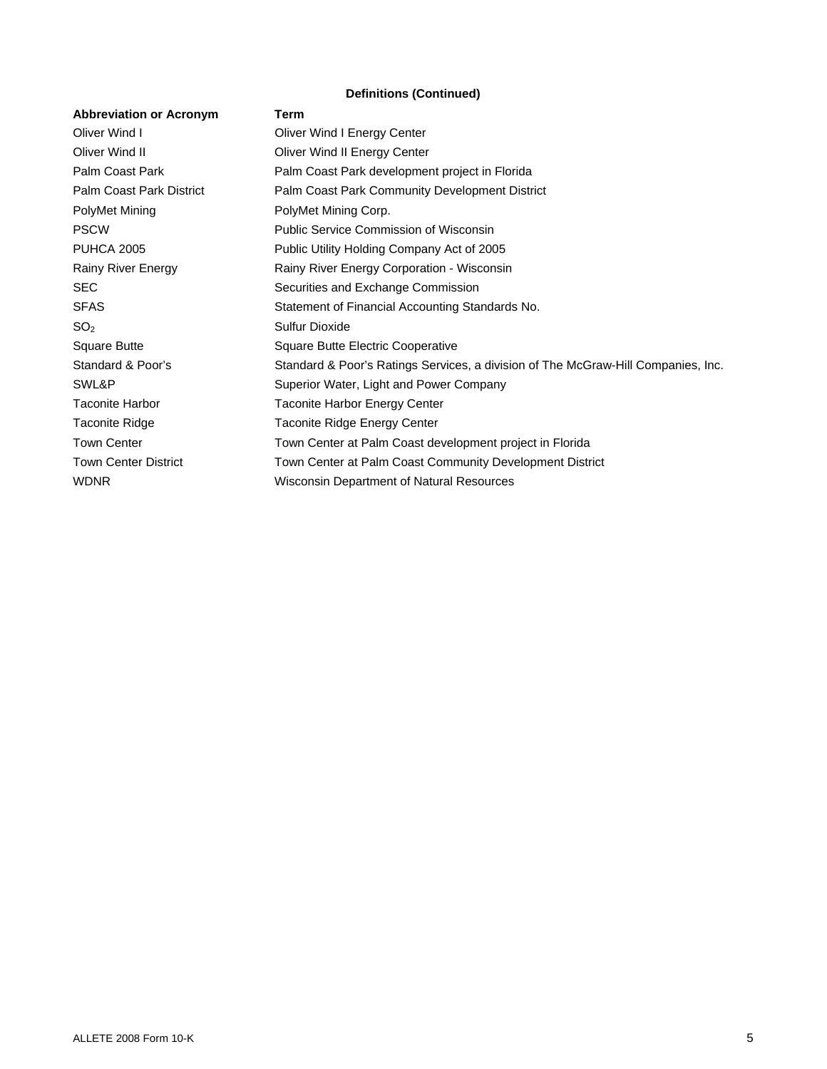**Definitions (Continued)**

| Abbreviation or Acronym | Term |
|---|---|
| Oliver Wind I | Oliver Wind I Energy Center |
| Oliver Wind II | Oliver Wind II Energy Center |
| Palm Coast Park | Palm Coast Park development project in Florida |
| Palm Coast Park District | Palm Coast Park Community Development District |
| PolyMet Mining | PolyMet Mining Corp. |
| PSCW | Public Service Commission of Wisconsin |
| PUHCA 2005 | Public Utility Holding Company Act of 2005 |
| Rainy River Energy | Rainy River Energy Corporation - Wisconsin |
| SEC | Securities and Exchange Commission |
| SFAS | Statement of Financial Accounting Standards No. |
| $SO_2$ | Sulfur Dioxide |
| Square Butte | Square Butte Electric Cooperative |
| Standard & Poor's | Standard & Poor's Ratings Services, a division of The McGraw-Hill Companies, Inc. |
| SWL&P | Superior Water, Light and Power Company |
| Taconite Harbor | Taconite Harbor Energy Center |
| Taconite Ridge | Taconite Ridge Energy Center |
| Town Center | Town Center at Palm Coast development project in Florida |
| Town Center District | Town Center at Palm Coast Community Development District |
| WDNR | Wisconsin Department of Natural Resources |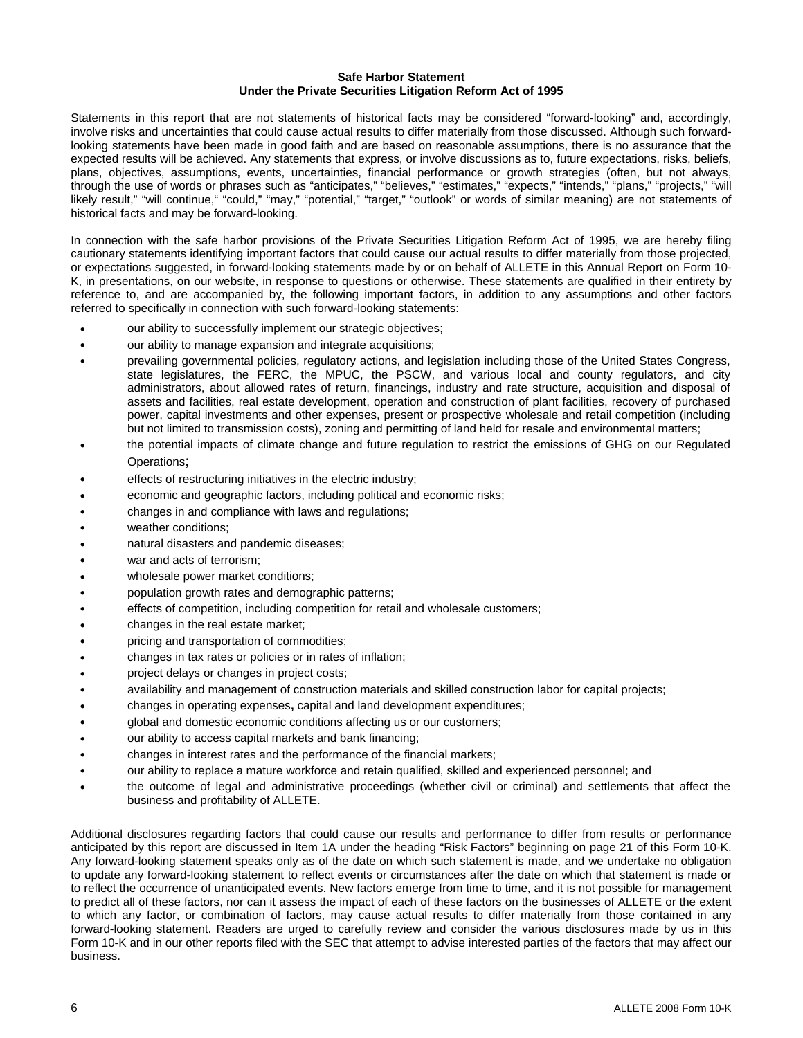**Safe Harbor Statement**
**Under the Private Securities Litigation Reform Act of 1995**

Statements in this report that are not statements of historical facts may be considered "forward-looking" and, accordingly, involve risks and uncertainties that could cause actual results to differ materially from those discussed. Although such forward-looking statements have been made in good faith and are based on reasonable assumptions, there is no assurance that the expected results will be achieved. Any statements that express, or involve discussions as to, future expectations, risks, beliefs, plans, objectives, assumptions, events, uncertainties, financial performance or growth strategies (often, but not always, through the use of words or phrases such as "anticipates," "believes," "estimates," "expects," "intends," "plans," "projects," "will likely result," "will continue," "could," "may," "potential," "target," "outlook" or words of similar meaning) are not statements of historical facts and may be forward-looking.

In connection with the safe harbor provisions of the Private Securities Litigation Reform Act of 1995, we are hereby filing cautionary statements identifying important factors that could cause our actual results to differ materially from those projected, or expectations suggested, in forward-looking statements made by or on behalf of ALLETE in this Annual Report on Form 10-K, in presentations, on our website, in response to questions or otherwise. These statements are qualified in their entirety by reference to, and are accompanied by, the following important factors, in addition to any assumptions and other factors referred to specifically in connection with such forward-looking statements:

- our ability to successfully implement our strategic objectives;
- our ability to manage expansion and integrate acquisitions;
- prevailing governmental policies, regulatory actions, and legislation including those of the United States Congress, state legislatures, the FERC, the MPUC, the PSCW, and various local and county regulators, and city administrators, about allowed rates of return, financings, industry and rate structure, acquisition and disposal of assets and facilities, real estate development, operation and construction of plant facilities, recovery of purchased power, capital investments and other expenses, present or prospective wholesale and retail competition (including but not limited to transmission costs), zoning and permitting of land held for resale and environmental matters;
- the potential impacts of climate change and future regulation to restrict the emissions of GHG on our Regulated Operations;
- effects of restructuring initiatives in the electric industry;
- economic and geographic factors, including political and economic risks;
- changes in and compliance with laws and regulations;
- weather conditions;
- natural disasters and pandemic diseases;
- war and acts of terrorism;
- wholesale power market conditions;
- population growth rates and demographic patterns;
- effects of competition, including competition for retail and wholesale customers;
- changes in the real estate market;
- pricing and transportation of commodities;
- changes in tax rates or policies or in rates of inflation;
- project delays or changes in project costs;
- availability and management of construction materials and skilled construction labor for capital projects;
- changes in operating expenses, capital and land development expenditures;
- global and domestic economic conditions affecting us or our customers;
- our ability to access capital markets and bank financing;
- changes in interest rates and the performance of the financial markets;
- our ability to replace a mature workforce and retain qualified, skilled and experienced personnel; and
- the outcome of legal and administrative proceedings (whether civil or criminal) and settlements that affect the business and profitability of ALLETE.

Additional disclosures regarding factors that could cause our results and performance to differ from results or performance anticipated by this report are discussed in Item 1A under the heading "Risk Factors" beginning on page 21 of this Form 10-K. Any forward-looking statement speaks only as of the date on which such statement is made, and we undertake no obligation to update any forward-looking statement to reflect events or circumstances after the date on which that statement is made or to reflect the occurrence of unanticipated events. New factors emerge from time to time, and it is not possible for management to predict all of these factors, nor can it assess the impact of each of these factors on the businesses of ALLETE or the extent to which any factor, or combination of factors, may cause actual results to differ materially from those contained in any forward-looking statement. Readers are urged to carefully review and consider the various disclosures made by us in this Form 10-K and in our other reports filed with the SEC that attempt to advise interested parties of the factors that may affect our business.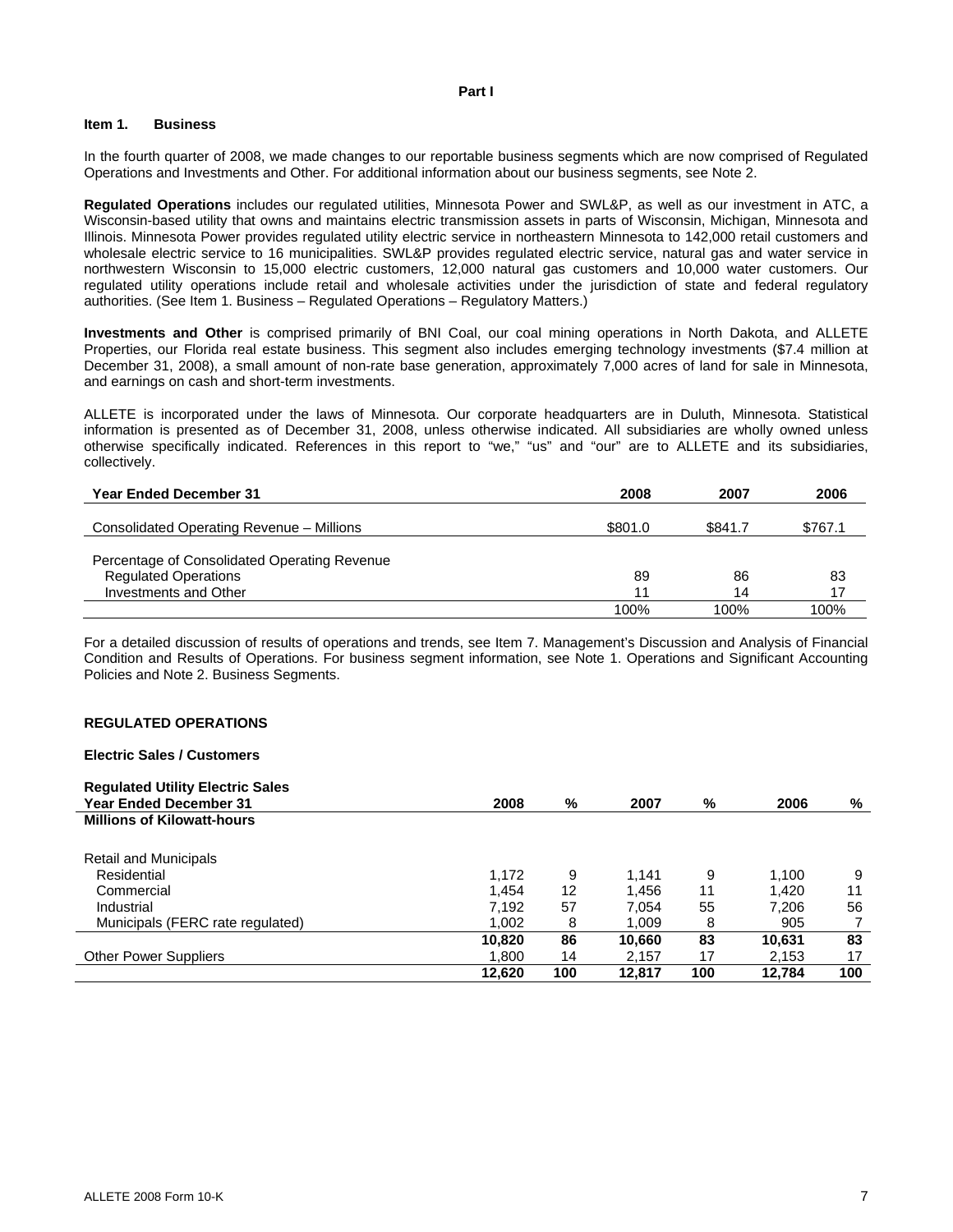# Part I

## Item 1. Business

In the fourth quarter of 2008, we made changes to our reportable business segments which are now comprised of Regulated Operations and Investments and Other. For additional information about our business segments, see Note 2.

**Regulated Operations** includes our regulated utilities, Minnesota Power and SWL&P, as well as our investment in ATC, a Wisconsin-based utility that owns and maintains electric transmission assets in parts of Wisconsin, Michigan, Minnesota and Illinois. Minnesota Power provides regulated utility electric service in northeastern Minnesota to 142,000 retail customers and wholesale electric service to 16 municipalities. SWL&P provides regulated electric service, natural gas and water service in northwestern Wisconsin to 15,000 electric customers, 12,000 natural gas customers and 10,000 water customers. Our regulated utility operations include retail and wholesale activities under the jurisdiction of state and federal regulatory authorities. (See Item 1. Business – Regulated Operations – Regulatory Matters.)

**Investments and Other** is comprised primarily of BNI Coal, our coal mining operations in North Dakota, and ALLETE Properties, our Florida real estate business. This segment also includes emerging technology investments ($7.4 million at December 31, 2008), a small amount of non-rate base generation, approximately 7,000 acres of land for sale in Minnesota, and earnings on cash and short-term investments.

ALLETE is incorporated under the laws of Minnesota. Our corporate headquarters are in Duluth, Minnesota. Statistical information is presented as of December 31, 2008, unless otherwise indicated. All subsidiaries are wholly owned unless otherwise specifically indicated. References in this report to "we," "us" and "our" are to ALLETE and its subsidiaries, collectively.

| Year Ended December 31 | 2008 | 2007 | 2006 |
|---|---|---|---|
| Consolidated Operating Revenue – Millions | $801.0 | $841.7 | $767.1 |
| Percentage of Consolidated Operating Revenue | | | |
| Regulated Operations | 89 | 86 | 83 |
| Investments and Other | 11 | 14 | 17 |
| | 100% | 100% | 100% |

For a detailed discussion of results of operations and trends, see Item 7. Management's Discussion and Analysis of Financial Condition and Results of Operations. For business segment information, see Note 1. Operations and Significant Accounting Policies and Note 2. Business Segments.

## REGULATED OPERATIONS

### Electric Sales / Customers

| Regulated Utility Electric Sales<br>Year Ended December 31 | 2008 | % | 2007 | % | 2006 | % |
|---|---|---|---|---|---|---|
| **Millions of Kilowatt-hours** | | | | | | |
| Retail and Municipals | | | | | | |
| Residential | 1,172 | 9 | 1,141 | 9 | 1,100 | 9 |
| Commercial | 1,454 | 12 | 1,456 | 11 | 1,420 | 11 |
| Industrial | 7,192 | 57 | 7,054 | 55 | 7,206 | 56 |
| Municipals (FERC rate regulated) | 1,002 | 8 | 1,009 | 8 | 905 | 7 |
| | **10,820** | **86** | **10,660** | **83** | **10,631** | **83** |
| Other Power Suppliers | 1,800 | 14 | 2,157 | 17 | 2,153 | 17 |
| | **12,620** | **100** | **12,817** | **100** | **12,784** | **100** |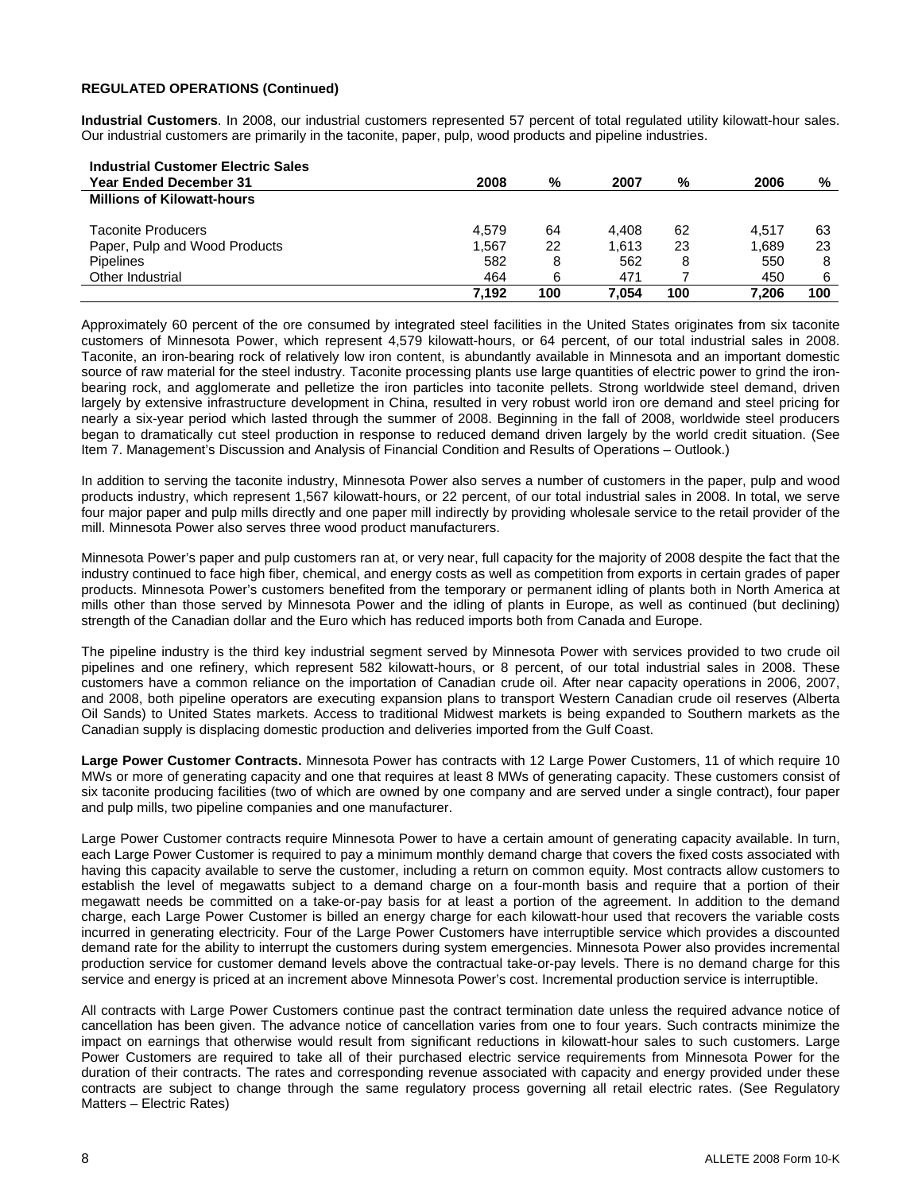**REGULATED OPERATIONS (Continued)**

**Industrial Customers**. In 2008, our industrial customers represented 57 percent of total regulated utility kilowatt-hour sales. Our industrial customers are primarily in the taconite, paper, pulp, wood products and pipeline industries.

| **Industrial Customer Electric Sales**<br>**Year Ended December 31** | **2008** | **%** | **2007** | **%** | **2006** | **%** |
|---|---|---|---|---|---|---|
| **Millions of Kilowatt-hours** | | | | | | |
| Taconite Producers | 4,579 | 64 | 4,408 | 62 | 4,517 | 63 |
| Paper, Pulp and Wood Products | 1,567 | 22 | 1,613 | 23 | 1,689 | 23 |
| Pipelines | 582 | 8 | 562 | 8 | 550 | 8 |
| Other Industrial | 464 | 6 | 471 | 7 | 450 | 6 |
| | **7,192** | **100** | **7,054** | **100** | **7,206** | **100** |

Approximately 60 percent of the ore consumed by integrated steel facilities in the United States originates from six taconite customers of Minnesota Power, which represent 4,579 kilowatt-hours, or 64 percent, of our total industrial sales in 2008. Taconite, an iron-bearing rock of relatively low iron content, is abundantly available in Minnesota and an important domestic source of raw material for the steel industry. Taconite processing plants use large quantities of electric power to grind the iron-bearing rock, and agglomerate and pelletize the iron particles into taconite pellets. Strong worldwide steel demand, driven largely by extensive infrastructure development in China, resulted in very robust world iron ore demand and steel pricing for nearly a six-year period which lasted through the summer of 2008. Beginning in the fall of 2008, worldwide steel producers began to dramatically cut steel production in response to reduced demand driven largely by the world credit situation. (See Item 7. Management's Discussion and Analysis of Financial Condition and Results of Operations – Outlook.)

In addition to serving the taconite industry, Minnesota Power also serves a number of customers in the paper, pulp and wood products industry, which represent 1,567 kilowatt-hours, or 22 percent, of our total industrial sales in 2008. In total, we serve four major paper and pulp mills directly and one paper mill indirectly by providing wholesale service to the retail provider of the mill. Minnesota Power also serves three wood product manufacturers.

Minnesota Power's paper and pulp customers ran at, or very near, full capacity for the majority of 2008 despite the fact that the industry continued to face high fiber, chemical, and energy costs as well as competition from exports in certain grades of paper products. Minnesota Power's customers benefited from the temporary or permanent idling of plants both in North America at mills other than those served by Minnesota Power and the idling of plants in Europe, as well as continued (but declining) strength of the Canadian dollar and the Euro which has reduced imports both from Canada and Europe.

The pipeline industry is the third key industrial segment served by Minnesota Power with services provided to two crude oil pipelines and one refinery, which represent 582 kilowatt-hours, or 8 percent, of our total industrial sales in 2008. These customers have a common reliance on the importation of Canadian crude oil. After near capacity operations in 2006, 2007, and 2008, both pipeline operators are executing expansion plans to transport Western Canadian crude oil reserves (Alberta Oil Sands) to United States markets. Access to traditional Midwest markets is being expanded to Southern markets as the Canadian supply is displacing domestic production and deliveries imported from the Gulf Coast.

**Large Power Customer Contracts.** Minnesota Power has contracts with 12 Large Power Customers, 11 of which require 10 MWs or more of generating capacity and one that requires at least 8 MWs of generating capacity. These customers consist of six taconite producing facilities (two of which are owned by one company and are served under a single contract), four paper and pulp mills, two pipeline companies and one manufacturer.

Large Power Customer contracts require Minnesota Power to have a certain amount of generating capacity available. In turn, each Large Power Customer is required to pay a minimum monthly demand charge that covers the fixed costs associated with having this capacity available to serve the customer, including a return on common equity. Most contracts allow customers to establish the level of megawatts subject to a demand charge on a four-month basis and require that a portion of their megawatt needs be committed on a take-or-pay basis for at least a portion of the agreement. In addition to the demand charge, each Large Power Customer is billed an energy charge for each kilowatt-hour used that recovers the variable costs incurred in generating electricity. Four of the Large Power Customers have interruptible service which provides a discounted demand rate for the ability to interrupt the customers during system emergencies. Minnesota Power also provides incremental production service for customer demand levels above the contractual take-or-pay levels. There is no demand charge for this service and energy is priced at an increment above Minnesota Power's cost. Incremental production service is interruptible.

All contracts with Large Power Customers continue past the contract termination date unless the required advance notice of cancellation has been given. The advance notice of cancellation varies from one to four years. Such contracts minimize the impact on earnings that otherwise would result from significant reductions in kilowatt-hour sales to such customers. Large Power Customers are required to take all of their purchased electric service requirements from Minnesota Power for the duration of their contracts. The rates and corresponding revenue associated with capacity and energy provided under these contracts are subject to change through the same regulatory process governing all retail electric rates. (See Regulatory Matters – Electric Rates)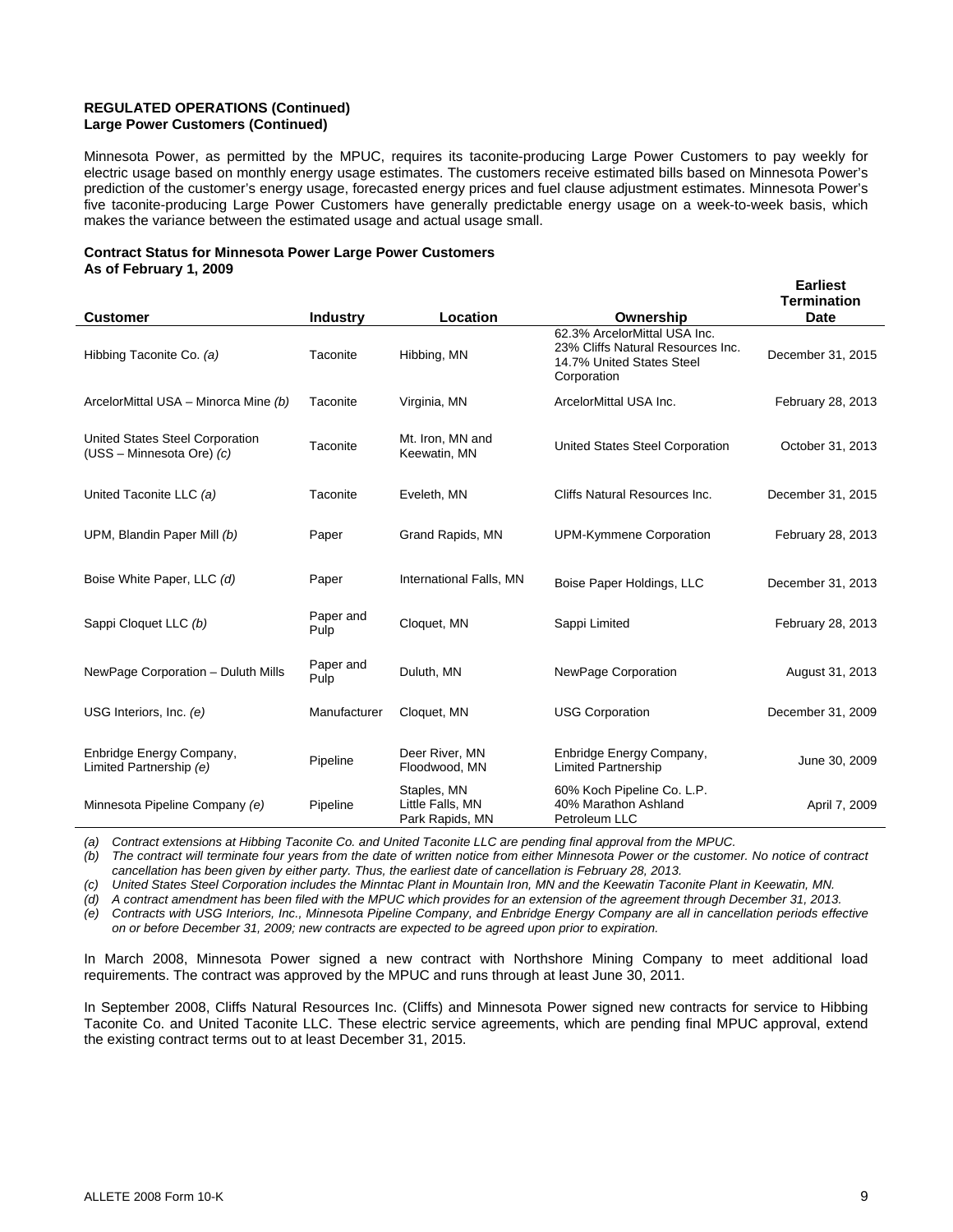**REGULATED OPERATIONS (Continued)**
**Large Power Customers (Continued)**

Minnesota Power, as permitted by the MPUC, requires its taconite-producing Large Power Customers to pay weekly for electric usage based on monthly energy usage estimates. The customers receive estimated bills based on Minnesota Power's prediction of the customer's energy usage, forecasted energy prices and fuel clause adjustment estimates. Minnesota Power's five taconite-producing Large Power Customers have generally predictable energy usage on a week-to-week basis, which makes the variance between the estimated usage and actual usage small.

**Contract Status for Minnesota Power Large Power Customers**
**As of February 1, 2009**

| Customer | Industry | Location | Ownership | Earliest Termination Date |
|---|---|---|---|---|
| Hibbing Taconite Co. *(a)* | Taconite | Hibbing, MN | 62.3% ArcelorMittal USA Inc. 23% Cliffs Natural Resources Inc. 14.7% United States Steel Corporation | December 31, 2015 |
| ArcelorMittal USA – Minorca Mine *(b)* | Taconite | Virginia, MN | ArcelorMittal USA Inc. | February 28, 2013 |
| United States Steel Corporation (USS – Minnesota Ore) *(c)* | Taconite | Mt. Iron, MN and Keewatin, MN | United States Steel Corporation | October 31, 2013 |
| United Taconite LLC *(a)* | Taconite | Eveleth, MN | Cliffs Natural Resources Inc. | December 31, 2015 |
| UPM, Blandin Paper Mill *(b)* | Paper | Grand Rapids, MN | UPM-Kymmene Corporation | February 28, 2013 |
| Boise White Paper, LLC *(d)* | Paper | International Falls, MN | Boise Paper Holdings, LLC | December 31, 2013 |
| Sappi Cloquet LLC *(b)* | Paper and Pulp | Cloquet, MN | Sappi Limited | February 28, 2013 |
| NewPage Corporation – Duluth Mills | Paper and Pulp | Duluth, MN | NewPage Corporation | August 31, 2013 |
| USG Interiors, Inc. *(e)* | Manufacturer | Cloquet, MN | USG Corporation | December 31, 2009 |
| Enbridge Energy Company, Limited Partnership *(e)* | Pipeline | Deer River, MN Floodwood, MN | Enbridge Energy Company, Limited Partnership | June 30, 2009 |
| Minnesota Pipeline Company *(e)* | Pipeline | Staples, MN Little Falls, MN Park Rapids, MN | 60% Koch Pipeline Co. L.P. 40% Marathon Ashland Petroleum LLC | April 7, 2009 |

*(a) Contract extensions at Hibbing Taconite Co. and United Taconite LLC are pending final approval from the MPUC.*
*(b) The contract will terminate four years from the date of written notice from either Minnesota Power or the customer. No notice of contract cancellation has been given by either party. Thus, the earliest date of cancellation is February 28, 2013.*
*(c) United States Steel Corporation includes the Minntac Plant in Mountain Iron, MN and the Keewatin Taconite Plant in Keewatin, MN.*
*(d) A contract amendment has been filed with the MPUC which provides for an extension of the agreement through December 31, 2013.*
*(e) Contracts with USG Interiors, Inc., Minnesota Pipeline Company, and Enbridge Energy Company are all in cancellation periods effective on or before December 31, 2009; new contracts are expected to be agreed upon prior to expiration.*

In March 2008, Minnesota Power signed a new contract with Northshore Mining Company to meet additional load requirements. The contract was approved by the MPUC and runs through at least June 30, 2011.

In September 2008, Cliffs Natural Resources Inc. (Cliffs) and Minnesota Power signed new contracts for service to Hibbing Taconite Co. and United Taconite LLC. These electric service agreements, which are pending final MPUC approval, extend the existing contract terms out to at least December 31, 2015.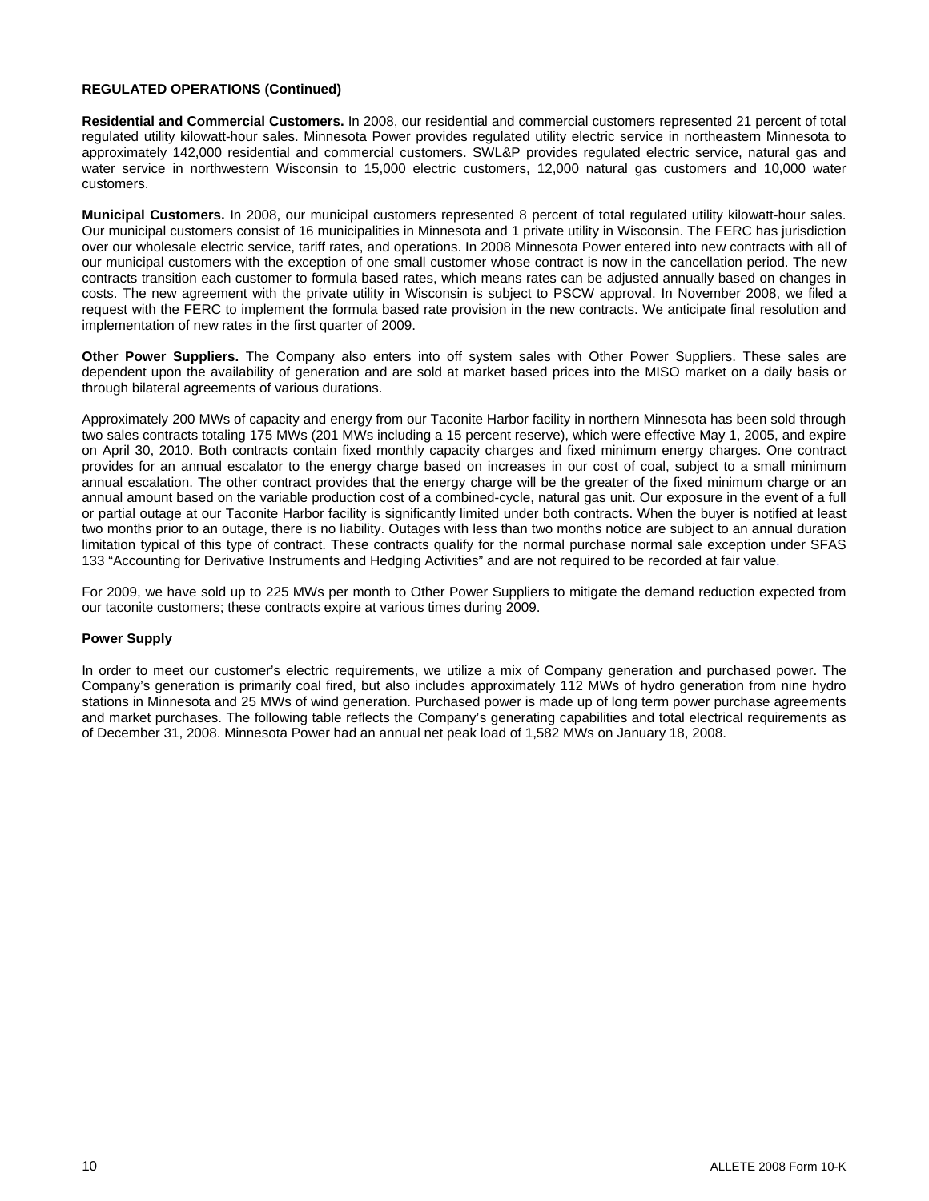**REGULATED OPERATIONS (Continued)**

**Residential and Commercial Customers.** In 2008, our residential and commercial customers represented 21 percent of total regulated utility kilowatt-hour sales. Minnesota Power provides regulated utility electric service in northeastern Minnesota to approximately 142,000 residential and commercial customers. SWL&P provides regulated electric service, natural gas and water service in northwestern Wisconsin to 15,000 electric customers, 12,000 natural gas customers and 10,000 water customers.

**Municipal Customers.** In 2008, our municipal customers represented 8 percent of total regulated utility kilowatt-hour sales. Our municipal customers consist of 16 municipalities in Minnesota and 1 private utility in Wisconsin. The FERC has jurisdiction over our wholesale electric service, tariff rates, and operations. In 2008 Minnesota Power entered into new contracts with all of our municipal customers with the exception of one small customer whose contract is now in the cancellation period. The new contracts transition each customer to formula based rates, which means rates can be adjusted annually based on changes in costs. The new agreement with the private utility in Wisconsin is subject to PSCW approval. In November 2008, we filed a request with the FERC to implement the formula based rate provision in the new contracts. We anticipate final resolution and implementation of new rates in the first quarter of 2009.

**Other Power Suppliers.** The Company also enters into off system sales with Other Power Suppliers. These sales are dependent upon the availability of generation and are sold at market based prices into the MISO market on a daily basis or through bilateral agreements of various durations.

Approximately 200 MWs of capacity and energy from our Taconite Harbor facility in northern Minnesota has been sold through two sales contracts totaling 175 MWs (201 MWs including a 15 percent reserve), which were effective May 1, 2005, and expire on April 30, 2010. Both contracts contain fixed monthly capacity charges and fixed minimum energy charges. One contract provides for an annual escalator to the energy charge based on increases in our cost of coal, subject to a small minimum annual escalation. The other contract provides that the energy charge will be the greater of the fixed minimum charge or an annual amount based on the variable production cost of a combined-cycle, natural gas unit. Our exposure in the event of a full or partial outage at our Taconite Harbor facility is significantly limited under both contracts. When the buyer is notified at least two months prior to an outage, there is no liability. Outages with less than two months notice are subject to an annual duration limitation typical of this type of contract. These contracts qualify for the normal purchase normal sale exception under SFAS 133 "Accounting for Derivative Instruments and Hedging Activities" and are not required to be recorded at fair value.

For 2009, we have sold up to 225 MWs per month to Other Power Suppliers to mitigate the demand reduction expected from our taconite customers; these contracts expire at various times during 2009.

**Power Supply**

In order to meet our customer's electric requirements, we utilize a mix of Company generation and purchased power. The Company's generation is primarily coal fired, but also includes approximately 112 MWs of hydro generation from nine hydro stations in Minnesota and 25 MWs of wind generation. Purchased power is made up of long term power purchase agreements and market purchases. The following table reflects the Company's generating capabilities and total electrical requirements as of December 31, 2008. Minnesota Power had an annual net peak load of 1,582 MWs on January 18, 2008.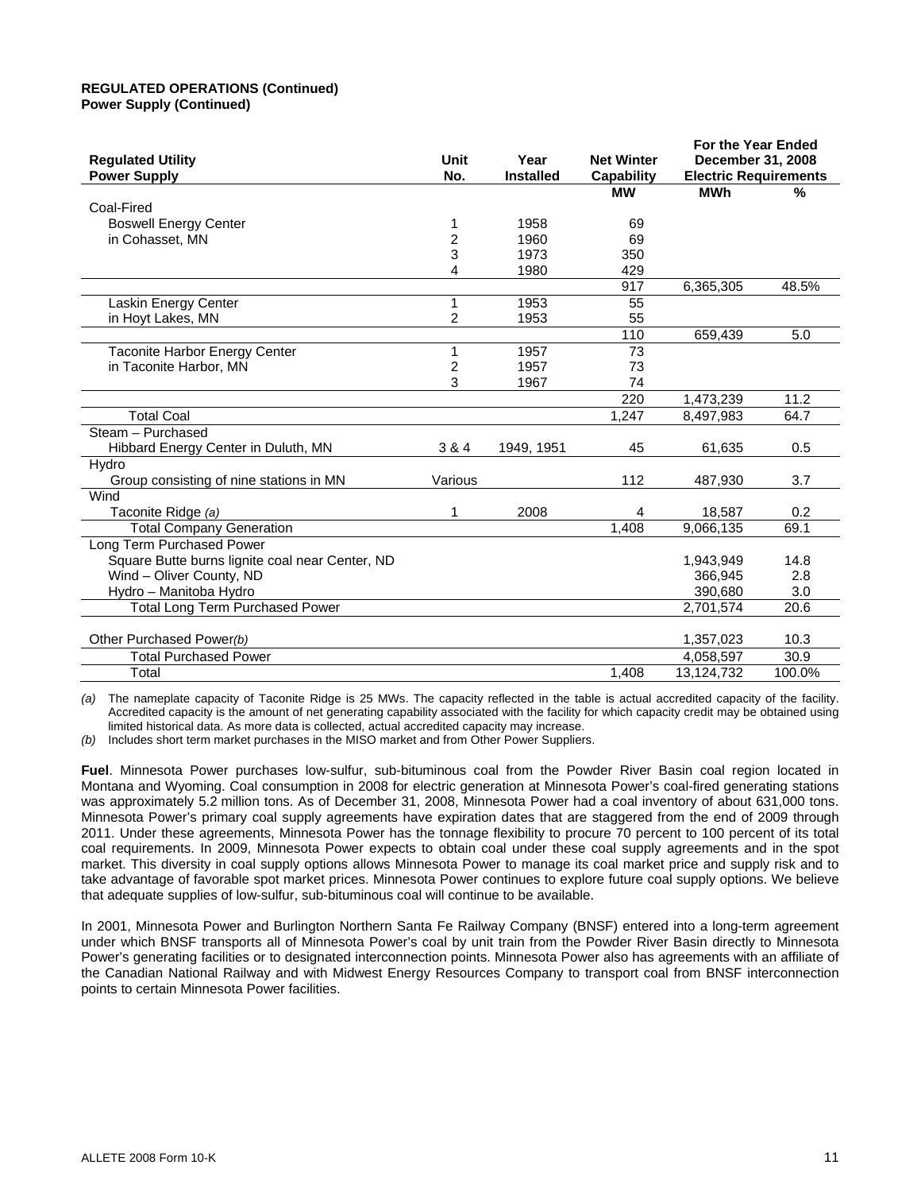**REGULATED OPERATIONS (Continued)**
**Power Supply (Continued)**

| Regulated Utility Power Supply | Unit No. | Year Installed | Net Winter Capability | For the Year Ended December 31, 2008 Electric Requirements | |
|---|---|---|---|---|---|
| | | | MW | MWh | % |
| Coal-Fired | | | | | |
| Boswell Energy Center | 1 | 1958 | 69 | | |
| in Cohasset, MN | 2 | 1960 | 69 | | |
| | 3 | 1973 | 350 | | |
| | 4 | 1980 | 429 | | |
| | | | 917 | 6,365,305 | 48.5% |
| Laskin Energy Center | 1 | 1953 | 55 | | |
| in Hoyt Lakes, MN | 2 | 1953 | 55 | | |
| | | | 110 | 659,439 | 5.0 |
| Taconite Harbor Energy Center | 1 | 1957 | 73 | | |
| in Taconite Harbor, MN | 2 | 1957 | 73 | | |
| | 3 | 1967 | 74 | | |
| | | | 220 | 1,473,239 | 11.2 |
| Total Coal | | | 1,247 | 8,497,983 | 64.7 |
| Steam – Purchased | | | | | |
| Hibbard Energy Center in Duluth, MN | 3 & 4 | 1949, 1951 | 45 | 61,635 | 0.5 |
| Hydro | | | | | |
| Group consisting of nine stations in MN | Various | | 112 | 487,930 | 3.7 |
| Wind | | | | | |
| Taconite Ridge *(a)* | 1 | 2008 | 4 | 18,587 | 0.2 |
| Total Company Generation | | | 1,408 | 9,066,135 | 69.1 |
| Long Term Purchased Power | | | | | |
| Square Butte burns lignite coal near Center, ND | | | | 1,943,949 | 14.8 |
| Wind – Oliver County, ND | | | | 366,945 | 2.8 |
| Hydro – Manitoba Hydro | | | | 390,680 | 3.0 |
| Total Long Term Purchased Power | | | | 2,701,574 | 20.6 |
| Other Purchased Power*(b)* | | | | 1,357,023 | 10.3 |
| Total Purchased Power | | | | 4,058,597 | 30.9 |
| Total | | | 1,408 | 13,124,732 | 100.0% |

*(a)* The nameplate capacity of Taconite Ridge is 25 MWs. The capacity reflected in the table is actual accredited capacity of the facility. Accredited capacity is the amount of net generating capability associated with the facility for which capacity credit may be obtained using limited historical data. As more data is collected, actual accredited capacity may increase.

*(b)* Includes short term market purchases in the MISO market and from Other Power Suppliers.

**Fuel**. Minnesota Power purchases low-sulfur, sub-bituminous coal from the Powder River Basin coal region located in Montana and Wyoming. Coal consumption in 2008 for electric generation at Minnesota Power's coal-fired generating stations was approximately 5.2 million tons. As of December 31, 2008, Minnesota Power had a coal inventory of about 631,000 tons. Minnesota Power's primary coal supply agreements have expiration dates that are staggered from the end of 2009 through 2011. Under these agreements, Minnesota Power has the tonnage flexibility to procure 70 percent to 100 percent of its total coal requirements. In 2009, Minnesota Power expects to obtain coal under these coal supply agreements and in the spot market. This diversity in coal supply options allows Minnesota Power to manage its coal market price and supply risk and to take advantage of favorable spot market prices. Minnesota Power continues to explore future coal supply options. We believe that adequate supplies of low-sulfur, sub-bituminous coal will continue to be available.

In 2001, Minnesota Power and Burlington Northern Santa Fe Railway Company (BNSF) entered into a long-term agreement under which BNSF transports all of Minnesota Power's coal by unit train from the Powder River Basin directly to Minnesota Power's generating facilities or to designated interconnection points. Minnesota Power also has agreements with an affiliate of the Canadian National Railway and with Midwest Energy Resources Company to transport coal from BNSF interconnection points to certain Minnesota Power facilities.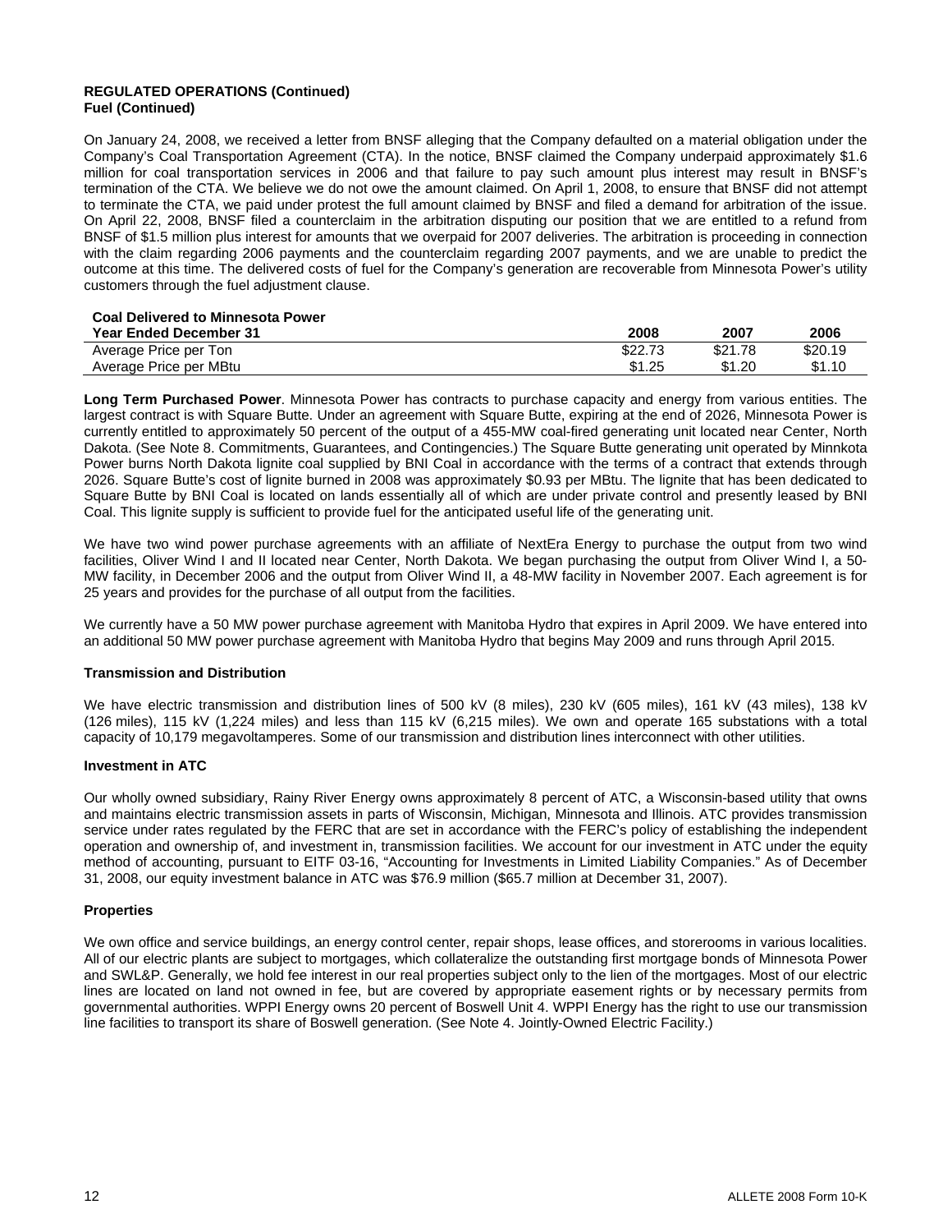**REGULATED OPERATIONS (Continued)**
**Fuel (Continued)**

On January 24, 2008, we received a letter from BNSF alleging that the Company defaulted on a material obligation under the Company's Coal Transportation Agreement (CTA). In the notice, BNSF claimed the Company underpaid approximately $1.6 million for coal transportation services in 2006 and that failure to pay such amount plus interest may result in BNSF's termination of the CTA. We believe we do not owe the amount claimed. On April 1, 2008, to ensure that BNSF did not attempt to terminate the CTA, we paid under protest the full amount claimed by BNSF and filed a demand for arbitration of the issue. On April 22, 2008, BNSF filed a counterclaim in the arbitration disputing our position that we are entitled to a refund from BNSF of $1.5 million plus interest for amounts that we overpaid for 2007 deliveries. The arbitration is proceeding in connection with the claim regarding 2006 payments and the counterclaim regarding 2007 payments, and we are unable to predict the outcome at this time. The delivered costs of fuel for the Company's generation are recoverable from Minnesota Power's utility customers through the fuel adjustment clause.

**Coal Delivered to Minnesota Power**

| Year Ended December 31 | 2008 | 2007 | 2006 |
|---|---|---|---|
| Average Price per Ton | $22.73 | $21.78 | $20.19 |
| Average Price per MBtu | $1.25 | $1.20 | $1.10 |

**Long Term Purchased Power**. Minnesota Power has contracts to purchase capacity and energy from various entities. The largest contract is with Square Butte. Under an agreement with Square Butte, expiring at the end of 2026, Minnesota Power is currently entitled to approximately 50 percent of the output of a 455-MW coal-fired generating unit located near Center, North Dakota. (See Note 8. Commitments, Guarantees, and Contingencies.) The Square Butte generating unit operated by Minnkota Power burns North Dakota lignite coal supplied by BNI Coal in accordance with the terms of a contract that extends through 2026. Square Butte's cost of lignite burned in 2008 was approximately $0.93 per MBtu. The lignite that has been dedicated to Square Butte by BNI Coal is located on lands essentially all of which are under private control and presently leased by BNI Coal. This lignite supply is sufficient to provide fuel for the anticipated useful life of the generating unit.

We have two wind power purchase agreements with an affiliate of NextEra Energy to purchase the output from two wind facilities, Oliver Wind I and II located near Center, North Dakota. We began purchasing the output from Oliver Wind I, a 50-MW facility, in December 2006 and the output from Oliver Wind II, a 48-MW facility in November 2007. Each agreement is for 25 years and provides for the purchase of all output from the facilities.

We currently have a 50 MW power purchase agreement with Manitoba Hydro that expires in April 2009. We have entered into an additional 50 MW power purchase agreement with Manitoba Hydro that begins May 2009 and runs through April 2015.

**Transmission and Distribution**

We have electric transmission and distribution lines of 500 kV (8 miles), 230 kV (605 miles), 161 kV (43 miles), 138 kV (126 miles), 115 kV (1,224 miles) and less than 115 kV (6,215 miles). We own and operate 165 substations with a total capacity of 10,179 megavoltamperes. Some of our transmission and distribution lines interconnect with other utilities.

**Investment in ATC**

Our wholly owned subsidiary, Rainy River Energy owns approximately 8 percent of ATC, a Wisconsin-based utility that owns and maintains electric transmission assets in parts of Wisconsin, Michigan, Minnesota and Illinois. ATC provides transmission service under rates regulated by the FERC that are set in accordance with the FERC's policy of establishing the independent operation and ownership of, and investment in, transmission facilities. We account for our investment in ATC under the equity method of accounting, pursuant to EITF 03-16, "Accounting for Investments in Limited Liability Companies." As of December 31, 2008, our equity investment balance in ATC was $76.9 million ($65.7 million at December 31, 2007).

**Properties**

We own office and service buildings, an energy control center, repair shops, lease offices, and storerooms in various localities. All of our electric plants are subject to mortgages, which collateralize the outstanding first mortgage bonds of Minnesota Power and SWL&P. Generally, we hold fee interest in our real properties subject only to the lien of the mortgages. Most of our electric lines are located on land not owned in fee, but are covered by appropriate easement rights or by necessary permits from governmental authorities. WPPI Energy owns 20 percent of Boswell Unit 4. WPPI Energy has the right to use our transmission line facilities to transport its share of Boswell generation. (See Note 4. Jointly-Owned Electric Facility.)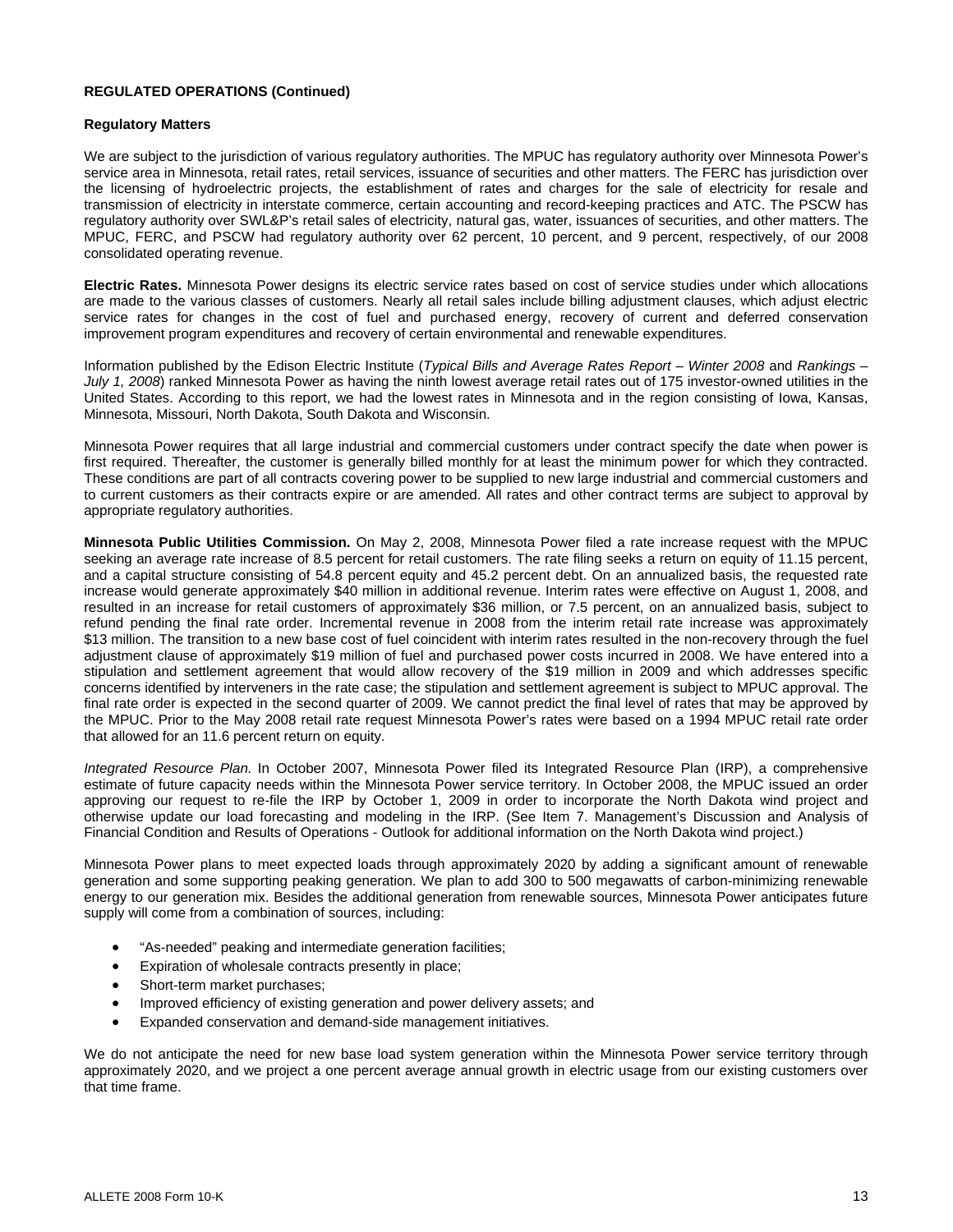**REGULATED OPERATIONS (Continued)**

**Regulatory Matters**

We are subject to the jurisdiction of various regulatory authorities. The MPUC has regulatory authority over Minnesota Power's service area in Minnesota, retail rates, retail services, issuance of securities and other matters. The FERC has jurisdiction over the licensing of hydroelectric projects, the establishment of rates and charges for the sale of electricity for resale and transmission of electricity in interstate commerce, certain accounting and record-keeping practices and ATC. The PSCW has regulatory authority over SWL&P's retail sales of electricity, natural gas, water, issuances of securities, and other matters. The MPUC, FERC, and PSCW had regulatory authority over 62 percent, 10 percent, and 9 percent, respectively, of our 2008 consolidated operating revenue.

**Electric Rates.** Minnesota Power designs its electric service rates based on cost of service studies under which allocations are made to the various classes of customers. Nearly all retail sales include billing adjustment clauses, which adjust electric service rates for changes in the cost of fuel and purchased energy, recovery of current and deferred conservation improvement program expenditures and recovery of certain environmental and renewable expenditures.

Information published by the Edison Electric Institute (*Typical Bills and Average Rates Report – Winter 2008* and *Rankings – July 1, 2008*) ranked Minnesota Power as having the ninth lowest average retail rates out of 175 investor-owned utilities in the United States. According to this report, we had the lowest rates in Minnesota and in the region consisting of Iowa, Kansas, Minnesota, Missouri, North Dakota, South Dakota and Wisconsin.

Minnesota Power requires that all large industrial and commercial customers under contract specify the date when power is first required. Thereafter, the customer is generally billed monthly for at least the minimum power for which they contracted. These conditions are part of all contracts covering power to be supplied to new large industrial and commercial customers and to current customers as their contracts expire or are amended. All rates and other contract terms are subject to approval by appropriate regulatory authorities.

**Minnesota Public Utilities Commission.** On May 2, 2008, Minnesota Power filed a rate increase request with the MPUC seeking an average rate increase of 8.5 percent for retail customers. The rate filing seeks a return on equity of 11.15 percent, and a capital structure consisting of 54.8 percent equity and 45.2 percent debt. On an annualized basis, the requested rate increase would generate approximately $40 million in additional revenue. Interim rates were effective on August 1, 2008, and resulted in an increase for retail customers of approximately $36 million, or 7.5 percent, on an annualized basis, subject to refund pending the final rate order. Incremental revenue in 2008 from the interim retail rate increase was approximately $13 million. The transition to a new base cost of fuel coincident with interim rates resulted in the non-recovery through the fuel adjustment clause of approximately $19 million of fuel and purchased power costs incurred in 2008. We have entered into a stipulation and settlement agreement that would allow recovery of the $19 million in 2009 and which addresses specific concerns identified by interveners in the rate case; the stipulation and settlement agreement is subject to MPUC approval. The final rate order is expected in the second quarter of 2009. We cannot predict the final level of rates that may be approved by the MPUC. Prior to the May 2008 retail rate request Minnesota Power's rates were based on a 1994 MPUC retail rate order that allowed for an 11.6 percent return on equity.

*Integrated Resource Plan.* In October 2007, Minnesota Power filed its Integrated Resource Plan (IRP), a comprehensive estimate of future capacity needs within the Minnesota Power service territory. In October 2008, the MPUC issued an order approving our request to re-file the IRP by October 1, 2009 in order to incorporate the North Dakota wind project and otherwise update our load forecasting and modeling in the IRP. (See Item 7. Management's Discussion and Analysis of Financial Condition and Results of Operations - Outlook for additional information on the North Dakota wind project.)

Minnesota Power plans to meet expected loads through approximately 2020 by adding a significant amount of renewable generation and some supporting peaking generation. We plan to add 300 to 500 megawatts of carbon-minimizing renewable energy to our generation mix. Besides the additional generation from renewable sources, Minnesota Power anticipates future supply will come from a combination of sources, including:

- "As-needed" peaking and intermediate generation facilities;
- Expiration of wholesale contracts presently in place;
- Short-term market purchases;
- Improved efficiency of existing generation and power delivery assets; and
- Expanded conservation and demand-side management initiatives.

We do not anticipate the need for new base load system generation within the Minnesota Power service territory through approximately 2020, and we project a one percent average annual growth in electric usage from our existing customers over that time frame.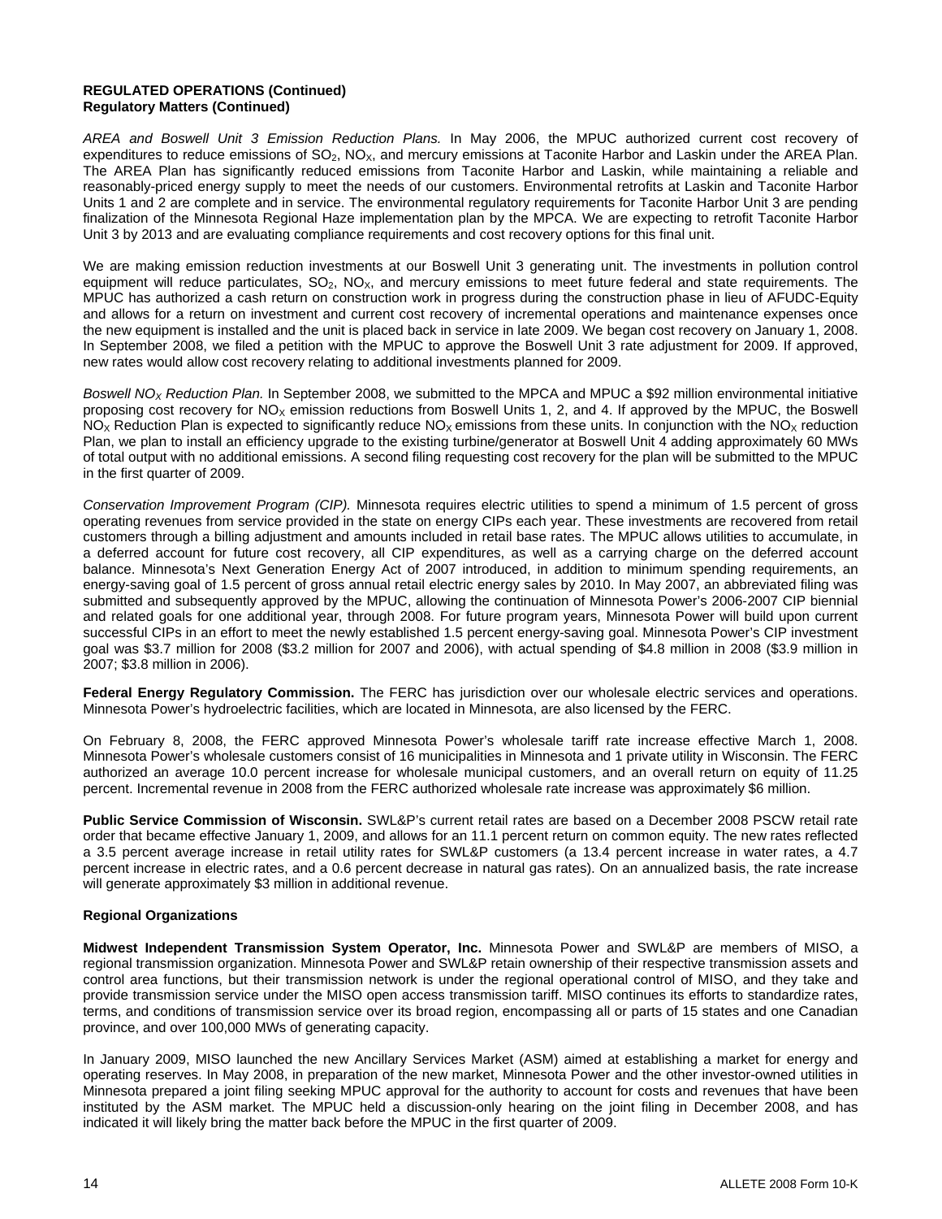**REGULATED OPERATIONS (Continued)**
**Regulatory Matters (Continued)**

*AREA and Boswell Unit 3 Emission Reduction Plans.* In May 2006, the MPUC authorized current cost recovery of expenditures to reduce emissions of $SO_2$, $NO_X$, and mercury emissions at Taconite Harbor and Laskin under the AREA Plan. The AREA Plan has significantly reduced emissions from Taconite Harbor and Laskin, while maintaining a reliable and reasonably-priced energy supply to meet the needs of our customers. Environmental retrofits at Laskin and Taconite Harbor Units 1 and 2 are complete and in service. The environmental regulatory requirements for Taconite Harbor Unit 3 are pending finalization of the Minnesota Regional Haze implementation plan by the MPCA. We are expecting to retrofit Taconite Harbor Unit 3 by 2013 and are evaluating compliance requirements and cost recovery options for this final unit.

We are making emission reduction investments at our Boswell Unit 3 generating unit. The investments in pollution control equipment will reduce particulates, $SO_2$, $NO_X$, and mercury emissions to meet future federal and state requirements. The MPUC has authorized a cash return on construction work in progress during the construction phase in lieu of AFUDC-Equity and allows for a return on investment and current cost recovery of incremental operations and maintenance expenses once the new equipment is installed and the unit is placed back in service in late 2009. We began cost recovery on January 1, 2008. In September 2008, we filed a petition with the MPUC to approve the Boswell Unit 3 rate adjustment for 2009. If approved, new rates would allow cost recovery relating to additional investments planned for 2009.

*Boswell $NO_X$ Reduction Plan.* In September 2008, we submitted to the MPCA and MPUC a $92 million environmental initiative proposing cost recovery for $NO_X$ emission reductions from Boswell Units 1, 2, and 4. If approved by the MPUC, the Boswell $NO_X$ Reduction Plan is expected to significantly reduce $NO_X$ emissions from these units. In conjunction with the $NO_X$ reduction Plan, we plan to install an efficiency upgrade to the existing turbine/generator at Boswell Unit 4 adding approximately 60 MWs of total output with no additional emissions. A second filing requesting cost recovery for the plan will be submitted to the MPUC in the first quarter of 2009.

*Conservation Improvement Program (CIP).* Minnesota requires electric utilities to spend a minimum of 1.5 percent of gross operating revenues from service provided in the state on energy CIPs each year. These investments are recovered from retail customers through a billing adjustment and amounts included in retail base rates. The MPUC allows utilities to accumulate, in a deferred account for future cost recovery, all CIP expenditures, as well as a carrying charge on the deferred account balance. Minnesota's Next Generation Energy Act of 2007 introduced, in addition to minimum spending requirements, an energy-saving goal of 1.5 percent of gross annual retail electric energy sales by 2010. In May 2007, an abbreviated filing was submitted and subsequently approved by the MPUC, allowing the continuation of Minnesota Power's 2006-2007 CIP biennial and related goals for one additional year, through 2008. For future program years, Minnesota Power will build upon current successful CIPs in an effort to meet the newly established 1.5 percent energy-saving goal. Minnesota Power's CIP investment goal was $3.7 million for 2008 ($3.2 million for 2007 and 2006), with actual spending of $4.8 million in 2008 ($3.9 million in 2007; $3.8 million in 2006).

**Federal Energy Regulatory Commission.** The FERC has jurisdiction over our wholesale electric services and operations. Minnesota Power's hydroelectric facilities, which are located in Minnesota, are also licensed by the FERC.

On February 8, 2008, the FERC approved Minnesota Power's wholesale tariff rate increase effective March 1, 2008. Minnesota Power's wholesale customers consist of 16 municipalities in Minnesota and 1 private utility in Wisconsin. The FERC authorized an average 10.0 percent increase for wholesale municipal customers, and an overall return on equity of 11.25 percent. Incremental revenue in 2008 from the FERC authorized wholesale rate increase was approximately $6 million.

**Public Service Commission of Wisconsin.** SWL&P's current retail rates are based on a December 2008 PSCW retail rate order that became effective January 1, 2009, and allows for an 11.1 percent return on common equity. The new rates reflected a 3.5 percent average increase in retail utility rates for SWL&P customers (a 13.4 percent increase in water rates, a 4.7 percent increase in electric rates, and a 0.6 percent decrease in natural gas rates). On an annualized basis, the rate increase will generate approximately $3 million in additional revenue.

**Regional Organizations**

**Midwest Independent Transmission System Operator, Inc.** Minnesota Power and SWL&P are members of MISO, a regional transmission organization. Minnesota Power and SWL&P retain ownership of their respective transmission assets and control area functions, but their transmission network is under the regional operational control of MISO, and they take and provide transmission service under the MISO open access transmission tariff. MISO continues its efforts to standardize rates, terms, and conditions of transmission service over its broad region, encompassing all or parts of 15 states and one Canadian province, and over 100,000 MWs of generating capacity.

In January 2009, MISO launched the new Ancillary Services Market (ASM) aimed at establishing a market for energy and operating reserves. In May 2008, in preparation of the new market, Minnesota Power and the other investor-owned utilities in Minnesota prepared a joint filing seeking MPUC approval for the authority to account for costs and revenues that have been instituted by the ASM market. The MPUC held a discussion-only hearing on the joint filing in December 2008, and has indicated it will likely bring the matter back before the MPUC in the first quarter of 2009.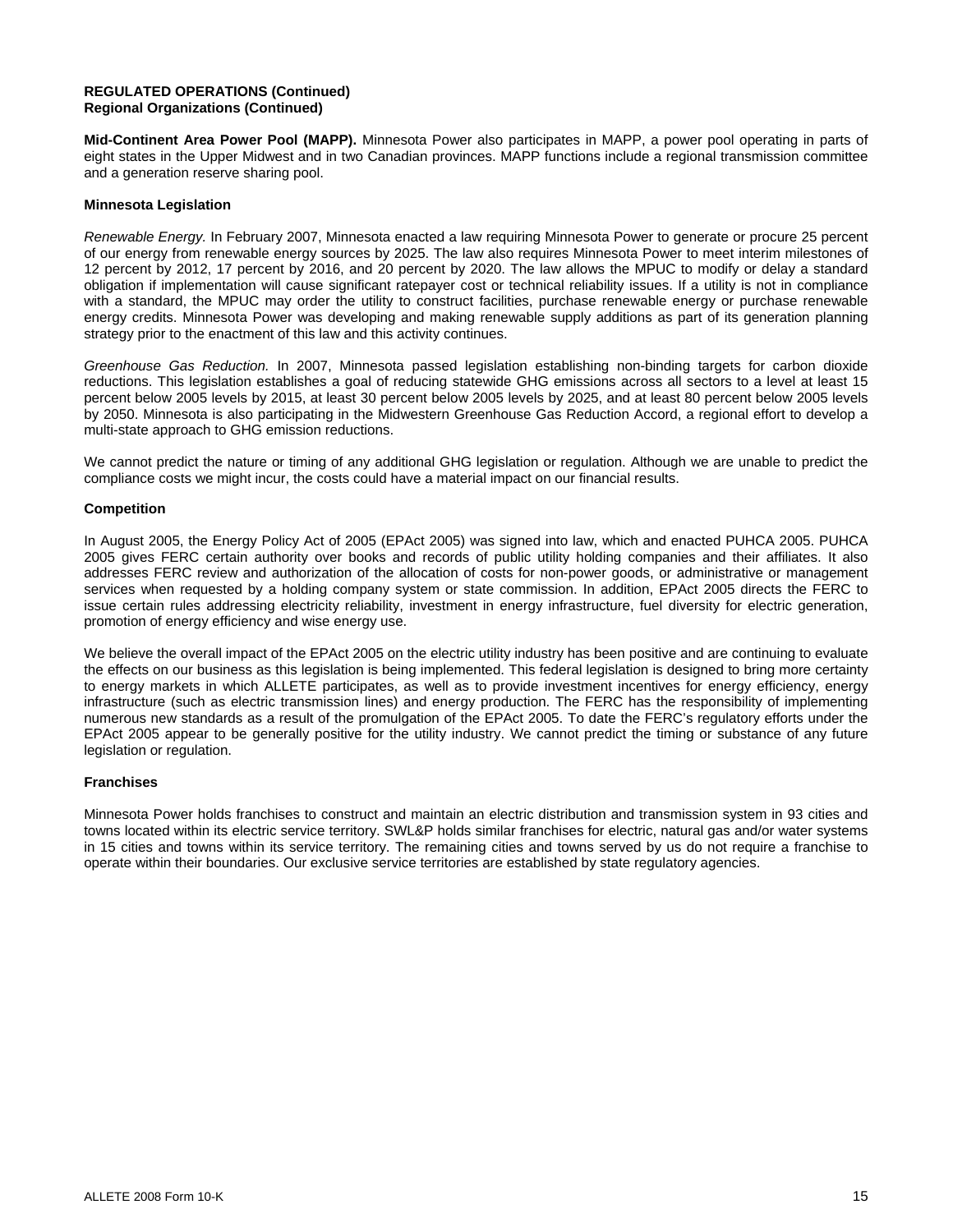**REGULATED OPERATIONS (Continued)**
**Regional Organizations (Continued)**

**Mid-Continent Area Power Pool (MAPP).** Minnesota Power also participates in MAPP, a power pool operating in parts of eight states in the Upper Midwest and in two Canadian provinces. MAPP functions include a regional transmission committee and a generation reserve sharing pool.

**Minnesota Legislation**

*Renewable Energy.* In February 2007, Minnesota enacted a law requiring Minnesota Power to generate or procure 25 percent of our energy from renewable energy sources by 2025. The law also requires Minnesota Power to meet interim milestones of 12 percent by 2012, 17 percent by 2016, and 20 percent by 2020. The law allows the MPUC to modify or delay a standard obligation if implementation will cause significant ratepayer cost or technical reliability issues. If a utility is not in compliance with a standard, the MPUC may order the utility to construct facilities, purchase renewable energy or purchase renewable energy credits. Minnesota Power was developing and making renewable supply additions as part of its generation planning strategy prior to the enactment of this law and this activity continues.

*Greenhouse Gas Reduction.* In 2007, Minnesota passed legislation establishing non-binding targets for carbon dioxide reductions. This legislation establishes a goal of reducing statewide GHG emissions across all sectors to a level at least 15 percent below 2005 levels by 2015, at least 30 percent below 2005 levels by 2025, and at least 80 percent below 2005 levels by 2050. Minnesota is also participating in the Midwestern Greenhouse Gas Reduction Accord, a regional effort to develop a multi-state approach to GHG emission reductions.

We cannot predict the nature or timing of any additional GHG legislation or regulation. Although we are unable to predict the compliance costs we might incur, the costs could have a material impact on our financial results.

**Competition**

In August 2005, the Energy Policy Act of 2005 (EPAct 2005) was signed into law, which and enacted PUHCA 2005. PUHCA 2005 gives FERC certain authority over books and records of public utility holding companies and their affiliates. It also addresses FERC review and authorization of the allocation of costs for non-power goods, or administrative or management services when requested by a holding company system or state commission. In addition, EPAct 2005 directs the FERC to issue certain rules addressing electricity reliability, investment in energy infrastructure, fuel diversity for electric generation, promotion of energy efficiency and wise energy use.

We believe the overall impact of the EPAct 2005 on the electric utility industry has been positive and are continuing to evaluate the effects on our business as this legislation is being implemented. This federal legislation is designed to bring more certainty to energy markets in which ALLETE participates, as well as to provide investment incentives for energy efficiency, energy infrastructure (such as electric transmission lines) and energy production. The FERC has the responsibility of implementing numerous new standards as a result of the promulgation of the EPAct 2005. To date the FERC's regulatory efforts under the EPAct 2005 appear to be generally positive for the utility industry. We cannot predict the timing or substance of any future legislation or regulation.

**Franchises**

Minnesota Power holds franchises to construct and maintain an electric distribution and transmission system in 93 cities and towns located within its electric service territory. SWL&P holds similar franchises for electric, natural gas and/or water systems in 15 cities and towns within its service territory. The remaining cities and towns served by us do not require a franchise to operate within their boundaries. Our exclusive service territories are established by state regulatory agencies.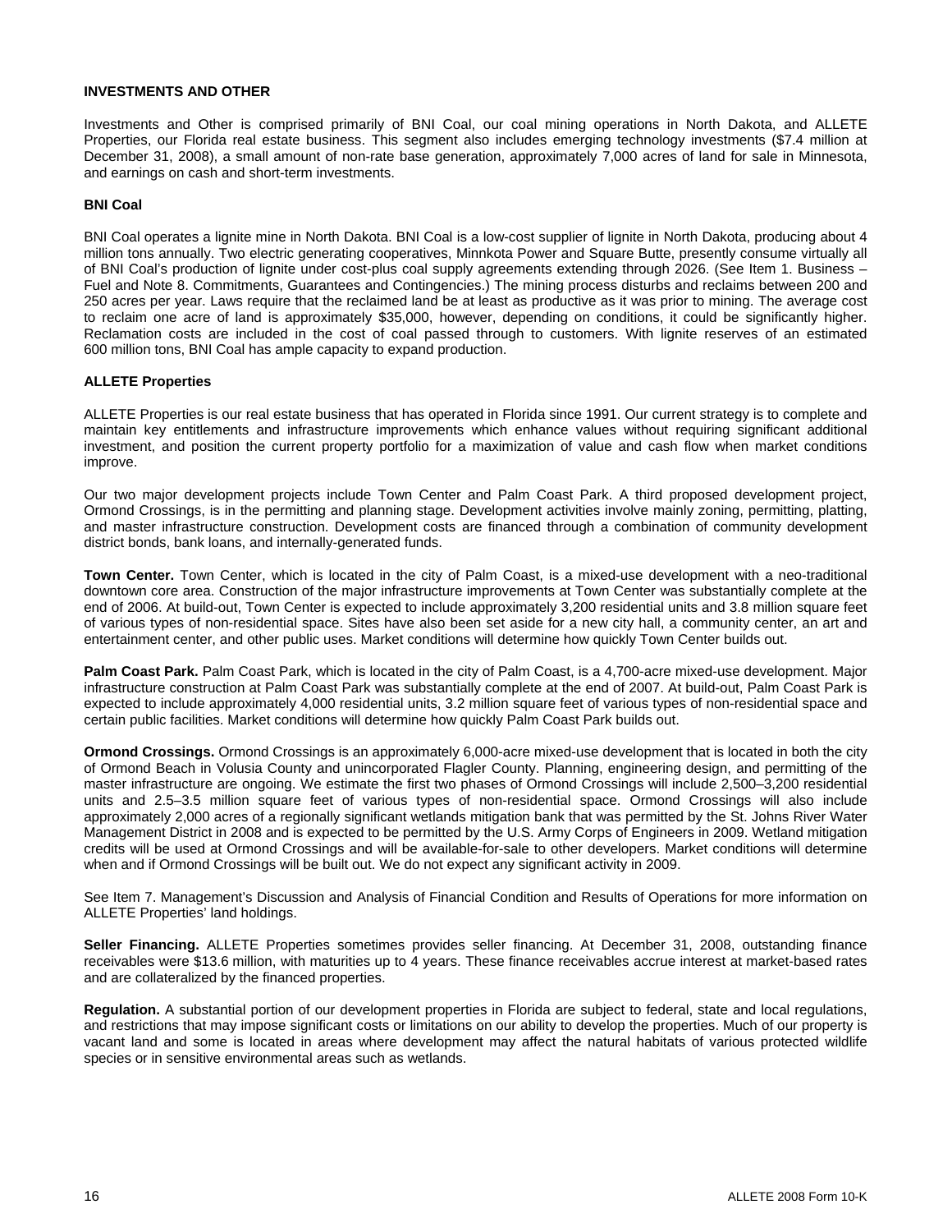## INVESTMENTS AND OTHER

Investments and Other is comprised primarily of BNI Coal, our coal mining operations in North Dakota, and ALLETE Properties, our Florida real estate business. This segment also includes emerging technology investments ($7.4 million at December 31, 2008), a small amount of non-rate base generation, approximately 7,000 acres of land for sale in Minnesota, and earnings on cash and short-term investments.

### BNI Coal

BNI Coal operates a lignite mine in North Dakota. BNI Coal is a low-cost supplier of lignite in North Dakota, producing about 4 million tons annually. Two electric generating cooperatives, Minnkota Power and Square Butte, presently consume virtually all of BNI Coal's production of lignite under cost-plus coal supply agreements extending through 2026. (See Item 1. Business – Fuel and Note 8. Commitments, Guarantees and Contingencies.) The mining process disturbs and reclaims between 200 and 250 acres per year. Laws require that the reclaimed land be at least as productive as it was prior to mining. The average cost to reclaim one acre of land is approximately $35,000, however, depending on conditions, it could be significantly higher. Reclamation costs are included in the cost of coal passed through to customers. With lignite reserves of an estimated 600 million tons, BNI Coal has ample capacity to expand production.

### ALLETE Properties

ALLETE Properties is our real estate business that has operated in Florida since 1991. Our current strategy is to complete and maintain key entitlements and infrastructure improvements which enhance values without requiring significant additional investment, and position the current property portfolio for a maximization of value and cash flow when market conditions improve.

Our two major development projects include Town Center and Palm Coast Park. A third proposed development project, Ormond Crossings, is in the permitting and planning stage. Development activities involve mainly zoning, permitting, platting, and master infrastructure construction. Development costs are financed through a combination of community development district bonds, bank loans, and internally-generated funds.

**Town Center.** Town Center, which is located in the city of Palm Coast, is a mixed-use development with a neo-traditional downtown core area. Construction of the major infrastructure improvements at Town Center was substantially complete at the end of 2006. At build-out, Town Center is expected to include approximately 3,200 residential units and 3.8 million square feet of various types of non-residential space. Sites have also been set aside for a new city hall, a community center, an art and entertainment center, and other public uses. Market conditions will determine how quickly Town Center builds out.

**Palm Coast Park.** Palm Coast Park, which is located in the city of Palm Coast, is a 4,700-acre mixed-use development. Major infrastructure construction at Palm Coast Park was substantially complete at the end of 2007. At build-out, Palm Coast Park is expected to include approximately 4,000 residential units, 3.2 million square feet of various types of non-residential space and certain public facilities. Market conditions will determine how quickly Palm Coast Park builds out.

**Ormond Crossings.** Ormond Crossings is an approximately 6,000-acre mixed-use development that is located in both the city of Ormond Beach in Volusia County and unincorporated Flagler County. Planning, engineering design, and permitting of the master infrastructure are ongoing. We estimate the first two phases of Ormond Crossings will include 2,500–3,200 residential units and 2.5–3.5 million square feet of various types of non-residential space. Ormond Crossings will also include approximately 2,000 acres of a regionally significant wetlands mitigation bank that was permitted by the St. Johns River Water Management District in 2008 and is expected to be permitted by the U.S. Army Corps of Engineers in 2009. Wetland mitigation credits will be used at Ormond Crossings and will be available-for-sale to other developers. Market conditions will determine when and if Ormond Crossings will be built out. We do not expect any significant activity in 2009.

See Item 7. Management's Discussion and Analysis of Financial Condition and Results of Operations for more information on ALLETE Properties' land holdings.

**Seller Financing.** ALLETE Properties sometimes provides seller financing. At December 31, 2008, outstanding finance receivables were $13.6 million, with maturities up to 4 years. These finance receivables accrue interest at market-based rates and are collateralized by the financed properties.

**Regulation.** A substantial portion of our development properties in Florida are subject to federal, state and local regulations, and restrictions that may impose significant costs or limitations on our ability to develop the properties. Much of our property is vacant land and some is located in areas where development may affect the natural habitats of various protected wildlife species or in sensitive environmental areas such as wetlands.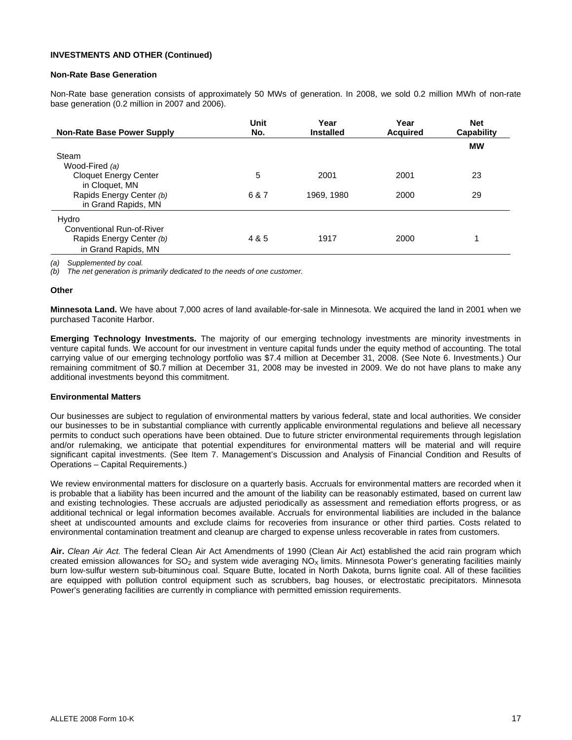**INVESTMENTS AND OTHER (Continued)**

**Non-Rate Base Generation**

Non-Rate base generation consists of approximately 50 MWs of generation. In 2008, we sold 0.2 million MWh of non-rate base generation (0.2 million in 2007 and 2006).

| Non-Rate Base Power Supply | Unit No. | Year Installed | Year Acquired | Net Capability |
|---|---|---|---|---|
| | | | | MW |
| Steam | | | | |
| Wood-Fired *(a)* | | | | |
| Cloquet Energy Center in Cloquet, MN | 5 | 2001 | 2001 | 23 |
| Rapids Energy Center *(b)* in Grand Rapids, MN | 6 & 7 | 1969, 1980 | 2000 | 29 |
| Hydro | | | | |
| Conventional Run-of-River | | | | |
| Rapids Energy Center *(b)* in Grand Rapids, MN | 4 & 5 | 1917 | 2000 | 1 |

*(a) Supplemented by coal.*
*(b) The net generation is primarily dedicated to the needs of one customer.*

**Other**

**Minnesota Land.** We have about 7,000 acres of land available-for-sale in Minnesota. We acquired the land in 2001 when we purchased Taconite Harbor.

**Emerging Technology Investments.** The majority of our emerging technology investments are minority investments in venture capital funds. We account for our investment in venture capital funds under the equity method of accounting. The total carrying value of our emerging technology portfolio was $7.4 million at December 31, 2008. (See Note 6. Investments.) Our remaining commitment of $0.7 million at December 31, 2008 may be invested in 2009. We do not have plans to make any additional investments beyond this commitment.

**Environmental Matters**

Our businesses are subject to regulation of environmental matters by various federal, state and local authorities. We consider our businesses to be in substantial compliance with currently applicable environmental regulations and believe all necessary permits to conduct such operations have been obtained. Due to future stricter environmental requirements through legislation and/or rulemaking, we anticipate that potential expenditures for environmental matters will be material and will require significant capital investments. (See Item 7. Management's Discussion and Analysis of Financial Condition and Results of Operations – Capital Requirements.)

We review environmental matters for disclosure on a quarterly basis. Accruals for environmental matters are recorded when it is probable that a liability has been incurred and the amount of the liability can be reasonably estimated, based on current law and existing technologies. These accruals are adjusted periodically as assessment and remediation efforts progress, or as additional technical or legal information becomes available. Accruals for environmental liabilities are included in the balance sheet at undiscounted amounts and exclude claims for recoveries from insurance or other third parties. Costs related to environmental contamination treatment and cleanup are charged to expense unless recoverable in rates from customers.

**Air.** *Clean Air Act.* The federal Clean Air Act Amendments of 1990 (Clean Air Act) established the acid rain program which created emission allowances for $SO_2$ and system wide averaging $NO_X$ limits. Minnesota Power's generating facilities mainly burn low-sulfur western sub-bituminous coal. Square Butte, located in North Dakota, burns lignite coal. All of these facilities are equipped with pollution control equipment such as scrubbers, bag houses, or electrostatic precipitators. Minnesota Power's generating facilities are currently in compliance with permitted emission requirements.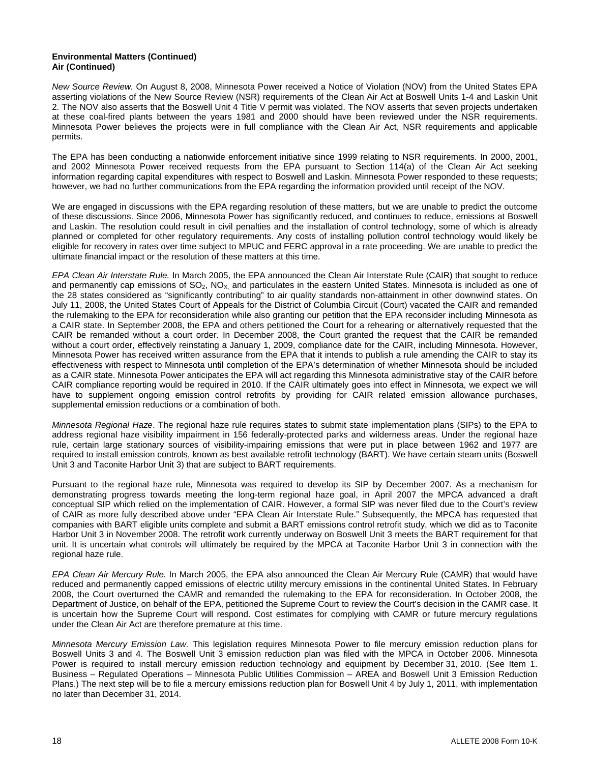**Environmental Matters (Continued)**
**Air (Continued)**

*New Source Review.* On August 8, 2008, Minnesota Power received a Notice of Violation (NOV) from the United States EPA asserting violations of the New Source Review (NSR) requirements of the Clean Air Act at Boswell Units 1-4 and Laskin Unit 2. The NOV also asserts that the Boswell Unit 4 Title V permit was violated. The NOV asserts that seven projects undertaken at these coal-fired plants between the years 1981 and 2000 should have been reviewed under the NSR requirements. Minnesota Power believes the projects were in full compliance with the Clean Air Act, NSR requirements and applicable permits.

The EPA has been conducting a nationwide enforcement initiative since 1999 relating to NSR requirements. In 2000, 2001, and 2002 Minnesota Power received requests from the EPA pursuant to Section 114(a) of the Clean Air Act seeking information regarding capital expenditures with respect to Boswell and Laskin. Minnesota Power responded to these requests; however, we had no further communications from the EPA regarding the information provided until receipt of the NOV.

We are engaged in discussions with the EPA regarding resolution of these matters, but we are unable to predict the outcome of these discussions. Since 2006, Minnesota Power has significantly reduced, and continues to reduce, emissions at Boswell and Laskin. The resolution could result in civil penalties and the installation of control technology, some of which is already planned or completed for other regulatory requirements. Any costs of installing pollution control technology would likely be eligible for recovery in rates over time subject to MPUC and FERC approval in a rate proceeding. We are unable to predict the ultimate financial impact or the resolution of these matters at this time.

*EPA Clean Air Interstate Rule.* In March 2005, the EPA announced the Clean Air Interstate Rule (CAIR) that sought to reduce and permanently cap emissions of $SO_2$, $NO_X$ and particulates in the eastern United States. Minnesota is included as one of the 28 states considered as "significantly contributing" to air quality standards non-attainment in other downwind states. On July 11, 2008, the United States Court of Appeals for the District of Columbia Circuit (Court) vacated the CAIR and remanded the rulemaking to the EPA for reconsideration while also granting our petition that the EPA reconsider including Minnesota as a CAIR state. In September 2008, the EPA and others petitioned the Court for a rehearing or alternatively requested that the CAIR be remanded without a court order. In December 2008, the Court granted the request that the CAIR be remanded without a court order, effectively reinstating a January 1, 2009, compliance date for the CAIR, including Minnesota. However, Minnesota Power has received written assurance from the EPA that it intends to publish a rule amending the CAIR to stay its effectiveness with respect to Minnesota until completion of the EPA's determination of whether Minnesota should be included as a CAIR state. Minnesota Power anticipates the EPA will act regarding this Minnesota administrative stay of the CAIR before CAIR compliance reporting would be required in 2010. If the CAIR ultimately goes into effect in Minnesota, we expect we will have to supplement ongoing emission control retrofits by providing for CAIR related emission allowance purchases, supplemental emission reductions or a combination of both.

*Minnesota Regional Haze*. The regional haze rule requires states to submit state implementation plans (SIPs) to the EPA to address regional haze visibility impairment in 156 federally-protected parks and wilderness areas. Under the regional haze rule, certain large stationary sources of visibility-impairing emissions that were put in place between 1962 and 1977 are required to install emission controls, known as best available retrofit technology (BART). We have certain steam units (Boswell Unit 3 and Taconite Harbor Unit 3) that are subject to BART requirements.

Pursuant to the regional haze rule, Minnesota was required to develop its SIP by December 2007. As a mechanism for demonstrating progress towards meeting the long-term regional haze goal, in April 2007 the MPCA advanced a draft conceptual SIP which relied on the implementation of CAIR. However, a formal SIP was never filed due to the Court's review of CAIR as more fully described above under "EPA Clean Air Interstate Rule." Subsequently, the MPCA has requested that companies with BART eligible units complete and submit a BART emissions control retrofit study, which we did as to Taconite Harbor Unit 3 in November 2008. The retrofit work currently underway on Boswell Unit 3 meets the BART requirement for that unit. It is uncertain what controls will ultimately be required by the MPCA at Taconite Harbor Unit 3 in connection with the regional haze rule.

*EPA Clean Air Mercury Rule.* In March 2005, the EPA also announced the Clean Air Mercury Rule (CAMR) that would have reduced and permanently capped emissions of electric utility mercury emissions in the continental United States. In February 2008, the Court overturned the CAMR and remanded the rulemaking to the EPA for reconsideration. In October 2008, the Department of Justice, on behalf of the EPA, petitioned the Supreme Court to review the Court's decision in the CAMR case. It is uncertain how the Supreme Court will respond. Cost estimates for complying with CAMR or future mercury regulations under the Clean Air Act are therefore premature at this time.

*Minnesota Mercury Emission Law.* This legislation requires Minnesota Power to file mercury emission reduction plans for Boswell Units 3 and 4. The Boswell Unit 3 emission reduction plan was filed with the MPCA in October 2006. Minnesota Power is required to install mercury emission reduction technology and equipment by December 31, 2010. (See Item 1. Business – Regulated Operations – Minnesota Public Utilities Commission – AREA and Boswell Unit 3 Emission Reduction Plans.) The next step will be to file a mercury emissions reduction plan for Boswell Unit 4 by July 1, 2011, with implementation no later than December 31, 2014.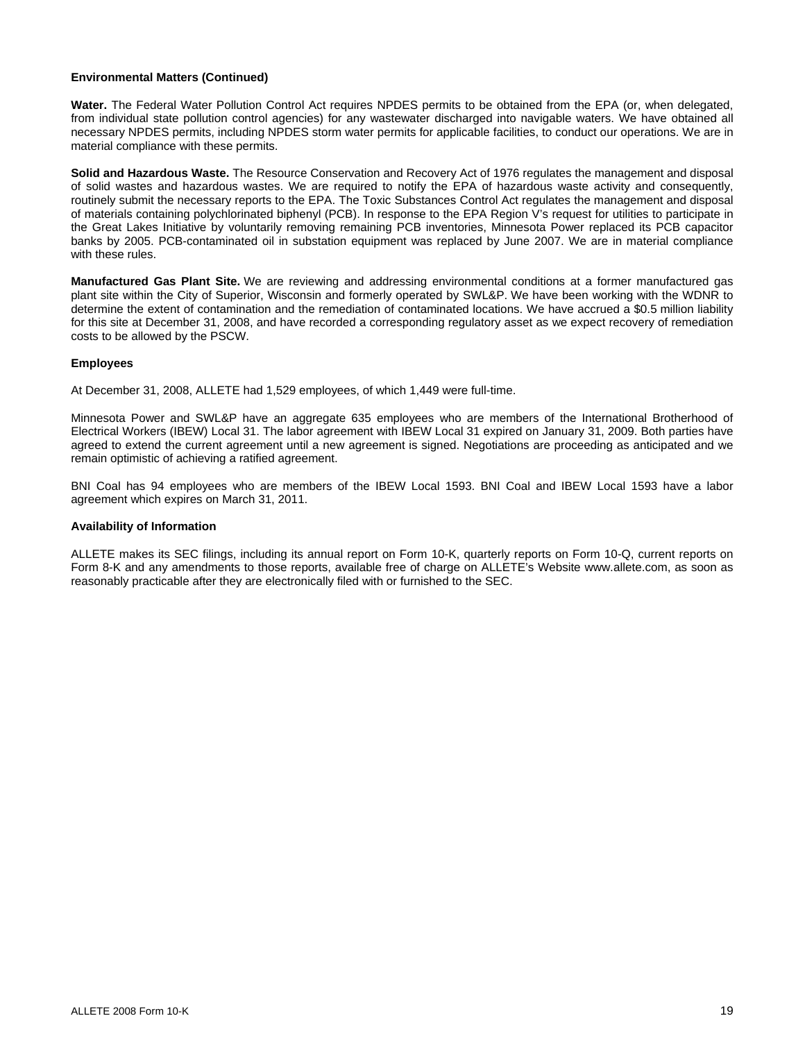**Environmental Matters (Continued)**

**Water.** The Federal Water Pollution Control Act requires NPDES permits to be obtained from the EPA (or, when delegated, from individual state pollution control agencies) for any wastewater discharged into navigable waters. We have obtained all necessary NPDES permits, including NPDES storm water permits for applicable facilities, to conduct our operations. We are in material compliance with these permits.

**Solid and Hazardous Waste.** The Resource Conservation and Recovery Act of 1976 regulates the management and disposal of solid wastes and hazardous wastes. We are required to notify the EPA of hazardous waste activity and consequently, routinely submit the necessary reports to the EPA. The Toxic Substances Control Act regulates the management and disposal of materials containing polychlorinated biphenyl (PCB). In response to the EPA Region V's request for utilities to participate in the Great Lakes Initiative by voluntarily removing remaining PCB inventories, Minnesota Power replaced its PCB capacitor banks by 2005. PCB-contaminated oil in substation equipment was replaced by June 2007. We are in material compliance with these rules.

**Manufactured Gas Plant Site.** We are reviewing and addressing environmental conditions at a former manufactured gas plant site within the City of Superior, Wisconsin and formerly operated by SWL&P. We have been working with the WDNR to determine the extent of contamination and the remediation of contaminated locations. We have accrued a $0.5 million liability for this site at December 31, 2008, and have recorded a corresponding regulatory asset as we expect recovery of remediation costs to be allowed by the PSCW.

## Employees

At December 31, 2008, ALLETE had 1,529 employees, of which 1,449 were full-time.

Minnesota Power and SWL&P have an aggregate 635 employees who are members of the International Brotherhood of Electrical Workers (IBEW) Local 31. The labor agreement with IBEW Local 31 expired on January 31, 2009. Both parties have agreed to extend the current agreement until a new agreement is signed. Negotiations are proceeding as anticipated and we remain optimistic of achieving a ratified agreement.

BNI Coal has 94 employees who are members of the IBEW Local 1593. BNI Coal and IBEW Local 1593 have a labor agreement which expires on March 31, 2011.

## Availability of Information

ALLETE makes its SEC filings, including its annual report on Form 10-K, quarterly reports on Form 10-Q, current reports on Form 8-K and any amendments to those reports, available free of charge on ALLETE's Website www.allete.com, as soon as reasonably practicable after they are electronically filed with or furnished to the SEC.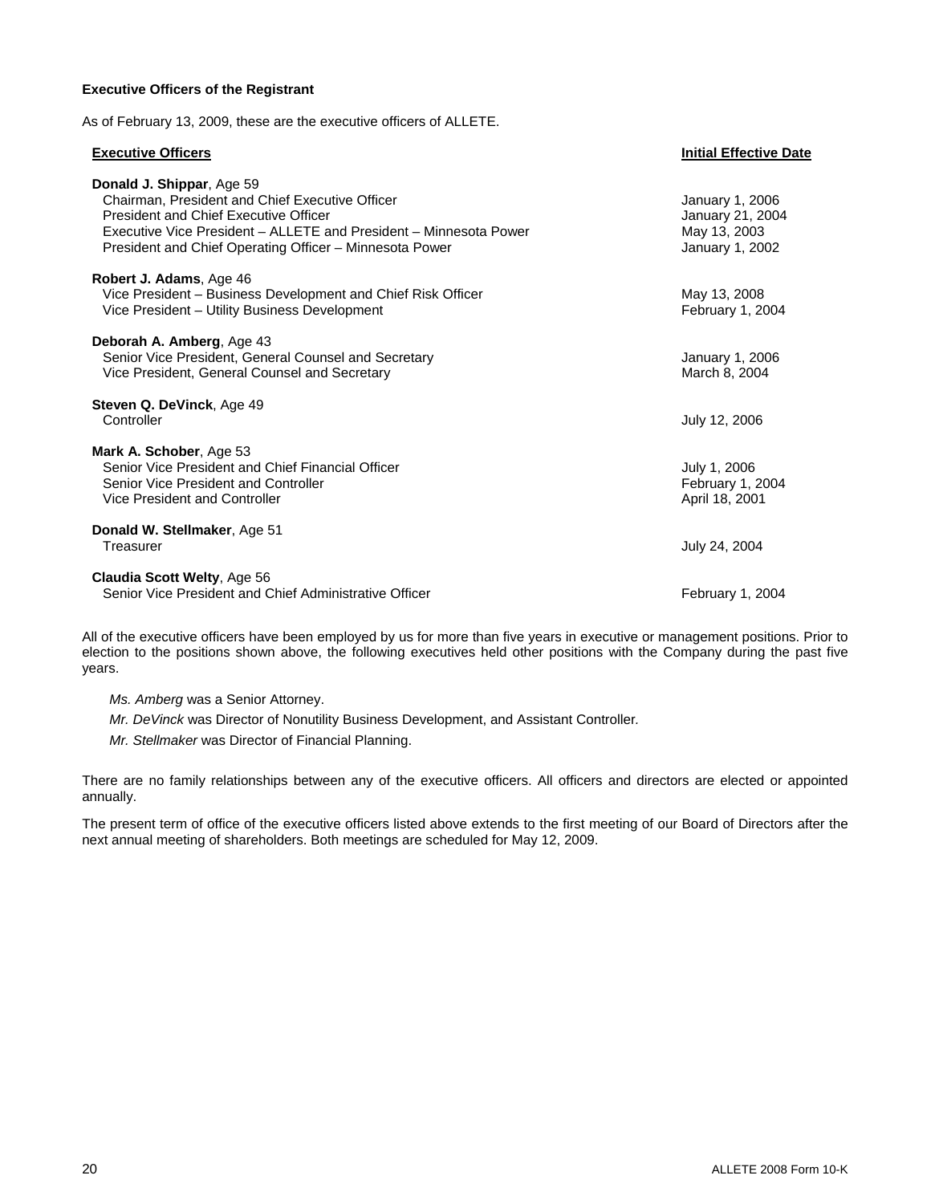**Executive Officers of the Registrant**

As of February 13, 2009, these are the executive officers of ALLETE.

| Executive Officers | Initial Effective Date |
|---|---|
| **Donald J. Shippar**, Age 59 | |
| Chairman, President and Chief Executive Officer | January 1, 2006 |
| President and Chief Executive Officer | January 21, 2004 |
| Executive Vice President – ALLETE and President – Minnesota Power | May 13, 2003 |
| President and Chief Operating Officer – Minnesota Power | January 1, 2002 |
| **Robert J. Adams**, Age 46 | |
| Vice President – Business Development and Chief Risk Officer | May 13, 2008 |
| Vice President – Utility Business Development | February 1, 2004 |
| **Deborah A. Amberg**, Age 43 | |
| Senior Vice President, General Counsel and Secretary | January 1, 2006 |
| Vice President, General Counsel and Secretary | March 8, 2004 |
| **Steven Q. DeVinck**, Age 49 | |
| Controller | July 12, 2006 |
| **Mark A. Schober**, Age 53 | |
| Senior Vice President and Chief Financial Officer | July 1, 2006 |
| Senior Vice President and Controller | February 1, 2004 |
| Vice President and Controller | April 18, 2001 |
| **Donald W. Stellmaker**, Age 51 | |
| Treasurer | July 24, 2004 |
| **Claudia Scott Welty**, Age 56 | |
| Senior Vice President and Chief Administrative Officer | February 1, 2004 |

All of the executive officers have been employed by us for more than five years in executive or management positions. Prior to election to the positions shown above, the following executives held other positions with the Company during the past five years.

*Ms. Amberg* was a Senior Attorney.

*Mr. DeVinck* was Director of Nonutility Business Development, and Assistant Controller.

*Mr. Stellmaker* was Director of Financial Planning.

There are no family relationships between any of the executive officers. All officers and directors are elected or appointed annually.

The present term of office of the executive officers listed above extends to the first meeting of our Board of Directors after the next annual meeting of shareholders. Both meetings are scheduled for May 12, 2009.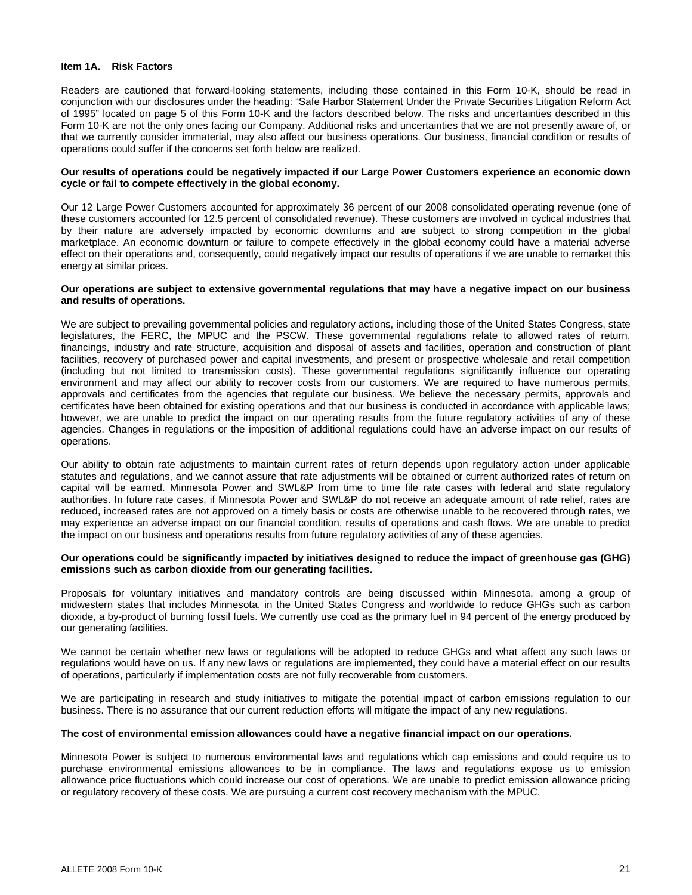## Item 1A. Risk Factors

Readers are cautioned that forward-looking statements, including those contained in this Form 10-K, should be read in conjunction with our disclosures under the heading: "Safe Harbor Statement Under the Private Securities Litigation Reform Act of 1995" located on page 5 of this Form 10-K and the factors described below. The risks and uncertainties described in this Form 10-K are not the only ones facing our Company. Additional risks and uncertainties that we are not presently aware of, or that we currently consider immaterial, may also affect our business operations. Our business, financial condition or results of operations could suffer if the concerns set forth below are realized.

**Our results of operations could be negatively impacted if our Large Power Customers experience an economic down cycle or fail to compete effectively in the global economy.**

Our 12 Large Power Customers accounted for approximately 36 percent of our 2008 consolidated operating revenue (one of these customers accounted for 12.5 percent of consolidated revenue). These customers are involved in cyclical industries that by their nature are adversely impacted by economic downturns and are subject to strong competition in the global marketplace. An economic downturn or failure to compete effectively in the global economy could have a material adverse effect on their operations and, consequently, could negatively impact our results of operations if we are unable to remarket this energy at similar prices.

**Our operations are subject to extensive governmental regulations that may have a negative impact on our business and results of operations.**

We are subject to prevailing governmental policies and regulatory actions, including those of the United States Congress, state legislatures, the FERC, the MPUC and the PSCW. These governmental regulations relate to allowed rates of return, financings, industry and rate structure, acquisition and disposal of assets and facilities, operation and construction of plant facilities, recovery of purchased power and capital investments, and present or prospective wholesale and retail competition (including but not limited to transmission costs). These governmental regulations significantly influence our operating environment and may affect our ability to recover costs from our customers. We are required to have numerous permits, approvals and certificates from the agencies that regulate our business. We believe the necessary permits, approvals and certificates have been obtained for existing operations and that our business is conducted in accordance with applicable laws; however, we are unable to predict the impact on our operating results from the future regulatory activities of any of these agencies. Changes in regulations or the imposition of additional regulations could have an adverse impact on our results of operations.

Our ability to obtain rate adjustments to maintain current rates of return depends upon regulatory action under applicable statutes and regulations, and we cannot assure that rate adjustments will be obtained or current authorized rates of return on capital will be earned. Minnesota Power and SWL&P from time to time file rate cases with federal and state regulatory authorities. In future rate cases, if Minnesota Power and SWL&P do not receive an adequate amount of rate relief, rates are reduced, increased rates are not approved on a timely basis or costs are otherwise unable to be recovered through rates, we may experience an adverse impact on our financial condition, results of operations and cash flows. We are unable to predict the impact on our business and operations results from future regulatory activities of any of these agencies.

**Our operations could be significantly impacted by initiatives designed to reduce the impact of greenhouse gas (GHG) emissions such as carbon dioxide from our generating facilities.**

Proposals for voluntary initiatives and mandatory controls are being discussed within Minnesota, among a group of midwestern states that includes Minnesota, in the United States Congress and worldwide to reduce GHGs such as carbon dioxide, a by-product of burning fossil fuels. We currently use coal as the primary fuel in 94 percent of the energy produced by our generating facilities.

We cannot be certain whether new laws or regulations will be adopted to reduce GHGs and what affect any such laws or regulations would have on us. If any new laws or regulations are implemented, they could have a material effect on our results of operations, particularly if implementation costs are not fully recoverable from customers.

We are participating in research and study initiatives to mitigate the potential impact of carbon emissions regulation to our business. There is no assurance that our current reduction efforts will mitigate the impact of any new regulations.

**The cost of environmental emission allowances could have a negative financial impact on our operations.**

Minnesota Power is subject to numerous environmental laws and regulations which cap emissions and could require us to purchase environmental emissions allowances to be in compliance. The laws and regulations expose us to emission allowance price fluctuations which could increase our cost of operations. We are unable to predict emission allowance pricing or regulatory recovery of these costs. We are pursuing a current cost recovery mechanism with the MPUC.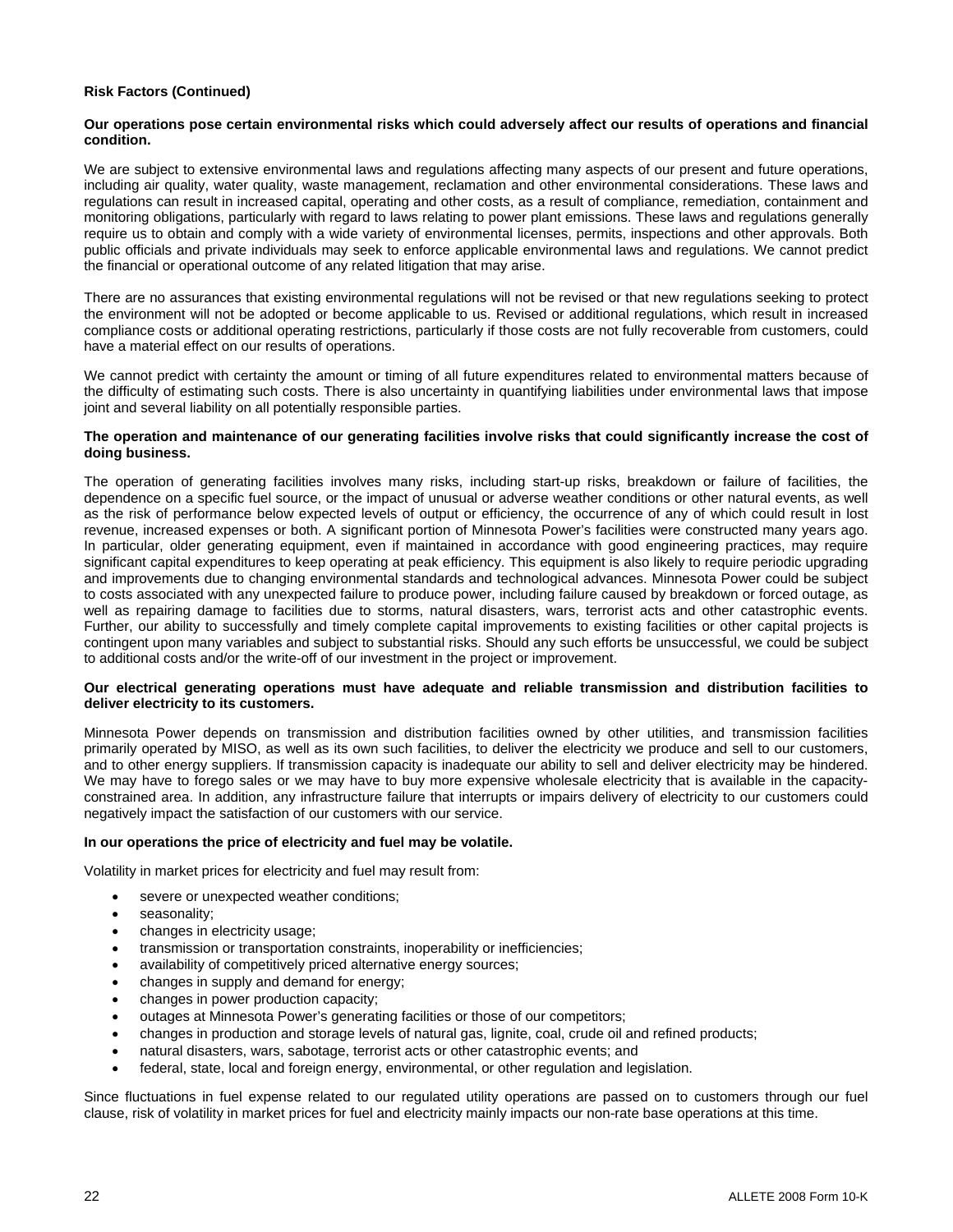**Risk Factors (Continued)**

**Our operations pose certain environmental risks which could adversely affect our results of operations and financial condition.**

We are subject to extensive environmental laws and regulations affecting many aspects of our present and future operations, including air quality, water quality, waste management, reclamation and other environmental considerations. These laws and regulations can result in increased capital, operating and other costs, as a result of compliance, remediation, containment and monitoring obligations, particularly with regard to laws relating to power plant emissions. These laws and regulations generally require us to obtain and comply with a wide variety of environmental licenses, permits, inspections and other approvals. Both public officials and private individuals may seek to enforce applicable environmental laws and regulations. We cannot predict the financial or operational outcome of any related litigation that may arise.

There are no assurances that existing environmental regulations will not be revised or that new regulations seeking to protect the environment will not be adopted or become applicable to us. Revised or additional regulations, which result in increased compliance costs or additional operating restrictions, particularly if those costs are not fully recoverable from customers, could have a material effect on our results of operations.

We cannot predict with certainty the amount or timing of all future expenditures related to environmental matters because of the difficulty of estimating such costs. There is also uncertainty in quantifying liabilities under environmental laws that impose joint and several liability on all potentially responsible parties.

**The operation and maintenance of our generating facilities involve risks that could significantly increase the cost of doing business.**

The operation of generating facilities involves many risks, including start-up risks, breakdown or failure of facilities, the dependence on a specific fuel source, or the impact of unusual or adverse weather conditions or other natural events, as well as the risk of performance below expected levels of output or efficiency, the occurrence of any of which could result in lost revenue, increased expenses or both. A significant portion of Minnesota Power's facilities were constructed many years ago. In particular, older generating equipment, even if maintained in accordance with good engineering practices, may require significant capital expenditures to keep operating at peak efficiency. This equipment is also likely to require periodic upgrading and improvements due to changing environmental standards and technological advances. Minnesota Power could be subject to costs associated with any unexpected failure to produce power, including failure caused by breakdown or forced outage, as well as repairing damage to facilities due to storms, natural disasters, wars, terrorist acts and other catastrophic events. Further, our ability to successfully and timely complete capital improvements to existing facilities or other capital projects is contingent upon many variables and subject to substantial risks. Should any such efforts be unsuccessful, we could be subject to additional costs and/or the write-off of our investment in the project or improvement.

**Our electrical generating operations must have adequate and reliable transmission and distribution facilities to deliver electricity to its customers.**

Minnesota Power depends on transmission and distribution facilities owned by other utilities, and transmission facilities primarily operated by MISO, as well as its own such facilities, to deliver the electricity we produce and sell to our customers, and to other energy suppliers. If transmission capacity is inadequate our ability to sell and deliver electricity may be hindered. We may have to forego sales or we may have to buy more expensive wholesale electricity that is available in the capacity-constrained area. In addition, any infrastructure failure that interrupts or impairs delivery of electricity to our customers could negatively impact the satisfaction of our customers with our service.

**In our operations the price of electricity and fuel may be volatile.**

Volatility in market prices for electricity and fuel may result from:

- severe or unexpected weather conditions;
- seasonality;
- changes in electricity usage;
- transmission or transportation constraints, inoperability or inefficiencies;
- availability of competitively priced alternative energy sources;
- changes in supply and demand for energy;
- changes in power production capacity;
- outages at Minnesota Power's generating facilities or those of our competitors;
- changes in production and storage levels of natural gas, lignite, coal, crude oil and refined products;
- natural disasters, wars, sabotage, terrorist acts or other catastrophic events; and
- federal, state, local and foreign energy, environmental, or other regulation and legislation.

Since fluctuations in fuel expense related to our regulated utility operations are passed on to customers through our fuel clause, risk of volatility in market prices for fuel and electricity mainly impacts our non-rate base operations at this time.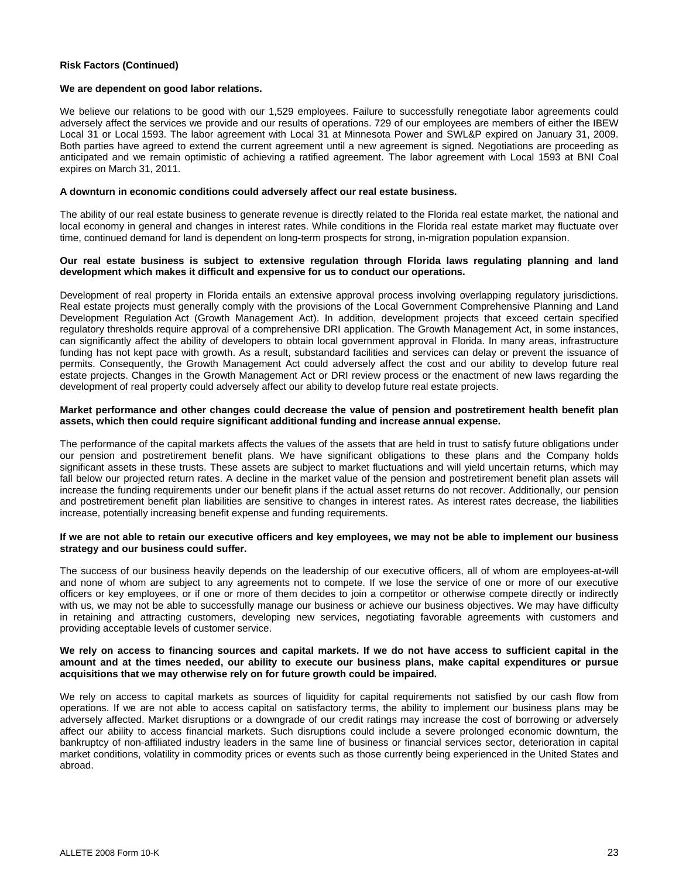**Risk Factors (Continued)**

**We are dependent on good labor relations.**

We believe our relations to be good with our 1,529 employees. Failure to successfully renegotiate labor agreements could adversely affect the services we provide and our results of operations. 729 of our employees are members of either the IBEW Local 31 or Local 1593. The labor agreement with Local 31 at Minnesota Power and SWL&P expired on January 31, 2009. Both parties have agreed to extend the current agreement until a new agreement is signed. Negotiations are proceeding as anticipated and we remain optimistic of achieving a ratified agreement. The labor agreement with Local 1593 at BNI Coal expires on March 31, 2011.

**A downturn in economic conditions could adversely affect our real estate business.**

The ability of our real estate business to generate revenue is directly related to the Florida real estate market, the national and local economy in general and changes in interest rates. While conditions in the Florida real estate market may fluctuate over time, continued demand for land is dependent on long-term prospects for strong, in-migration population expansion.

**Our real estate business is subject to extensive regulation through Florida laws regulating planning and land development which makes it difficult and expensive for us to conduct our operations.**

Development of real property in Florida entails an extensive approval process involving overlapping regulatory jurisdictions. Real estate projects must generally comply with the provisions of the Local Government Comprehensive Planning and Land Development Regulation Act (Growth Management Act). In addition, development projects that exceed certain specified regulatory thresholds require approval of a comprehensive DRI application. The Growth Management Act, in some instances, can significantly affect the ability of developers to obtain local government approval in Florida. In many areas, infrastructure funding has not kept pace with growth. As a result, substandard facilities and services can delay or prevent the issuance of permits. Consequently, the Growth Management Act could adversely affect the cost and our ability to develop future real estate projects. Changes in the Growth Management Act or DRI review process or the enactment of new laws regarding the development of real property could adversely affect our ability to develop future real estate projects.

**Market performance and other changes could decrease the value of pension and postretirement health benefit plan assets, which then could require significant additional funding and increase annual expense.**

The performance of the capital markets affects the values of the assets that are held in trust to satisfy future obligations under our pension and postretirement benefit plans. We have significant obligations to these plans and the Company holds significant assets in these trusts. These assets are subject to market fluctuations and will yield uncertain returns, which may fall below our projected return rates. A decline in the market value of the pension and postretirement benefit plan assets will increase the funding requirements under our benefit plans if the actual asset returns do not recover. Additionally, our pension and postretirement benefit plan liabilities are sensitive to changes in interest rates. As interest rates decrease, the liabilities increase, potentially increasing benefit expense and funding requirements.

**If we are not able to retain our executive officers and key employees, we may not be able to implement our business strategy and our business could suffer.**

The success of our business heavily depends on the leadership of our executive officers, all of whom are employees-at-will and none of whom are subject to any agreements not to compete. If we lose the service of one or more of our executive officers or key employees, or if one or more of them decides to join a competitor or otherwise compete directly or indirectly with us, we may not be able to successfully manage our business or achieve our business objectives. We may have difficulty in retaining and attracting customers, developing new services, negotiating favorable agreements with customers and providing acceptable levels of customer service.

**We rely on access to financing sources and capital markets. If we do not have access to sufficient capital in the amount and at the times needed, our ability to execute our business plans, make capital expenditures or pursue acquisitions that we may otherwise rely on for future growth could be impaired.**

We rely on access to capital markets as sources of liquidity for capital requirements not satisfied by our cash flow from operations. If we are not able to access capital on satisfactory terms, the ability to implement our business plans may be adversely affected. Market disruptions or a downgrade of our credit ratings may increase the cost of borrowing or adversely affect our ability to access financial markets. Such disruptions could include a severe prolonged economic downturn, the bankruptcy of non-affiliated industry leaders in the same line of business or financial services sector, deterioration in capital market conditions, volatility in commodity prices or events such as those currently being experienced in the United States and abroad.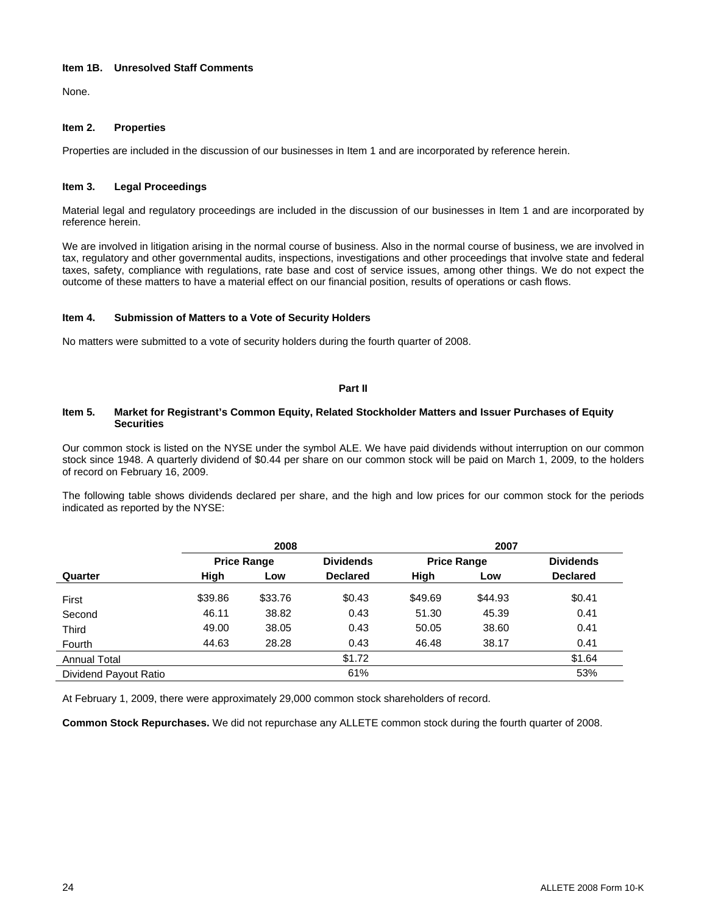### Item 1B. Unresolved Staff Comments

None.

### Item 2. Properties

Properties are included in the discussion of our businesses in Item 1 and are incorporated by reference herein.

### Item 3. Legal Proceedings

Material legal and regulatory proceedings are included in the discussion of our businesses in Item 1 and are incorporated by reference herein.

We are involved in litigation arising in the normal course of business. Also in the normal course of business, we are involved in tax, regulatory and other governmental audits, inspections, investigations and other proceedings that involve state and federal taxes, safety, compliance with regulations, rate base and cost of service issues, among other things. We do not expect the outcome of these matters to have a material effect on our financial position, results of operations or cash flows.

### Item 4. Submission of Matters to a Vote of Security Holders

No matters were submitted to a vote of security holders during the fourth quarter of 2008.

## Part II

### Item 5. Market for Registrant's Common Equity, Related Stockholder Matters and Issuer Purchases of Equity Securities

Our common stock is listed on the NYSE under the symbol ALE. We have paid dividends without interruption on our common stock since 1948. A quarterly dividend of $0.44 per share on our common stock will be paid on March 1, 2009, to the holders of record on February 16, 2009.

The following table shows dividends declared per share, and the high and low prices for our common stock for the periods indicated as reported by the NYSE:

| | 2008 | | | 2007 | | |
|---|---|---|---|---|---|---|
| | Price Range | | Dividends | Price Range | | Dividends |
| Quarter | High | Low | Declared | High | Low | Declared |
| First | $39.86 | $33.76 | $0.43 | $49.69 | $44.93 | $0.41 |
| Second | 46.11 | 38.82 | 0.43 | 51.30 | 45.39 | 0.41 |
| Third | 49.00 | 38.05 | 0.43 | 50.05 | 38.60 | 0.41 |
| Fourth | 44.63 | 28.28 | 0.43 | 46.48 | 38.17 | 0.41 |
| Annual Total | | | $1.72 | | | $1.64 |
| Dividend Payout Ratio | | | 61% | | | 53% |

At February 1, 2009, there were approximately 29,000 common stock shareholders of record.

**Common Stock Repurchases.** We did not repurchase any ALLETE common stock during the fourth quarter of 2008.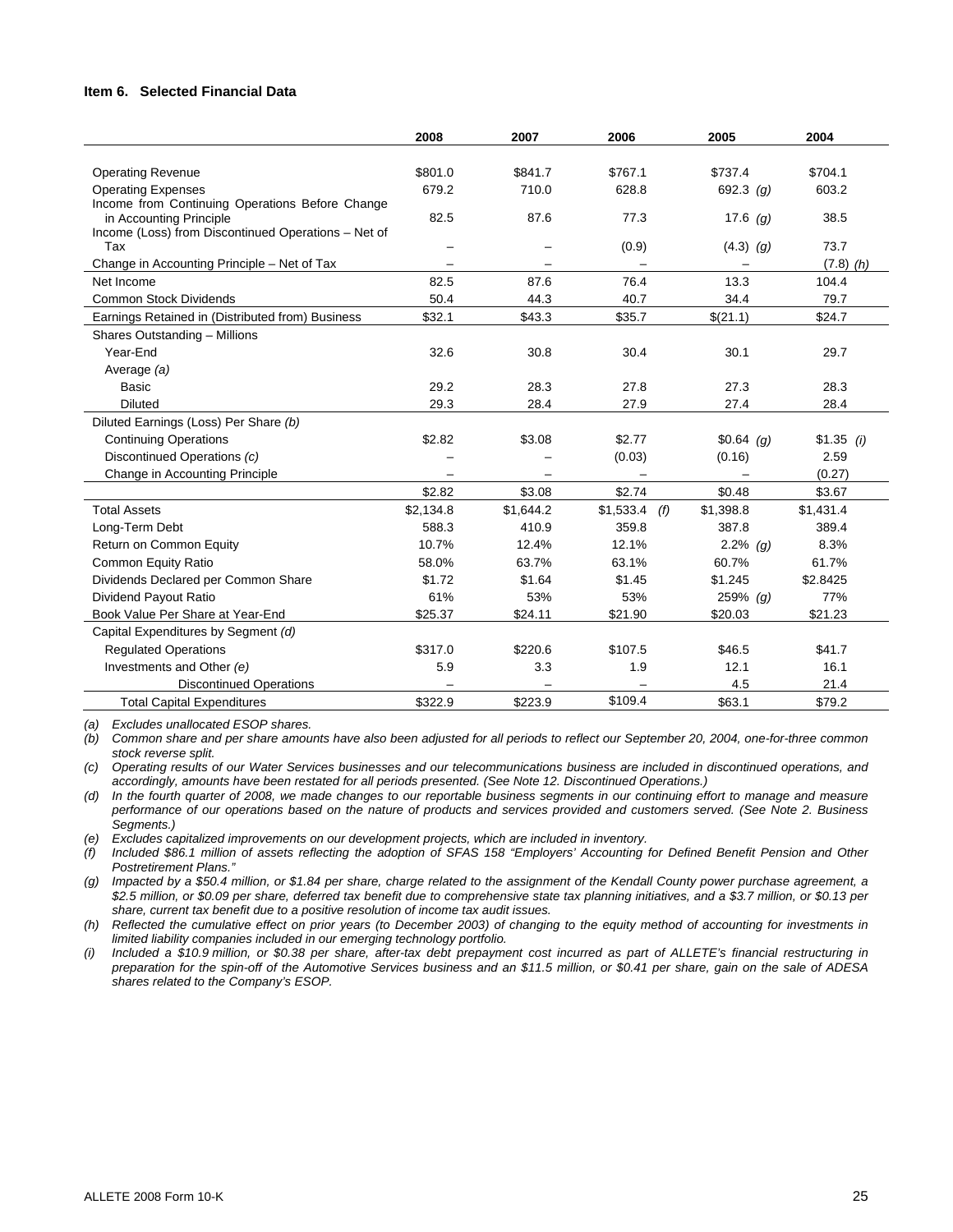**Item 6. Selected Financial Data**

| | 2008 | 2007 | 2006 | 2005 | 2004 |
|---|---|---|---|---|---|
| Operating Revenue | $801.0 | $841.7 | $767.1 | $737.4 | $704.1 |
| Operating Expenses | 679.2 | 710.0 | 628.8 | 692.3 *(g)* | 603.2 |
| Income from Continuing Operations Before Change in Accounting Principle | 82.5 | 87.6 | 77.3 | 17.6 *(g)* | 38.5 |
| Income (Loss) from Discontinued Operations – Net of Tax | – | – | (0.9) | (4.3) *(g)* | 73.7 |
| Change in Accounting Principle – Net of Tax | – | – | – | – | (7.8) *(h)* |
| Net Income | 82.5 | 87.6 | 76.4 | 13.3 | 104.4 |
| Common Stock Dividends | 50.4 | 44.3 | 40.7 | 34.4 | 79.7 |
| Earnings Retained in (Distributed from) Business | $32.1 | $43.3 | $35.7 | $(21.1) | $24.7 |
| Shares Outstanding – Millions | | | | | |
| Year-End | 32.6 | 30.8 | 30.4 | 30.1 | 29.7 |
| Average *(a)* | | | | | |
| Basic | 29.2 | 28.3 | 27.8 | 27.3 | 28.3 |
| Diluted | 29.3 | 28.4 | 27.9 | 27.4 | 28.4 |
| Diluted Earnings (Loss) Per Share *(b)* | | | | | |
| Continuing Operations | $2.82 | $3.08 | $2.77 | $0.64 *(g)* | $1.35 *(i)* |
| Discontinued Operations *(c)* | – | – | (0.03) | (0.16) | 2.59 |
| Change in Accounting Principle | – | – | – | – | (0.27) |
| | $2.82 | $3.08 | $2.74 | $0.48 | $3.67 |
| Total Assets | $2,134.8 | $1,644.2 | $1,533.4 *(f)* | $1,398.8 | $1,431.4 |
| Long-Term Debt | 588.3 | 410.9 | 359.8 | 387.8 | 389.4 |
| Return on Common Equity | 10.7% | 12.4% | 12.1% | 2.2% *(g)* | 8.3% |
| Common Equity Ratio | 58.0% | 63.7% | 63.1% | 60.7% | 61.7% |
| Dividends Declared per Common Share | $1.72 | $1.64 | $1.45 | $1.245 | $2.8425 |
| Dividend Payout Ratio | 61% | 53% | 53% | 259% *(g)* | 77% |
| Book Value Per Share at Year-End | $25.37 | $24.11 | $21.90 | $20.03 | $21.23 |
| Capital Expenditures by Segment *(d)* | | | | | |
| Regulated Operations | $317.0 | $220.6 | $107.5 | $46.5 | $41.7 |
| Investments and Other *(e)* | 5.9 | 3.3 | 1.9 | 12.1 | 16.1 |
| Discontinued Operations | – | – | – | 4.5 | 21.4 |
| Total Capital Expenditures | $322.9 | $223.9 | $109.4 | $63.1 | $79.2 |

*(a) Excludes unallocated ESOP shares.*

*(b) Common share and per share amounts have also been adjusted for all periods to reflect our September 20, 2004, one-for-three common stock reverse split.*

*(c) Operating results of our Water Services businesses and our telecommunications business are included in discontinued operations, and accordingly, amounts have been restated for all periods presented. (See Note 12. Discontinued Operations.)*

*(d) In the fourth quarter of 2008, we made changes to our reportable business segments in our continuing effort to manage and measure performance of our operations based on the nature of products and services provided and customers served. (See Note 2. Business Segments.)*

*(e) Excludes capitalized improvements on our development projects, which are included in inventory.*

*(f) Included $86.1 million of assets reflecting the adoption of SFAS 158 "Employers' Accounting for Defined Benefit Pension and Other Postretirement Plans."*

*(g) Impacted by a $50.4 million, or $1.84 per share, charge related to the assignment of the Kendall County power purchase agreement, a $2.5 million, or $0.09 per share, deferred tax benefit due to comprehensive state tax planning initiatives, and a $3.7 million, or $0.13 per share, current tax benefit due to a positive resolution of income tax audit issues.*

*(h) Reflected the cumulative effect on prior years (to December 2003) of changing to the equity method of accounting for investments in limited liability companies included in our emerging technology portfolio.*

*(i) Included a $10.9 million, or $0.38 per share, after-tax debt prepayment cost incurred as part of ALLETE's financial restructuring in preparation for the spin-off of the Automotive Services business and an $11.5 million, or $0.41 per share, gain on the sale of ADESA shares related to the Company's ESOP.*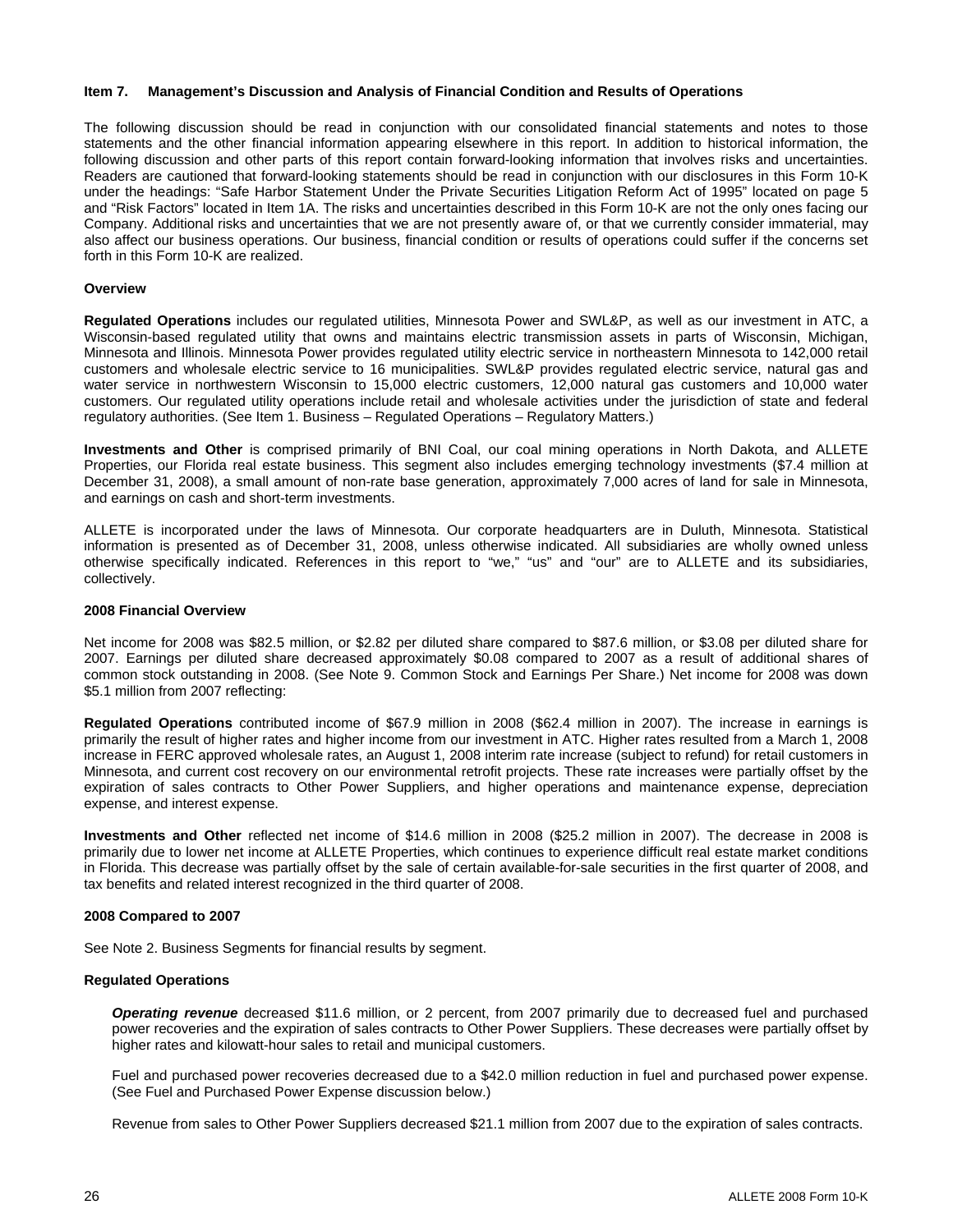### Item 7. Management's Discussion and Analysis of Financial Condition and Results of Operations

The following discussion should be read in conjunction with our consolidated financial statements and notes to those statements and the other financial information appearing elsewhere in this report. In addition to historical information, the following discussion and other parts of this report contain forward-looking information that involves risks and uncertainties. Readers are cautioned that forward-looking statements should be read in conjunction with our disclosures in this Form 10-K under the headings: "Safe Harbor Statement Under the Private Securities Litigation Reform Act of 1995" located on page 5 and "Risk Factors" located in Item 1A. The risks and uncertainties described in this Form 10-K are not the only ones facing our Company. Additional risks and uncertainties that we are not presently aware of, or that we currently consider immaterial, may also affect our business operations. Our business, financial condition or results of operations could suffer if the concerns set forth in this Form 10-K are realized.

#### Overview

**Regulated Operations** includes our regulated utilities, Minnesota Power and SWL&P, as well as our investment in ATC, a Wisconsin-based regulated utility that owns and maintains electric transmission assets in parts of Wisconsin, Michigan, Minnesota and Illinois. Minnesota Power provides regulated utility electric service in northeastern Minnesota to 142,000 retail customers and wholesale electric service to 16 municipalities. SWL&P provides regulated electric service, natural gas and water service in northwestern Wisconsin to 15,000 electric customers, 12,000 natural gas customers and 10,000 water customers. Our regulated utility operations include retail and wholesale activities under the jurisdiction of state and federal regulatory authorities. (See Item 1. Business – Regulated Operations – Regulatory Matters.)

**Investments and Other** is comprised primarily of BNI Coal, our coal mining operations in North Dakota, and ALLETE Properties, our Florida real estate business. This segment also includes emerging technology investments ($7.4 million at December 31, 2008), a small amount of non-rate base generation, approximately 7,000 acres of land for sale in Minnesota, and earnings on cash and short-term investments.

ALLETE is incorporated under the laws of Minnesota. Our corporate headquarters are in Duluth, Minnesota. Statistical information is presented as of December 31, 2008, unless otherwise indicated. All subsidiaries are wholly owned unless otherwise specifically indicated. References in this report to "we," "us" and "our" are to ALLETE and its subsidiaries, collectively.

#### 2008 Financial Overview

Net income for 2008 was $82.5 million, or $2.82 per diluted share compared to $87.6 million, or $3.08 per diluted share for 2007. Earnings per diluted share decreased approximately $0.08 compared to 2007 as a result of additional shares of common stock outstanding in 2008. (See Note 9. Common Stock and Earnings Per Share.) Net income for 2008 was down $5.1 million from 2007 reflecting:

**Regulated Operations** contributed income of $67.9 million in 2008 ($62.4 million in 2007). The increase in earnings is primarily the result of higher rates and higher income from our investment in ATC. Higher rates resulted from a March 1, 2008 increase in FERC approved wholesale rates, an August 1, 2008 interim rate increase (subject to refund) for retail customers in Minnesota, and current cost recovery on our environmental retrofit projects. These rate increases were partially offset by the expiration of sales contracts to Other Power Suppliers, and higher operations and maintenance expense, depreciation expense, and interest expense.

**Investments and Other** reflected net income of $14.6 million in 2008 ($25.2 million in 2007). The decrease in 2008 is primarily due to lower net income at ALLETE Properties, which continues to experience difficult real estate market conditions in Florida. This decrease was partially offset by the sale of certain available-for-sale securities in the first quarter of 2008, and tax benefits and related interest recognized in the third quarter of 2008.

#### 2008 Compared to 2007

See Note 2. Business Segments for financial results by segment.

#### Regulated Operations

***Operating revenue*** decreased $11.6 million, or 2 percent, from 2007 primarily due to decreased fuel and purchased power recoveries and the expiration of sales contracts to Other Power Suppliers. These decreases were partially offset by higher rates and kilowatt-hour sales to retail and municipal customers.

Fuel and purchased power recoveries decreased due to a $42.0 million reduction in fuel and purchased power expense. (See Fuel and Purchased Power Expense discussion below.)

Revenue from sales to Other Power Suppliers decreased $21.1 million from 2007 due to the expiration of sales contracts.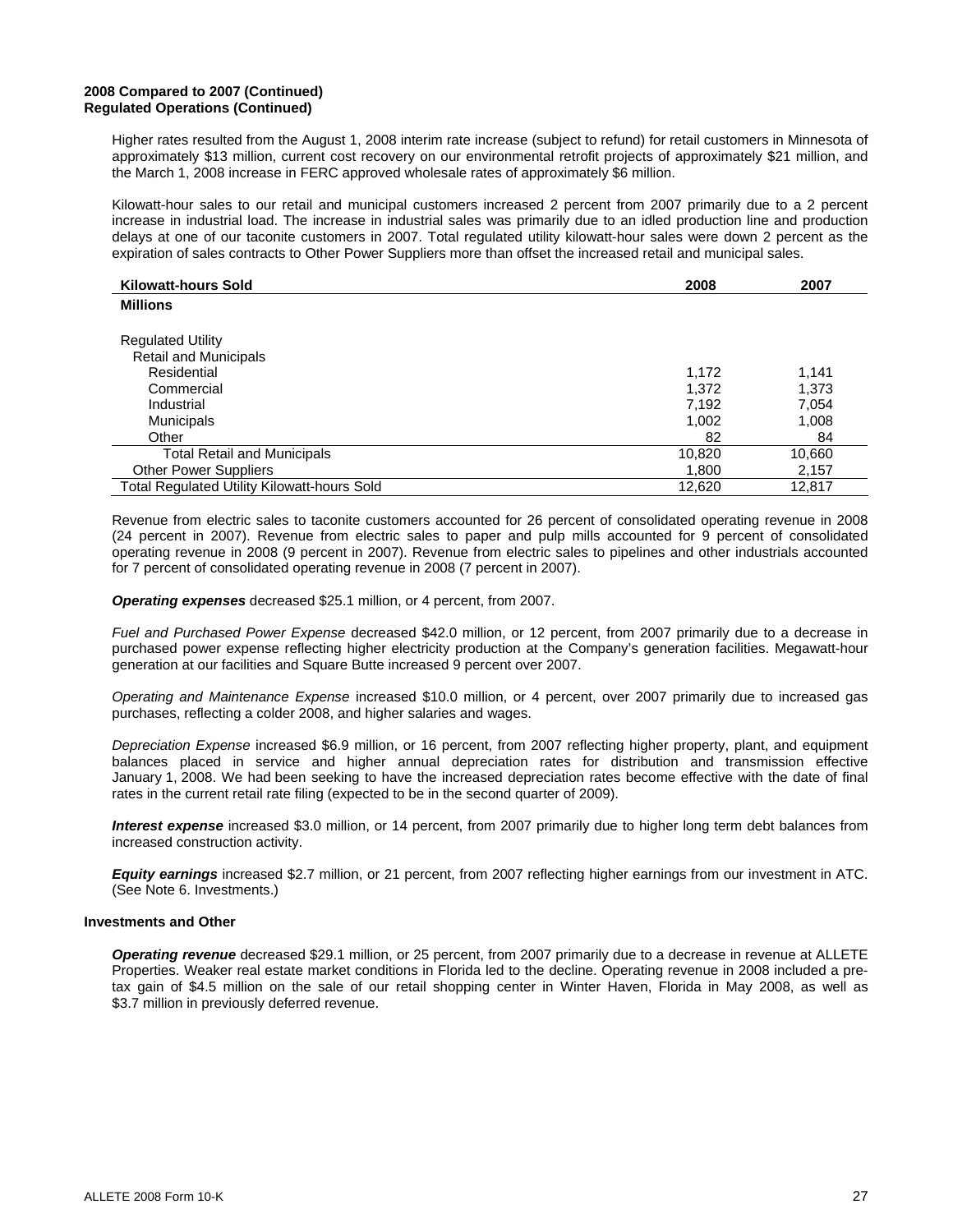**2008 Compared to 2007 (Continued)**
**Regulated Operations (Continued)**

Higher rates resulted from the August 1, 2008 interim rate increase (subject to refund) for retail customers in Minnesota of approximately $13 million, current cost recovery on our environmental retrofit projects of approximately $21 million, and the March 1, 2008 increase in FERC approved wholesale rates of approximately $6 million.

Kilowatt-hour sales to our retail and municipal customers increased 2 percent from 2007 primarily due to a 2 percent increase in industrial load. The increase in industrial sales was primarily due to an idled production line and production delays at one of our taconite customers in 2007. Total regulated utility kilowatt-hour sales were down 2 percent as the expiration of sales contracts to Other Power Suppliers more than offset the increased retail and municipal sales.

| Kilowatt-hours Sold | 2008 | 2007 |
|---|---|---|
| **Millions** | | |
| Regulated Utility | | |
| Retail and Municipals | | |
| Residential | 1,172 | 1,141 |
| Commercial | 1,372 | 1,373 |
| Industrial | 7,192 | 7,054 |
| Municipals | 1,002 | 1,008 |
| Other | 82 | 84 |
| Total Retail and Municipals | 10,820 | 10,660 |
| Other Power Suppliers | 1,800 | 2,157 |
| Total Regulated Utility Kilowatt-hours Sold | 12,620 | 12,817 |

Revenue from electric sales to taconite customers accounted for 26 percent of consolidated operating revenue in 2008 (24 percent in 2007). Revenue from electric sales to paper and pulp mills accounted for 9 percent of consolidated operating revenue in 2008 (9 percent in 2007). Revenue from electric sales to pipelines and other industrials accounted for 7 percent of consolidated operating revenue in 2008 (7 percent in 2007).

***Operating expenses*** decreased $25.1 million, or 4 percent, from 2007.

*Fuel and Purchased Power Expense* decreased $42.0 million, or 12 percent, from 2007 primarily due to a decrease in purchased power expense reflecting higher electricity production at the Company's generation facilities. Megawatt-hour generation at our facilities and Square Butte increased 9 percent over 2007.

*Operating and Maintenance Expense* increased $10.0 million, or 4 percent, over 2007 primarily due to increased gas purchases, reflecting a colder 2008, and higher salaries and wages.

*Depreciation Expense* increased $6.9 million, or 16 percent, from 2007 reflecting higher property, plant, and equipment balances placed in service and higher annual depreciation rates for distribution and transmission effective January 1, 2008. We had been seeking to have the increased depreciation rates become effective with the date of final rates in the current retail rate filing (expected to be in the second quarter of 2009).

***Interest expense*** increased $3.0 million, or 14 percent, from 2007 primarily due to higher long term debt balances from increased construction activity.

***Equity earnings*** increased $2.7 million, or 21 percent, from 2007 reflecting higher earnings from our investment in ATC. (See Note 6. Investments.)

**Investments and Other**

***Operating revenue*** decreased $29.1 million, or 25 percent, from 2007 primarily due to a decrease in revenue at ALLETE Properties. Weaker real estate market conditions in Florida led to the decline. Operating revenue in 2008 included a pre-tax gain of $4.5 million on the sale of our retail shopping center in Winter Haven, Florida in May 2008, as well as $3.7 million in previously deferred revenue.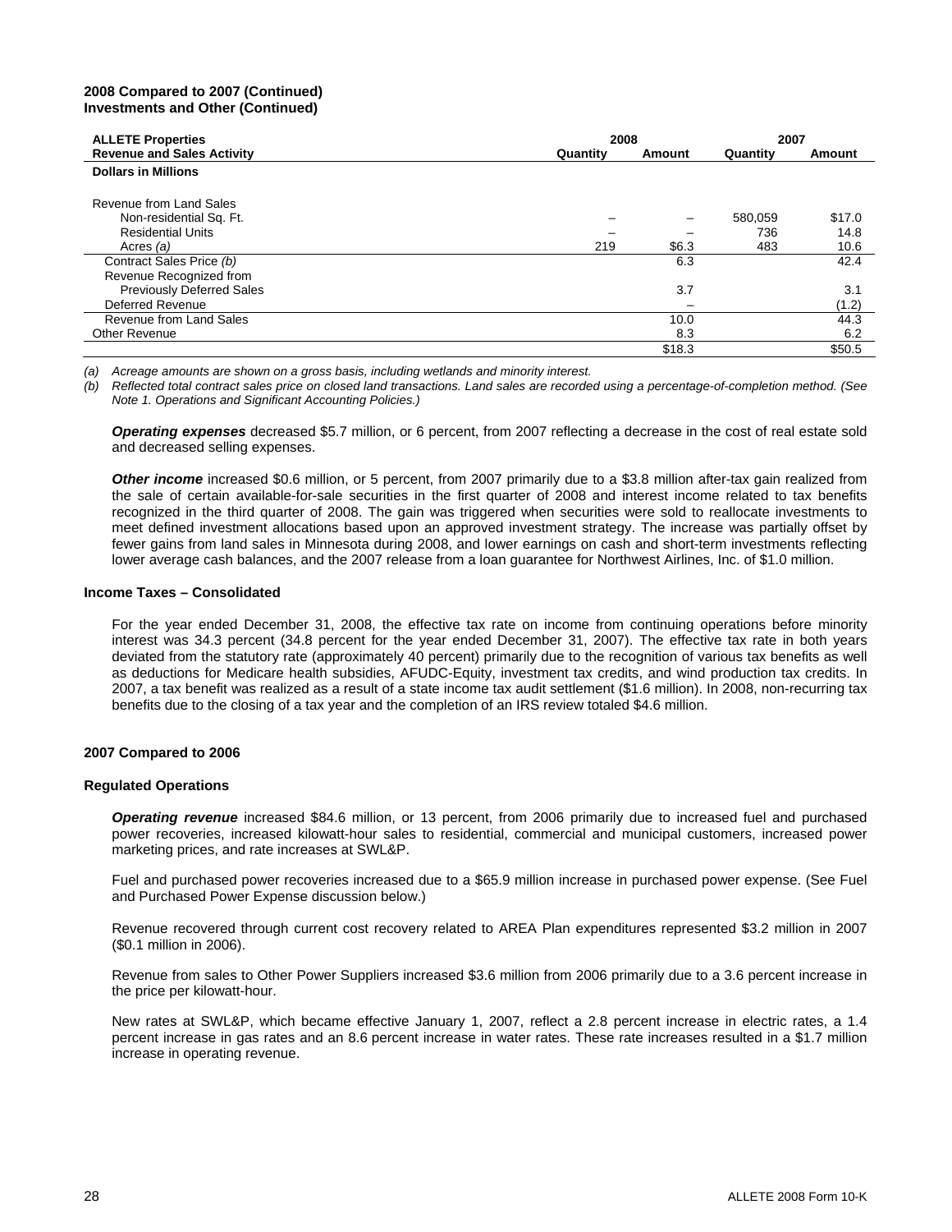**2008 Compared to 2007 (Continued)**
**Investments and Other (Continued)**

| ALLETE Properties Revenue and Sales Activity | 2008 | | 2007 | |
|---|---|---|---|---|
| | Quantity | Amount | Quantity | Amount |
| **Dollars in Millions** | | | | |
| Revenue from Land Sales | | | | |
| Non-residential Sq. Ft. | – | – | 580,059 | $17.0 |
| Residential Units | – | – | 736 | 14.8 |
| Acres *(a)* | 219 | $6.3 | 483 | 10.6 |
| Contract Sales Price *(b)* | | 6.3 | | 42.4 |
| Revenue Recognized from Previously Deferred Sales | | 3.7 | | 3.1 |
| Deferred Revenue | | – | | (1.2) |
| Revenue from Land Sales | | 10.0 | | 44.3 |
| Other Revenue | | 8.3 | | 6.2 |
| | | $18.3 | | $50.5 |

*(a) Acreage amounts are shown on a gross basis, including wetlands and minority interest.*
*(b) Reflected total contract sales price on closed land transactions. Land sales are recorded using a percentage-of-completion method. (See Note 1. Operations and Significant Accounting Policies.)*

***Operating expenses*** decreased $5.7 million, or 6 percent, from 2007 reflecting a decrease in the cost of real estate sold and decreased selling expenses.

***Other income*** increased $0.6 million, or 5 percent, from 2007 primarily due to a $3.8 million after-tax gain realized from the sale of certain available-for-sale securities in the first quarter of 2008 and interest income related to tax benefits recognized in the third quarter of 2008. The gain was triggered when securities were sold to reallocate investments to meet defined investment allocations based upon an approved investment strategy. The increase was partially offset by fewer gains from land sales in Minnesota during 2008, and lower earnings on cash and short-term investments reflecting lower average cash balances, and the 2007 release from a loan guarantee for Northwest Airlines, Inc. of $1.0 million.

**Income Taxes – Consolidated**

For the year ended December 31, 2008, the effective tax rate on income from continuing operations before minority interest was 34.3 percent (34.8 percent for the year ended December 31, 2007). The effective tax rate in both years deviated from the statutory rate (approximately 40 percent) primarily due to the recognition of various tax benefits as well as deductions for Medicare health subsidies, AFUDC-Equity, investment tax credits, and wind production tax credits. In 2007, a tax benefit was realized as a result of a state income tax audit settlement ($1.6 million). In 2008, non-recurring tax benefits due to the closing of a tax year and the completion of an IRS review totaled $4.6 million.

**2007 Compared to 2006**

**Regulated Operations**

***Operating revenue*** increased $84.6 million, or 13 percent, from 2006 primarily due to increased fuel and purchased power recoveries, increased kilowatt-hour sales to residential, commercial and municipal customers, increased power marketing prices, and rate increases at SWL&P.

Fuel and purchased power recoveries increased due to a $65.9 million increase in purchased power expense. (See Fuel and Purchased Power Expense discussion below.)

Revenue recovered through current cost recovery related to AREA Plan expenditures represented $3.2 million in 2007 ($0.1 million in 2006).

Revenue from sales to Other Power Suppliers increased $3.6 million from 2006 primarily due to a 3.6 percent increase in the price per kilowatt-hour.

New rates at SWL&P, which became effective January 1, 2007, reflect a 2.8 percent increase in electric rates, a 1.4 percent increase in gas rates and an 8.6 percent increase in water rates. These rate increases resulted in a $1.7 million increase in operating revenue.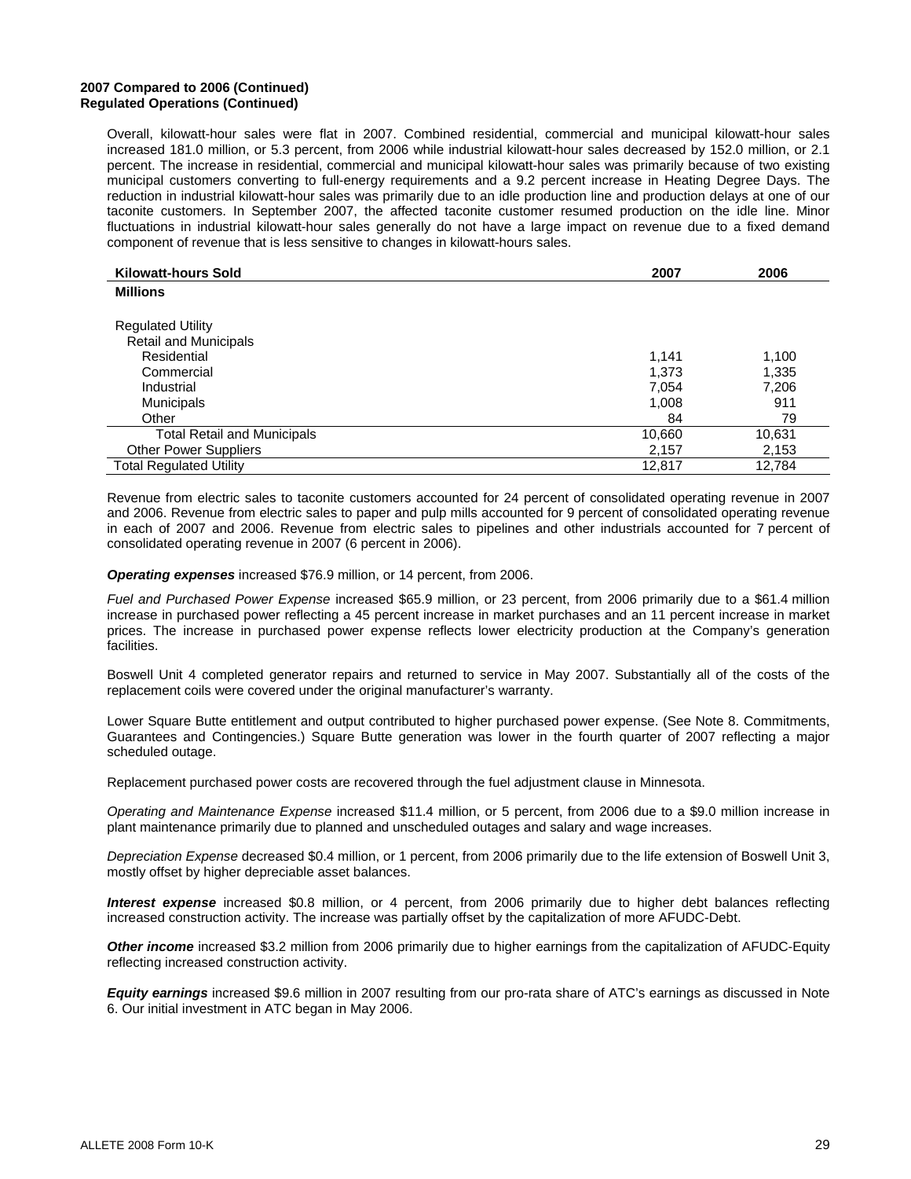**2007 Compared to 2006 (Continued)**
**Regulated Operations (Continued)**

Overall, kilowatt-hour sales were flat in 2007. Combined residential, commercial and municipal kilowatt-hour sales increased 181.0 million, or 5.3 percent, from 2006 while industrial kilowatt-hour sales decreased by 152.0 million, or 2.1 percent. The increase in residential, commercial and municipal kilowatt-hour sales was primarily because of two existing municipal customers converting to full-energy requirements and a 9.2 percent increase in Heating Degree Days. The reduction in industrial kilowatt-hour sales was primarily due to an idle production line and production delays at one of our taconite customers. In September 2007, the affected taconite customer resumed production on the idle line. Minor fluctuations in industrial kilowatt-hour sales generally do not have a large impact on revenue due to a fixed demand component of revenue that is less sensitive to changes in kilowatt-hours sales.

| **Kilowatt-hours Sold** | **2007** | **2006** |
|---|---|---|
| **Millions** | | |
| Regulated Utility | | |
| Retail and Municipals | | |
| Residential | 1,141 | 1,100 |
| Commercial | 1,373 | 1,335 |
| Industrial | 7,054 | 7,206 |
| Municipals | 1,008 | 911 |
| Other | 84 | 79 |
| Total Retail and Municipals | 10,660 | 10,631 |
| Other Power Suppliers | 2,157 | 2,153 |
| Total Regulated Utility | 12,817 | 12,784 |

Revenue from electric sales to taconite customers accounted for 24 percent of consolidated operating revenue in 2007 and 2006. Revenue from electric sales to paper and pulp mills accounted for 9 percent of consolidated operating revenue in each of 2007 and 2006. Revenue from electric sales to pipelines and other industrials accounted for 7 percent of consolidated operating revenue in 2007 (6 percent in 2006).

***Operating expenses*** increased $76.9 million, or 14 percent, from 2006.

*Fuel and Purchased Power Expense* increased $65.9 million, or 23 percent, from 2006 primarily due to a $61.4 million increase in purchased power reflecting a 45 percent increase in market purchases and an 11 percent increase in market prices. The increase in purchased power expense reflects lower electricity production at the Company's generation facilities.

Boswell Unit 4 completed generator repairs and returned to service in May 2007. Substantially all of the costs of the replacement coils were covered under the original manufacturer's warranty.

Lower Square Butte entitlement and output contributed to higher purchased power expense. (See Note 8. Commitments, Guarantees and Contingencies.) Square Butte generation was lower in the fourth quarter of 2007 reflecting a major scheduled outage.

Replacement purchased power costs are recovered through the fuel adjustment clause in Minnesota.

*Operating and Maintenance Expense* increased $11.4 million, or 5 percent, from 2006 due to a $9.0 million increase in plant maintenance primarily due to planned and unscheduled outages and salary and wage increases.

*Depreciation Expense* decreased $0.4 million, or 1 percent, from 2006 primarily due to the life extension of Boswell Unit 3, mostly offset by higher depreciable asset balances.

***Interest expense*** increased $0.8 million, or 4 percent, from 2006 primarily due to higher debt balances reflecting increased construction activity. The increase was partially offset by the capitalization of more AFUDC-Debt.

***Other income*** increased $3.2 million from 2006 primarily due to higher earnings from the capitalization of AFUDC-Equity reflecting increased construction activity.

***Equity earnings*** increased $9.6 million in 2007 resulting from our pro-rata share of ATC's earnings as discussed in Note 6. Our initial investment in ATC began in May 2006.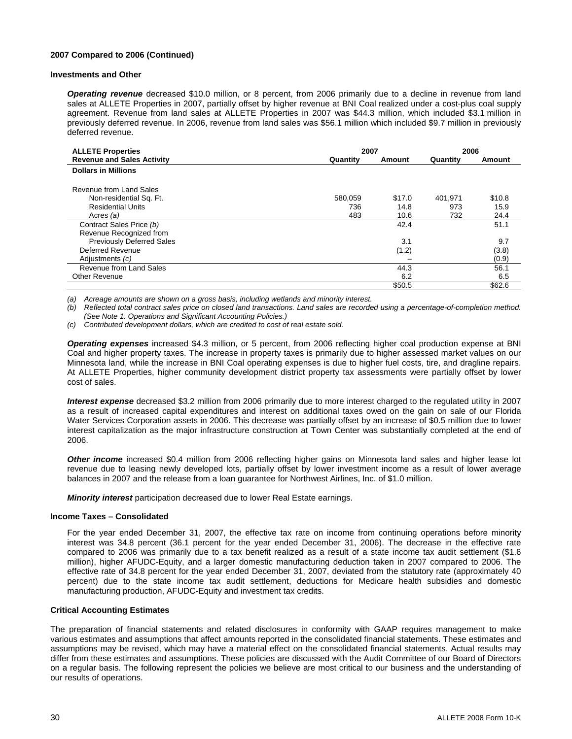**2007 Compared to 2006 (Continued)**

**Investments and Other**

***Operating revenue*** decreased $10.0 million, or 8 percent, from 2006 primarily due to a decline in revenue from land sales at ALLETE Properties in 2007, partially offset by higher revenue at BNI Coal realized under a cost-plus coal supply agreement. Revenue from land sales at ALLETE Properties in 2007 was $44.3 million, which included $3.1 million in previously deferred revenue. In 2006, revenue from land sales was $56.1 million which included $9.7 million in previously deferred revenue.

| ALLETE Properties | 2007 | | 2006 | |
|---|---|---|---|---|
| Revenue and Sales Activity | Quantity | Amount | Quantity | Amount |
| **Dollars in Millions** | | | | |
| Revenue from Land Sales | | | | |
| Non-residential Sq. Ft. | 580,059 | $17.0 | 401,971 | $10.8 |
| Residential Units | 736 | 14.8 | 973 | 15.9 |
| Acres *(a)* | 483 | 10.6 | 732 | 24.4 |
| Contract Sales Price *(b)* | | 42.4 | | 51.1 |
| Revenue Recognized from Previously Deferred Sales | | 3.1 | | 9.7 |
| Deferred Revenue | | (1.2) | | (3.8) |
| Adjustments *(c)* | | – | | (0.9) |
| Revenue from Land Sales | | 44.3 | | 56.1 |
| Other Revenue | | 6.2 | | 6.5 |
| | | $50.5 | | $62.6 |

*(a) Acreage amounts are shown on a gross basis, including wetlands and minority interest.*

*(b) Reflected total contract sales price on closed land transactions. Land sales are recorded using a percentage-of-completion method. (See Note 1. Operations and Significant Accounting Policies.)*

*(c) Contributed development dollars, which are credited to cost of real estate sold.*

***Operating expenses*** increased $4.3 million, or 5 percent, from 2006 reflecting higher coal production expense at BNI Coal and higher property taxes. The increase in property taxes is primarily due to higher assessed market values on our Minnesota land, while the increase in BNI Coal operating expenses is due to higher fuel costs, tire, and dragline repairs. At ALLETE Properties, higher community development district property tax assessments were partially offset by lower cost of sales.

***Interest expense*** decreased $3.2 million from 2006 primarily due to more interest charged to the regulated utility in 2007 as a result of increased capital expenditures and interest on additional taxes owed on the gain on sale of our Florida Water Services Corporation assets in 2006. This decrease was partially offset by an increase of $0.5 million due to lower interest capitalization as the major infrastructure construction at Town Center was substantially completed at the end of 2006.

***Other income*** increased $0.4 million from 2006 reflecting higher gains on Minnesota land sales and higher lease lot revenue due to leasing newly developed lots, partially offset by lower investment income as a result of lower average balances in 2007 and the release from a loan guarantee for Northwest Airlines, Inc. of $1.0 million.

***Minority interest*** participation decreased due to lower Real Estate earnings.

**Income Taxes – Consolidated**

For the year ended December 31, 2007, the effective tax rate on income from continuing operations before minority interest was 34.8 percent (36.1 percent for the year ended December 31, 2006). The decrease in the effective rate compared to 2006 was primarily due to a tax benefit realized as a result of a state income tax audit settlement ($1.6 million), higher AFUDC-Equity, and a larger domestic manufacturing deduction taken in 2007 compared to 2006. The effective rate of 34.8 percent for the year ended December 31, 2007, deviated from the statutory rate (approximately 40 percent) due to the state income tax audit settlement, deductions for Medicare health subsidies and domestic manufacturing production, AFUDC-Equity and investment tax credits.

**Critical Accounting Estimates**

The preparation of financial statements and related disclosures in conformity with GAAP requires management to make various estimates and assumptions that affect amounts reported in the consolidated financial statements. These estimates and assumptions may be revised, which may have a material effect on the consolidated financial statements. Actual results may differ from these estimates and assumptions. These policies are discussed with the Audit Committee of our Board of Directors on a regular basis. The following represent the policies we believe are most critical to our business and the understanding of our results of operations.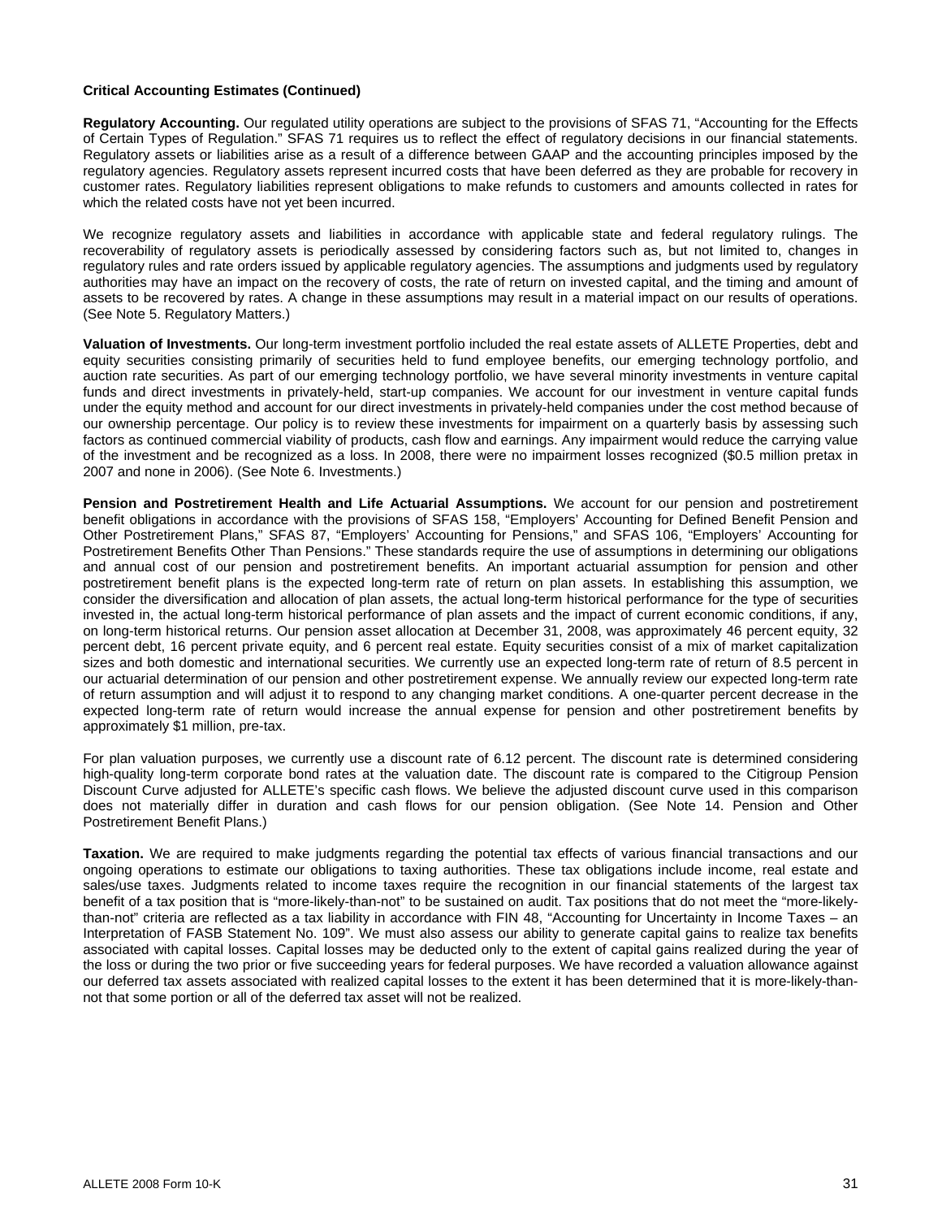**Critical Accounting Estimates (Continued)**

**Regulatory Accounting.** Our regulated utility operations are subject to the provisions of SFAS 71, "Accounting for the Effects of Certain Types of Regulation." SFAS 71 requires us to reflect the effect of regulatory decisions in our financial statements. Regulatory assets or liabilities arise as a result of a difference between GAAP and the accounting principles imposed by the regulatory agencies. Regulatory assets represent incurred costs that have been deferred as they are probable for recovery in customer rates. Regulatory liabilities represent obligations to make refunds to customers and amounts collected in rates for which the related costs have not yet been incurred.

We recognize regulatory assets and liabilities in accordance with applicable state and federal regulatory rulings. The recoverability of regulatory assets is periodically assessed by considering factors such as, but not limited to, changes in regulatory rules and rate orders issued by applicable regulatory agencies. The assumptions and judgments used by regulatory authorities may have an impact on the recovery of costs, the rate of return on invested capital, and the timing and amount of assets to be recovered by rates. A change in these assumptions may result in a material impact on our results of operations. (See Note 5. Regulatory Matters.)

**Valuation of Investments.** Our long-term investment portfolio included the real estate assets of ALLETE Properties, debt and equity securities consisting primarily of securities held to fund employee benefits, our emerging technology portfolio, and auction rate securities. As part of our emerging technology portfolio, we have several minority investments in venture capital funds and direct investments in privately-held, start-up companies. We account for our investment in venture capital funds under the equity method and account for our direct investments in privately-held companies under the cost method because of our ownership percentage. Our policy is to review these investments for impairment on a quarterly basis by assessing such factors as continued commercial viability of products, cash flow and earnings. Any impairment would reduce the carrying value of the investment and be recognized as a loss. In 2008, there were no impairment losses recognized ($0.5 million pretax in 2007 and none in 2006). (See Note 6. Investments.)

**Pension and Postretirement Health and Life Actuarial Assumptions.** We account for our pension and postretirement benefit obligations in accordance with the provisions of SFAS 158, "Employers' Accounting for Defined Benefit Pension and Other Postretirement Plans," SFAS 87, "Employers' Accounting for Pensions," and SFAS 106, "Employers' Accounting for Postretirement Benefits Other Than Pensions." These standards require the use of assumptions in determining our obligations and annual cost of our pension and postretirement benefits. An important actuarial assumption for pension and other postretirement benefit plans is the expected long-term rate of return on plan assets. In establishing this assumption, we consider the diversification and allocation of plan assets, the actual long-term historical performance for the type of securities invested in, the actual long-term historical performance of plan assets and the impact of current economic conditions, if any, on long-term historical returns. Our pension asset allocation at December 31, 2008, was approximately 46 percent equity, 32 percent debt, 16 percent private equity, and 6 percent real estate. Equity securities consist of a mix of market capitalization sizes and both domestic and international securities. We currently use an expected long-term rate of return of 8.5 percent in our actuarial determination of our pension and other postretirement expense. We annually review our expected long-term rate of return assumption and will adjust it to respond to any changing market conditions. A one-quarter percent decrease in the expected long-term rate of return would increase the annual expense for pension and other postretirement benefits by approximately $1 million, pre-tax.

For plan valuation purposes, we currently use a discount rate of 6.12 percent. The discount rate is determined considering high-quality long-term corporate bond rates at the valuation date. The discount rate is compared to the Citigroup Pension Discount Curve adjusted for ALLETE's specific cash flows. We believe the adjusted discount curve used in this comparison does not materially differ in duration and cash flows for our pension obligation. (See Note 14. Pension and Other Postretirement Benefit Plans.)

**Taxation.** We are required to make judgments regarding the potential tax effects of various financial transactions and our ongoing operations to estimate our obligations to taxing authorities. These tax obligations include income, real estate and sales/use taxes. Judgments related to income taxes require the recognition in our financial statements of the largest tax benefit of a tax position that is "more-likely-than-not" to be sustained on audit. Tax positions that do not meet the "more-likely-than-not" criteria are reflected as a tax liability in accordance with FIN 48, "Accounting for Uncertainty in Income Taxes – an Interpretation of FASB Statement No. 109". We must also assess our ability to generate capital gains to realize tax benefits associated with capital losses. Capital losses may be deducted only to the extent of capital gains realized during the year of the loss or during the two prior or five succeeding years for federal purposes. We have recorded a valuation allowance against our deferred tax assets associated with realized capital losses to the extent it has been determined that it is more-likely-than-not that some portion or all of the deferred tax asset will not be realized.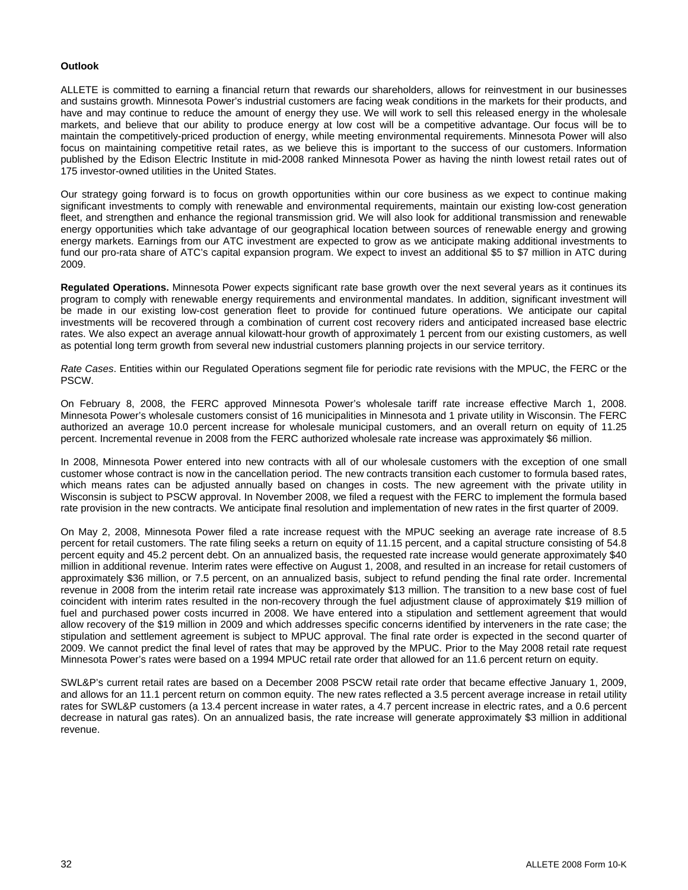**Outlook**

ALLETE is committed to earning a financial return that rewards our shareholders, allows for reinvestment in our businesses and sustains growth. Minnesota Power's industrial customers are facing weak conditions in the markets for their products, and have and may continue to reduce the amount of energy they use. We will work to sell this released energy in the wholesale markets, and believe that our ability to produce energy at low cost will be a competitive advantage. Our focus will be to maintain the competitively-priced production of energy, while meeting environmental requirements. Minnesota Power will also focus on maintaining competitive retail rates, as we believe this is important to the success of our customers. Information published by the Edison Electric Institute in mid-2008 ranked Minnesota Power as having the ninth lowest retail rates out of 175 investor-owned utilities in the United States.

Our strategy going forward is to focus on growth opportunities within our core business as we expect to continue making significant investments to comply with renewable and environmental requirements, maintain our existing low-cost generation fleet, and strengthen and enhance the regional transmission grid. We will also look for additional transmission and renewable energy opportunities which take advantage of our geographical location between sources of renewable energy and growing energy markets. Earnings from our ATC investment are expected to grow as we anticipate making additional investments to fund our pro-rata share of ATC's capital expansion program. We expect to invest an additional $5 to $7 million in ATC during 2009.

**Regulated Operations.** Minnesota Power expects significant rate base growth over the next several years as it continues its program to comply with renewable energy requirements and environmental mandates. In addition, significant investment will be made in our existing low-cost generation fleet to provide for continued future operations. We anticipate our capital investments will be recovered through a combination of current cost recovery riders and anticipated increased base electric rates. We also expect an average annual kilowatt-hour growth of approximately 1 percent from our existing customers, as well as potential long term growth from several new industrial customers planning projects in our service territory.

*Rate Cases*. Entities within our Regulated Operations segment file for periodic rate revisions with the MPUC, the FERC or the PSCW.

On February 8, 2008, the FERC approved Minnesota Power's wholesale tariff rate increase effective March 1, 2008. Minnesota Power's wholesale customers consist of 16 municipalities in Minnesota and 1 private utility in Wisconsin. The FERC authorized an average 10.0 percent increase for wholesale municipal customers, and an overall return on equity of 11.25 percent. Incremental revenue in 2008 from the FERC authorized wholesale rate increase was approximately $6 million.

In 2008, Minnesota Power entered into new contracts with all of our wholesale customers with the exception of one small customer whose contract is now in the cancellation period. The new contracts transition each customer to formula based rates, which means rates can be adjusted annually based on changes in costs. The new agreement with the private utility in Wisconsin is subject to PSCW approval. In November 2008, we filed a request with the FERC to implement the formula based rate provision in the new contracts. We anticipate final resolution and implementation of new rates in the first quarter of 2009.

On May 2, 2008, Minnesota Power filed a rate increase request with the MPUC seeking an average rate increase of 8.5 percent for retail customers. The rate filing seeks a return on equity of 11.15 percent, and a capital structure consisting of 54.8 percent equity and 45.2 percent debt. On an annualized basis, the requested rate increase would generate approximately $40 million in additional revenue. Interim rates were effective on August 1, 2008, and resulted in an increase for retail customers of approximately $36 million, or 7.5 percent, on an annualized basis, subject to refund pending the final rate order. Incremental revenue in 2008 from the interim retail rate increase was approximately $13 million. The transition to a new base cost of fuel coincident with interim rates resulted in the non-recovery through the fuel adjustment clause of approximately $19 million of fuel and purchased power costs incurred in 2008. We have entered into a stipulation and settlement agreement that would allow recovery of the $19 million in 2009 and which addresses specific concerns identified by interveners in the rate case; the stipulation and settlement agreement is subject to MPUC approval. The final rate order is expected in the second quarter of 2009. We cannot predict the final level of rates that may be approved by the MPUC. Prior to the May 2008 retail rate request Minnesota Power's rates were based on a 1994 MPUC retail rate order that allowed for an 11.6 percent return on equity.

SWL&P's current retail rates are based on a December 2008 PSCW retail rate order that became effective January 1, 2009, and allows for an 11.1 percent return on common equity. The new rates reflected a 3.5 percent average increase in retail utility rates for SWL&P customers (a 13.4 percent increase in water rates, a 4.7 percent increase in electric rates, and a 0.6 percent decrease in natural gas rates). On an annualized basis, the rate increase will generate approximately $3 million in additional revenue.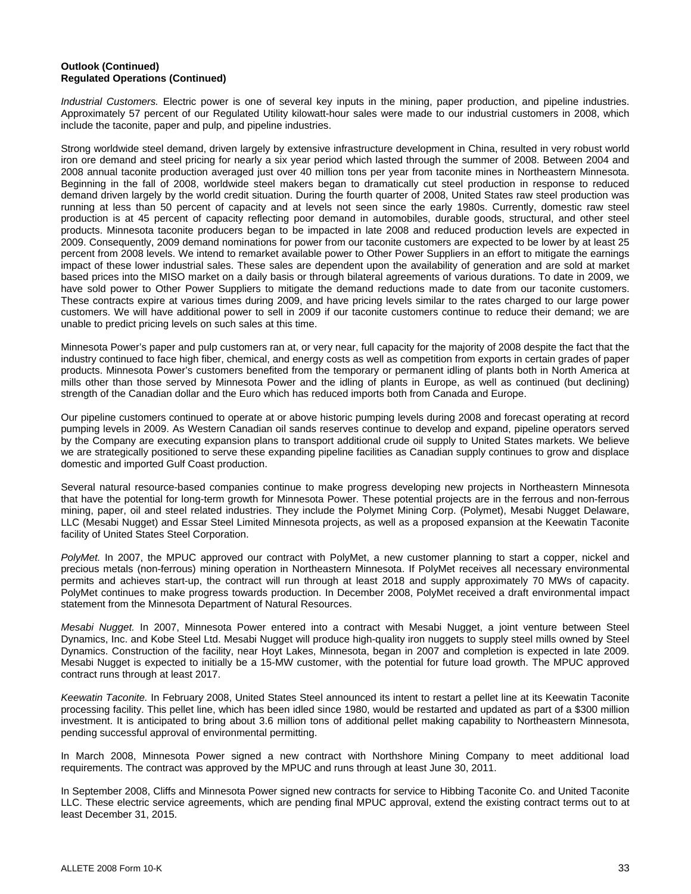**Outlook (Continued)**
**Regulated Operations (Continued)**

*Industrial Customers.* Electric power is one of several key inputs in the mining, paper production, and pipeline industries. Approximately 57 percent of our Regulated Utility kilowatt-hour sales were made to our industrial customers in 2008, which include the taconite, paper and pulp, and pipeline industries.

Strong worldwide steel demand, driven largely by extensive infrastructure development in China, resulted in very robust world iron ore demand and steel pricing for nearly a six year period which lasted through the summer of 2008. Between 2004 and 2008 annual taconite production averaged just over 40 million tons per year from taconite mines in Northeastern Minnesota. Beginning in the fall of 2008, worldwide steel makers began to dramatically cut steel production in response to reduced demand driven largely by the world credit situation. During the fourth quarter of 2008, United States raw steel production was running at less than 50 percent of capacity and at levels not seen since the early 1980s. Currently, domestic raw steel production is at 45 percent of capacity reflecting poor demand in automobiles, durable goods, structural, and other steel products. Minnesota taconite producers began to be impacted in late 2008 and reduced production levels are expected in 2009. Consequently, 2009 demand nominations for power from our taconite customers are expected to be lower by at least 25 percent from 2008 levels. We intend to remarket available power to Other Power Suppliers in an effort to mitigate the earnings impact of these lower industrial sales. These sales are dependent upon the availability of generation and are sold at market based prices into the MISO market on a daily basis or through bilateral agreements of various durations. To date in 2009, we have sold power to Other Power Suppliers to mitigate the demand reductions made to date from our taconite customers. These contracts expire at various times during 2009, and have pricing levels similar to the rates charged to our large power customers. We will have additional power to sell in 2009 if our taconite customers continue to reduce their demand; we are unable to predict pricing levels on such sales at this time.

Minnesota Power's paper and pulp customers ran at, or very near, full capacity for the majority of 2008 despite the fact that the industry continued to face high fiber, chemical, and energy costs as well as competition from exports in certain grades of paper products. Minnesota Power's customers benefited from the temporary or permanent idling of plants both in North America at mills other than those served by Minnesota Power and the idling of plants in Europe, as well as continued (but declining) strength of the Canadian dollar and the Euro which has reduced imports both from Canada and Europe.

Our pipeline customers continued to operate at or above historic pumping levels during 2008 and forecast operating at record pumping levels in 2009. As Western Canadian oil sands reserves continue to develop and expand, pipeline operators served by the Company are executing expansion plans to transport additional crude oil supply to United States markets. We believe we are strategically positioned to serve these expanding pipeline facilities as Canadian supply continues to grow and displace domestic and imported Gulf Coast production.

Several natural resource-based companies continue to make progress developing new projects in Northeastern Minnesota that have the potential for long-term growth for Minnesota Power. These potential projects are in the ferrous and non-ferrous mining, paper, oil and steel related industries. They include the Polymet Mining Corp. (Polymet), Mesabi Nugget Delaware, LLC (Mesabi Nugget) and Essar Steel Limited Minnesota projects, as well as a proposed expansion at the Keewatin Taconite facility of United States Steel Corporation.

*PolyMet.* In 2007, the MPUC approved our contract with PolyMet, a new customer planning to start a copper, nickel and precious metals (non-ferrous) mining operation in Northeastern Minnesota. If PolyMet receives all necessary environmental permits and achieves start-up, the contract will run through at least 2018 and supply approximately 70 MWs of capacity. PolyMet continues to make progress towards production. In December 2008, PolyMet received a draft environmental impact statement from the Minnesota Department of Natural Resources.

*Mesabi Nugget.* In 2007, Minnesota Power entered into a contract with Mesabi Nugget, a joint venture between Steel Dynamics, Inc. and Kobe Steel Ltd. Mesabi Nugget will produce high-quality iron nuggets to supply steel mills owned by Steel Dynamics. Construction of the facility, near Hoyt Lakes, Minnesota, began in 2007 and completion is expected in late 2009. Mesabi Nugget is expected to initially be a 15-MW customer, with the potential for future load growth. The MPUC approved contract runs through at least 2017.

*Keewatin Taconite.* In February 2008, United States Steel announced its intent to restart a pellet line at its Keewatin Taconite processing facility. This pellet line, which has been idled since 1980, would be restarted and updated as part of a $300 million investment. It is anticipated to bring about 3.6 million tons of additional pellet making capability to Northeastern Minnesota, pending successful approval of environmental permitting.

In March 2008, Minnesota Power signed a new contract with Northshore Mining Company to meet additional load requirements. The contract was approved by the MPUC and runs through at least June 30, 2011.

In September 2008, Cliffs and Minnesota Power signed new contracts for service to Hibbing Taconite Co. and United Taconite LLC. These electric service agreements, which are pending final MPUC approval, extend the existing contract terms out to at least December 31, 2015.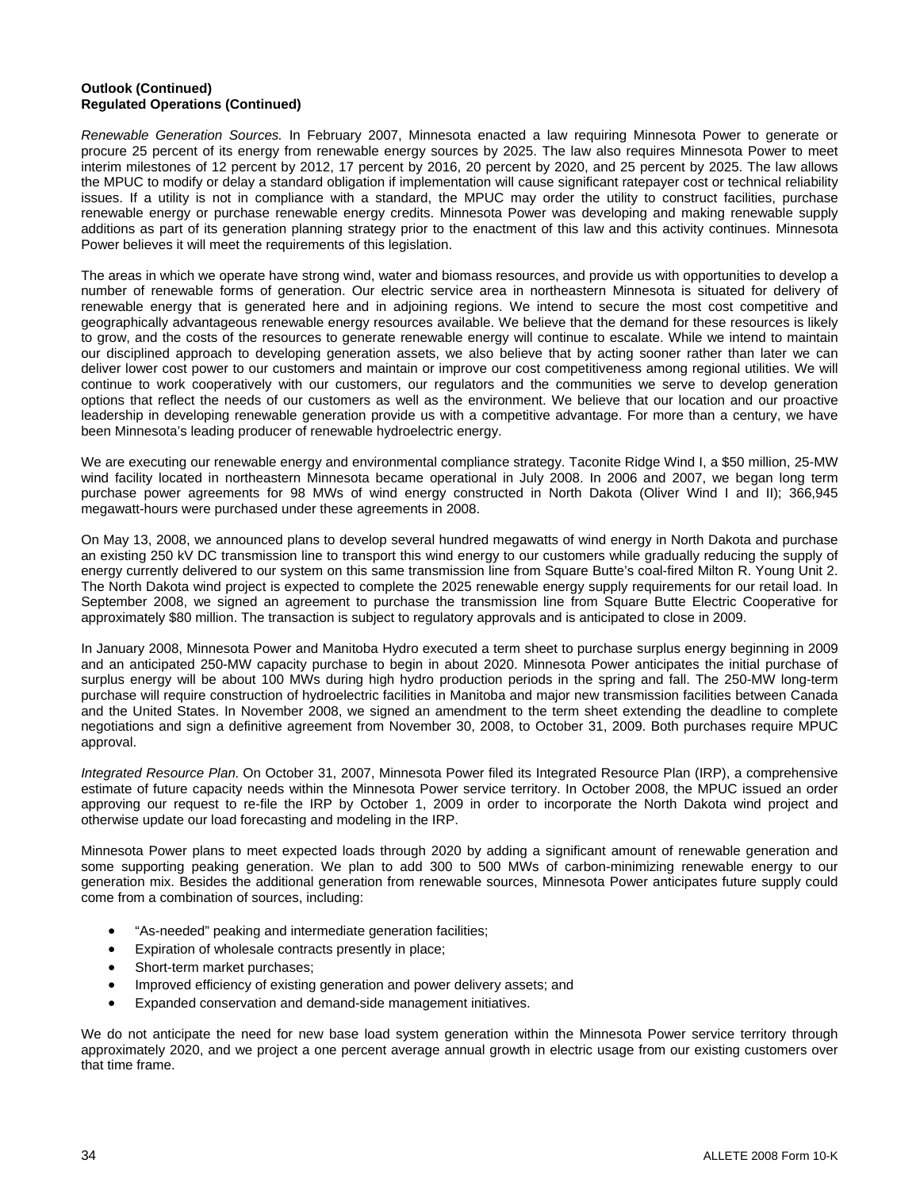**Outlook (Continued)**
**Regulated Operations (Continued)**

*Renewable Generation Sources.* In February 2007, Minnesota enacted a law requiring Minnesota Power to generate or procure 25 percent of its energy from renewable energy sources by 2025. The law also requires Minnesota Power to meet interim milestones of 12 percent by 2012, 17 percent by 2016, 20 percent by 2020, and 25 percent by 2025. The law allows the MPUC to modify or delay a standard obligation if implementation will cause significant ratepayer cost or technical reliability issues. If a utility is not in compliance with a standard, the MPUC may order the utility to construct facilities, purchase renewable energy or purchase renewable energy credits. Minnesota Power was developing and making renewable supply additions as part of its generation planning strategy prior to the enactment of this law and this activity continues. Minnesota Power believes it will meet the requirements of this legislation.

The areas in which we operate have strong wind, water and biomass resources, and provide us with opportunities to develop a number of renewable forms of generation. Our electric service area in northeastern Minnesota is situated for delivery of renewable energy that is generated here and in adjoining regions. We intend to secure the most cost competitive and geographically advantageous renewable energy resources available. We believe that the demand for these resources is likely to grow, and the costs of the resources to generate renewable energy will continue to escalate. While we intend to maintain our disciplined approach to developing generation assets, we also believe that by acting sooner rather than later we can deliver lower cost power to our customers and maintain or improve our cost competitiveness among regional utilities. We will continue to work cooperatively with our customers, our regulators and the communities we serve to develop generation options that reflect the needs of our customers as well as the environment. We believe that our location and our proactive leadership in developing renewable generation provide us with a competitive advantage. For more than a century, we have been Minnesota's leading producer of renewable hydroelectric energy.

We are executing our renewable energy and environmental compliance strategy. Taconite Ridge Wind I, a $50 million, 25-MW wind facility located in northeastern Minnesota became operational in July 2008. In 2006 and 2007, we began long term purchase power agreements for 98 MWs of wind energy constructed in North Dakota (Oliver Wind I and II); 366,945 megawatt-hours were purchased under these agreements in 2008.

On May 13, 2008, we announced plans to develop several hundred megawatts of wind energy in North Dakota and purchase an existing 250 kV DC transmission line to transport this wind energy to our customers while gradually reducing the supply of energy currently delivered to our system on this same transmission line from Square Butte's coal-fired Milton R. Young Unit 2. The North Dakota wind project is expected to complete the 2025 renewable energy supply requirements for our retail load. In September 2008, we signed an agreement to purchase the transmission line from Square Butte Electric Cooperative for approximately $80 million. The transaction is subject to regulatory approvals and is anticipated to close in 2009.

In January 2008, Minnesota Power and Manitoba Hydro executed a term sheet to purchase surplus energy beginning in 2009 and an anticipated 250-MW capacity purchase to begin in about 2020. Minnesota Power anticipates the initial purchase of surplus energy will be about 100 MWs during high hydro production periods in the spring and fall. The 250-MW long-term purchase will require construction of hydroelectric facilities in Manitoba and major new transmission facilities between Canada and the United States. In November 2008, we signed an amendment to the term sheet extending the deadline to complete negotiations and sign a definitive agreement from November 30, 2008, to October 31, 2009. Both purchases require MPUC approval.

*Integrated Resource Plan.* On October 31, 2007, Minnesota Power filed its Integrated Resource Plan (IRP), a comprehensive estimate of future capacity needs within the Minnesota Power service territory. In October 2008, the MPUC issued an order approving our request to re-file the IRP by October 1, 2009 in order to incorporate the North Dakota wind project and otherwise update our load forecasting and modeling in the IRP.

Minnesota Power plans to meet expected loads through 2020 by adding a significant amount of renewable generation and some supporting peaking generation. We plan to add 300 to 500 MWs of carbon-minimizing renewable energy to our generation mix. Besides the additional generation from renewable sources, Minnesota Power anticipates future supply could come from a combination of sources, including:

- "As-needed" peaking and intermediate generation facilities;
- Expiration of wholesale contracts presently in place;
- Short-term market purchases;
- Improved efficiency of existing generation and power delivery assets; and
- Expanded conservation and demand-side management initiatives.

We do not anticipate the need for new base load system generation within the Minnesota Power service territory through approximately 2020, and we project a one percent average annual growth in electric usage from our existing customers over that time frame.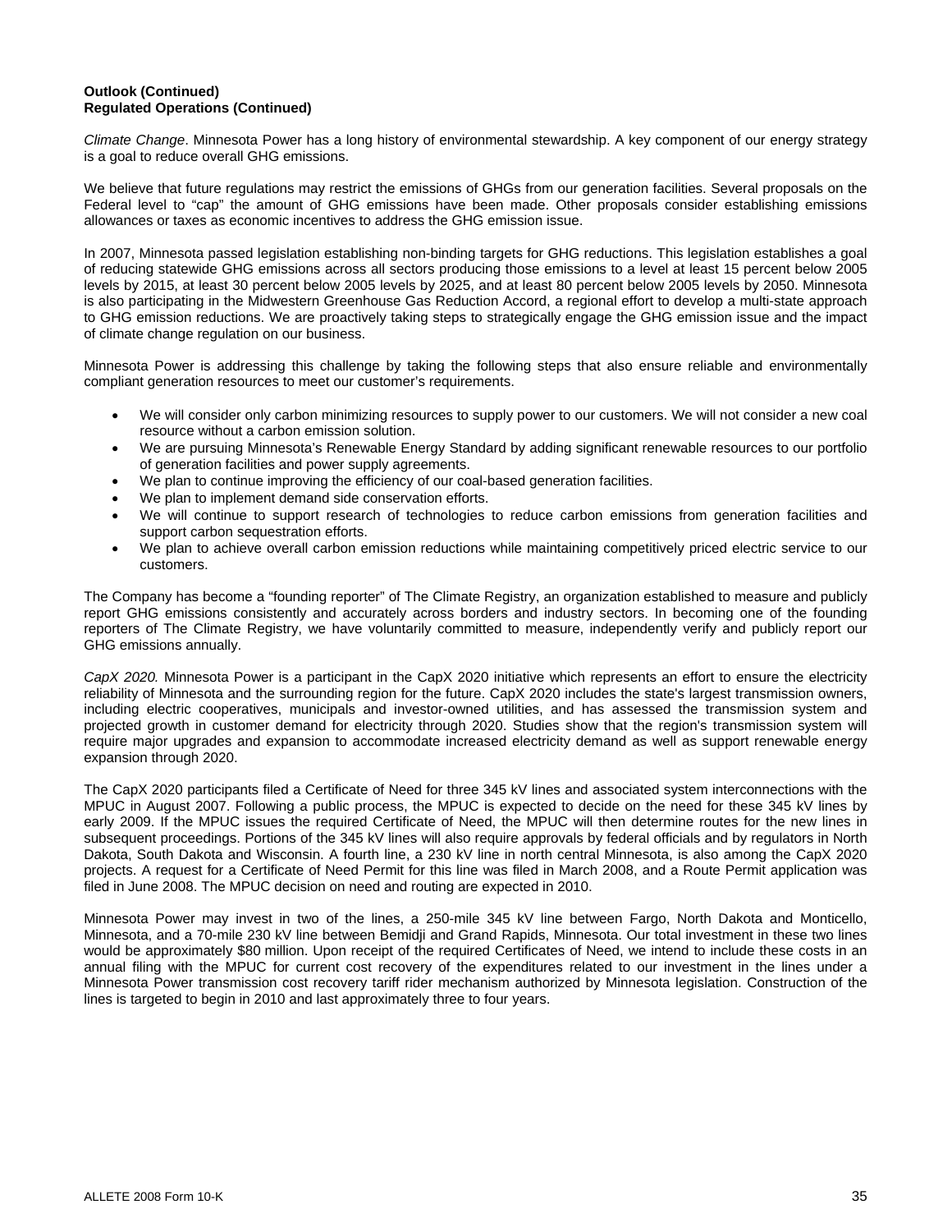**Outlook (Continued)**
**Regulated Operations (Continued)**

*Climate Change*. Minnesota Power has a long history of environmental stewardship. A key component of our energy strategy is a goal to reduce overall GHG emissions.

We believe that future regulations may restrict the emissions of GHGs from our generation facilities. Several proposals on the Federal level to "cap" the amount of GHG emissions have been made. Other proposals consider establishing emissions allowances or taxes as economic incentives to address the GHG emission issue.

In 2007, Minnesota passed legislation establishing non-binding targets for GHG reductions. This legislation establishes a goal of reducing statewide GHG emissions across all sectors producing those emissions to a level at least 15 percent below 2005 levels by 2015, at least 30 percent below 2005 levels by 2025, and at least 80 percent below 2005 levels by 2050. Minnesota is also participating in the Midwestern Greenhouse Gas Reduction Accord, a regional effort to develop a multi-state approach to GHG emission reductions. We are proactively taking steps to strategically engage the GHG emission issue and the impact of climate change regulation on our business.

Minnesota Power is addressing this challenge by taking the following steps that also ensure reliable and environmentally compliant generation resources to meet our customer's requirements.

- We will consider only carbon minimizing resources to supply power to our customers. We will not consider a new coal resource without a carbon emission solution.
- We are pursuing Minnesota's Renewable Energy Standard by adding significant renewable resources to our portfolio of generation facilities and power supply agreements.
- We plan to continue improving the efficiency of our coal-based generation facilities.
- We plan to implement demand side conservation efforts.
- We will continue to support research of technologies to reduce carbon emissions from generation facilities and support carbon sequestration efforts.
- We plan to achieve overall carbon emission reductions while maintaining competitively priced electric service to our customers.

The Company has become a "founding reporter" of The Climate Registry, an organization established to measure and publicly report GHG emissions consistently and accurately across borders and industry sectors. In becoming one of the founding reporters of The Climate Registry, we have voluntarily committed to measure, independently verify and publicly report our GHG emissions annually.

*CapX 2020.* Minnesota Power is a participant in the CapX 2020 initiative which represents an effort to ensure the electricity reliability of Minnesota and the surrounding region for the future. CapX 2020 includes the state's largest transmission owners, including electric cooperatives, municipals and investor-owned utilities, and has assessed the transmission system and projected growth in customer demand for electricity through 2020. Studies show that the region's transmission system will require major upgrades and expansion to accommodate increased electricity demand as well as support renewable energy expansion through 2020.

The CapX 2020 participants filed a Certificate of Need for three 345 kV lines and associated system interconnections with the MPUC in August 2007. Following a public process, the MPUC is expected to decide on the need for these 345 kV lines by early 2009. If the MPUC issues the required Certificate of Need, the MPUC will then determine routes for the new lines in subsequent proceedings. Portions of the 345 kV lines will also require approvals by federal officials and by regulators in North Dakota, South Dakota and Wisconsin. A fourth line, a 230 kV line in north central Minnesota, is also among the CapX 2020 projects. A request for a Certificate of Need Permit for this line was filed in March 2008, and a Route Permit application was filed in June 2008. The MPUC decision on need and routing are expected in 2010.

Minnesota Power may invest in two of the lines, a 250-mile 345 kV line between Fargo, North Dakota and Monticello, Minnesota, and a 70-mile 230 kV line between Bemidji and Grand Rapids, Minnesota. Our total investment in these two lines would be approximately $80 million. Upon receipt of the required Certificates of Need, we intend to include these costs in an annual filing with the MPUC for current cost recovery of the expenditures related to our investment in the lines under a Minnesota Power transmission cost recovery tariff rider mechanism authorized by Minnesota legislation. Construction of the lines is targeted to begin in 2010 and last approximately three to four years.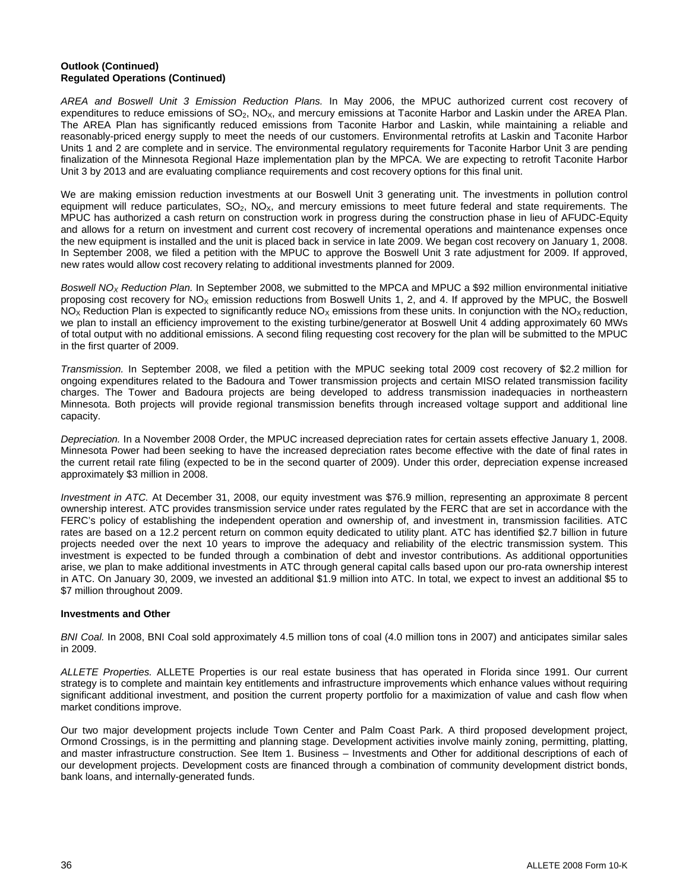**Outlook (Continued)**
**Regulated Operations (Continued)**

*AREA and Boswell Unit 3 Emission Reduction Plans.* In May 2006, the MPUC authorized current cost recovery of expenditures to reduce emissions of $SO_2$, $NO_X$, and mercury emissions at Taconite Harbor and Laskin under the AREA Plan. The AREA Plan has significantly reduced emissions from Taconite Harbor and Laskin, while maintaining a reliable and reasonably-priced energy supply to meet the needs of our customers. Environmental retrofits at Laskin and Taconite Harbor Units 1 and 2 are complete and in service. The environmental regulatory requirements for Taconite Harbor Unit 3 are pending finalization of the Minnesota Regional Haze implementation plan by the MPCA. We are expecting to retrofit Taconite Harbor Unit 3 by 2013 and are evaluating compliance requirements and cost recovery options for this final unit.

We are making emission reduction investments at our Boswell Unit 3 generating unit. The investments in pollution control equipment will reduce particulates, $SO_2$, $NO_X$, and mercury emissions to meet future federal and state requirements. The MPUC has authorized a cash return on construction work in progress during the construction phase in lieu of AFUDC-Equity and allows for a return on investment and current cost recovery of incremental operations and maintenance expenses once the new equipment is installed and the unit is placed back in service in late 2009. We began cost recovery on January 1, 2008. In September 2008, we filed a petition with the MPUC to approve the Boswell Unit 3 rate adjustment for 2009. If approved, new rates would allow cost recovery relating to additional investments planned for 2009.

*Boswell $NO_X$ Reduction Plan.* In September 2008, we submitted to the MPCA and MPUC a $92 million environmental initiative proposing cost recovery for $NO_X$ emission reductions from Boswell Units 1, 2, and 4. If approved by the MPUC, the Boswell $NO_X$ Reduction Plan is expected to significantly reduce $NO_X$ emissions from these units. In conjunction with the $NO_X$ reduction, we plan to install an efficiency improvement to the existing turbine/generator at Boswell Unit 4 adding approximately 60 MWs of total output with no additional emissions. A second filing requesting cost recovery for the plan will be submitted to the MPUC in the first quarter of 2009.

*Transmission.* In September 2008, we filed a petition with the MPUC seeking total 2009 cost recovery of $2.2 million for ongoing expenditures related to the Badoura and Tower transmission projects and certain MISO related transmission facility charges. The Tower and Badoura projects are being developed to address transmission inadequacies in northeastern Minnesota. Both projects will provide regional transmission benefits through increased voltage support and additional line capacity.

*Depreciation.* In a November 2008 Order, the MPUC increased depreciation rates for certain assets effective January 1, 2008. Minnesota Power had been seeking to have the increased depreciation rates become effective with the date of final rates in the current retail rate filing (expected to be in the second quarter of 2009). Under this order, depreciation expense increased approximately $3 million in 2008.

*Investment in ATC.* At December 31, 2008, our equity investment was $76.9 million, representing an approximate 8 percent ownership interest. ATC provides transmission service under rates regulated by the FERC that are set in accordance with the FERC's policy of establishing the independent operation and ownership of, and investment in, transmission facilities. ATC rates are based on a 12.2 percent return on common equity dedicated to utility plant. ATC has identified $2.7 billion in future projects needed over the next 10 years to improve the adequacy and reliability of the electric transmission system. This investment is expected to be funded through a combination of debt and investor contributions. As additional opportunities arise, we plan to make additional investments in ATC through general capital calls based upon our pro-rata ownership interest in ATC. On January 30, 2009, we invested an additional $1.9 million into ATC. In total, we expect to invest an additional $5 to $7 million throughout 2009.

**Investments and Other**

*BNI Coal.* In 2008, BNI Coal sold approximately 4.5 million tons of coal (4.0 million tons in 2007) and anticipates similar sales in 2009.

*ALLETE Properties.* ALLETE Properties is our real estate business that has operated in Florida since 1991. Our current strategy is to complete and maintain key entitlements and infrastructure improvements which enhance values without requiring significant additional investment, and position the current property portfolio for a maximization of value and cash flow when market conditions improve.

Our two major development projects include Town Center and Palm Coast Park. A third proposed development project, Ormond Crossings, is in the permitting and planning stage. Development activities involve mainly zoning, permitting, platting, and master infrastructure construction. See Item 1. Business – Investments and Other for additional descriptions of each of our development projects. Development costs are financed through a combination of community development district bonds, bank loans, and internally-generated funds.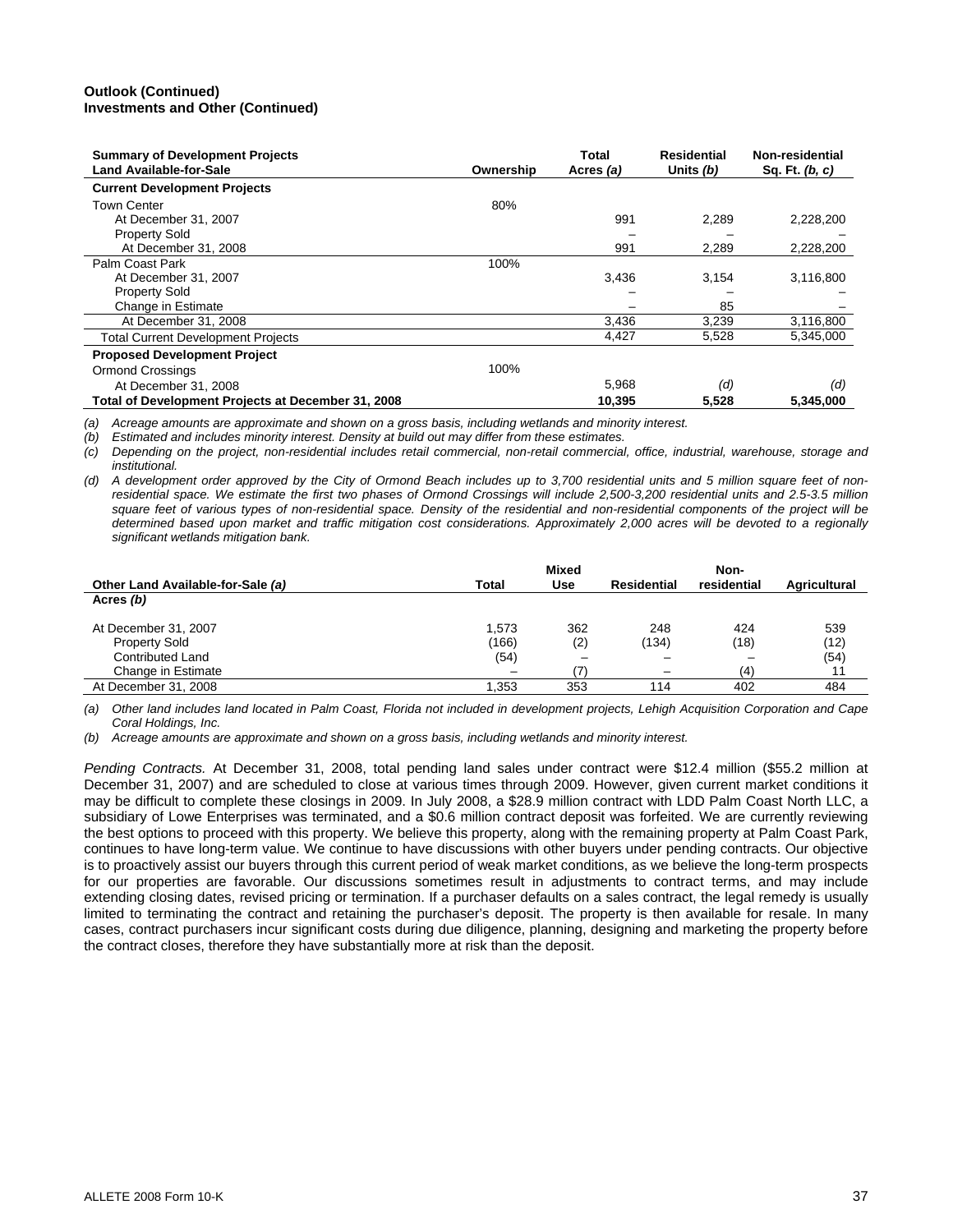**Outlook (Continued)**
**Investments and Other (Continued)**

| Summary of Development Projects<br>Land Available-for-Sale | Ownership | Total<br>Acres *(a)* | Residential<br>Units *(b)* | Non-residential<br>Sq. Ft. *(b, c)* |
|---|---|---|---|---|
| **Current Development Projects** | | | | |
| Town Center | 80% | | | |
| At December 31, 2007 | | 991 | 2,289 | 2,228,200 |
| Property Sold | | – | – | – |
| At December 31, 2008 | | 991 | 2,289 | 2,228,200 |
| Palm Coast Park | 100% | | | |
| At December 31, 2007 | | 3,436 | 3,154 | 3,116,800 |
| Property Sold | | – | – | – |
| Change in Estimate | | – | 85 | – |
| At December 31, 2008 | | 3,436 | 3,239 | 3,116,800 |
| Total Current Development Projects | | 4,427 | 5,528 | 5,345,000 |
| **Proposed Development Project** | | | | |
| Ormond Crossings | 100% | | | |
| At December 31, 2008 | | 5,968 | *(d)* | *(d)* |
| **Total of Development Projects at December 31, 2008** | | **10,395** | **5,528** | **5,345,000** |

*(a) Acreage amounts are approximate and shown on a gross basis, including wetlands and minority interest.*
*(b) Estimated and includes minority interest. Density at build out may differ from these estimates.*
*(c) Depending on the project, non-residential includes retail commercial, non-retail commercial, office, industrial, warehouse, storage and institutional.*
*(d) A development order approved by the City of Ormond Beach includes up to 3,700 residential units and 5 million square feet of non-residential space. We estimate the first two phases of Ormond Crossings will include 2,500-3,200 residential units and 2.5-3.5 million square feet of various types of non-residential space. Density of the residential and non-residential components of the project will be determined based upon market and traffic mitigation cost considerations. Approximately 2,000 acres will be devoted to a regionally significant wetlands mitigation bank.*

| Other Land Available-for-Sale *(a)* | Total | Mixed Use | Residential | Non-residential | Agricultural |
|---|---|---|---|---|---|
| **Acres *(b)*** | | | | | |
| At December 31, 2007 | 1,573 | 362 | 248 | 424 | 539 |
| Property Sold | (166) | (2) | (134) | (18) | (12) |
| Contributed Land | (54) | – | – | – | (54) |
| Change in Estimate | – | (7) | – | (4) | 11 |
| At December 31, 2008 | 1,353 | 353 | 114 | 402 | 484 |

*(a) Other land includes land located in Palm Coast, Florida not included in development projects, Lehigh Acquisition Corporation and Cape Coral Holdings, Inc.*
*(b) Acreage amounts are approximate and shown on a gross basis, including wetlands and minority interest.*

*Pending Contracts.* At December 31, 2008, total pending land sales under contract were $12.4 million ($55.2 million at December 31, 2007) and are scheduled to close at various times through 2009. However, given current market conditions it may be difficult to complete these closings in 2009. In July 2008, a $28.9 million contract with LDD Palm Coast North LLC, a subsidiary of Lowe Enterprises was terminated, and a $0.6 million contract deposit was forfeited. We are currently reviewing the best options to proceed with this property. We believe this property, along with the remaining property at Palm Coast Park, continues to have long-term value. We continue to have discussions with other buyers under pending contracts. Our objective is to proactively assist our buyers through this current period of weak market conditions, as we believe the long-term prospects for our properties are favorable. Our discussions sometimes result in adjustments to contract terms, and may include extending closing dates, revised pricing or termination. If a purchaser defaults on a sales contract, the legal remedy is usually limited to terminating the contract and retaining the purchaser's deposit. The property is then available for resale. In many cases, contract purchasers incur significant costs during due diligence, planning, designing and marketing the property before the contract closes, therefore they have substantially more at risk than the deposit.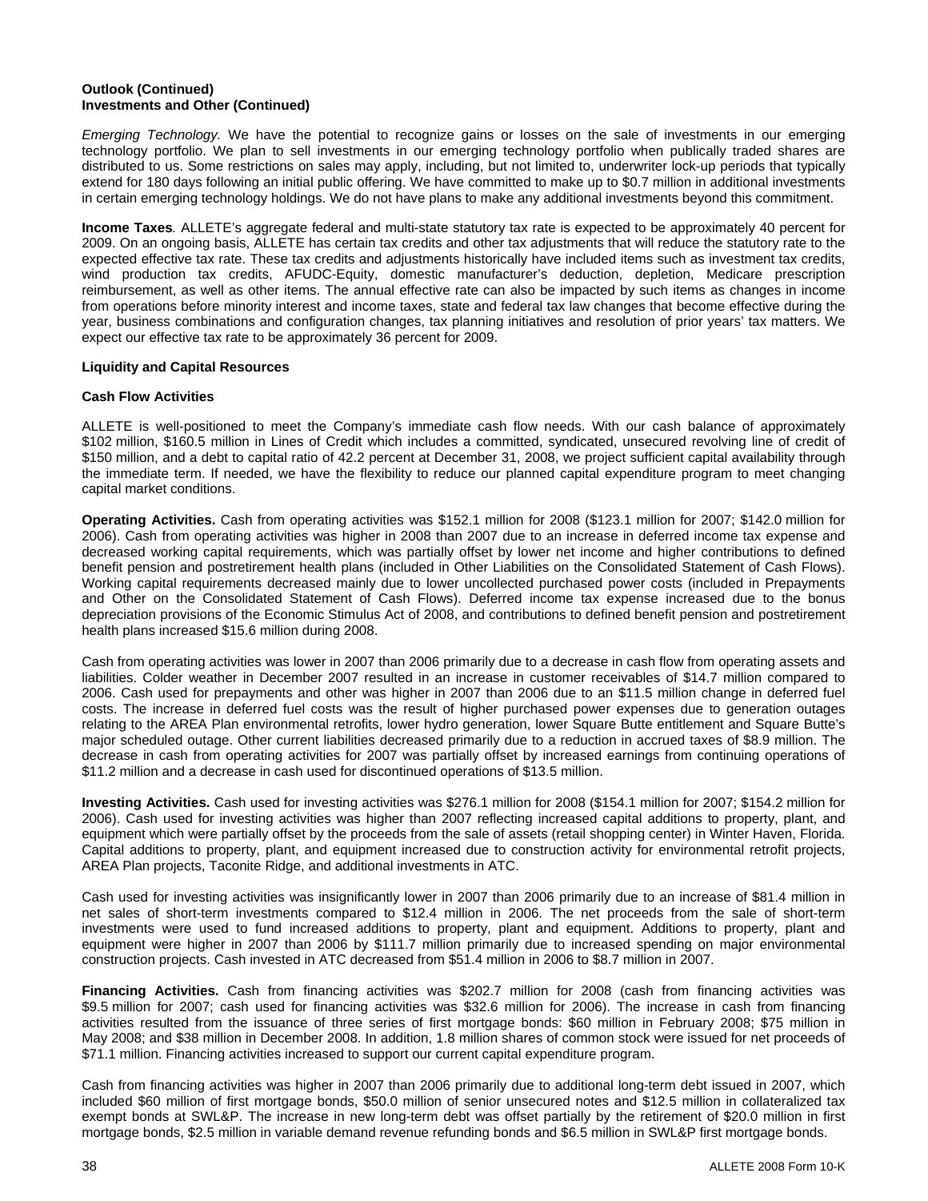**Outlook (Continued)**
**Investments and Other (Continued)**

*Emerging Technology.* We have the potential to recognize gains or losses on the sale of investments in our emerging technology portfolio. We plan to sell investments in our emerging technology portfolio when publically traded shares are distributed to us. Some restrictions on sales may apply, including, but not limited to, underwriter lock-up periods that typically extend for 180 days following an initial public offering. We have committed to make up to $0.7 million in additional investments in certain emerging technology holdings. We do not have plans to make any additional investments beyond this commitment.

**Income Taxes***.* ALLETE's aggregate federal and multi-state statutory tax rate is expected to be approximately 40 percent for 2009. On an ongoing basis, ALLETE has certain tax credits and other tax adjustments that will reduce the statutory rate to the expected effective tax rate. These tax credits and adjustments historically have included items such as investment tax credits, wind production tax credits, AFUDC-Equity, domestic manufacturer's deduction, depletion, Medicare prescription reimbursement, as well as other items. The annual effective rate can also be impacted by such items as changes in income from operations before minority interest and income taxes, state and federal tax law changes that become effective during the year, business combinations and configuration changes, tax planning initiatives and resolution of prior years' tax matters. We expect our effective tax rate to be approximately 36 percent for 2009.

**Liquidity and Capital Resources**

**Cash Flow Activities**

ALLETE is well-positioned to meet the Company's immediate cash flow needs. With our cash balance of approximately $102 million, $160.5 million in Lines of Credit which includes a committed, syndicated, unsecured revolving line of credit of $150 million, and a debt to capital ratio of 42.2 percent at December 31, 2008, we project sufficient capital availability through the immediate term. If needed, we have the flexibility to reduce our planned capital expenditure program to meet changing capital market conditions.

**Operating Activities.** Cash from operating activities was $152.1 million for 2008 ($123.1 million for 2007; $142.0 million for 2006). Cash from operating activities was higher in 2008 than 2007 due to an increase in deferred income tax expense and decreased working capital requirements, which was partially offset by lower net income and higher contributions to defined benefit pension and postretirement health plans (included in Other Liabilities on the Consolidated Statement of Cash Flows). Working capital requirements decreased mainly due to lower uncollected purchased power costs (included in Prepayments and Other on the Consolidated Statement of Cash Flows). Deferred income tax expense increased due to the bonus depreciation provisions of the Economic Stimulus Act of 2008, and contributions to defined benefit pension and postretirement health plans increased $15.6 million during 2008.

Cash from operating activities was lower in 2007 than 2006 primarily due to a decrease in cash flow from operating assets and liabilities. Colder weather in December 2007 resulted in an increase in customer receivables of $14.7 million compared to 2006. Cash used for prepayments and other was higher in 2007 than 2006 due to an $11.5 million change in deferred fuel costs. The increase in deferred fuel costs was the result of higher purchased power expenses due to generation outages relating to the AREA Plan environmental retrofits, lower hydro generation, lower Square Butte entitlement and Square Butte's major scheduled outage. Other current liabilities decreased primarily due to a reduction in accrued taxes of $8.9 million. The decrease in cash from operating activities for 2007 was partially offset by increased earnings from continuing operations of $11.2 million and a decrease in cash used for discontinued operations of $13.5 million.

**Investing Activities.** Cash used for investing activities was $276.1 million for 2008 ($154.1 million for 2007; $154.2 million for 2006). Cash used for investing activities was higher than 2007 reflecting increased capital additions to property, plant, and equipment which were partially offset by the proceeds from the sale of assets (retail shopping center) in Winter Haven, Florida. Capital additions to property, plant, and equipment increased due to construction activity for environmental retrofit projects, AREA Plan projects, Taconite Ridge, and additional investments in ATC.

Cash used for investing activities was insignificantly lower in 2007 than 2006 primarily due to an increase of $81.4 million in net sales of short-term investments compared to $12.4 million in 2006. The net proceeds from the sale of short-term investments were used to fund increased additions to property, plant and equipment. Additions to property, plant and equipment were higher in 2007 than 2006 by $111.7 million primarily due to increased spending on major environmental construction projects. Cash invested in ATC decreased from $51.4 million in 2006 to $8.7 million in 2007.

**Financing Activities.** Cash from financing activities was $202.7 million for 2008 (cash from financing activities was $9.5 million for 2007; cash used for financing activities was $32.6 million for 2006). The increase in cash from financing activities resulted from the issuance of three series of first mortgage bonds: $60 million in February 2008; $75 million in May 2008; and $38 million in December 2008. In addition, 1.8 million shares of common stock were issued for net proceeds of $71.1 million. Financing activities increased to support our current capital expenditure program.

Cash from financing activities was higher in 2007 than 2006 primarily due to additional long-term debt issued in 2007, which included $60 million of first mortgage bonds, $50.0 million of senior unsecured notes and $12.5 million in collateralized tax exempt bonds at SWL&P. The increase in new long-term debt was offset partially by the retirement of $20.0 million in first mortgage bonds, $2.5 million in variable demand revenue refunding bonds and $6.5 million in SWL&P first mortgage bonds.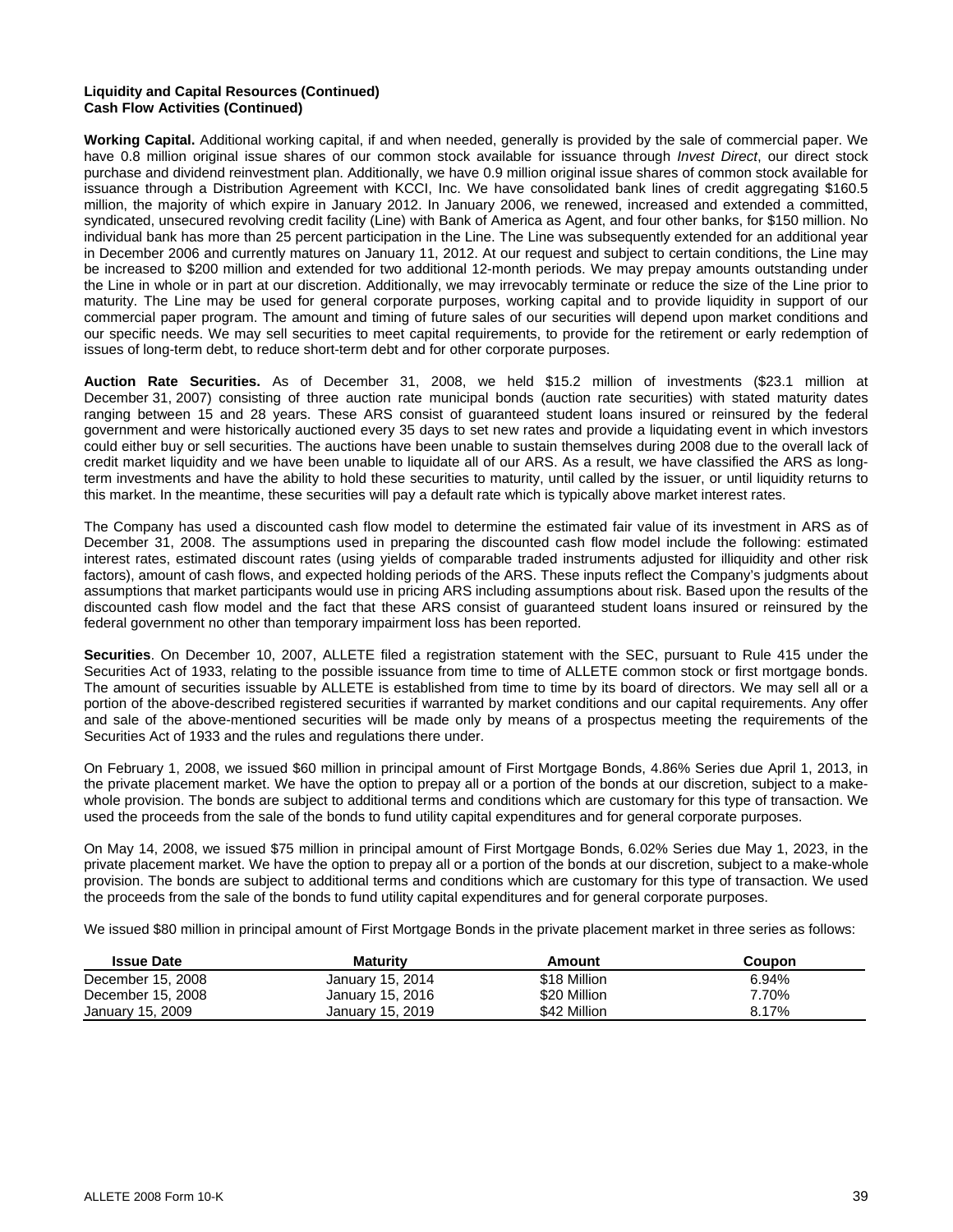**Liquidity and Capital Resources (Continued)**
**Cash Flow Activities (Continued)**

**Working Capital.** Additional working capital, if and when needed, generally is provided by the sale of commercial paper. We have 0.8 million original issue shares of our common stock available for issuance through *Invest Direct*, our direct stock purchase and dividend reinvestment plan. Additionally, we have 0.9 million original issue shares of common stock available for issuance through a Distribution Agreement with KCCI, Inc. We have consolidated bank lines of credit aggregating \$160.5 million, the majority of which expire in January 2012. In January 2006, we renewed, increased and extended a committed, syndicated, unsecured revolving credit facility (Line) with Bank of America as Agent, and four other banks, for \$150 million. No individual bank has more than 25 percent participation in the Line. The Line was subsequently extended for an additional year in December 2006 and currently matures on January 11, 2012. At our request and subject to certain conditions, the Line may be increased to \$200 million and extended for two additional 12-month periods. We may prepay amounts outstanding under the Line in whole or in part at our discretion. Additionally, we may irrevocably terminate or reduce the size of the Line prior to maturity. The Line may be used for general corporate purposes, working capital and to provide liquidity in support of our commercial paper program. The amount and timing of future sales of our securities will depend upon market conditions and our specific needs. We may sell securities to meet capital requirements, to provide for the retirement or early redemption of issues of long-term debt, to reduce short-term debt and for other corporate purposes.

**Auction Rate Securities.** As of December 31, 2008, we held \$15.2 million of investments (\$23.1 million at December 31, 2007) consisting of three auction rate municipal bonds (auction rate securities) with stated maturity dates ranging between 15 and 28 years. These ARS consist of guaranteed student loans insured or reinsured by the federal government and were historically auctioned every 35 days to set new rates and provide a liquidating event in which investors could either buy or sell securities. The auctions have been unable to sustain themselves during 2008 due to the overall lack of credit market liquidity and we have been unable to liquidate all of our ARS. As a result, we have classified the ARS as long-term investments and have the ability to hold these securities to maturity, until called by the issuer, or until liquidity returns to this market. In the meantime, these securities will pay a default rate which is typically above market interest rates.

The Company has used a discounted cash flow model to determine the estimated fair value of its investment in ARS as of December 31, 2008. The assumptions used in preparing the discounted cash flow model include the following: estimated interest rates, estimated discount rates (using yields of comparable traded instruments adjusted for illiquidity and other risk factors), amount of cash flows, and expected holding periods of the ARS. These inputs reflect the Company's judgments about assumptions that market participants would use in pricing ARS including assumptions about risk. Based upon the results of the discounted cash flow model and the fact that these ARS consist of guaranteed student loans insured or reinsured by the federal government no other than temporary impairment loss has been reported.

**Securities**. On December 10, 2007, ALLETE filed a registration statement with the SEC, pursuant to Rule 415 under the Securities Act of 1933, relating to the possible issuance from time to time of ALLETE common stock or first mortgage bonds. The amount of securities issuable by ALLETE is established from time to time by its board of directors. We may sell all or a portion of the above-described registered securities if warranted by market conditions and our capital requirements. Any offer and sale of the above-mentioned securities will be made only by means of a prospectus meeting the requirements of the Securities Act of 1933 and the rules and regulations there under.

On February 1, 2008, we issued \$60 million in principal amount of First Mortgage Bonds, 4.86% Series due April 1, 2013, in the private placement market. We have the option to prepay all or a portion of the bonds at our discretion, subject to a make-whole provision. The bonds are subject to additional terms and conditions which are customary for this type of transaction. We used the proceeds from the sale of the bonds to fund utility capital expenditures and for general corporate purposes.

On May 14, 2008, we issued \$75 million in principal amount of First Mortgage Bonds, 6.02% Series due May 1, 2023, in the private placement market. We have the option to prepay all or a portion of the bonds at our discretion, subject to a make-whole provision. The bonds are subject to additional terms and conditions which are customary for this type of transaction. We used the proceeds from the sale of the bonds to fund utility capital expenditures and for general corporate purposes.

We issued \$80 million in principal amount of First Mortgage Bonds in the private placement market in three series as follows:

| Issue Date | Maturity | Amount | Coupon |
|---|---|---|---|
| December 15, 2008 | January 15, 2014 | \$18 Million | 6.94% |
| December 15, 2008 | January 15, 2016 | \$20 Million | 7.70% |
| January 15, 2009 | January 15, 2019 | \$42 Million | 8.17% |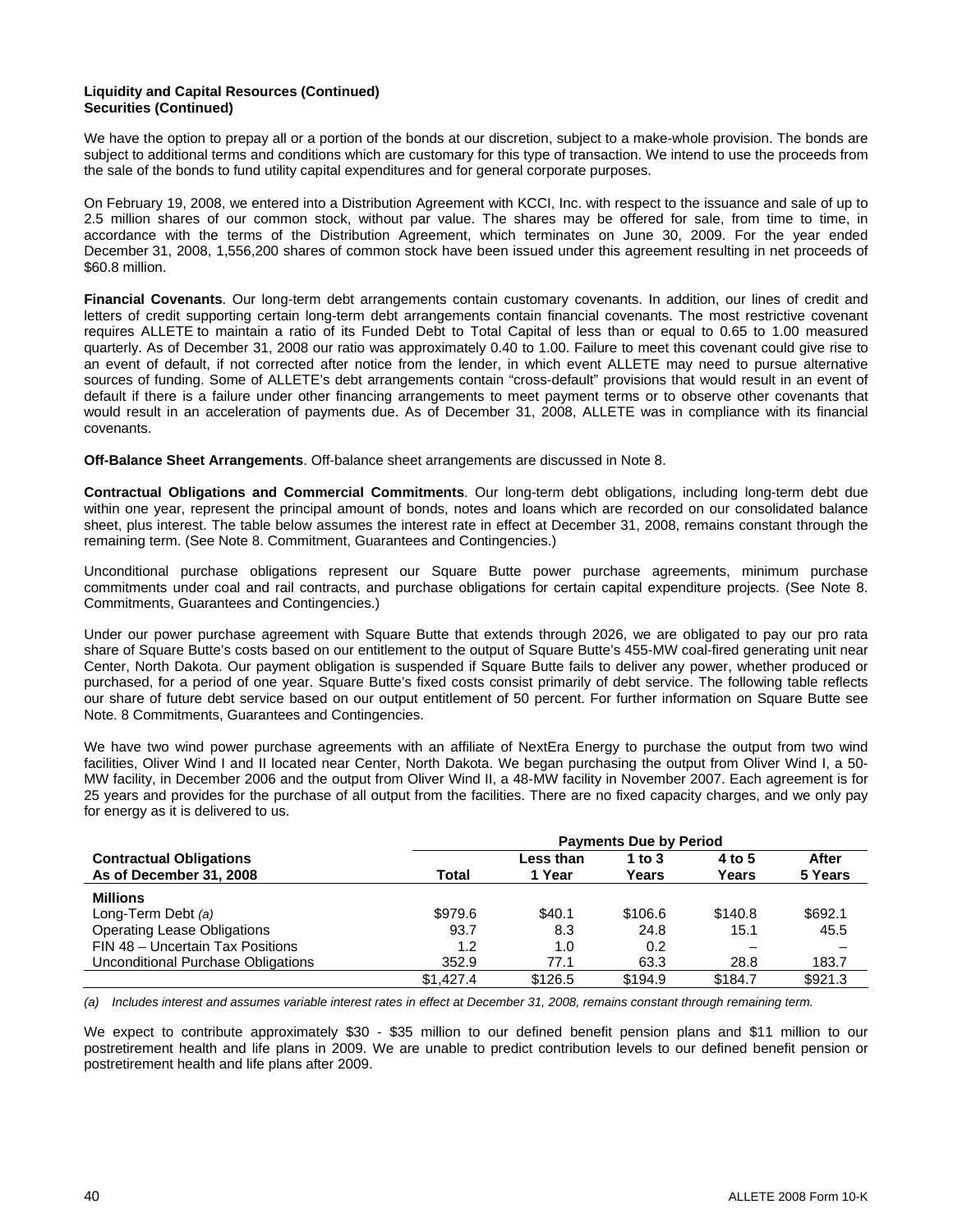**Liquidity and Capital Resources (Continued)**
**Securities (Continued)**

We have the option to prepay all or a portion of the bonds at our discretion, subject to a make-whole provision. The bonds are subject to additional terms and conditions which are customary for this type of transaction. We intend to use the proceeds from the sale of the bonds to fund utility capital expenditures and for general corporate purposes.

On February 19, 2008, we entered into a Distribution Agreement with KCCI, Inc. with respect to the issuance and sale of up to 2.5 million shares of our common stock, without par value. The shares may be offered for sale, from time to time, in accordance with the terms of the Distribution Agreement, which terminates on June 30, 2009. For the year ended December 31, 2008, 1,556,200 shares of common stock have been issued under this agreement resulting in net proceeds of $60.8 million.

**Financial Covenants**. Our long-term debt arrangements contain customary covenants. In addition, our lines of credit and letters of credit supporting certain long-term debt arrangements contain financial covenants. The most restrictive covenant requires ALLETE to maintain a ratio of its Funded Debt to Total Capital of less than or equal to 0.65 to 1.00 measured quarterly. As of December 31, 2008 our ratio was approximately 0.40 to 1.00. Failure to meet this covenant could give rise to an event of default, if not corrected after notice from the lender, in which event ALLETE may need to pursue alternative sources of funding. Some of ALLETE's debt arrangements contain "cross-default" provisions that would result in an event of default if there is a failure under other financing arrangements to meet payment terms or to observe other covenants that would result in an acceleration of payments due. As of December 31, 2008, ALLETE was in compliance with its financial covenants.

**Off-Balance Sheet Arrangements**. Off-balance sheet arrangements are discussed in Note 8.

**Contractual Obligations and Commercial Commitments**. Our long-term debt obligations, including long-term debt due within one year, represent the principal amount of bonds, notes and loans which are recorded on our consolidated balance sheet, plus interest. The table below assumes the interest rate in effect at December 31, 2008, remains constant through the remaining term. (See Note 8. Commitment, Guarantees and Contingencies.)

Unconditional purchase obligations represent our Square Butte power purchase agreements, minimum purchase commitments under coal and rail contracts, and purchase obligations for certain capital expenditure projects. (See Note 8. Commitments, Guarantees and Contingencies.)

Under our power purchase agreement with Square Butte that extends through 2026, we are obligated to pay our pro rata share of Square Butte's costs based on our entitlement to the output of Square Butte's 455-MW coal-fired generating unit near Center, North Dakota. Our payment obligation is suspended if Square Butte fails to deliver any power, whether produced or purchased, for a period of one year. Square Butte's fixed costs consist primarily of debt service. The following table reflects our share of future debt service based on our output entitlement of 50 percent. For further information on Square Butte see Note. 8 Commitments, Guarantees and Contingencies.

We have two wind power purchase agreements with an affiliate of NextEra Energy to purchase the output from two wind facilities, Oliver Wind I and II located near Center, North Dakota. We began purchasing the output from Oliver Wind I, a 50-MW facility, in December 2006 and the output from Oliver Wind II, a 48-MW facility in November 2007. Each agreement is for 25 years and provides for the purchase of all output from the facilities. There are no fixed capacity charges, and we only pay for energy as it is delivered to us.

| Contractual Obligations As of December 31, 2008 | Total | Payments Due by Period Less than 1 Year | 1 to 3 Years | 4 to 5 Years | After 5 Years |
|---|---|---|---|---|---|
| **Millions** | | | | | |
| Long-Term Debt *(a)* | $979.6 | $40.1 | $106.6 | $140.8 | $692.1 |
| Operating Lease Obligations | 93.7 | 8.3 | 24.8 | 15.1 | 45.5 |
| FIN 48 – Uncertain Tax Positions | 1.2 | 1.0 | 0.2 | – | – |
| Unconditional Purchase Obligations | 352.9 | 77.1 | 63.3 | 28.8 | 183.7 |
| | $1,427.4 | $126.5 | $194.9 | $184.7 | $921.3 |

*(a) Includes interest and assumes variable interest rates in effect at December 31, 2008, remains constant through remaining term.*

We expect to contribute approximately $30 - $35 million to our defined benefit pension plans and $11 million to our postretirement health and life plans in 2009. We are unable to predict contribution levels to our defined benefit pension or postretirement health and life plans after 2009.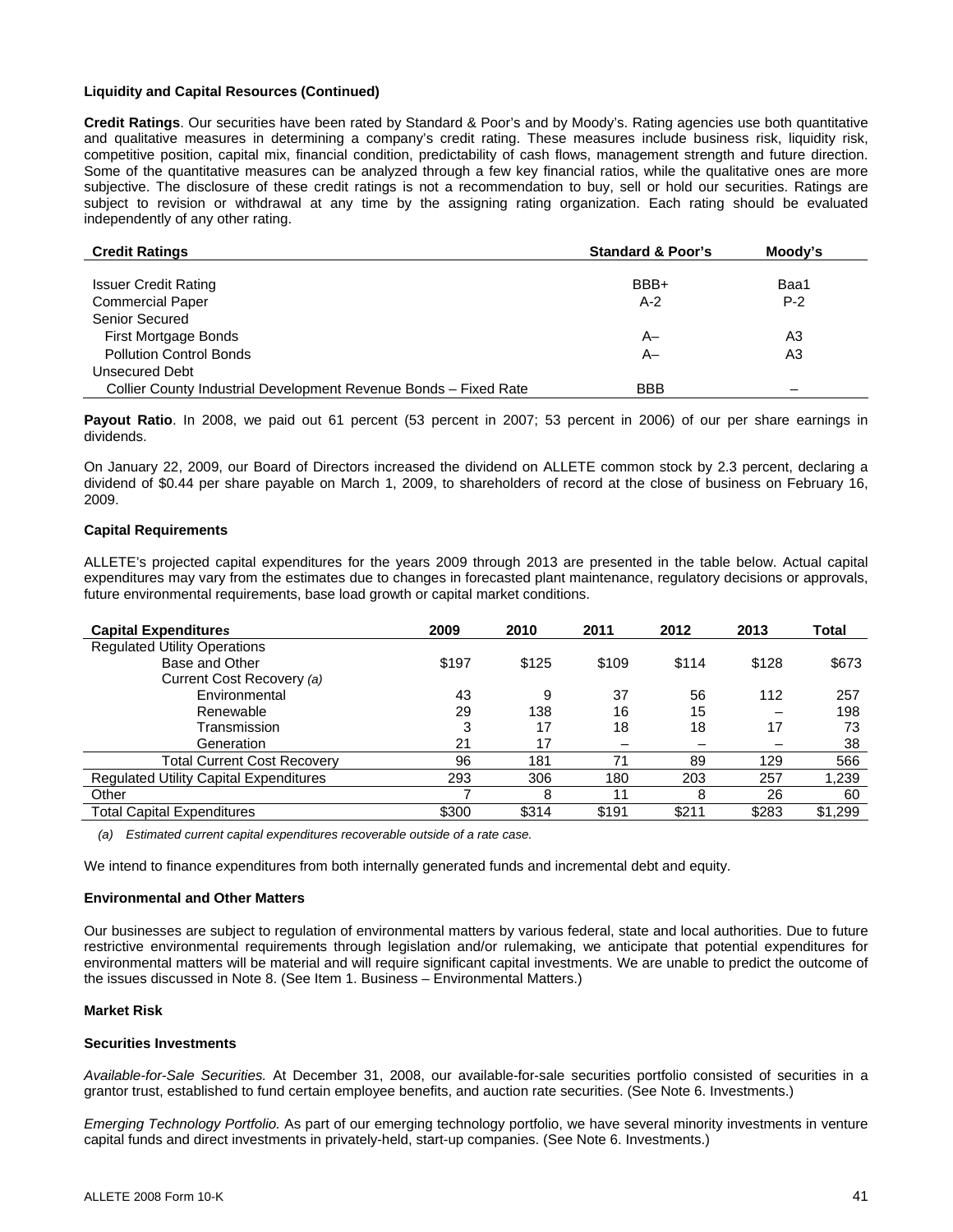**Liquidity and Capital Resources (Continued)**

**Credit Ratings**. Our securities have been rated by Standard & Poor's and by Moody's. Rating agencies use both quantitative and qualitative measures in determining a company's credit rating. These measures include business risk, liquidity risk, competitive position, capital mix, financial condition, predictability of cash flows, management strength and future direction. Some of the quantitative measures can be analyzed through a few key financial ratios, while the qualitative ones are more subjective. The disclosure of these credit ratings is not a recommendation to buy, sell or hold our securities. Ratings are subject to revision or withdrawal at any time by the assigning rating organization. Each rating should be evaluated independently of any other rating.

| Credit Ratings | Standard & Poor's | Moody's |
|---|---|---|
| Issuer Credit Rating | BBB+ | Baa1 |
| Commercial Paper | A-2 | P-2 |
| Senior Secured | | |
| First Mortgage Bonds | A– | A3 |
| Pollution Control Bonds | A– | A3 |
| Unsecured Debt | | |
| Collier County Industrial Development Revenue Bonds – Fixed Rate | BBB | – |

**Payout Ratio**. In 2008, we paid out 61 percent (53 percent in 2007; 53 percent in 2006) of our per share earnings in dividends.

On January 22, 2009, our Board of Directors increased the dividend on ALLETE common stock by 2.3 percent, declaring a dividend of $0.44 per share payable on March 1, 2009, to shareholders of record at the close of business on February 16, 2009.

**Capital Requirements**

ALLETE's projected capital expenditures for the years 2009 through 2013 are presented in the table below. Actual capital expenditures may vary from the estimates due to changes in forecasted plant maintenance, regulatory decisions or approvals, future environmental requirements, base load growth or capital market conditions.

| Capital Expenditures | 2009 | 2010 | 2011 | 2012 | 2013 | Total |
|---|---|---|---|---|---|---|
| Regulated Utility Operations | | | | | | |
| Base and Other | $197 | $125 | $109 | $114 | $128 | $673 |
| Current Cost Recovery *(a)* | | | | | | |
| Environmental | 43 | 9 | 37 | 56 | 112 | 257 |
| Renewable | 29 | 138 | 16 | 15 | – | 198 |
| Transmission | 3 | 17 | 18 | 18 | 17 | 73 |
| Generation | 21 | 17 | – | – | – | 38 |
| Total Current Cost Recovery | 96 | 181 | 71 | 89 | 129 | 566 |
| Regulated Utility Capital Expenditures | 293 | 306 | 180 | 203 | 257 | 1,239 |
| Other | 7 | 8 | 11 | 8 | 26 | 60 |
| Total Capital Expenditures | $300 | $314 | $191 | $211 | $283 | $1,299 |

*(a) Estimated current capital expenditures recoverable outside of a rate case.*

We intend to finance expenditures from both internally generated funds and incremental debt and equity.

**Environmental and Other Matters**

Our businesses are subject to regulation of environmental matters by various federal, state and local authorities. Due to future restrictive environmental requirements through legislation and/or rulemaking, we anticipate that potential expenditures for environmental matters will be material and will require significant capital investments. We are unable to predict the outcome of the issues discussed in Note 8. (See Item 1. Business – Environmental Matters.)

**Market Risk**

**Securities Investments**

*Available-for-Sale Securities.* At December 31, 2008, our available-for-sale securities portfolio consisted of securities in a grantor trust, established to fund certain employee benefits, and auction rate securities. (See Note 6. Investments.)

*Emerging Technology Portfolio.* As part of our emerging technology portfolio, we have several minority investments in venture capital funds and direct investments in privately-held, start-up companies. (See Note 6. Investments.)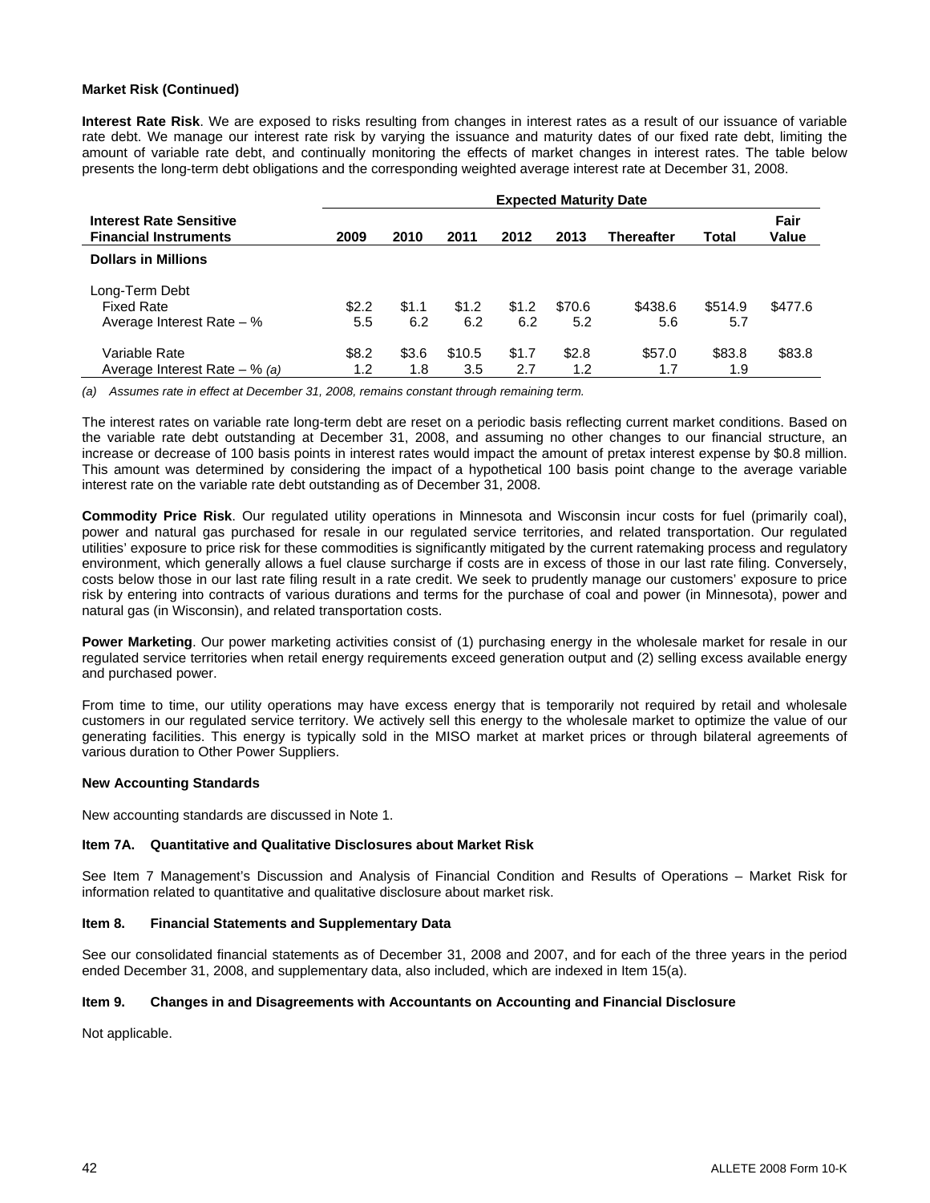**Market Risk (Continued)**

**Interest Rate Risk**. We are exposed to risks resulting from changes in interest rates as a result of our issuance of variable rate debt. We manage our interest rate risk by varying the issuance and maturity dates of our fixed rate debt, limiting the amount of variable rate debt, and continually monitoring the effects of market changes in interest rates. The table below presents the long-term debt obligations and the corresponding weighted average interest rate at December 31, 2008.

| | Expected Maturity Date | | | | | | | |
|---|---|---|---|---|---|---|---|---|
| **Interest Rate Sensitive Financial Instruments** | **2009** | **2010** | **2011** | **2012** | **2013** | **Thereafter** | **Total** | **Fair Value** |
| **Dollars in Millions** | | | | | | | | |
| Long-Term Debt | | | | | | | | |
| Fixed Rate | $2.2 | $1.1 | $1.2 | $1.2 | $70.6 | $438.6 | $514.9 | $477.6 |
| Average Interest Rate – % | 5.5 | 6.2 | 6.2 | 6.2 | 5.2 | 5.6 | 5.7 | |
| Variable Rate | $8.2 | $3.6 | $10.5 | $1.7 | $2.8 | $57.0 | $83.8 | $83.8 |
| Average Interest Rate – % *(a)* | 1.2 | 1.8 | 3.5 | 2.7 | 1.2 | 1.7 | 1.9 | |

*(a) Assumes rate in effect at December 31, 2008, remains constant through remaining term.*

The interest rates on variable rate long-term debt are reset on a periodic basis reflecting current market conditions. Based on the variable rate debt outstanding at December 31, 2008, and assuming no other changes to our financial structure, an increase or decrease of 100 basis points in interest rates would impact the amount of pretax interest expense by $0.8 million. This amount was determined by considering the impact of a hypothetical 100 basis point change to the average variable interest rate on the variable rate debt outstanding as of December 31, 2008.

**Commodity Price Risk**. Our regulated utility operations in Minnesota and Wisconsin incur costs for fuel (primarily coal), power and natural gas purchased for resale in our regulated service territories, and related transportation. Our regulated utilities' exposure to price risk for these commodities is significantly mitigated by the current ratemaking process and regulatory environment, which generally allows a fuel clause surcharge if costs are in excess of those in our last rate filing. Conversely, costs below those in our last rate filing result in a rate credit. We seek to prudently manage our customers' exposure to price risk by entering into contracts of various durations and terms for the purchase of coal and power (in Minnesota), power and natural gas (in Wisconsin), and related transportation costs.

**Power Marketing**. Our power marketing activities consist of (1) purchasing energy in the wholesale market for resale in our regulated service territories when retail energy requirements exceed generation output and (2) selling excess available energy and purchased power.

From time to time, our utility operations may have excess energy that is temporarily not required by retail and wholesale customers in our regulated service territory. We actively sell this energy to the wholesale market to optimize the value of our generating facilities. This energy is typically sold in the MISO market at market prices or through bilateral agreements of various duration to Other Power Suppliers.

**New Accounting Standards**

New accounting standards are discussed in Note 1.

**Item 7A. Quantitative and Qualitative Disclosures about Market Risk**

See Item 7 Management's Discussion and Analysis of Financial Condition and Results of Operations – Market Risk for information related to quantitative and qualitative disclosure about market risk.

**Item 8. Financial Statements and Supplementary Data**

See our consolidated financial statements as of December 31, 2008 and 2007, and for each of the three years in the period ended December 31, 2008, and supplementary data, also included, which are indexed in Item 15(a).

**Item 9. Changes in and Disagreements with Accountants on Accounting and Financial Disclosure**

Not applicable.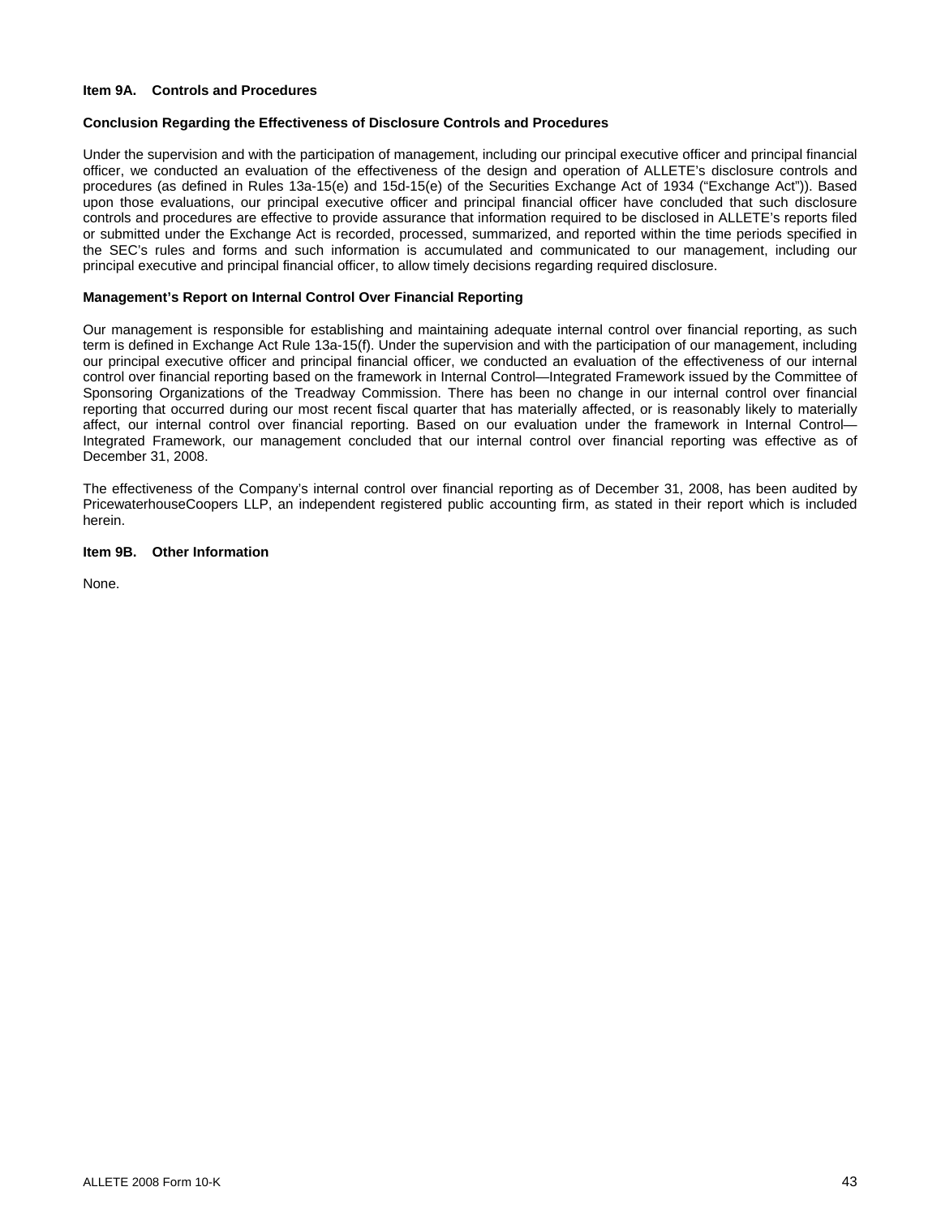## Item 9A. Controls and Procedures

### Conclusion Regarding the Effectiveness of Disclosure Controls and Procedures

Under the supervision and with the participation of management, including our principal executive officer and principal financial officer, we conducted an evaluation of the effectiveness of the design and operation of ALLETE's disclosure controls and procedures (as defined in Rules 13a-15(e) and 15d-15(e) of the Securities Exchange Act of 1934 ("Exchange Act")). Based upon those evaluations, our principal executive officer and principal financial officer have concluded that such disclosure controls and procedures are effective to provide assurance that information required to be disclosed in ALLETE's reports filed or submitted under the Exchange Act is recorded, processed, summarized, and reported within the time periods specified in the SEC's rules and forms and such information is accumulated and communicated to our management, including our principal executive and principal financial officer, to allow timely decisions regarding required disclosure.

### Management's Report on Internal Control Over Financial Reporting

Our management is responsible for establishing and maintaining adequate internal control over financial reporting, as such term is defined in Exchange Act Rule 13a-15(f). Under the supervision and with the participation of our management, including our principal executive officer and principal financial officer, we conducted an evaluation of the effectiveness of our internal control over financial reporting based on the framework in Internal Control—Integrated Framework issued by the Committee of Sponsoring Organizations of the Treadway Commission. There has been no change in our internal control over financial reporting that occurred during our most recent fiscal quarter that has materially affected, or is reasonably likely to materially affect, our internal control over financial reporting. Based on our evaluation under the framework in Internal Control—Integrated Framework, our management concluded that our internal control over financial reporting was effective as of December 31, 2008.

The effectiveness of the Company's internal control over financial reporting as of December 31, 2008, has been audited by PricewaterhouseCoopers LLP, an independent registered public accounting firm, as stated in their report which is included herein.

## Item 9B. Other Information

None.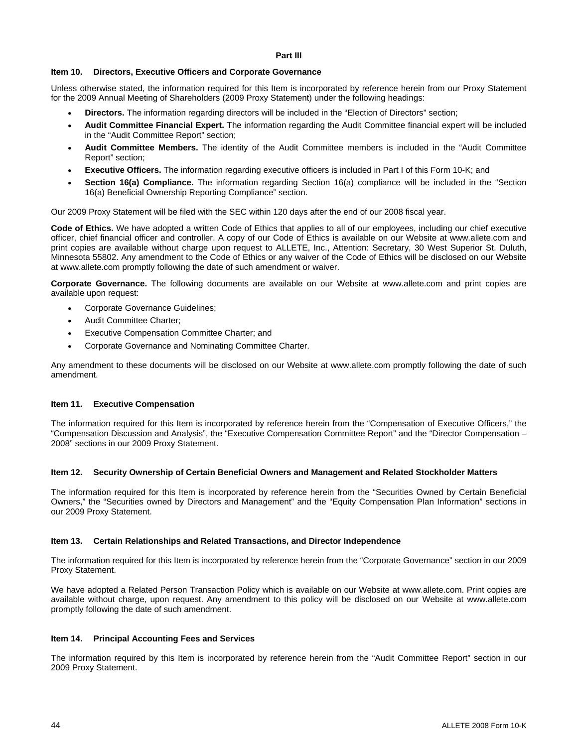# Part III

## Item 10. Directors, Executive Officers and Corporate Governance

Unless otherwise stated, the information required for this Item is incorporated by reference herein from our Proxy Statement for the 2009 Annual Meeting of Shareholders (2009 Proxy Statement) under the following headings:

- **Directors.** The information regarding directors will be included in the "Election of Directors" section;
- **Audit Committee Financial Expert.** The information regarding the Audit Committee financial expert will be included in the "Audit Committee Report" section;
- **Audit Committee Members.** The identity of the Audit Committee members is included in the "Audit Committee Report" section;
- **Executive Officers.** The information regarding executive officers is included in Part I of this Form 10-K; and
- **Section 16(a) Compliance.** The information regarding Section 16(a) compliance will be included in the "Section 16(a) Beneficial Ownership Reporting Compliance" section.

Our 2009 Proxy Statement will be filed with the SEC within 120 days after the end of our 2008 fiscal year.

**Code of Ethics.** We have adopted a written Code of Ethics that applies to all of our employees, including our chief executive officer, chief financial officer and controller. A copy of our Code of Ethics is available on our Website at www.allete.com and print copies are available without charge upon request to ALLETE, Inc., Attention: Secretary, 30 West Superior St. Duluth, Minnesota 55802. Any amendment to the Code of Ethics or any waiver of the Code of Ethics will be disclosed on our Website at www.allete.com promptly following the date of such amendment or waiver.

**Corporate Governance.** The following documents are available on our Website at www.allete.com and print copies are available upon request:

- Corporate Governance Guidelines;
- Audit Committee Charter;
- Executive Compensation Committee Charter; and
- Corporate Governance and Nominating Committee Charter.

Any amendment to these documents will be disclosed on our Website at www.allete.com promptly following the date of such amendment.

## Item 11. Executive Compensation

The information required for this Item is incorporated by reference herein from the "Compensation of Executive Officers," the "Compensation Discussion and Analysis", the "Executive Compensation Committee Report" and the "Director Compensation – 2008" sections in our 2009 Proxy Statement.

## Item 12. Security Ownership of Certain Beneficial Owners and Management and Related Stockholder Matters

The information required for this Item is incorporated by reference herein from the "Securities Owned by Certain Beneficial Owners," the "Securities owned by Directors and Management" and the "Equity Compensation Plan Information" sections in our 2009 Proxy Statement.

## Item 13. Certain Relationships and Related Transactions, and Director Independence

The information required for this Item is incorporated by reference herein from the "Corporate Governance" section in our 2009 Proxy Statement.

We have adopted a Related Person Transaction Policy which is available on our Website at www.allete.com. Print copies are available without charge, upon request. Any amendment to this policy will be disclosed on our Website at www.allete.com promptly following the date of such amendment.

## Item 14. Principal Accounting Fees and Services

The information required by this Item is incorporated by reference herein from the "Audit Committee Report" section in our 2009 Proxy Statement.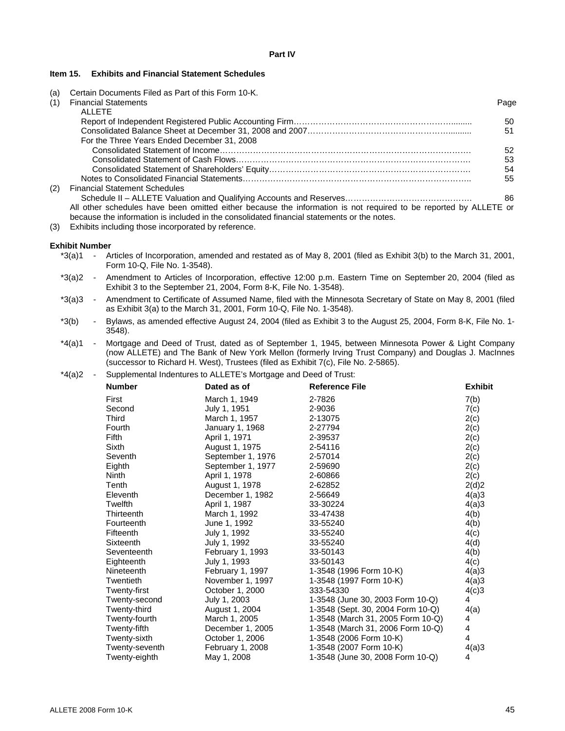## Part IV

### Item 15. Exhibits and Financial Statement Schedules

(a) Certain Documents Filed as Part of this Form 10-K.

(1) Financial Statements

| | Page |
|---|---|
| ALLETE | |
| Report of Independent Registered Public Accounting Firm | 50 |
| Consolidated Balance Sheet at December 31, 2008 and 2007 | 51 |
| For the Three Years Ended December 31, 2008 | |
| Consolidated Statement of Income | 52 |
| Consolidated Statement of Cash Flows | 53 |
| Consolidated Statement of Shareholders' Equity | 54 |
| Notes to Consolidated Financial Statements | 55 |

(2) Financial Statement Schedules

| | |
|---|---|
| Schedule II – ALLETE Valuation and Qualifying Accounts and Reserves | 86 |

All other schedules have been omitted either because the information is not required to be reported by ALLETE or because the information is included in the consolidated financial statements or the notes.

(3) Exhibits including those incorporated by reference.

**Exhibit Number**

*3(a)1 - Articles of Incorporation, amended and restated as of May 8, 2001 (filed as Exhibit 3(b) to the March 31, 2001, Form 10-Q, File No. 1-3548).

*3(a)2 - Amendment to Articles of Incorporation, effective 12:00 p.m. Eastern Time on September 20, 2004 (filed as Exhibit 3 to the September 21, 2004, Form 8-K, File No. 1-3548).

*3(a)3 - Amendment to Certificate of Assumed Name, filed with the Minnesota Secretary of State on May 8, 2001 (filed as Exhibit 3(a) to the March 31, 2001, Form 10-Q, File No. 1-3548).

*3(b) - Bylaws, as amended effective August 24, 2004 (filed as Exhibit 3 to the August 25, 2004, Form 8-K, File No. 1-3548).

*4(a)1 - Mortgage and Deed of Trust, dated as of September 1, 1945, between Minnesota Power & Light Company (now ALLETE) and The Bank of New York Mellon (formerly Irving Trust Company) and Douglas J. MacInnes (successor to Richard H. West), Trustees (filed as Exhibit 7(c), File No. 2-5865).

*4(a)2 - Supplemental Indentures to ALLETE's Mortgage and Deed of Trust:

| Number | Dated as of | Reference File | Exhibit |
|---|---|---|---|
| First | March 1, 1949 | 2-7826 | 7(b) |
| Second | July 1, 1951 | 2-9036 | 7(c) |
| Third | March 1, 1957 | 2-13075 | 2(c) |
| Fourth | January 1, 1968 | 2-27794 | 2(c) |
| Fifth | April 1, 1971 | 2-39537 | 2(c) |
| Sixth | August 1, 1975 | 2-54116 | 2(c) |
| Seventh | September 1, 1976 | 2-57014 | 2(c) |
| Eighth | September 1, 1977 | 2-59690 | 2(c) |
| Ninth | April 1, 1978 | 2-60866 | 2(c) |
| Tenth | August 1, 1978 | 2-62852 | 2(d)2 |
| Eleventh | December 1, 1982 | 2-56649 | 4(a)3 |
| Twelfth | April 1, 1987 | 33-30224 | 4(a)3 |
| Thirteenth | March 1, 1992 | 33-47438 | 4(b) |
| Fourteenth | June 1, 1992 | 33-55240 | 4(b) |
| Fifteenth | July 1, 1992 | 33-55240 | 4(c) |
| Sixteenth | July 1, 1992 | 33-55240 | 4(d) |
| Seventeenth | February 1, 1993 | 33-50143 | 4(b) |
| Eighteenth | July 1, 1993 | 33-50143 | 4(c) |
| Nineteenth | February 1, 1997 | 1-3548 (1996 Form 10-K) | 4(a)3 |
| Twentieth | November 1, 1997 | 1-3548 (1997 Form 10-K) | 4(a)3 |
| Twenty-first | October 1, 2000 | 333-54330 | 4(c)3 |
| Twenty-second | July 1, 2003 | 1-3548 (June 30, 2003 Form 10-Q) | 4 |
| Twenty-third | August 1, 2004 | 1-3548 (Sept. 30, 2004 Form 10-Q) | 4(a) |
| Twenty-fourth | March 1, 2005 | 1-3548 (March 31, 2005 Form 10-Q) | 4 |
| Twenty-fifth | December 1, 2005 | 1-3548 (March 31, 2006 Form 10-Q) | 4 |
| Twenty-sixth | October 1, 2006 | 1-3548 (2006 Form 10-K) | 4 |
| Twenty-seventh | February 1, 2008 | 1-3548 (2007 Form 10-K) | 4(a)3 |
| Twenty-eighth | May 1, 2008 | 1-3548 (June 30, 2008 Form 10-Q) | 4 |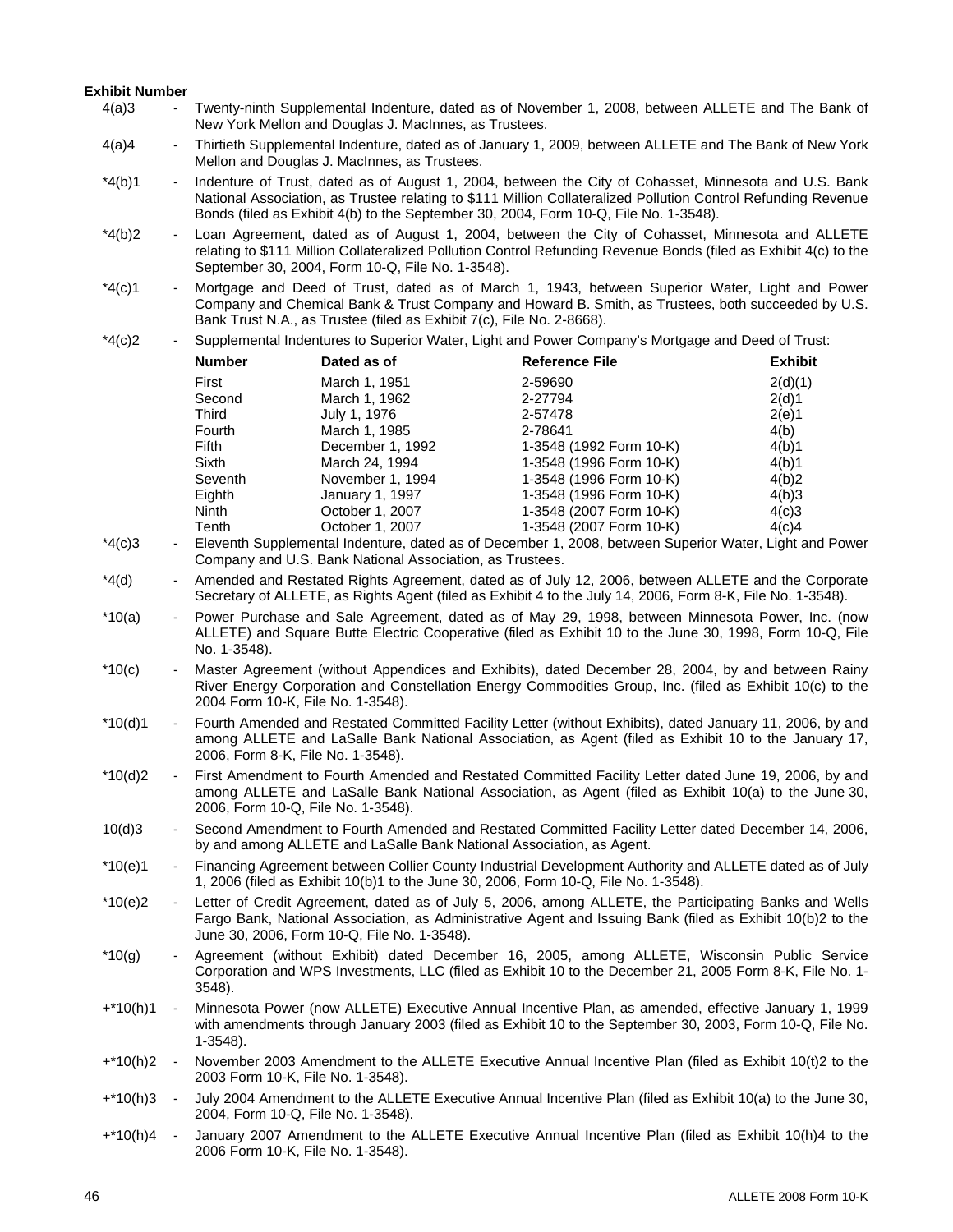**Exhibit Number**

| | | |
|---|---|---|
| 4(a)3 | - | Twenty-ninth Supplemental Indenture, dated as of November 1, 2008, between ALLETE and The Bank of New York Mellon and Douglas J. MacInnes, as Trustees. |
| 4(a)4 | - | Thirtieth Supplemental Indenture, dated as of January 1, 2009, between ALLETE and The Bank of New York Mellon and Douglas J. MacInnes, as Trustees. |
| *4(b)1 | - | Indenture of Trust, dated as of August 1, 2004, between the City of Cohasset, Minnesota and U.S. Bank National Association, as Trustee relating to $111 Million Collateralized Pollution Control Refunding Revenue Bonds (filed as Exhibit 4(b) to the September 30, 2004, Form 10-Q, File No. 1-3548). |
| *4(b)2 | - | Loan Agreement, dated as of August 1, 2004, between the City of Cohasset, Minnesota and ALLETE relating to $111 Million Collateralized Pollution Control Refunding Revenue Bonds (filed as Exhibit 4(c) to the September 30, 2004, Form 10-Q, File No. 1-3548). |
| *4(c)1 | - | Mortgage and Deed of Trust, dated as of March 1, 1943, between Superior Water, Light and Power Company and Chemical Bank & Trust Company and Howard B. Smith, as Trustees, both succeeded by U.S. Bank Trust N.A., as Trustee (filed as Exhibit 7(c), File No. 2-8668). |
| *4(c)2 | - | Supplemental Indentures to Superior Water, Light and Power Company's Mortgage and Deed of Trust: |

| Number | Dated as of | Reference File | Exhibit |
|---|---|---|---|
| First | March 1, 1951 | 2-59690 | 2(d)(1) |
| Second | March 1, 1962 | 2-27794 | 2(d)1 |
| Third | July 1, 1976 | 2-57478 | 2(e)1 |
| Fourth | March 1, 1985 | 2-78641 | 4(b) |
| Fifth | December 1, 1992 | 1-3548 (1992 Form 10-K) | 4(b)1 |
| Sixth | March 24, 1994 | 1-3548 (1996 Form 10-K) | 4(b)1 |
| Seventh | November 1, 1994 | 1-3548 (1996 Form 10-K) | 4(b)2 |
| Eighth | January 1, 1997 | 1-3548 (1996 Form 10-K) | 4(b)3 |
| Ninth | October 1, 2007 | 1-3548 (2007 Form 10-K) | 4(c)3 |
| Tenth | October 1, 2007 | 1-3548 (2007 Form 10-K) | 4(c)4 |

| | | |
|---|---|---|
| *4(c)3 | - | Eleventh Supplemental Indenture, dated as of December 1, 2008, between Superior Water, Light and Power Company and U.S. Bank National Association, as Trustees. |
| *4(d) | - | Amended and Restated Rights Agreement, dated as of July 12, 2006, between ALLETE and the Corporate Secretary of ALLETE, as Rights Agent (filed as Exhibit 4 to the July 14, 2006, Form 8-K, File No. 1-3548). |
| *10(a) | - | Power Purchase and Sale Agreement, dated as of May 29, 1998, between Minnesota Power, Inc. (now ALLETE) and Square Butte Electric Cooperative (filed as Exhibit 10 to the June 30, 1998, Form 10-Q, File No. 1-3548). |
| *10(c) | - | Master Agreement (without Appendices and Exhibits), dated December 28, 2004, by and between Rainy River Energy Corporation and Constellation Energy Commodities Group, Inc. (filed as Exhibit 10(c) to the 2004 Form 10-K, File No. 1-3548). |
| *10(d)1 | - | Fourth Amended and Restated Committed Facility Letter (without Exhibits), dated January 11, 2006, by and among ALLETE and LaSalle Bank National Association, as Agent (filed as Exhibit 10 to the January 17, 2006, Form 8-K, File No. 1-3548). |
| *10(d)2 | - | First Amendment to Fourth Amended and Restated Committed Facility Letter dated June 19, 2006, by and among ALLETE and LaSalle Bank National Association, as Agent (filed as Exhibit 10(a) to the June 30, 2006, Form 10-Q, File No. 1-3548). |
| 10(d)3 | - | Second Amendment to Fourth Amended and Restated Committed Facility Letter dated December 14, 2006, by and among ALLETE and LaSalle Bank National Association, as Agent. |
| *10(e)1 | - | Financing Agreement between Collier County Industrial Development Authority and ALLETE dated as of July 1, 2006 (filed as Exhibit 10(b)1 to the June 30, 2006, Form 10-Q, File No. 1-3548). |
| *10(e)2 | - | Letter of Credit Agreement, dated as of July 5, 2006, among ALLETE, the Participating Banks and Wells Fargo Bank, National Association, as Administrative Agent and Issuing Bank (filed as Exhibit 10(b)2 to the June 30, 2006, Form 10-Q, File No. 1-3548). |
| *10(g) | - | Agreement (without Exhibit) dated December 16, 2005, among ALLETE, Wisconsin Public Service Corporation and WPS Investments, LLC (filed as Exhibit 10 to the December 21, 2005 Form 8-K, File No. 1-3548). |
| +*10(h)1 | - | Minnesota Power (now ALLETE) Executive Annual Incentive Plan, as amended, effective January 1, 1999 with amendments through January 2003 (filed as Exhibit 10 to the September 30, 2003, Form 10-Q, File No. 1-3548). |
| +*10(h)2 | - | November 2003 Amendment to the ALLETE Executive Annual Incentive Plan (filed as Exhibit 10(t)2 to the 2003 Form 10-K, File No. 1-3548). |
| +*10(h)3 | - | July 2004 Amendment to the ALLETE Executive Annual Incentive Plan (filed as Exhibit 10(a) to the June 30, 2004, Form 10-Q, File No. 1-3548). |
| +*10(h)4 | - | January 2007 Amendment to the ALLETE Executive Annual Incentive Plan (filed as Exhibit 10(h)4 to the 2006 Form 10-K, File No. 1-3548). |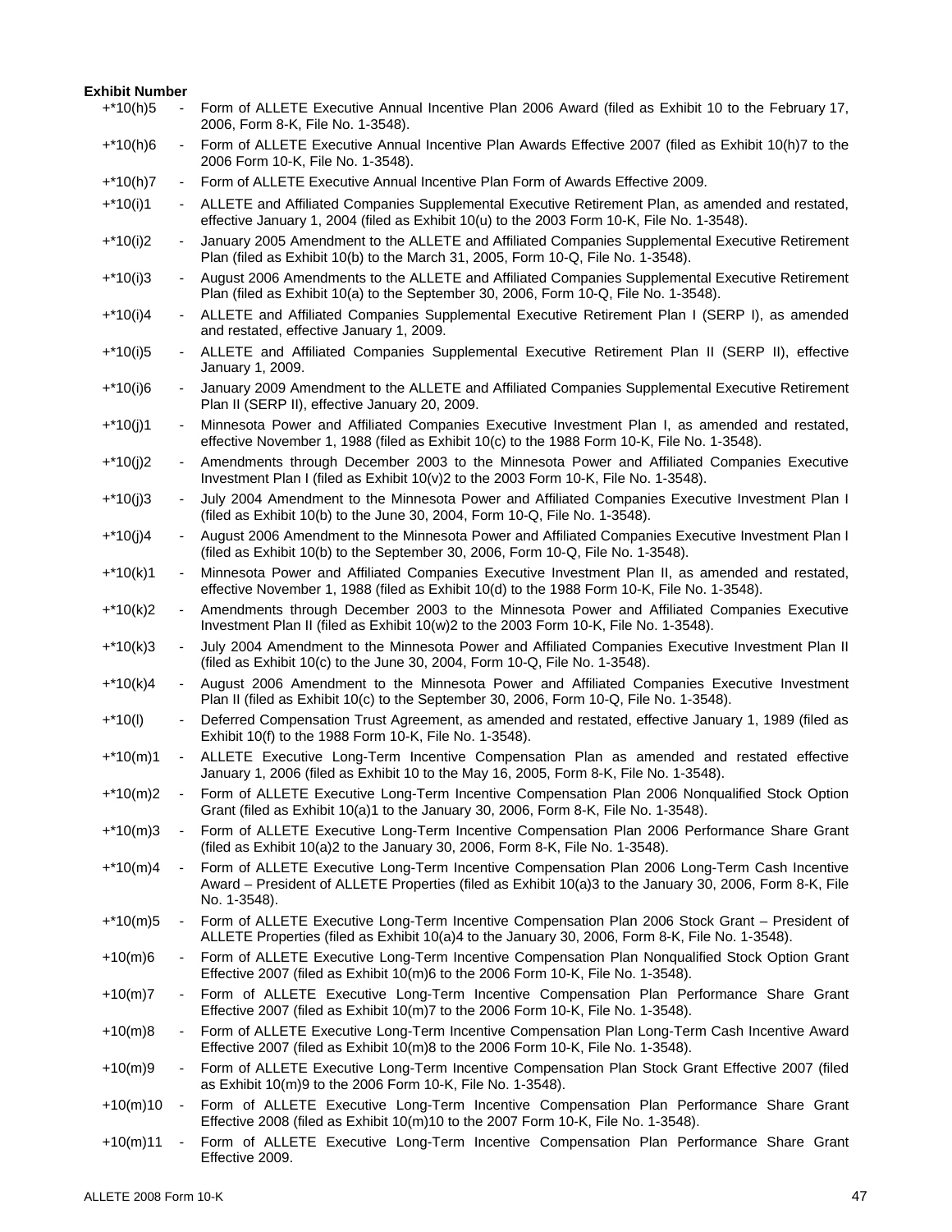**Exhibit Number**

| | | |
|---|---|---|
| +*10(h)5 | - | Form of ALLETE Executive Annual Incentive Plan 2006 Award (filed as Exhibit 10 to the February 17, 2006, Form 8-K, File No. 1-3548). |
| +*10(h)6 | - | Form of ALLETE Executive Annual Incentive Plan Awards Effective 2007 (filed as Exhibit 10(h)7 to the 2006 Form 10-K, File No. 1-3548). |
| +*10(h)7 | - | Form of ALLETE Executive Annual Incentive Plan Form of Awards Effective 2009. |
| +*10(i)1 | - | ALLETE and Affiliated Companies Supplemental Executive Retirement Plan, as amended and restated, effective January 1, 2004 (filed as Exhibit 10(u) to the 2003 Form 10-K, File No. 1-3548). |
| +*10(i)2 | - | January 2005 Amendment to the ALLETE and Affiliated Companies Supplemental Executive Retirement Plan (filed as Exhibit 10(b) to the March 31, 2005, Form 10-Q, File No. 1-3548). |
| +*10(i)3 | - | August 2006 Amendments to the ALLETE and Affiliated Companies Supplemental Executive Retirement Plan (filed as Exhibit 10(a) to the September 30, 2006, Form 10-Q, File No. 1-3548). |
| +*10(i)4 | - | ALLETE and Affiliated Companies Supplemental Executive Retirement Plan I (SERP I), as amended and restated, effective January 1, 2009. |
| +*10(i)5 | - | ALLETE and Affiliated Companies Supplemental Executive Retirement Plan II (SERP II), effective January 1, 2009. |
| +*10(i)6 | - | January 2009 Amendment to the ALLETE and Affiliated Companies Supplemental Executive Retirement Plan II (SERP II), effective January 20, 2009. |
| +*10(j)1 | - | Minnesota Power and Affiliated Companies Executive Investment Plan I, as amended and restated, effective November 1, 1988 (filed as Exhibit 10(c) to the 1988 Form 10-K, File No. 1-3548). |
| +*10(j)2 | - | Amendments through December 2003 to the Minnesota Power and Affiliated Companies Executive Investment Plan I (filed as Exhibit 10(v)2 to the 2003 Form 10-K, File No. 1-3548). |
| +*10(j)3 | - | July 2004 Amendment to the Minnesota Power and Affiliated Companies Executive Investment Plan I (filed as Exhibit 10(b) to the June 30, 2004, Form 10-Q, File No. 1-3548). |
| +*10(j)4 | - | August 2006 Amendment to the Minnesota Power and Affiliated Companies Executive Investment Plan I (filed as Exhibit 10(b) to the September 30, 2006, Form 10-Q, File No. 1-3548). |
| +*10(k)1 | - | Minnesota Power and Affiliated Companies Executive Investment Plan II, as amended and restated, effective November 1, 1988 (filed as Exhibit 10(d) to the 1988 Form 10-K, File No. 1-3548). |
| +*10(k)2 | - | Amendments through December 2003 to the Minnesota Power and Affiliated Companies Executive Investment Plan II (filed as Exhibit 10(w)2 to the 2003 Form 10-K, File No. 1-3548). |
| +*10(k)3 | - | July 2004 Amendment to the Minnesota Power and Affiliated Companies Executive Investment Plan II (filed as Exhibit 10(c) to the June 30, 2004, Form 10-Q, File No. 1-3548). |
| +*10(k)4 | - | August 2006 Amendment to the Minnesota Power and Affiliated Companies Executive Investment Plan II (filed as Exhibit 10(c) to the September 30, 2006, Form 10-Q, File No. 1-3548). |
| +*10(l) | - | Deferred Compensation Trust Agreement, as amended and restated, effective January 1, 1989 (filed as Exhibit 10(f) to the 1988 Form 10-K, File No. 1-3548). |
| +*10(m)1 | - | ALLETE Executive Long-Term Incentive Compensation Plan as amended and restated effective January 1, 2006 (filed as Exhibit 10 to the May 16, 2005, Form 8-K, File No. 1-3548). |
| +*10(m)2 | - | Form of ALLETE Executive Long-Term Incentive Compensation Plan 2006 Nonqualified Stock Option Grant (filed as Exhibit 10(a)1 to the January 30, 2006, Form 8-K, File No. 1-3548). |
| +*10(m)3 | - | Form of ALLETE Executive Long-Term Incentive Compensation Plan 2006 Performance Share Grant (filed as Exhibit 10(a)2 to the January 30, 2006, Form 8-K, File No. 1-3548). |
| +*10(m)4 | - | Form of ALLETE Executive Long-Term Incentive Compensation Plan 2006 Long-Term Cash Incentive Award – President of ALLETE Properties (filed as Exhibit 10(a)3 to the January 30, 2006, Form 8-K, File No. 1-3548). |
| +*10(m)5 | - | Form of ALLETE Executive Long-Term Incentive Compensation Plan 2006 Stock Grant – President of ALLETE Properties (filed as Exhibit 10(a)4 to the January 30, 2006, Form 8-K, File No. 1-3548). |
| +10(m)6 | - | Form of ALLETE Executive Long-Term Incentive Compensation Plan Nonqualified Stock Option Grant Effective 2007 (filed as Exhibit 10(m)6 to the 2006 Form 10-K, File No. 1-3548). |
| +10(m)7 | - | Form of ALLETE Executive Long-Term Incentive Compensation Plan Performance Share Grant Effective 2007 (filed as Exhibit 10(m)7 to the 2006 Form 10-K, File No. 1-3548). |
| +10(m)8 | - | Form of ALLETE Executive Long-Term Incentive Compensation Plan Long-Term Cash Incentive Award Effective 2007 (filed as Exhibit 10(m)8 to the 2006 Form 10-K, File No. 1-3548). |
| +10(m)9 | - | Form of ALLETE Executive Long-Term Incentive Compensation Plan Stock Grant Effective 2007 (filed as Exhibit 10(m)9 to the 2006 Form 10-K, File No. 1-3548). |
| +10(m)10 | - | Form of ALLETE Executive Long-Term Incentive Compensation Plan Performance Share Grant Effective 2008 (filed as Exhibit 10(m)10 to the 2007 Form 10-K, File No. 1-3548). |
| +10(m)11 | - | Form of ALLETE Executive Long-Term Incentive Compensation Plan Performance Share Grant Effective 2009. |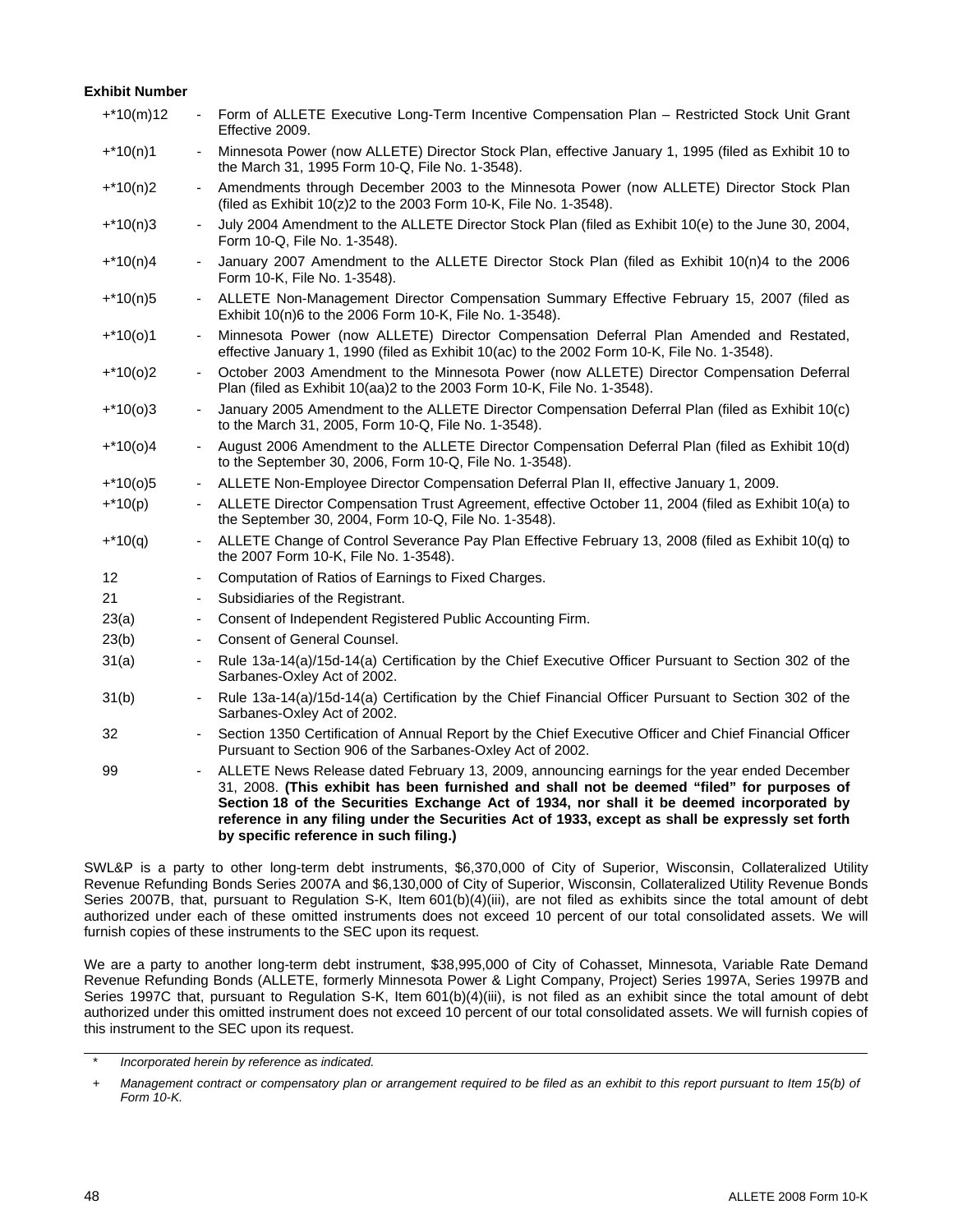**Exhibit Number**

| | | |
|---|---|---|
| +*10(m)12 | - | Form of ALLETE Executive Long-Term Incentive Compensation Plan – Restricted Stock Unit Grant Effective 2009. |
| +*10(n)1 | - | Minnesota Power (now ALLETE) Director Stock Plan, effective January 1, 1995 (filed as Exhibit 10 to the March 31, 1995 Form 10-Q, File No. 1-3548). |
| +*10(n)2 | - | Amendments through December 2003 to the Minnesota Power (now ALLETE) Director Stock Plan (filed as Exhibit 10(z)2 to the 2003 Form 10-K, File No. 1-3548). |
| +*10(n)3 | - | July 2004 Amendment to the ALLETE Director Stock Plan (filed as Exhibit 10(e) to the June 30, 2004, Form 10-Q, File No. 1-3548). |
| +*10(n)4 | - | January 2007 Amendment to the ALLETE Director Stock Plan (filed as Exhibit 10(n)4 to the 2006 Form 10-K, File No. 1-3548). |
| +*10(n)5 | - | ALLETE Non-Management Director Compensation Summary Effective February 15, 2007 (filed as Exhibit 10(n)6 to the 2006 Form 10-K, File No. 1-3548). |
| +*10(o)1 | - | Minnesota Power (now ALLETE) Director Compensation Deferral Plan Amended and Restated, effective January 1, 1990 (filed as Exhibit 10(ac) to the 2002 Form 10-K, File No. 1-3548). |
| +*10(o)2 | - | October 2003 Amendment to the Minnesota Power (now ALLETE) Director Compensation Deferral Plan (filed as Exhibit 10(aa)2 to the 2003 Form 10-K, File No. 1-3548). |
| +*10(o)3 | - | January 2005 Amendment to the ALLETE Director Compensation Deferral Plan (filed as Exhibit 10(c) to the March 31, 2005, Form 10-Q, File No. 1-3548). |
| +*10(o)4 | - | August 2006 Amendment to the ALLETE Director Compensation Deferral Plan (filed as Exhibit 10(d) to the September 30, 2006, Form 10-Q, File No. 1-3548). |
| +*10(o)5 | - | ALLETE Non-Employee Director Compensation Deferral Plan II, effective January 1, 2009. |
| +*10(p) | - | ALLETE Director Compensation Trust Agreement, effective October 11, 2004 (filed as Exhibit 10(a) to the September 30, 2004, Form 10-Q, File No. 1-3548). |
| +*10(q) | - | ALLETE Change of Control Severance Pay Plan Effective February 13, 2008 (filed as Exhibit 10(q) to the 2007 Form 10-K, File No. 1-3548). |
| 12 | - | Computation of Ratios of Earnings to Fixed Charges. |
| 21 | - | Subsidiaries of the Registrant. |
| 23(a) | - | Consent of Independent Registered Public Accounting Firm. |
| 23(b) | - | Consent of General Counsel. |
| 31(a) | - | Rule 13a-14(a)/15d-14(a) Certification by the Chief Executive Officer Pursuant to Section 302 of the Sarbanes-Oxley Act of 2002. |
| 31(b) | - | Rule 13a-14(a)/15d-14(a) Certification by the Chief Financial Officer Pursuant to Section 302 of the Sarbanes-Oxley Act of 2002. |
| 32 | - | Section 1350 Certification of Annual Report by the Chief Executive Officer and Chief Financial Officer Pursuant to Section 906 of the Sarbanes-Oxley Act of 2002. |
| 99 | - | ALLETE News Release dated February 13, 2009, announcing earnings for the year ended December 31, 2008. **(This exhibit has been furnished and shall not be deemed "filed" for purposes of Section 18 of the Securities Exchange Act of 1934, nor shall it be deemed incorporated by reference in any filing under the Securities Act of 1933, except as shall be expressly set forth by specific reference in such filing.)** |

SWL&P is a party to other long-term debt instruments, $6,370,000 of City of Superior, Wisconsin, Collateralized Utility Revenue Refunding Bonds Series 2007A and $6,130,000 of City of Superior, Wisconsin, Collateralized Utility Revenue Bonds Series 2007B, that, pursuant to Regulation S-K, Item 601(b)(4)(iii), are not filed as exhibits since the total amount of debt authorized under each of these omitted instruments does not exceed 10 percent of our total consolidated assets. We will furnish copies of these instruments to the SEC upon its request.

We are a party to another long-term debt instrument, $38,995,000 of City of Cohasset, Minnesota, Variable Rate Demand Revenue Refunding Bonds (ALLETE, formerly Minnesota Power & Light Company, Project) Series 1997A, Series 1997B and Series 1997C that, pursuant to Regulation S-K, Item 601(b)(4)(iii), is not filed as an exhibit since the total amount of debt authorized under this omitted instrument does not exceed 10 percent of our total consolidated assets. We will furnish copies of this instrument to the SEC upon its request.

---

\* *Incorporated herein by reference as indicated.*

\+ *Management contract or compensatory plan or arrangement required to be filed as an exhibit to this report pursuant to Item 15(b) of Form 10-K.*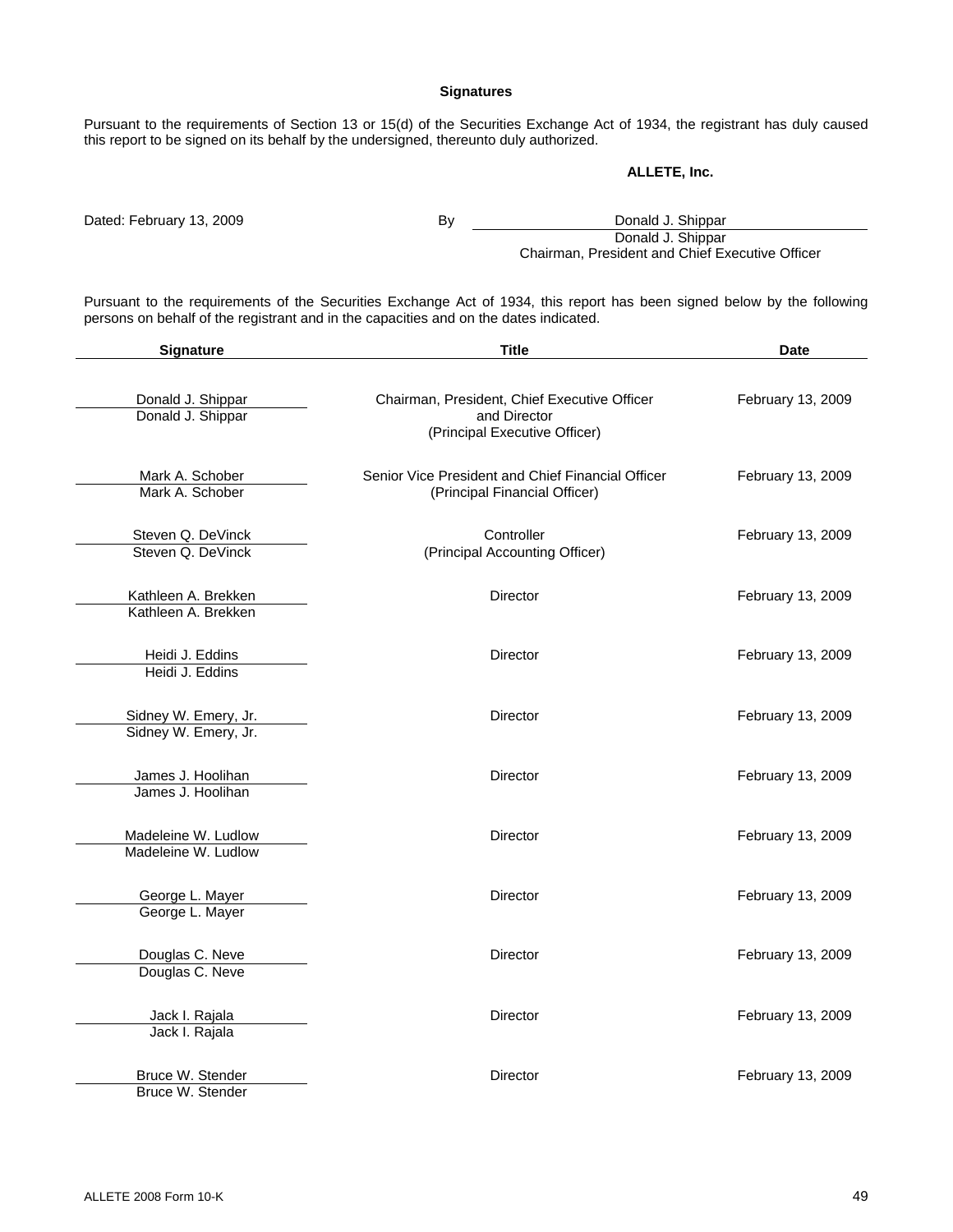**Signatures**

Pursuant to the requirements of Section 13 or 15(d) of the Securities Exchange Act of 1934, the registrant has duly caused this report to be signed on its behalf by the undersigned, thereunto duly authorized.

**ALLETE, Inc.**

Dated: February 13, 2009

By Donald J. Shippar
Donald J. Shippar
Chairman, President and Chief Executive Officer

Pursuant to the requirements of the Securities Exchange Act of 1934, this report has been signed below by the following persons on behalf of the registrant and in the capacities and on the dates indicated.

| Signature | Title | Date |
|---|---|---|
| Donald J. Shippar<br>Donald J. Shippar | Chairman, President, Chief Executive Officer and Director<br>(Principal Executive Officer) | February 13, 2009 |
| Mark A. Schober<br>Mark A. Schober | Senior Vice President and Chief Financial Officer<br>(Principal Financial Officer) | February 13, 2009 |
| Steven Q. DeVinck<br>Steven Q. DeVinck | Controller<br>(Principal Accounting Officer) | February 13, 2009 |
| Kathleen A. Brekken<br>Kathleen A. Brekken | Director | February 13, 2009 |
| Heidi J. Eddins<br>Heidi J. Eddins | Director | February 13, 2009 |
| Sidney W. Emery, Jr.<br>Sidney W. Emery, Jr. | Director | February 13, 2009 |
| James J. Hoolihan<br>James J. Hoolihan | Director | February 13, 2009 |
| Madeleine W. Ludlow<br>Madeleine W. Ludlow | Director | February 13, 2009 |
| George L. Mayer<br>George L. Mayer | Director | February 13, 2009 |
| Douglas C. Neve<br>Douglas C. Neve | Director | February 13, 2009 |
| Jack I. Rajala<br>Jack I. Rajala | Director | February 13, 2009 |
| Bruce W. Stender<br>Bruce W. Stender | Director | February 13, 2009 |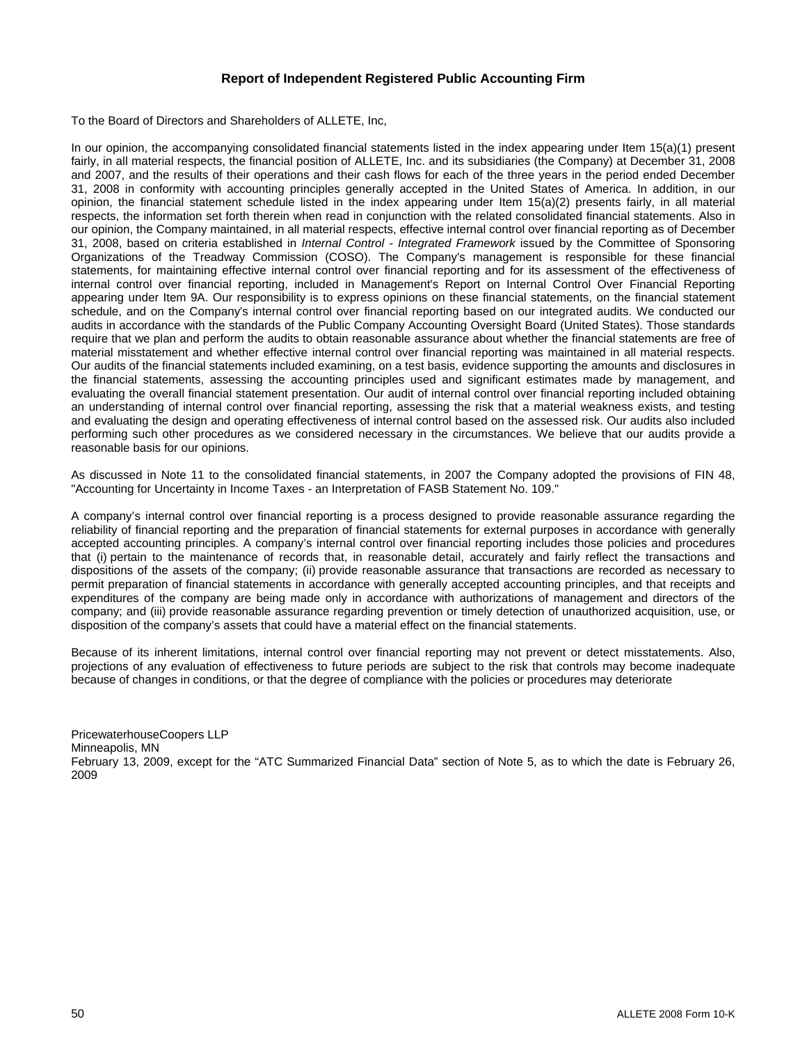## Report of Independent Registered Public Accounting Firm

To the Board of Directors and Shareholders of ALLETE, Inc,

In our opinion, the accompanying consolidated financial statements listed in the index appearing under Item 15(a)(1) present fairly, in all material respects, the financial position of ALLETE, Inc. and its subsidiaries (the Company) at December 31, 2008 and 2007, and the results of their operations and their cash flows for each of the three years in the period ended December 31, 2008 in conformity with accounting principles generally accepted in the United States of America. In addition, in our opinion, the financial statement schedule listed in the index appearing under Item 15(a)(2) presents fairly, in all material respects, the information set forth therein when read in conjunction with the related consolidated financial statements. Also in our opinion, the Company maintained, in all material respects, effective internal control over financial reporting as of December 31, 2008, based on criteria established in *Internal Control - Integrated Framework* issued by the Committee of Sponsoring Organizations of the Treadway Commission (COSO). The Company's management is responsible for these financial statements, for maintaining effective internal control over financial reporting and for its assessment of the effectiveness of internal control over financial reporting, included in Management's Report on Internal Control Over Financial Reporting appearing under Item 9A. Our responsibility is to express opinions on these financial statements, on the financial statement schedule, and on the Company's internal control over financial reporting based on our integrated audits. We conducted our audits in accordance with the standards of the Public Company Accounting Oversight Board (United States). Those standards require that we plan and perform the audits to obtain reasonable assurance about whether the financial statements are free of material misstatement and whether effective internal control over financial reporting was maintained in all material respects. Our audits of the financial statements included examining, on a test basis, evidence supporting the amounts and disclosures in the financial statements, assessing the accounting principles used and significant estimates made by management, and evaluating the overall financial statement presentation. Our audit of internal control over financial reporting included obtaining an understanding of internal control over financial reporting, assessing the risk that a material weakness exists, and testing and evaluating the design and operating effectiveness of internal control based on the assessed risk. Our audits also included performing such other procedures as we considered necessary in the circumstances. We believe that our audits provide a reasonable basis for our opinions.

As discussed in Note 11 to the consolidated financial statements, in 2007 the Company adopted the provisions of FIN 48, "Accounting for Uncertainty in Income Taxes - an Interpretation of FASB Statement No. 109."

A company's internal control over financial reporting is a process designed to provide reasonable assurance regarding the reliability of financial reporting and the preparation of financial statements for external purposes in accordance with generally accepted accounting principles. A company's internal control over financial reporting includes those policies and procedures that (i) pertain to the maintenance of records that, in reasonable detail, accurately and fairly reflect the transactions and dispositions of the assets of the company; (ii) provide reasonable assurance that transactions are recorded as necessary to permit preparation of financial statements in accordance with generally accepted accounting principles, and that receipts and expenditures of the company are being made only in accordance with authorizations of management and directors of the company; and (iii) provide reasonable assurance regarding prevention or timely detection of unauthorized acquisition, use, or disposition of the company's assets that could have a material effect on the financial statements.

Because of its inherent limitations, internal control over financial reporting may not prevent or detect misstatements. Also, projections of any evaluation of effectiveness to future periods are subject to the risk that controls may become inadequate because of changes in conditions, or that the degree of compliance with the policies or procedures may deteriorate

PricewaterhouseCoopers LLP
Minneapolis, MN
February 13, 2009, except for the "ATC Summarized Financial Data" section of Note 5, as to which the date is February 26, 2009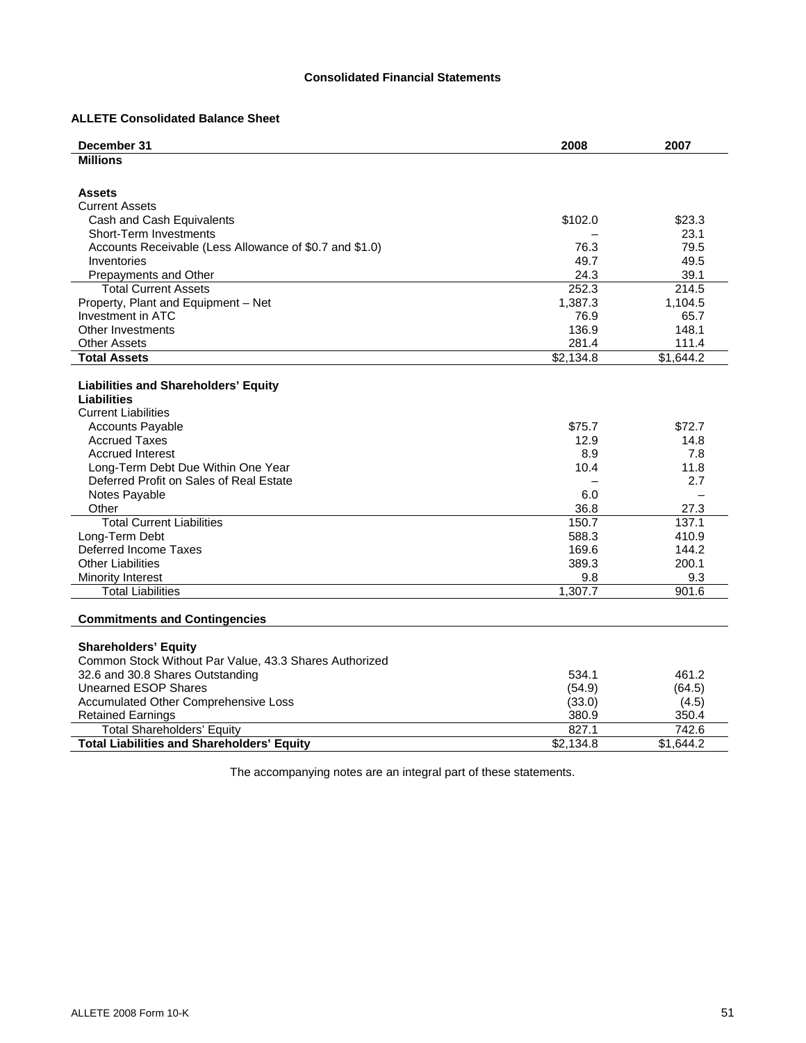## Consolidated Financial Statements

### ALLETE Consolidated Balance Sheet

| December 31 | 2008 | 2007 |
|---|---|---|
| **Millions** | | |
| | | |
| **Assets** | | |
| Current Assets | | |
| Cash and Cash Equivalents | $102.0 | $23.3 |
| Short-Term Investments | – | 23.1 |
| Accounts Receivable (Less Allowance of $0.7 and $1.0) | 76.3 | 79.5 |
| Inventories | 49.7 | 49.5 |
| Prepayments and Other | 24.3 | 39.1 |
| Total Current Assets | 252.3 | 214.5 |
| Property, Plant and Equipment – Net | 1,387.3 | 1,104.5 |
| Investment in ATC | 76.9 | 65.7 |
| Other Investments | 136.9 | 148.1 |
| Other Assets | 281.4 | 111.4 |
| **Total Assets** | $2,134.8 | $1,644.2 |
| | | |
| **Liabilities and Shareholders' Equity** | | |
| **Liabilities** | | |
| Current Liabilities | | |
| Accounts Payable | $75.7 | $72.7 |
| Accrued Taxes | 12.9 | 14.8 |
| Accrued Interest | 8.9 | 7.8 |
| Long-Term Debt Due Within One Year | 10.4 | 11.8 |
| Deferred Profit on Sales of Real Estate | – | 2.7 |
| Notes Payable | 6.0 | – |
| Other | 36.8 | 27.3 |
| Total Current Liabilities | 150.7 | 137.1 |
| Long-Term Debt | 588.3 | 410.9 |
| Deferred Income Taxes | 169.6 | 144.2 |
| Other Liabilities | 389.3 | 200.1 |
| Minority Interest | 9.8 | 9.3 |
| Total Liabilities | 1,307.7 | 901.6 |
| | | |
| **Commitments and Contingencies** | | |
| | | |
| **Shareholders' Equity** | | |
| Common Stock Without Par Value, 43.3 Shares Authorized 32.6 and 30.8 Shares Outstanding | 534.1 | 461.2 |
| Unearned ESOP Shares | (54.9) | (64.5) |
| Accumulated Other Comprehensive Loss | (33.0) | (4.5) |
| Retained Earnings | 380.9 | 350.4 |
| Total Shareholders' Equity | 827.1 | 742.6 |
| **Total Liabilities and Shareholders' Equity** | $2,134.8 | $1,644.2 |

The accompanying notes are an integral part of these statements.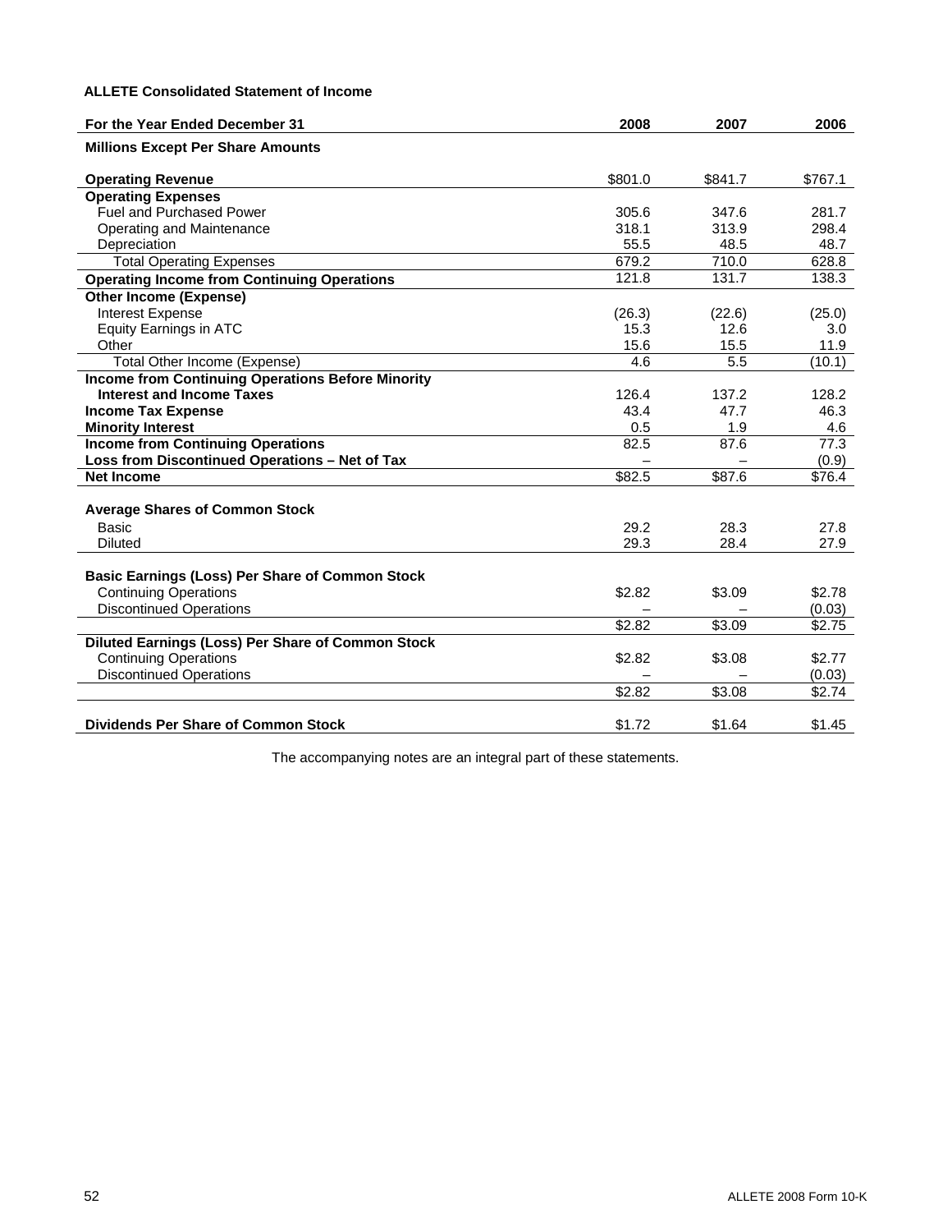**ALLETE Consolidated Statement of Income**

| For the Year Ended December 31 | 2008 | 2007 | 2006 |
|---|---|---|---|
| **Millions Except Per Share Amounts** | | | |
| **Operating Revenue** | $801.0 | $841.7 | $767.1 |
| **Operating Expenses** | | | |
| Fuel and Purchased Power | 305.6 | 347.6 | 281.7 |
| Operating and Maintenance | 318.1 | 313.9 | 298.4 |
| Depreciation | 55.5 | 48.5 | 48.7 |
| Total Operating Expenses | 679.2 | 710.0 | 628.8 |
| **Operating Income from Continuing Operations** | 121.8 | 131.7 | 138.3 |
| **Other Income (Expense)** | | | |
| Interest Expense | (26.3) | (22.6) | (25.0) |
| Equity Earnings in ATC | 15.3 | 12.6 | 3.0 |
| Other | 15.6 | 15.5 | 11.9 |
| Total Other Income (Expense) | 4.6 | 5.5 | (10.1) |
| **Income from Continuing Operations Before Minority Interest and Income Taxes** | 126.4 | 137.2 | 128.2 |
| **Income Tax Expense** | 43.4 | 47.7 | 46.3 |
| **Minority Interest** | 0.5 | 1.9 | 4.6 |
| **Income from Continuing Operations** | 82.5 | 87.6 | 77.3 |
| **Loss from Discontinued Operations – Net of Tax** | – | – | (0.9) |
| **Net Income** | $82.5 | $87.6 | $76.4 |
| | | | |
| **Average Shares of Common Stock** | | | |
| Basic | 29.2 | 28.3 | 27.8 |
| Diluted | 29.3 | 28.4 | 27.9 |
| | | | |
| **Basic Earnings (Loss) Per Share of Common Stock** | | | |
| Continuing Operations | $2.82 | $3.09 | $2.78 |
| Discontinued Operations | – | – | (0.03) |
| | $2.82 | $3.09 | $2.75 |
| **Diluted Earnings (Loss) Per Share of Common Stock** | | | |
| Continuing Operations | $2.82 | $3.08 | $2.77 |
| Discontinued Operations | – | – | (0.03) |
| | $2.82 | $3.08 | $2.74 |
| | | | |
| **Dividends Per Share of Common Stock** | $1.72 | $1.64 | $1.45 |

The accompanying notes are an integral part of these statements.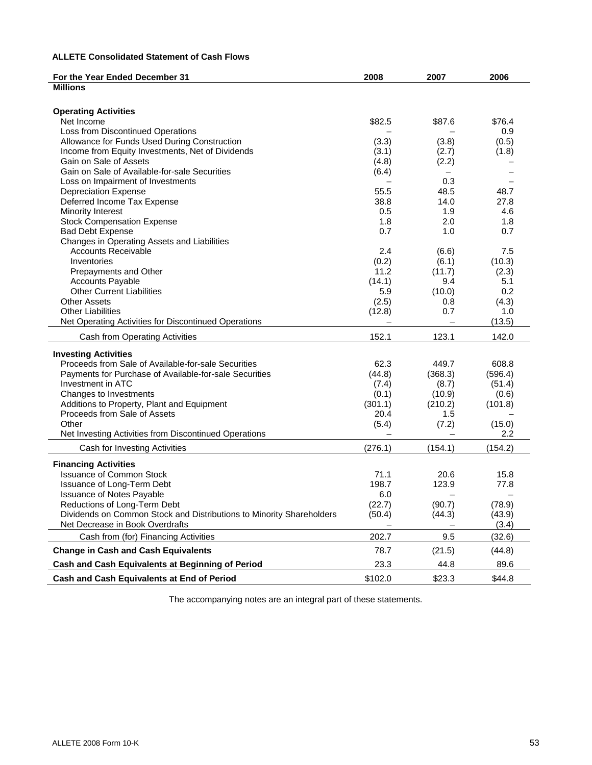**ALLETE Consolidated Statement of Cash Flows**

| For the Year Ended December 31 | 2008 | 2007 | 2006 |
|---|---|---|---|
| **Millions** | | | |
| **Operating Activities** | | | |
| Net Income | $82.5 | $87.6 | $76.4 |
| Loss from Discontinued Operations | – | – | 0.9 |
| Allowance for Funds Used During Construction | (3.3) | (3.8) | (0.5) |
| Income from Equity Investments, Net of Dividends | (3.1) | (2.7) | (1.8) |
| Gain on Sale of Assets | (4.8) | (2.2) | – |
| Gain on Sale of Available-for-sale Securities | (6.4) | – | – |
| Loss on Impairment of Investments | – | 0.3 | – |
| Depreciation Expense | 55.5 | 48.5 | 48.7 |
| Deferred Income Tax Expense | 38.8 | 14.0 | 27.8 |
| Minority Interest | 0.5 | 1.9 | 4.6 |
| Stock Compensation Expense | 1.8 | 2.0 | 1.8 |
| Bad Debt Expense | 0.7 | 1.0 | 0.7 |
| Changes in Operating Assets and Liabilities | | | |
| Accounts Receivable | 2.4 | (6.6) | 7.5 |
| Inventories | (0.2) | (6.1) | (10.3) |
| Prepayments and Other | 11.2 | (11.7) | (2.3) |
| Accounts Payable | (14.1) | 9.4 | 5.1 |
| Other Current Liabilities | 5.9 | (10.0) | 0.2 |
| Other Assets | (2.5) | 0.8 | (4.3) |
| Other Liabilities | (12.8) | 0.7 | 1.0 |
| Net Operating Activities for Discontinued Operations | – | – | (13.5) |
| Cash from Operating Activities | 152.1 | 123.1 | 142.0 |
| **Investing Activities** | | | |
| Proceeds from Sale of Available-for-sale Securities | 62.3 | 449.7 | 608.8 |
| Payments for Purchase of Available-for-sale Securities | (44.8) | (368.3) | (596.4) |
| Investment in ATC | (7.4) | (8.7) | (51.4) |
| Changes to Investments | (0.1) | (10.9) | (0.6) |
| Additions to Property, Plant and Equipment | (301.1) | (210.2) | (101.8) |
| Proceeds from Sale of Assets | 20.4 | 1.5 | – |
| Other | (5.4) | (7.2) | (15.0) |
| Net Investing Activities from Discontinued Operations | – | – | 2.2 |
| Cash for Investing Activities | (276.1) | (154.1) | (154.2) |
| **Financing Activities** | | | |
| Issuance of Common Stock | 71.1 | 20.6 | 15.8 |
| Issuance of Long-Term Debt | 198.7 | 123.9 | 77.8 |
| Issuance of Notes Payable | 6.0 | – | – |
| Reductions of Long-Term Debt | (22.7) | (90.7) | (78.9) |
| Dividends on Common Stock and Distributions to Minority Shareholders | (50.4) | (44.3) | (43.9) |
| Net Decrease in Book Overdrafts | – | – | (3.4) |
| Cash from (for) Financing Activities | 202.7 | 9.5 | (32.6) |
| **Change in Cash and Cash Equivalents** | 78.7 | (21.5) | (44.8) |
| **Cash and Cash Equivalents at Beginning of Period** | 23.3 | 44.8 | 89.6 |
| **Cash and Cash Equivalents at End of Period** | $102.0 | $23.3 | $44.8 |

The accompanying notes are an integral part of these statements.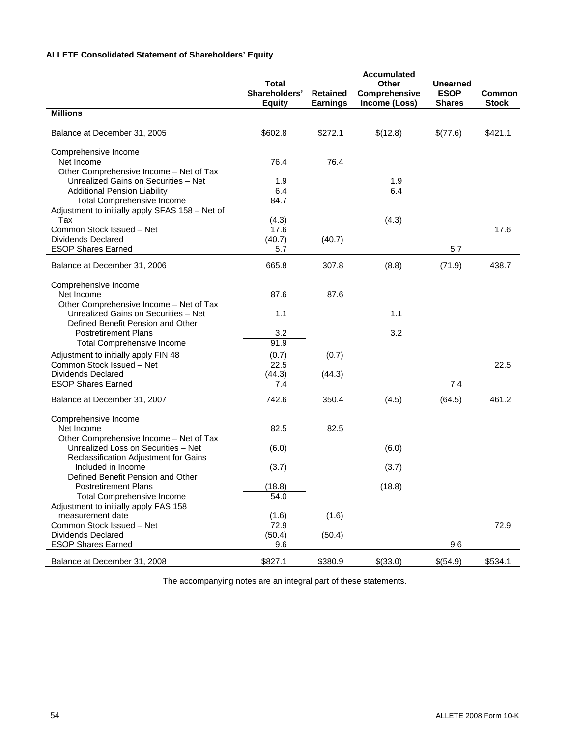**ALLETE Consolidated Statement of Shareholders' Equity**

| Millions | Total Shareholders' Equity | Retained Earnings | Accumulated Other Comprehensive Income (Loss) | Unearned ESOP Shares | Common Stock |
|---|---|---|---|---|---|
| Balance at December 31, 2005 | $602.8 | $272.1 | $(12.8) | $(77.6) | $421.1 |
| Comprehensive Income | | | | | |
| Net Income | 76.4 | 76.4 | | | |
| Other Comprehensive Income – Net of Tax | | | | | |
| Unrealized Gains on Securities – Net | 1.9 | | 1.9 | | |
| Additional Pension Liability | 6.4 | | 6.4 | | |
| Total Comprehensive Income | 84.7 | | | | |
| Adjustment to initially apply SFAS 158 – Net of Tax | (4.3) | | (4.3) | | |
| Common Stock Issued – Net | 17.6 | | | | 17.6 |
| Dividends Declared | (40.7) | (40.7) | | | |
| ESOP Shares Earned | 5.7 | | | 5.7 | |
| Balance at December 31, 2006 | 665.8 | 307.8 | (8.8) | (71.9) | 438.7 |
| Comprehensive Income | | | | | |
| Net Income | 87.6 | 87.6 | | | |
| Other Comprehensive Income – Net of Tax | | | | | |
| Unrealized Gains on Securities – Net | 1.1 | | 1.1 | | |
| Defined Benefit Pension and Other Postretirement Plans | 3.2 | | 3.2 | | |
| Total Comprehensive Income | 91.9 | | | | |
| Adjustment to initially apply FIN 48 | (0.7) | (0.7) | | | |
| Common Stock Issued – Net | 22.5 | | | | 22.5 |
| Dividends Declared | (44.3) | (44.3) | | | |
| ESOP Shares Earned | 7.4 | | | 7.4 | |
| Balance at December 31, 2007 | 742.6 | 350.4 | (4.5) | (64.5) | 461.2 |
| Comprehensive Income | | | | | |
| Net Income | 82.5 | 82.5 | | | |
| Other Comprehensive Income – Net of Tax | | | | | |
| Unrealized Loss on Securities – Net | (6.0) | | (6.0) | | |
| Reclassification Adjustment for Gains Included in Income | (3.7) | | (3.7) | | |
| Defined Benefit Pension and Other Postretirement Plans | (18.8) | | (18.8) | | |
| Total Comprehensive Income | 54.0 | | | | |
| Adjustment to initially apply FAS 158 measurement date | (1.6) | (1.6) | | | |
| Common Stock Issued – Net | 72.9 | | | | 72.9 |
| Dividends Declared | (50.4) | (50.4) | | | |
| ESOP Shares Earned | 9.6 | | | 9.6 | |
| Balance at December 31, 2008 | $827.1 | $380.9 | $(33.0) | $(54.9) | $534.1 |

The accompanying notes are an integral part of these statements.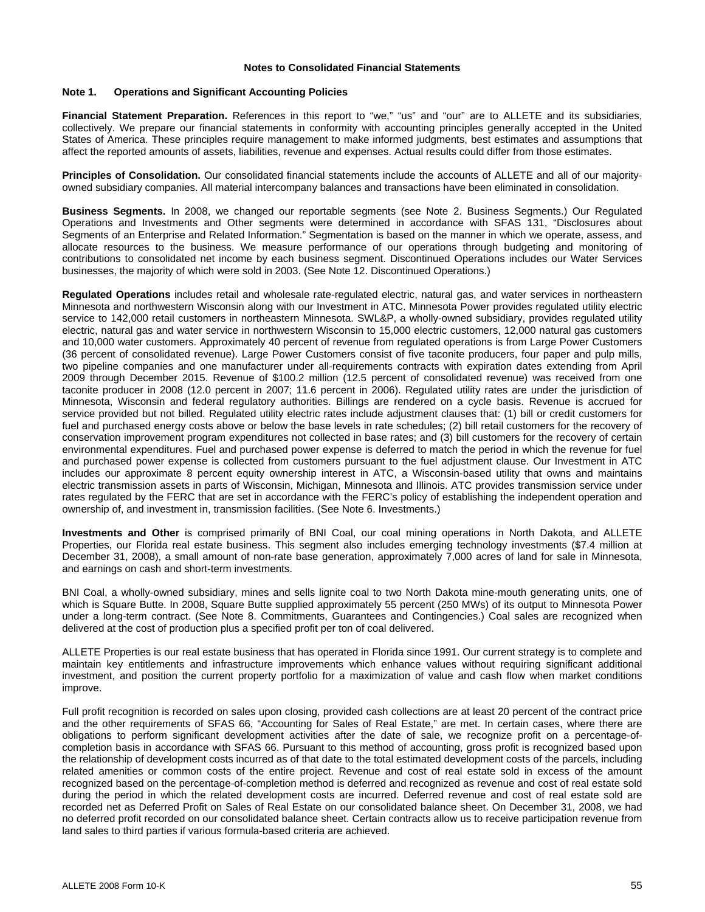## Notes to Consolidated Financial Statements

### Note 1. Operations and Significant Accounting Policies

**Financial Statement Preparation.** References in this report to "we," "us" and "our" are to ALLETE and its subsidiaries, collectively. We prepare our financial statements in conformity with accounting principles generally accepted in the United States of America. These principles require management to make informed judgments, best estimates and assumptions that affect the reported amounts of assets, liabilities, revenue and expenses. Actual results could differ from those estimates.

**Principles of Consolidation.** Our consolidated financial statements include the accounts of ALLETE and all of our majority-owned subsidiary companies. All material intercompany balances and transactions have been eliminated in consolidation.

**Business Segments.** In 2008, we changed our reportable segments (see Note 2. Business Segments.) Our Regulated Operations and Investments and Other segments were determined in accordance with SFAS 131, "Disclosures about Segments of an Enterprise and Related Information." Segmentation is based on the manner in which we operate, assess, and allocate resources to the business. We measure performance of our operations through budgeting and monitoring of contributions to consolidated net income by each business segment. Discontinued Operations includes our Water Services businesses, the majority of which were sold in 2003. (See Note 12. Discontinued Operations.)

**Regulated Operations** includes retail and wholesale rate-regulated electric, natural gas, and water services in northeastern Minnesota and northwestern Wisconsin along with our Investment in ATC. Minnesota Power provides regulated utility electric service to 142,000 retail customers in northeastern Minnesota. SWL&P, a wholly-owned subsidiary, provides regulated utility electric, natural gas and water service in northwestern Wisconsin to 15,000 electric customers, 12,000 natural gas customers and 10,000 water customers. Approximately 40 percent of revenue from regulated operations is from Large Power Customers (36 percent of consolidated revenue). Large Power Customers consist of five taconite producers, four paper and pulp mills, two pipeline companies and one manufacturer under all-requirements contracts with expiration dates extending from April 2009 through December 2015. Revenue of $100.2 million (12.5 percent of consolidated revenue) was received from one taconite producer in 2008 (12.0 percent in 2007; 11.6 percent in 2006). Regulated utility rates are under the jurisdiction of Minnesota, Wisconsin and federal regulatory authorities. Billings are rendered on a cycle basis. Revenue is accrued for service provided but not billed. Regulated utility electric rates include adjustment clauses that: (1) bill or credit customers for fuel and purchased energy costs above or below the base levels in rate schedules; (2) bill retail customers for the recovery of conservation improvement program expenditures not collected in base rates; and (3) bill customers for the recovery of certain environmental expenditures. Fuel and purchased power expense is deferred to match the period in which the revenue for fuel and purchased power expense is collected from customers pursuant to the fuel adjustment clause. Our Investment in ATC includes our approximate 8 percent equity ownership interest in ATC, a Wisconsin-based utility that owns and maintains electric transmission assets in parts of Wisconsin, Michigan, Minnesota and Illinois. ATC provides transmission service under rates regulated by the FERC that are set in accordance with the FERC's policy of establishing the independent operation and ownership of, and investment in, transmission facilities. (See Note 6. Investments.)

**Investments and Other** is comprised primarily of BNI Coal, our coal mining operations in North Dakota, and ALLETE Properties, our Florida real estate business. This segment also includes emerging technology investments ($7.4 million at December 31, 2008), a small amount of non-rate base generation, approximately 7,000 acres of land for sale in Minnesota, and earnings on cash and short-term investments.

BNI Coal, a wholly-owned subsidiary, mines and sells lignite coal to two North Dakota mine-mouth generating units, one of which is Square Butte. In 2008, Square Butte supplied approximately 55 percent (250 MWs) of its output to Minnesota Power under a long-term contract. (See Note 8. Commitments, Guarantees and Contingencies.) Coal sales are recognized when delivered at the cost of production plus a specified profit per ton of coal delivered.

ALLETE Properties is our real estate business that has operated in Florida since 1991. Our current strategy is to complete and maintain key entitlements and infrastructure improvements which enhance values without requiring significant additional investment, and position the current property portfolio for a maximization of value and cash flow when market conditions improve.

Full profit recognition is recorded on sales upon closing, provided cash collections are at least 20 percent of the contract price and the other requirements of SFAS 66, "Accounting for Sales of Real Estate," are met. In certain cases, where there are obligations to perform significant development activities after the date of sale, we recognize profit on a percentage-of-completion basis in accordance with SFAS 66. Pursuant to this method of accounting, gross profit is recognized based upon the relationship of development costs incurred as of that date to the total estimated development costs of the parcels, including related amenities or common costs of the entire project. Revenue and cost of real estate sold in excess of the amount recognized based on the percentage-of-completion method is deferred and recognized as revenue and cost of real estate sold during the period in which the related development costs are incurred. Deferred revenue and cost of real estate sold are recorded net as Deferred Profit on Sales of Real Estate on our consolidated balance sheet. On December 31, 2008, we had no deferred profit recorded on our consolidated balance sheet. Certain contracts allow us to receive participation revenue from land sales to third parties if various formula-based criteria are achieved.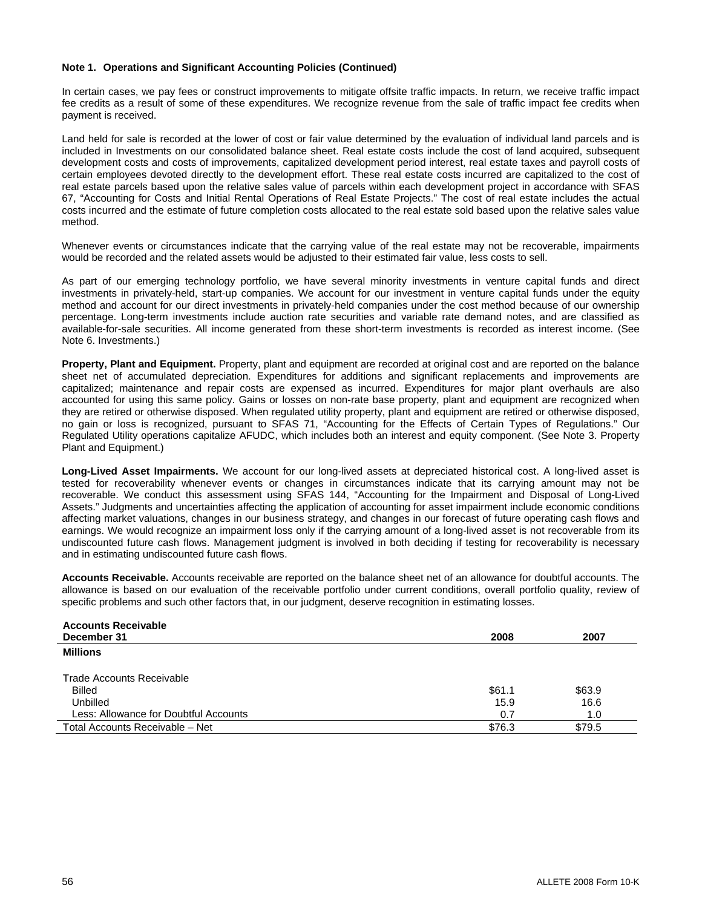**Note 1. Operations and Significant Accounting Policies (Continued)**

In certain cases, we pay fees or construct improvements to mitigate offsite traffic impacts. In return, we receive traffic impact fee credits as a result of some of these expenditures. We recognize revenue from the sale of traffic impact fee credits when payment is received.

Land held for sale is recorded at the lower of cost or fair value determined by the evaluation of individual land parcels and is included in Investments on our consolidated balance sheet. Real estate costs include the cost of land acquired, subsequent development costs and costs of improvements, capitalized development period interest, real estate taxes and payroll costs of certain employees devoted directly to the development effort. These real estate costs incurred are capitalized to the cost of real estate parcels based upon the relative sales value of parcels within each development project in accordance with SFAS 67, "Accounting for Costs and Initial Rental Operations of Real Estate Projects." The cost of real estate includes the actual costs incurred and the estimate of future completion costs allocated to the real estate sold based upon the relative sales value method.

Whenever events or circumstances indicate that the carrying value of the real estate may not be recoverable, impairments would be recorded and the related assets would be adjusted to their estimated fair value, less costs to sell.

As part of our emerging technology portfolio, we have several minority investments in venture capital funds and direct investments in privately-held, start-up companies. We account for our investment in venture capital funds under the equity method and account for our direct investments in privately-held companies under the cost method because of our ownership percentage. Long-term investments include auction rate securities and variable rate demand notes, and are classified as available-for-sale securities. All income generated from these short-term investments is recorded as interest income. (See Note 6. Investments.)

**Property, Plant and Equipment.** Property, plant and equipment are recorded at original cost and are reported on the balance sheet net of accumulated depreciation. Expenditures for additions and significant replacements and improvements are capitalized; maintenance and repair costs are expensed as incurred. Expenditures for major plant overhauls are also accounted for using this same policy. Gains or losses on non-rate base property, plant and equipment are recognized when they are retired or otherwise disposed. When regulated utility property, plant and equipment are retired or otherwise disposed, no gain or loss is recognized, pursuant to SFAS 71, "Accounting for the Effects of Certain Types of Regulations." Our Regulated Utility operations capitalize AFUDC, which includes both an interest and equity component. (See Note 3. Property Plant and Equipment.)

**Long-Lived Asset Impairments.** We account for our long-lived assets at depreciated historical cost. A long-lived asset is tested for recoverability whenever events or changes in circumstances indicate that its carrying amount may not be recoverable. We conduct this assessment using SFAS 144, "Accounting for the Impairment and Disposal of Long-Lived Assets." Judgments and uncertainties affecting the application of accounting for asset impairment include economic conditions affecting market valuations, changes in our business strategy, and changes in our forecast of future operating cash flows and earnings. We would recognize an impairment loss only if the carrying amount of a long-lived asset is not recoverable from its undiscounted future cash flows. Management judgment is involved in both deciding if testing for recoverability is necessary and in estimating undiscounted future cash flows.

**Accounts Receivable.** Accounts receivable are reported on the balance sheet net of an allowance for doubtful accounts. The allowance is based on our evaluation of the receivable portfolio under current conditions, overall portfolio quality, review of specific problems and such other factors that, in our judgment, deserve recognition in estimating losses.

| **Accounts Receivable**<br>**December 31** | **2008** | **2007** |
|---|---|---|
| **Millions** | | |
| Trade Accounts Receivable | | |
| Billed | $61.1 | $63.9 |
| Unbilled | 15.9 | 16.6 |
| Less: Allowance for Doubtful Accounts | 0.7 | 1.0 |
| Total Accounts Receivable – Net | $76.3 | $79.5 |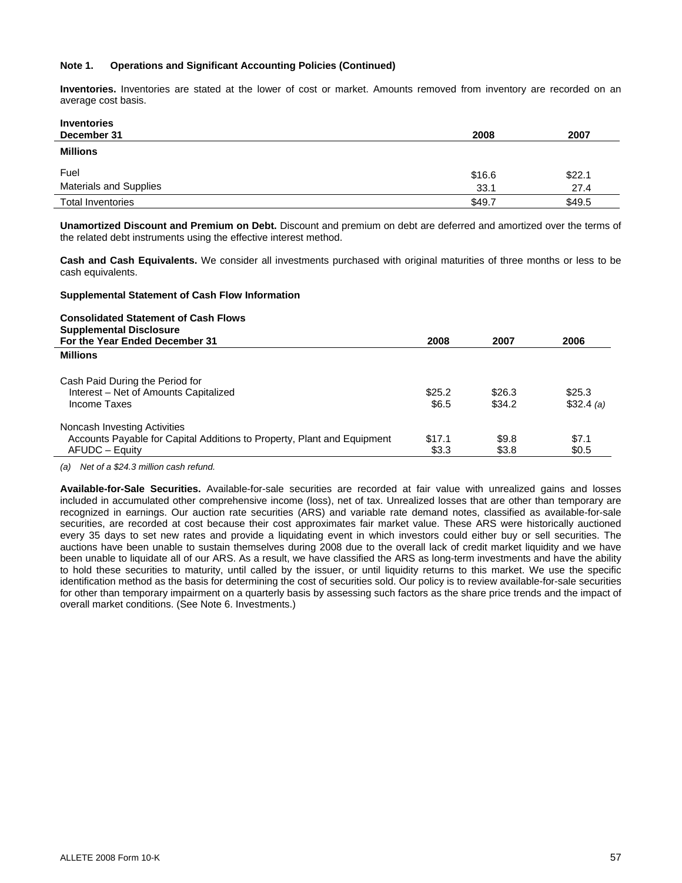**Note 1. Operations and Significant Accounting Policies (Continued)**

**Inventories.** Inventories are stated at the lower of cost or market. Amounts removed from inventory are recorded on an average cost basis.

| **Inventories**<br>**December 31** | **2008** | **2007** |
|---|---|---|
| **Millions** | | |
| Fuel | $16.6 | $22.1 |
| Materials and Supplies | 33.1 | 27.4 |
| Total Inventories | $49.7 | $49.5 |

**Unamortized Discount and Premium on Debt.** Discount and premium on debt are deferred and amortized over the terms of the related debt instruments using the effective interest method.

**Cash and Cash Equivalents.** We consider all investments purchased with original maturities of three months or less to be cash equivalents.

**Supplemental Statement of Cash Flow Information**

| **Consolidated Statement of Cash Flows**<br>**Supplemental Disclosure**<br>**For the Year Ended December 31** | **2008** | **2007** | **2006** |
|---|---|---|---|
| **Millions** | | | |
| Cash Paid During the Period for | | | |
| Interest – Net of Amounts Capitalized | $25.2 | $26.3 | $25.3 |
| Income Taxes | $6.5 | $34.2 | $32.4 *(a)* |
| Noncash Investing Activities | | | |
| Accounts Payable for Capital Additions to Property, Plant and Equipment | $17.1 | $9.8 | $7.1 |
| AFUDC – Equity | $3.3 | $3.8 | $0.5 |

*(a) Net of a $24.3 million cash refund.*

**Available-for-Sale Securities.** Available-for-sale securities are recorded at fair value with unrealized gains and losses included in accumulated other comprehensive income (loss), net of tax. Unrealized losses that are other than temporary are recognized in earnings. Our auction rate securities (ARS) and variable rate demand notes, classified as available-for-sale securities, are recorded at cost because their cost approximates fair market value. These ARS were historically auctioned every 35 days to set new rates and provide a liquidating event in which investors could either buy or sell securities. The auctions have been unable to sustain themselves during 2008 due to the overall lack of credit market liquidity and we have been unable to liquidate all of our ARS. As a result, we have classified the ARS as long-term investments and have the ability to hold these securities to maturity, until called by the issuer, or until liquidity returns to this market. We use the specific identification method as the basis for determining the cost of securities sold. Our policy is to review available-for-sale securities for other than temporary impairment on a quarterly basis by assessing such factors as the share price trends and the impact of overall market conditions. (See Note 6. Investments.)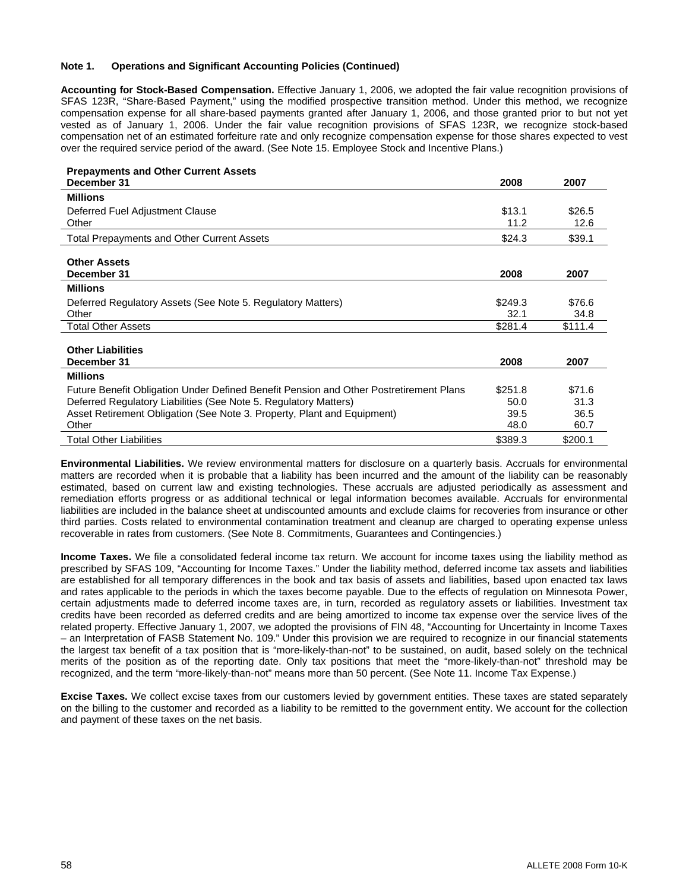**Note 1. Operations and Significant Accounting Policies (Continued)**

**Accounting for Stock-Based Compensation.** Effective January 1, 2006, we adopted the fair value recognition provisions of SFAS 123R, "Share-Based Payment," using the modified prospective transition method. Under this method, we recognize compensation expense for all share-based payments granted after January 1, 2006, and those granted prior to but not yet vested as of January 1, 2006. Under the fair value recognition provisions of SFAS 123R, we recognize stock-based compensation net of an estimated forfeiture rate and only recognize compensation expense for those shares expected to vest over the required service period of the award. (See Note 15. Employee Stock and Incentive Plans.)

| **Prepayments and Other Current Assets**<br>**December 31** | **2008** | **2007** |
|---|---|---|
| **Millions** | | |
| Deferred Fuel Adjustment Clause | $13.1 | $26.5 |
| Other | 11.2 | 12.6 |
| Total Prepayments and Other Current Assets | $24.3 | $39.1 |

| **Other Assets**<br>**December 31** | **2008** | **2007** |
|---|---|---|
| **Millions** | | |
| Deferred Regulatory Assets (See Note 5. Regulatory Matters) | $249.3 | $76.6 |
| Other | 32.1 | 34.8 |
| Total Other Assets | $281.4 | $111.4 |

| **Other Liabilities**<br>**December 31** | **2008** | **2007** |
|---|---|---|
| **Millions** | | |
| Future Benefit Obligation Under Defined Benefit Pension and Other Postretirement Plans | $251.8 | $71.6 |
| Deferred Regulatory Liabilities (See Note 5. Regulatory Matters) | 50.0 | 31.3 |
| Asset Retirement Obligation (See Note 3. Property, Plant and Equipment) | 39.5 | 36.5 |
| Other | 48.0 | 60.7 |
| Total Other Liabilities | $389.3 | $200.1 |

**Environmental Liabilities.** We review environmental matters for disclosure on a quarterly basis. Accruals for environmental matters are recorded when it is probable that a liability has been incurred and the amount of the liability can be reasonably estimated, based on current law and existing technologies. These accruals are adjusted periodically as assessment and remediation efforts progress or as additional technical or legal information becomes available. Accruals for environmental liabilities are included in the balance sheet at undiscounted amounts and exclude claims for recoveries from insurance or other third parties. Costs related to environmental contamination treatment and cleanup are charged to operating expense unless recoverable in rates from customers. (See Note 8. Commitments, Guarantees and Contingencies.)

**Income Taxes.** We file a consolidated federal income tax return. We account for income taxes using the liability method as prescribed by SFAS 109, "Accounting for Income Taxes." Under the liability method, deferred income tax assets and liabilities are established for all temporary differences in the book and tax basis of assets and liabilities, based upon enacted tax laws and rates applicable to the periods in which the taxes become payable. Due to the effects of regulation on Minnesota Power, certain adjustments made to deferred income taxes are, in turn, recorded as regulatory assets or liabilities. Investment tax credits have been recorded as deferred credits and are being amortized to income tax expense over the service lives of the related property. Effective January 1, 2007, we adopted the provisions of FIN 48, "Accounting for Uncertainty in Income Taxes – an Interpretation of FASB Statement No. 109." Under this provision we are required to recognize in our financial statements the largest tax benefit of a tax position that is "more-likely-than-not" to be sustained, on audit, based solely on the technical merits of the position as of the reporting date. Only tax positions that meet the "more-likely-than-not" threshold may be recognized, and the term "more-likely-than-not" means more than 50 percent. (See Note 11. Income Tax Expense.)

**Excise Taxes.** We collect excise taxes from our customers levied by government entities. These taxes are stated separately on the billing to the customer and recorded as a liability to be remitted to the government entity. We account for the collection and payment of these taxes on the net basis.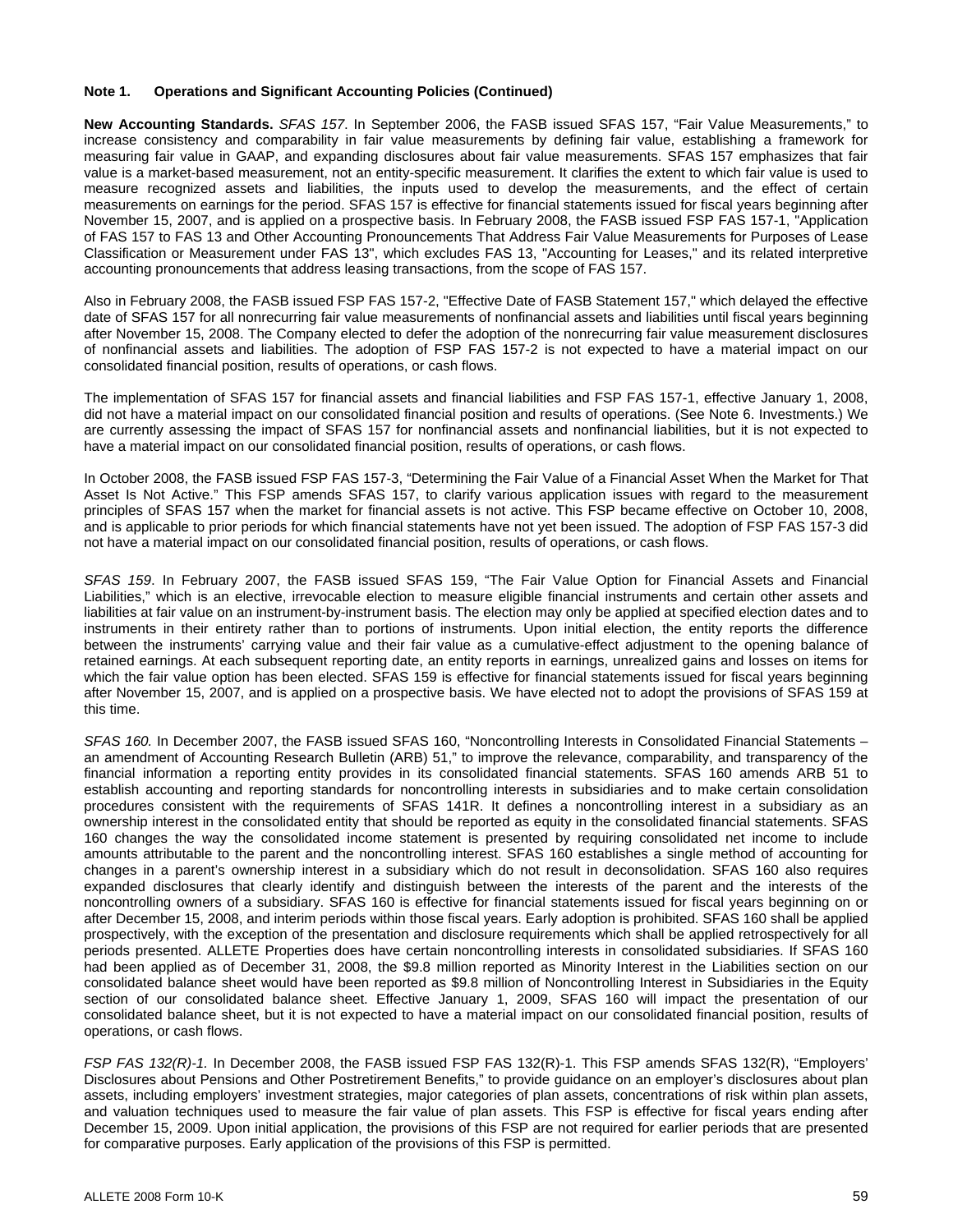**Note 1. Operations and Significant Accounting Policies (Continued)**

**New Accounting Standards.** *SFAS 157*. In September 2006, the FASB issued SFAS 157, "Fair Value Measurements," to increase consistency and comparability in fair value measurements by defining fair value, establishing a framework for measuring fair value in GAAP, and expanding disclosures about fair value measurements. SFAS 157 emphasizes that fair value is a market-based measurement, not an entity-specific measurement. It clarifies the extent to which fair value is used to measure recognized assets and liabilities, the inputs used to develop the measurements, and the effect of certain measurements on earnings for the period. SFAS 157 is effective for financial statements issued for fiscal years beginning after November 15, 2007, and is applied on a prospective basis. In February 2008, the FASB issued FSP FAS 157-1, "Application of FAS 157 to FAS 13 and Other Accounting Pronouncements That Address Fair Value Measurements for Purposes of Lease Classification or Measurement under FAS 13", which excludes FAS 13, "Accounting for Leases," and its related interpretive accounting pronouncements that address leasing transactions, from the scope of FAS 157.

Also in February 2008, the FASB issued FSP FAS 157-2, "Effective Date of FASB Statement 157," which delayed the effective date of SFAS 157 for all nonrecurring fair value measurements of nonfinancial assets and liabilities until fiscal years beginning after November 15, 2008. The Company elected to defer the adoption of the nonrecurring fair value measurement disclosures of nonfinancial assets and liabilities. The adoption of FSP FAS 157-2 is not expected to have a material impact on our consolidated financial position, results of operations, or cash flows.

The implementation of SFAS 157 for financial assets and financial liabilities and FSP FAS 157-1, effective January 1, 2008, did not have a material impact on our consolidated financial position and results of operations. (See Note 6. Investments.) We are currently assessing the impact of SFAS 157 for nonfinancial assets and nonfinancial liabilities, but it is not expected to have a material impact on our consolidated financial position, results of operations, or cash flows.

In October 2008, the FASB issued FSP FAS 157-3, "Determining the Fair Value of a Financial Asset When the Market for That Asset Is Not Active." This FSP amends SFAS 157, to clarify various application issues with regard to the measurement principles of SFAS 157 when the market for financial assets is not active. This FSP became effective on October 10, 2008, and is applicable to prior periods for which financial statements have not yet been issued. The adoption of FSP FAS 157-3 did not have a material impact on our consolidated financial position, results of operations, or cash flows.

*SFAS 159*. In February 2007, the FASB issued SFAS 159, "The Fair Value Option for Financial Assets and Financial Liabilities," which is an elective, irrevocable election to measure eligible financial instruments and certain other assets and liabilities at fair value on an instrument-by-instrument basis. The election may only be applied at specified election dates and to instruments in their entirety rather than to portions of instruments. Upon initial election, the entity reports the difference between the instruments' carrying value and their fair value as a cumulative-effect adjustment to the opening balance of retained earnings. At each subsequent reporting date, an entity reports in earnings, unrealized gains and losses on items for which the fair value option has been elected. SFAS 159 is effective for financial statements issued for fiscal years beginning after November 15, 2007, and is applied on a prospective basis. We have elected not to adopt the provisions of SFAS 159 at this time.

*SFAS 160.* In December 2007, the FASB issued SFAS 160, "Noncontrolling Interests in Consolidated Financial Statements – an amendment of Accounting Research Bulletin (ARB) 51," to improve the relevance, comparability, and transparency of the financial information a reporting entity provides in its consolidated financial statements. SFAS 160 amends ARB 51 to establish accounting and reporting standards for noncontrolling interests in subsidiaries and to make certain consolidation procedures consistent with the requirements of SFAS 141R. It defines a noncontrolling interest in a subsidiary as an ownership interest in the consolidated entity that should be reported as equity in the consolidated financial statements. SFAS 160 changes the way the consolidated income statement is presented by requiring consolidated net income to include amounts attributable to the parent and the noncontrolling interest. SFAS 160 establishes a single method of accounting for changes in a parent's ownership interest in a subsidiary which do not result in deconsolidation. SFAS 160 also requires expanded disclosures that clearly identify and distinguish between the interests of the parent and the interests of the noncontrolling owners of a subsidiary. SFAS 160 is effective for financial statements issued for fiscal years beginning on or after December 15, 2008, and interim periods within those fiscal years. Early adoption is prohibited. SFAS 160 shall be applied prospectively, with the exception of the presentation and disclosure requirements which shall be applied retrospectively for all periods presented. ALLETE Properties does have certain noncontrolling interests in consolidated subsidiaries. If SFAS 160 had been applied as of December 31, 2008, the $9.8 million reported as Minority Interest in the Liabilities section on our consolidated balance sheet would have been reported as $9.8 million of Noncontrolling Interest in Subsidiaries in the Equity section of our consolidated balance sheet. Effective January 1, 2009, SFAS 160 will impact the presentation of our consolidated balance sheet, but it is not expected to have a material impact on our consolidated financial position, results of operations, or cash flows.

*FSP FAS 132(R)-1.* In December 2008, the FASB issued FSP FAS 132(R)-1. This FSP amends SFAS 132(R), "Employers' Disclosures about Pensions and Other Postretirement Benefits," to provide guidance on an employer's disclosures about plan assets, including employers' investment strategies, major categories of plan assets, concentrations of risk within plan assets, and valuation techniques used to measure the fair value of plan assets. This FSP is effective for fiscal years ending after December 15, 2009. Upon initial application, the provisions of this FSP are not required for earlier periods that are presented for comparative purposes. Early application of the provisions of this FSP is permitted.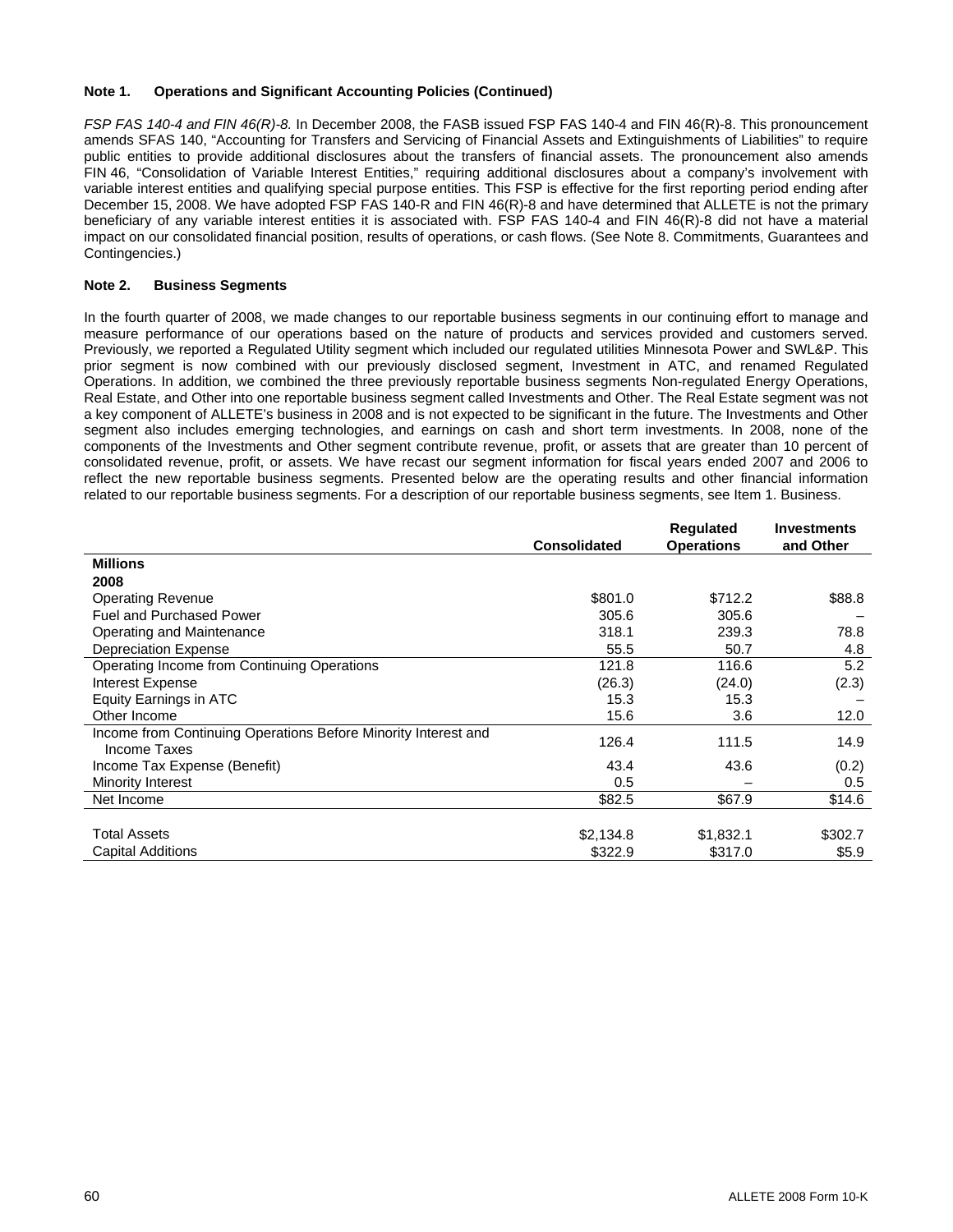**Note 1. Operations and Significant Accounting Policies (Continued)**

*FSP FAS 140-4 and FIN 46(R)-8.* In December 2008, the FASB issued FSP FAS 140-4 and FIN 46(R)-8. This pronouncement amends SFAS 140, "Accounting for Transfers and Servicing of Financial Assets and Extinguishments of Liabilities" to require public entities to provide additional disclosures about the transfers of financial assets. The pronouncement also amends FIN 46, "Consolidation of Variable Interest Entities," requiring additional disclosures about a company's involvement with variable interest entities and qualifying special purpose entities. This FSP is effective for the first reporting period ending after December 15, 2008. We have adopted FSP FAS 140-R and FIN 46(R)-8 and have determined that ALLETE is not the primary beneficiary of any variable interest entities it is associated with. FSP FAS 140-4 and FIN 46(R)-8 did not have a material impact on our consolidated financial position, results of operations, or cash flows. (See Note 8. Commitments, Guarantees and Contingencies.)

**Note 2. Business Segments**

In the fourth quarter of 2008, we made changes to our reportable business segments in our continuing effort to manage and measure performance of our operations based on the nature of products and services provided and customers served. Previously, we reported a Regulated Utility segment which included our regulated utilities Minnesota Power and SWL&P. This prior segment is now combined with our previously disclosed segment, Investment in ATC, and renamed Regulated Operations. In addition, we combined the three previously reportable business segments Non-regulated Energy Operations, Real Estate, and Other into one reportable business segment called Investments and Other. The Real Estate segment was not a key component of ALLETE's business in 2008 and is not expected to be significant in the future. The Investments and Other segment also includes emerging technologies, and earnings on cash and short term investments. In 2008, none of the components of the Investments and Other segment contribute revenue, profit, or assets that are greater than 10 percent of consolidated revenue, profit, or assets. We have recast our segment information for fiscal years ended 2007 and 2006 to reflect the new reportable business segments. Presented below are the operating results and other financial information related to our reportable business segments. For a description of our reportable business segments, see Item 1. Business.

| | Consolidated | Regulated Operations | Investments and Other |
|---|---|---|---|
| **Millions** | | | |
| **2008** | | | |
| Operating Revenue | $801.0 | $712.2 | $88.8 |
| Fuel and Purchased Power | 305.6 | 305.6 | – |
| Operating and Maintenance | 318.1 | 239.3 | 78.8 |
| Depreciation Expense | 55.5 | 50.7 | 4.8 |
| Operating Income from Continuing Operations | 121.8 | 116.6 | 5.2 |
| Interest Expense | (26.3) | (24.0) | (2.3) |
| Equity Earnings in ATC | 15.3 | 15.3 | – |
| Other Income | 15.6 | 3.6 | 12.0 |
| Income from Continuing Operations Before Minority Interest and Income Taxes | 126.4 | 111.5 | 14.9 |
| Income Tax Expense (Benefit) | 43.4 | 43.6 | (0.2) |
| Minority Interest | 0.5 | – | 0.5 |
| Net Income | $82.5 | $67.9 | $14.6 |
| | | | |
| Total Assets | $2,134.8 | $1,832.1 | $302.7 |
| Capital Additions | $322.9 | $317.0 | $5.9 |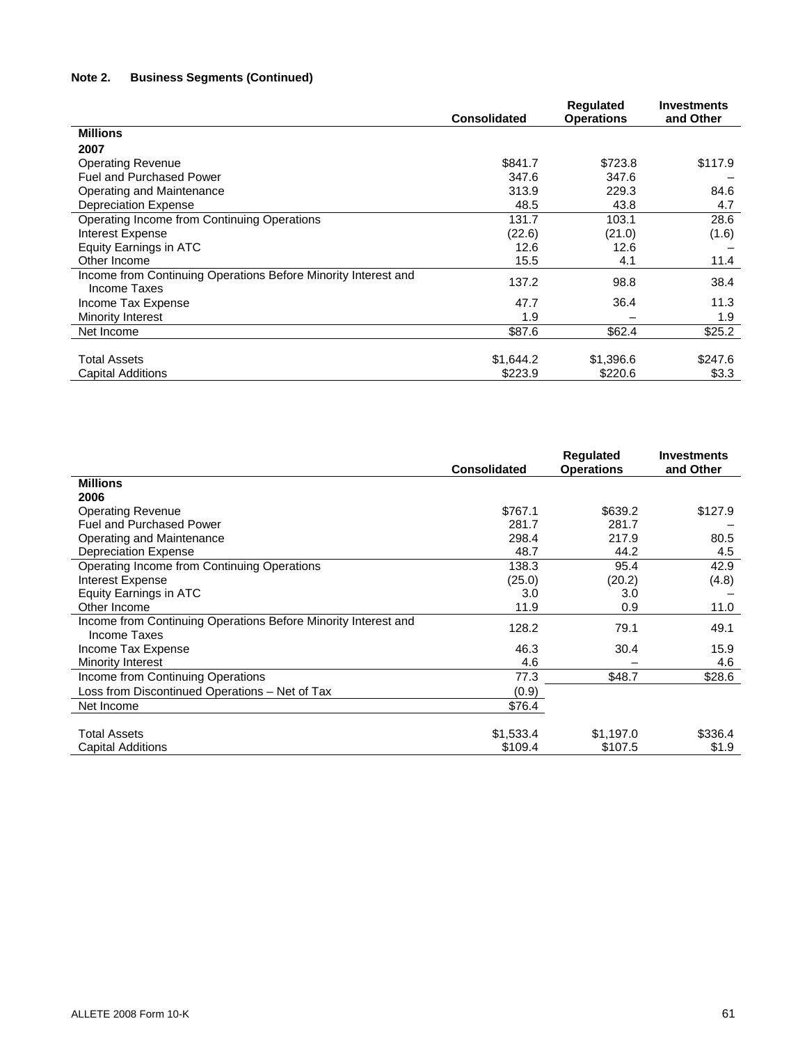**Note 2. Business Segments (Continued)**

| | Consolidated | Regulated Operations | Investments and Other |
|---|---|---|---|
| **Millions** | | | |
| **2007** | | | |
| Operating Revenue | $841.7 | $723.8 | $117.9 |
| Fuel and Purchased Power | 347.6 | 347.6 | – |
| Operating and Maintenance | 313.9 | 229.3 | 84.6 |
| Depreciation Expense | 48.5 | 43.8 | 4.7 |
| Operating Income from Continuing Operations | 131.7 | 103.1 | 28.6 |
| Interest Expense | (22.6) | (21.0) | (1.6) |
| Equity Earnings in ATC | 12.6 | 12.6 | – |
| Other Income | 15.5 | 4.1 | 11.4 |
| Income from Continuing Operations Before Minority Interest and Income Taxes | 137.2 | 98.8 | 38.4 |
| Income Tax Expense | 47.7 | 36.4 | 11.3 |
| Minority Interest | 1.9 | – | 1.9 |
| Net Income | $87.6 | $62.4 | $25.2 |
| | | | |
| Total Assets | $1,644.2 | $1,396.6 | $247.6 |
| Capital Additions | $223.9 | $220.6 | $3.3 |

| | Consolidated | Regulated Operations | Investments and Other |
|---|---|---|---|
| **Millions** | | | |
| **2006** | | | |
| Operating Revenue | $767.1 | $639.2 | $127.9 |
| Fuel and Purchased Power | 281.7 | 281.7 | – |
| Operating and Maintenance | 298.4 | 217.9 | 80.5 |
| Depreciation Expense | 48.7 | 44.2 | 4.5 |
| Operating Income from Continuing Operations | 138.3 | 95.4 | 42.9 |
| Interest Expense | (25.0) | (20.2) | (4.8) |
| Equity Earnings in ATC | 3.0 | 3.0 | – |
| Other Income | 11.9 | 0.9 | 11.0 |
| Income from Continuing Operations Before Minority Interest and Income Taxes | 128.2 | 79.1 | 49.1 |
| Income Tax Expense | 46.3 | 30.4 | 15.9 |
| Minority Interest | 4.6 | – | 4.6 |
| Income from Continuing Operations | 77.3 | $48.7 | $28.6 |
| Loss from Discontinued Operations – Net of Tax | (0.9) | | |
| Net Income | $76.4 | | |
| | | | |
| Total Assets | $1,533.4 | $1,197.0 | $336.4 |
| Capital Additions | $109.4 | $107.5 | $1.9 |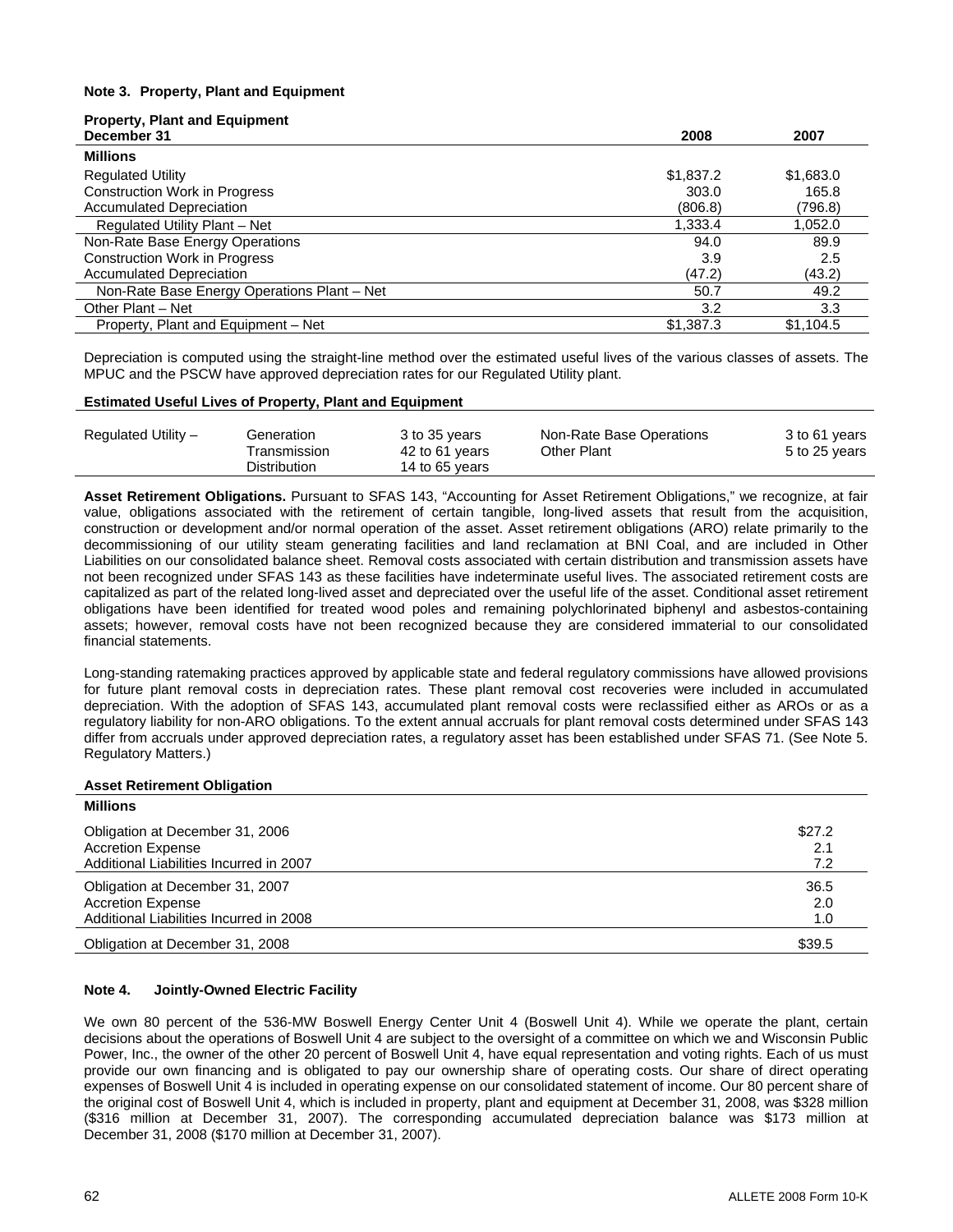### Note 3. Property, Plant and Equipment

| Property, Plant and Equipment<br>December 31 | 2008 | 2007 |
|---|---|---|
| **Millions** | | |
| Regulated Utility | $1,837.2 | $1,683.0 |
| Construction Work in Progress | 303.0 | 165.8 |
| Accumulated Depreciation | (806.8) | (796.8) |
| Regulated Utility Plant – Net | 1,333.4 | 1,052.0 |
| Non-Rate Base Energy Operations | 94.0 | 89.9 |
| Construction Work in Progress | 3.9 | 2.5 |
| Accumulated Depreciation | (47.2) | (43.2) |
| Non-Rate Base Energy Operations Plant – Net | 50.7 | 49.2 |
| Other Plant – Net | 3.2 | 3.3 |
| Property, Plant and Equipment – Net | $1,387.3 | $1,104.5 |

Depreciation is computed using the straight-line method over the estimated useful lives of the various classes of assets. The MPUC and the PSCW have approved depreciation rates for our Regulated Utility plant.

**Estimated Useful Lives of Property, Plant and Equipment**

| | | | | |
|---|---|---|---|---|
| Regulated Utility – | Generation | 3 to 35 years | Non-Rate Base Operations | 3 to 61 years |
| | Transmission | 42 to 61 years | Other Plant | 5 to 25 years |
| | Distribution | 14 to 65 years | | |

**Asset Retirement Obligations.** Pursuant to SFAS 143, "Accounting for Asset Retirement Obligations," we recognize, at fair value, obligations associated with the retirement of certain tangible, long-lived assets that result from the acquisition, construction or development and/or normal operation of the asset. Asset retirement obligations (ARO) relate primarily to the decommissioning of our utility steam generating facilities and land reclamation at BNI Coal, and are included in Other Liabilities on our consolidated balance sheet. Removal costs associated with certain distribution and transmission assets have not been recognized under SFAS 143 as these facilities have indeterminate useful lives. The associated retirement costs are capitalized as part of the related long-lived asset and depreciated over the useful life of the asset. Conditional asset retirement obligations have been identified for treated wood poles and remaining polychlorinated biphenyl and asbestos-containing assets; however, removal costs have not been recognized because they are considered immaterial to our consolidated financial statements.

Long-standing ratemaking practices approved by applicable state and federal regulatory commissions have allowed provisions for future plant removal costs in depreciation rates. These plant removal cost recoveries were included in accumulated depreciation. With the adoption of SFAS 143, accumulated plant removal costs were reclassified either as AROs or as a regulatory liability for non-ARO obligations. To the extent annual accruals for plant removal costs determined under SFAS 143 differ from accruals under approved depreciation rates, a regulatory asset has been established under SFAS 71. (See Note 5. Regulatory Matters.)

| Asset Retirement Obligation | |
|---|---|
| **Millions** | |
| Obligation at December 31, 2006 | $27.2 |
| Accretion Expense | 2.1 |
| Additional Liabilities Incurred in 2007 | 7.2 |
| Obligation at December 31, 2007 | 36.5 |
| Accretion Expense | 2.0 |
| Additional Liabilities Incurred in 2008 | 1.0 |
| Obligation at December 31, 2008 | $39.5 |

### Note 4. Jointly-Owned Electric Facility

We own 80 percent of the 536-MW Boswell Energy Center Unit 4 (Boswell Unit 4). While we operate the plant, certain decisions about the operations of Boswell Unit 4 are subject to the oversight of a committee on which we and Wisconsin Public Power, Inc., the owner of the other 20 percent of Boswell Unit 4, have equal representation and voting rights. Each of us must provide our own financing and is obligated to pay our ownership share of operating costs. Our share of direct operating expenses of Boswell Unit 4 is included in operating expense on our consolidated statement of income. Our 80 percent share of the original cost of Boswell Unit 4, which is included in property, plant and equipment at December 31, 2008, was $328 million ($316 million at December 31, 2007). The corresponding accumulated depreciation balance was $173 million at December 31, 2008 ($170 million at December 31, 2007).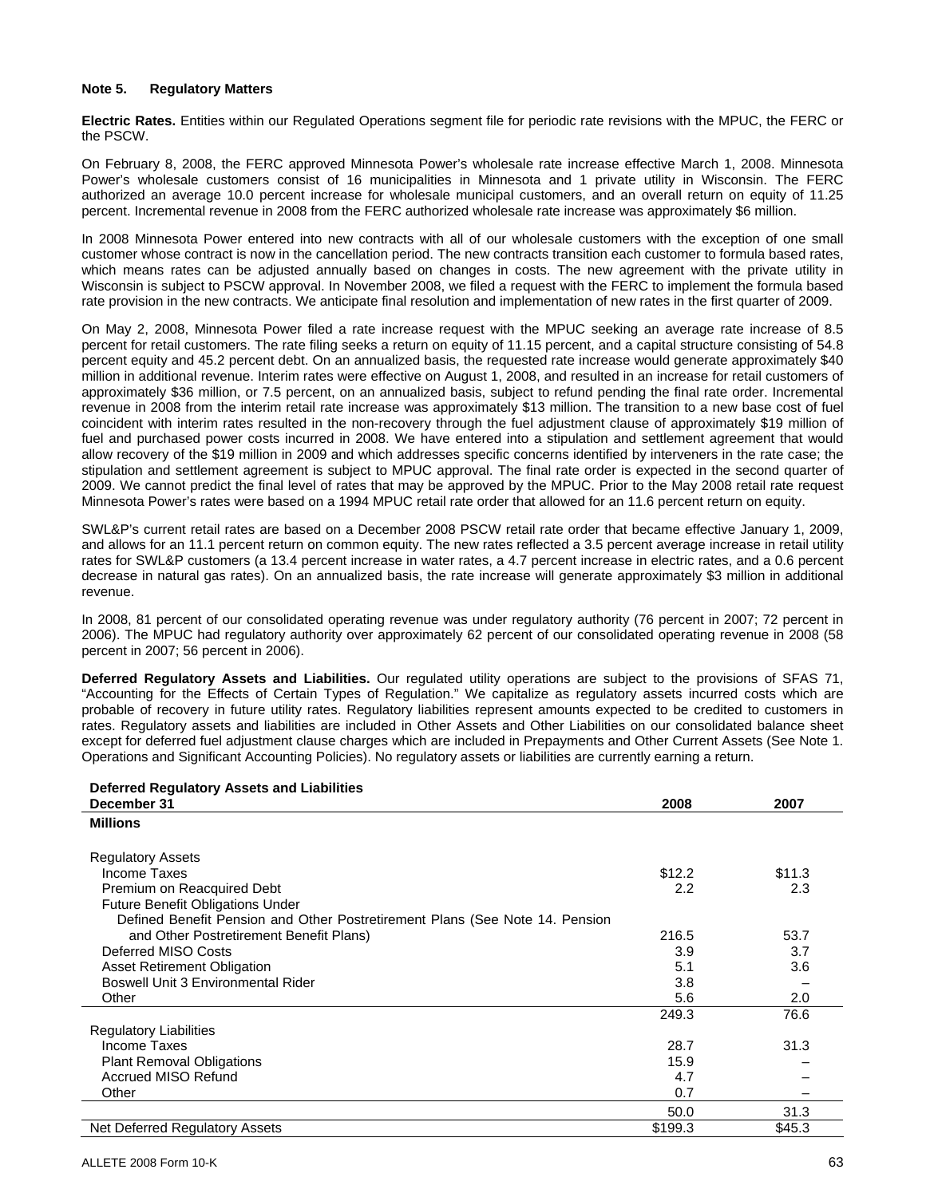**Note 5. Regulatory Matters**

**Electric Rates.** Entities within our Regulated Operations segment file for periodic rate revisions with the MPUC, the FERC or the PSCW.

On February 8, 2008, the FERC approved Minnesota Power's wholesale rate increase effective March 1, 2008. Minnesota Power's wholesale customers consist of 16 municipalities in Minnesota and 1 private utility in Wisconsin. The FERC authorized an average 10.0 percent increase for wholesale municipal customers, and an overall return on equity of 11.25 percent. Incremental revenue in 2008 from the FERC authorized wholesale rate increase was approximately $6 million.

In 2008 Minnesota Power entered into new contracts with all of our wholesale customers with the exception of one small customer whose contract is now in the cancellation period. The new contracts transition each customer to formula based rates, which means rates can be adjusted annually based on changes in costs. The new agreement with the private utility in Wisconsin is subject to PSCW approval. In November 2008, we filed a request with the FERC to implement the formula based rate provision in the new contracts. We anticipate final resolution and implementation of new rates in the first quarter of 2009.

On May 2, 2008, Minnesota Power filed a rate increase request with the MPUC seeking an average rate increase of 8.5 percent for retail customers. The rate filing seeks a return on equity of 11.15 percent, and a capital structure consisting of 54.8 percent equity and 45.2 percent debt. On an annualized basis, the requested rate increase would generate approximately $40 million in additional revenue. Interim rates were effective on August 1, 2008, and resulted in an increase for retail customers of approximately $36 million, or 7.5 percent, on an annualized basis, subject to refund pending the final rate order. Incremental revenue in 2008 from the interim retail rate increase was approximately $13 million. The transition to a new base cost of fuel coincident with interim rates resulted in the non-recovery through the fuel adjustment clause of approximately $19 million of fuel and purchased power costs incurred in 2008. We have entered into a stipulation and settlement agreement that would allow recovery of the $19 million in 2009 and which addresses specific concerns identified by interveners in the rate case; the stipulation and settlement agreement is subject to MPUC approval. The final rate order is expected in the second quarter of 2009. We cannot predict the final level of rates that may be approved by the MPUC. Prior to the May 2008 retail rate request Minnesota Power's rates were based on a 1994 MPUC retail rate order that allowed for an 11.6 percent return on equity.

SWL&P's current retail rates are based on a December 2008 PSCW retail rate order that became effective January 1, 2009, and allows for an 11.1 percent return on common equity. The new rates reflected a 3.5 percent average increase in retail utility rates for SWL&P customers (a 13.4 percent increase in water rates, a 4.7 percent increase in electric rates, and a 0.6 percent decrease in natural gas rates). On an annualized basis, the rate increase will generate approximately $3 million in additional revenue.

In 2008, 81 percent of our consolidated operating revenue was under regulatory authority (76 percent in 2007; 72 percent in 2006). The MPUC had regulatory authority over approximately 62 percent of our consolidated operating revenue in 2008 (58 percent in 2007; 56 percent in 2006).

**Deferred Regulatory Assets and Liabilities.** Our regulated utility operations are subject to the provisions of SFAS 71, "Accounting for the Effects of Certain Types of Regulation." We capitalize as regulatory assets incurred costs which are probable of recovery in future utility rates. Regulatory liabilities represent amounts expected to be credited to customers in rates. Regulatory assets and liabilities are included in Other Assets and Other Liabilities on our consolidated balance sheet except for deferred fuel adjustment clause charges which are included in Prepayments and Other Current Assets (See Note 1. Operations and Significant Accounting Policies). No regulatory assets or liabilities are currently earning a return.

**Deferred Regulatory Assets and Liabilities**

| December 31 | 2008 | 2007 |
|---|---|---|
| **Millions** | | |
| Regulatory Assets | | |
| Income Taxes | $12.2 | $11.3 |
| Premium on Reacquired Debt | 2.2 | 2.3 |
| Future Benefit Obligations Under Defined Benefit Pension and Other Postretirement Plans (See Note 14. Pension and Other Postretirement Benefit Plans) | 216.5 | 53.7 |
| Deferred MISO Costs | 3.9 | 3.7 |
| Asset Retirement Obligation | 5.1 | 3.6 |
| Boswell Unit 3 Environmental Rider | 3.8 | – |
| Other | 5.6 | 2.0 |
| | 249.3 | 76.6 |
| Regulatory Liabilities | | |
| Income Taxes | 28.7 | 31.3 |
| Plant Removal Obligations | 15.9 | – |
| Accrued MISO Refund | 4.7 | – |
| Other | 0.7 | – |
| | 50.0 | 31.3 |
| Net Deferred Regulatory Assets | $199.3 | $45.3 |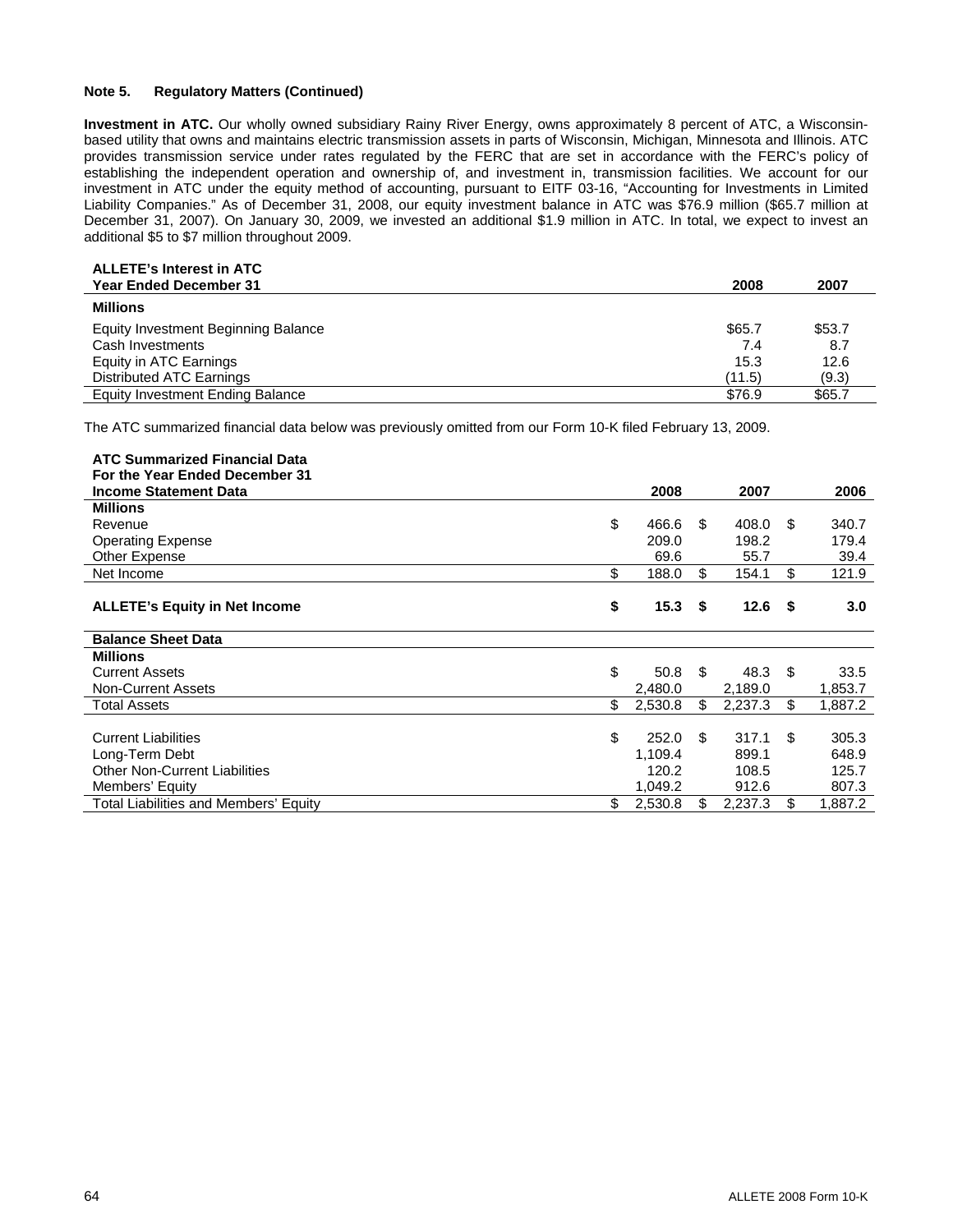**Note 5. Regulatory Matters (Continued)**

**Investment in ATC.** Our wholly owned subsidiary Rainy River Energy, owns approximately 8 percent of ATC, a Wisconsin-based utility that owns and maintains electric transmission assets in parts of Wisconsin, Michigan, Minnesota and Illinois. ATC provides transmission service under rates regulated by the FERC that are set in accordance with the FERC's policy of establishing the independent operation and ownership of, and investment in, transmission facilities. We account for our investment in ATC under the equity method of accounting, pursuant to EITF 03-16, "Accounting for Investments in Limited Liability Companies." As of December 31, 2008, our equity investment balance in ATC was $76.9 million ($65.7 million at December 31, 2007). On January 30, 2009, we invested an additional $1.9 million in ATC. In total, we expect to invest an additional $5 to $7 million throughout 2009.

| ALLETE's Interest in ATC<br>Year Ended December 31 | 2008 | 2007 |
|---|---|---|
| **Millions** | | |
| Equity Investment Beginning Balance | $65.7 | $53.7 |
| Cash Investments | 7.4 | 8.7 |
| Equity in ATC Earnings | 15.3 | 12.6 |
| Distributed ATC Earnings | (11.5) | (9.3) |
| Equity Investment Ending Balance | $76.9 | $65.7 |

The ATC summarized financial data below was previously omitted from our Form 10-K filed February 13, 2009.

| ATC Summarized Financial Data<br>For the Year Ended December 31<br>Income Statement Data | 2008 | 2007 | 2006 |
|---|---|---|---|
| **Millions** | | | |
| Revenue | $ 466.6 | $ 408.0 | $ 340.7 |
| Operating Expense | 209.0 | 198.2 | 179.4 |
| Other Expense | 69.6 | 55.7 | 39.4 |
| Net Income | $ 188.0 | $ 154.1 | $ 121.9 |
| **ALLETE's Equity in Net Income** | **$ 15.3** | **$ 12.6** | **$ 3.0** |
| **Balance Sheet Data** | | | |
| **Millions** | | | |
| Current Assets | $ 50.8 | $ 48.3 | $ 33.5 |
| Non-Current Assets | 2,480.0 | 2,189.0 | 1,853.7 |
| Total Assets | $ 2,530.8 | $ 2,237.3 | $ 1,887.2 |
| Current Liabilities | $ 252.0 | $ 317.1 | $ 305.3 |
| Long-Term Debt | 1,109.4 | 899.1 | 648.9 |
| Other Non-Current Liabilities | 120.2 | 108.5 | 125.7 |
| Members' Equity | 1,049.2 | 912.6 | 807.3 |
| Total Liabilities and Members' Equity | $ 2,530.8 | $ 2,237.3 | $ 1,887.2 |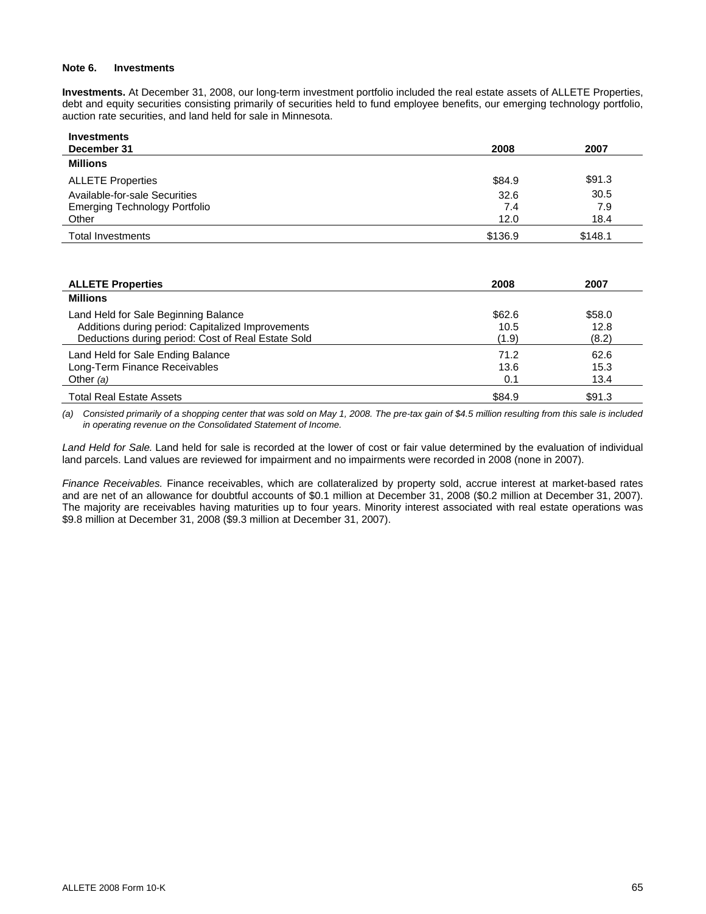**Note 6. Investments**

**Investments.** At December 31, 2008, our long-term investment portfolio included the real estate assets of ALLETE Properties, debt and equity securities consisting primarily of securities held to fund employee benefits, our emerging technology portfolio, auction rate securities, and land held for sale in Minnesota.

| Investments<br>December 31 | 2008 | 2007 |
|---|---|---|
| **Millions** | | |
| ALLETE Properties | $84.9 | $91.3 |
| Available-for-sale Securities | 32.6 | 30.5 |
| Emerging Technology Portfolio | 7.4 | 7.9 |
| Other | 12.0 | 18.4 |
| Total Investments | $136.9 | $148.1 |

| ALLETE Properties | 2008 | 2007 |
|---|---|---|
| **Millions** | | |
| Land Held for Sale Beginning Balance | $62.6 | $58.0 |
| Additions during period: Capitalized Improvements | 10.5 | 12.8 |
| Deductions during period: Cost of Real Estate Sold | (1.9) | (8.2) |
| Land Held for Sale Ending Balance | 71.2 | 62.6 |
| Long-Term Finance Receivables | 13.6 | 15.3 |
| Other *(a)* | 0.1 | 13.4 |
| Total Real Estate Assets | $84.9 | $91.3 |

*(a) Consisted primarily of a shopping center that was sold on May 1, 2008. The pre-tax gain of $4.5 million resulting from this sale is included in operating revenue on the Consolidated Statement of Income.*

*Land Held for Sale.* Land held for sale is recorded at the lower of cost or fair value determined by the evaluation of individual land parcels. Land values are reviewed for impairment and no impairments were recorded in 2008 (none in 2007).

*Finance Receivables.* Finance receivables, which are collateralized by property sold, accrue interest at market-based rates and are net of an allowance for doubtful accounts of $0.1 million at December 31, 2008 ($0.2 million at December 31, 2007). The majority are receivables having maturities up to four years. Minority interest associated with real estate operations was $9.8 million at December 31, 2008 ($9.3 million at December 31, 2007).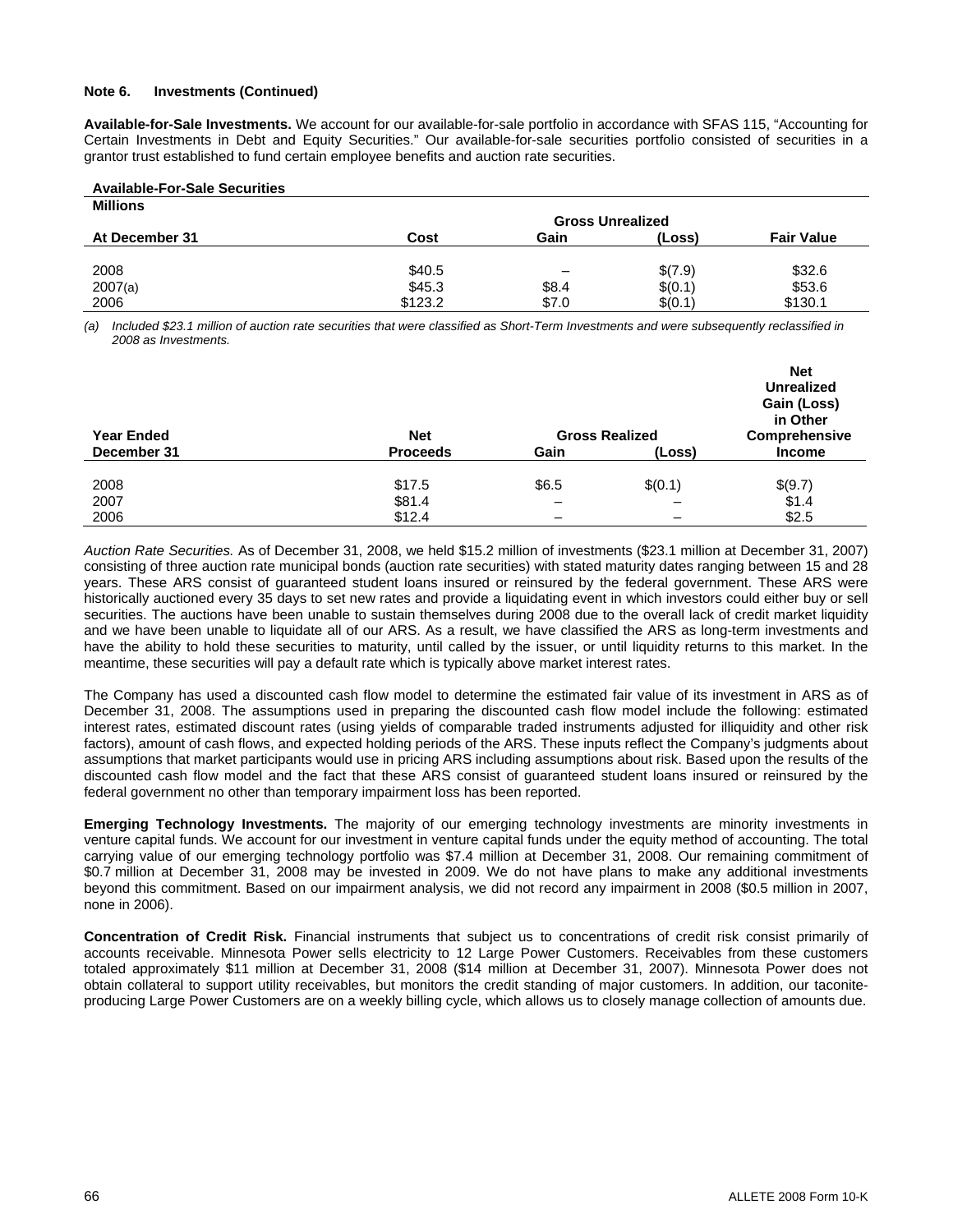**Note 6. Investments (Continued)**

**Available-for-Sale Investments.** We account for our available-for-sale portfolio in accordance with SFAS 115, "Accounting for Certain Investments in Debt and Equity Securities." Our available-for-sale securities portfolio consisted of securities in a grantor trust established to fund certain employee benefits and auction rate securities.

**Available-For-Sale Securities**

| Millions | | Gross Unrealized | | |
|---|---|---|---|---|
| At December 31 | Cost | Gain | (Loss) | Fair Value |
| 2008 | $40.5 | – | $(7.9) | $32.6 |
| 2007(a) | $45.3 | $8.4 | $(0.1) | $53.6 |
| 2006 | $123.2 | $7.0 | $(0.1) | $130.1 |

*(a) Included $23.1 million of auction rate securities that were classified as Short-Term Investments and were subsequently reclassified in 2008 as Investments.*

| Year Ended December 31 | Net Proceeds | Gross Realized Gain | Gross Realized (Loss) | Net Unrealized Gain (Loss) in Other Comprehensive Income |
|---|---|---|---|---|
| 2008 | $17.5 | $6.5 | $(0.1) | $(9.7) |
| 2007 | $81.4 | – | – | $1.4 |
| 2006 | $12.4 | – | – | $2.5 |

*Auction Rate Securities.* As of December 31, 2008, we held $15.2 million of investments ($23.1 million at December 31, 2007) consisting of three auction rate municipal bonds (auction rate securities) with stated maturity dates ranging between 15 and 28 years. These ARS consist of guaranteed student loans insured or reinsured by the federal government. These ARS were historically auctioned every 35 days to set new rates and provide a liquidating event in which investors could either buy or sell securities. The auctions have been unable to sustain themselves during 2008 due to the overall lack of credit market liquidity and we have been unable to liquidate all of our ARS. As a result, we have classified the ARS as long-term investments and have the ability to hold these securities to maturity, until called by the issuer, or until liquidity returns to this market. In the meantime, these securities will pay a default rate which is typically above market interest rates.

The Company has used a discounted cash flow model to determine the estimated fair value of its investment in ARS as of December 31, 2008. The assumptions used in preparing the discounted cash flow model include the following: estimated interest rates, estimated discount rates (using yields of comparable traded instruments adjusted for illiquidity and other risk factors), amount of cash flows, and expected holding periods of the ARS. These inputs reflect the Company's judgments about assumptions that market participants would use in pricing ARS including assumptions about risk. Based upon the results of the discounted cash flow model and the fact that these ARS consist of guaranteed student loans insured or reinsured by the federal government no other than temporary impairment loss has been reported.

**Emerging Technology Investments.** The majority of our emerging technology investments are minority investments in venture capital funds. We account for our investment in venture capital funds under the equity method of accounting. The total carrying value of our emerging technology portfolio was $7.4 million at December 31, 2008. Our remaining commitment of $0.7 million at December 31, 2008 may be invested in 2009. We do not have plans to make any additional investments beyond this commitment. Based on our impairment analysis, we did not record any impairment in 2008 ($0.5 million in 2007, none in 2006).

**Concentration of Credit Risk.** Financial instruments that subject us to concentrations of credit risk consist primarily of accounts receivable. Minnesota Power sells electricity to 12 Large Power Customers. Receivables from these customers totaled approximately $11 million at December 31, 2008 ($14 million at December 31, 2007). Minnesota Power does not obtain collateral to support utility receivables, but monitors the credit standing of major customers. In addition, our taconite-producing Large Power Customers are on a weekly billing cycle, which allows us to closely manage collection of amounts due.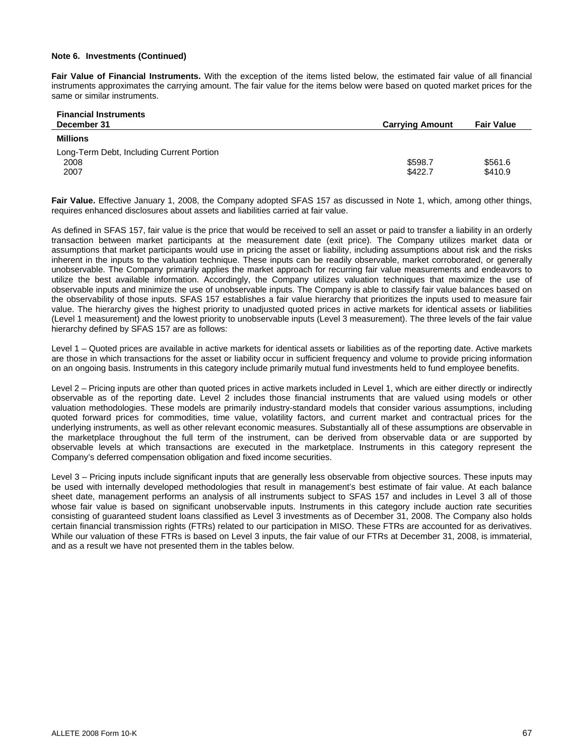**Note 6. Investments (Continued)**

**Fair Value of Financial Instruments.** With the exception of the items listed below, the estimated fair value of all financial instruments approximates the carrying amount. The fair value for the items below were based on quoted market prices for the same or similar instruments.

| Financial Instruments<br>December 31 | Carrying Amount | Fair Value |
|---|---|---|
| **Millions** | | |
| Long-Term Debt, Including Current Portion | | |
| 2008 | $598.7 | $561.6 |
| 2007 | $422.7 | $410.9 |

**Fair Value.** Effective January 1, 2008, the Company adopted SFAS 157 as discussed in Note 1, which, among other things, requires enhanced disclosures about assets and liabilities carried at fair value.

As defined in SFAS 157, fair value is the price that would be received to sell an asset or paid to transfer a liability in an orderly transaction between market participants at the measurement date (exit price). The Company utilizes market data or assumptions that market participants would use in pricing the asset or liability, including assumptions about risk and the risks inherent in the inputs to the valuation technique. These inputs can be readily observable, market corroborated, or generally unobservable. The Company primarily applies the market approach for recurring fair value measurements and endeavors to utilize the best available information. Accordingly, the Company utilizes valuation techniques that maximize the use of observable inputs and minimize the use of unobservable inputs. The Company is able to classify fair value balances based on the observability of those inputs. SFAS 157 establishes a fair value hierarchy that prioritizes the inputs used to measure fair value. The hierarchy gives the highest priority to unadjusted quoted prices in active markets for identical assets or liabilities (Level 1 measurement) and the lowest priority to unobservable inputs (Level 3 measurement). The three levels of the fair value hierarchy defined by SFAS 157 are as follows:

Level 1 – Quoted prices are available in active markets for identical assets or liabilities as of the reporting date. Active markets are those in which transactions for the asset or liability occur in sufficient frequency and volume to provide pricing information on an ongoing basis. Instruments in this category include primarily mutual fund investments held to fund employee benefits.

Level 2 – Pricing inputs are other than quoted prices in active markets included in Level 1, which are either directly or indirectly observable as of the reporting date. Level 2 includes those financial instruments that are valued using models or other valuation methodologies. These models are primarily industry-standard models that consider various assumptions, including quoted forward prices for commodities, time value, volatility factors, and current market and contractual prices for the underlying instruments, as well as other relevant economic measures. Substantially all of these assumptions are observable in the marketplace throughout the full term of the instrument, can be derived from observable data or are supported by observable levels at which transactions are executed in the marketplace. Instruments in this category represent the Company's deferred compensation obligation and fixed income securities.

Level 3 – Pricing inputs include significant inputs that are generally less observable from objective sources. These inputs may be used with internally developed methodologies that result in management's best estimate of fair value. At each balance sheet date, management performs an analysis of all instruments subject to SFAS 157 and includes in Level 3 all of those whose fair value is based on significant unobservable inputs. Instruments in this category include auction rate securities consisting of guaranteed student loans classified as Level 3 investments as of December 31, 2008. The Company also holds certain financial transmission rights (FTRs) related to our participation in MISO. These FTRs are accounted for as derivatives. While our valuation of these FTRs is based on Level 3 inputs, the fair value of our FTRs at December 31, 2008, is immaterial, and as a result we have not presented them in the tables below.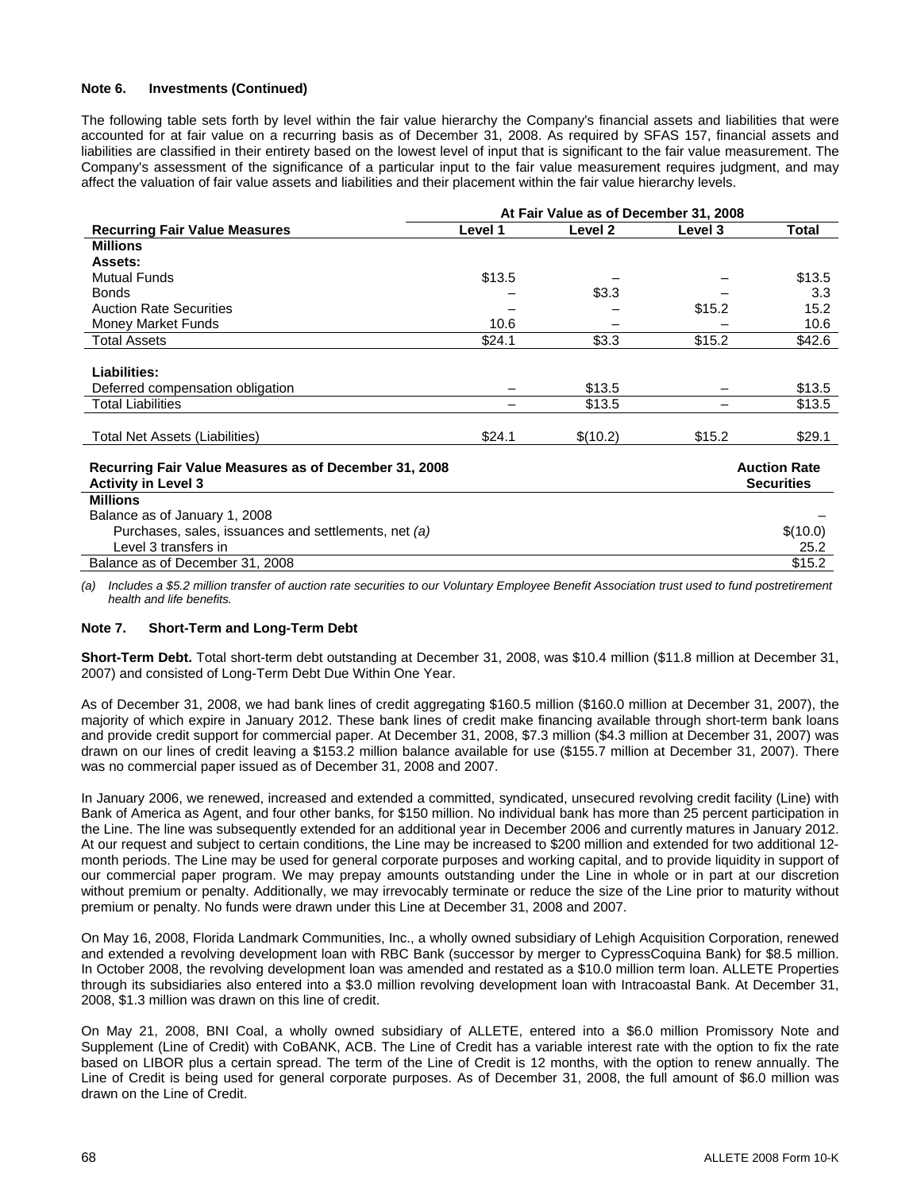**Note 6. Investments (Continued)**

The following table sets forth by level within the fair value hierarchy the Company's financial assets and liabilities that were accounted for at fair value on a recurring basis as of December 31, 2008. As required by SFAS 157, financial assets and liabilities are classified in their entirety based on the lowest level of input that is significant to the fair value measurement. The Company's assessment of the significance of a particular input to the fair value measurement requires judgment, and may affect the valuation of fair value assets and liabilities and their placement within the fair value hierarchy levels.

| | At Fair Value as of December 31, 2008 | | | |
|---|---|---|---|---|
| **Recurring Fair Value Measures** | **Level 1** | **Level 2** | **Level 3** | **Total** |
| **Millions** | | | | |
| **Assets:** | | | | |
| Mutual Funds | $13.5 | – | – | $13.5 |
| Bonds | – | $3.3 | – | 3.3 |
| Auction Rate Securities | – | – | $15.2 | 15.2 |
| Money Market Funds | 10.6 | – | – | 10.6 |
| Total Assets | $24.1 | $3.3 | $15.2 | $42.6 |
| **Liabilities:** | | | | |
| Deferred compensation obligation | – | $13.5 | – | $13.5 |
| Total Liabilities | – | $13.5 | – | $13.5 |
| Total Net Assets (Liabilities) | $24.1 | $(10.2) | $15.2 | $29.1 |

| **Recurring Fair Value Measures as of December 31, 2008 Activity in Level 3** | **Auction Rate Securities** |
|---|---|
| **Millions** | |
| Balance as of January 1, 2008 | – |
| Purchases, sales, issuances and settlements, net *(a)* | $(10.0) |
| Level 3 transfers in | 25.2 |
| Balance as of December 31, 2008 | $15.2 |

*(a) Includes a $5.2 million transfer of auction rate securities to our Voluntary Employee Benefit Association trust used to fund postretirement health and life benefits.*

**Note 7. Short-Term and Long-Term Debt**

**Short-Term Debt.** Total short-term debt outstanding at December 31, 2008, was $10.4 million ($11.8 million at December 31, 2007) and consisted of Long-Term Debt Due Within One Year.

As of December 31, 2008, we had bank lines of credit aggregating $160.5 million ($160.0 million at December 31, 2007), the majority of which expire in January 2012. These bank lines of credit make financing available through short-term bank loans and provide credit support for commercial paper. At December 31, 2008, $7.3 million ($4.3 million at December 31, 2007) was drawn on our lines of credit leaving a $153.2 million balance available for use ($155.7 million at December 31, 2007). There was no commercial paper issued as of December 31, 2008 and 2007.

In January 2006, we renewed, increased and extended a committed, syndicated, unsecured revolving credit facility (Line) with Bank of America as Agent, and four other banks, for $150 million. No individual bank has more than 25 percent participation in the Line. The line was subsequently extended for an additional year in December 2006 and currently matures in January 2012. At our request and subject to certain conditions, the Line may be increased to $200 million and extended for two additional 12-month periods. The Line may be used for general corporate purposes and working capital, and to provide liquidity in support of our commercial paper program. We may prepay amounts outstanding under the Line in whole or in part at our discretion without premium or penalty. Additionally, we may irrevocably terminate or reduce the size of the Line prior to maturity without premium or penalty. No funds were drawn under this Line at December 31, 2008 and 2007.

On May 16, 2008, Florida Landmark Communities, Inc., a wholly owned subsidiary of Lehigh Acquisition Corporation, renewed and extended a revolving development loan with RBC Bank (successor by merger to CypressCoquina Bank) for $8.5 million. In October 2008, the revolving development loan was amended and restated as a $10.0 million term loan. ALLETE Properties through its subsidiaries also entered into a $3.0 million revolving development loan with Intracoastal Bank. At December 31, 2008, $1.3 million was drawn on this line of credit.

On May 21, 2008, BNI Coal, a wholly owned subsidiary of ALLETE, entered into a $6.0 million Promissory Note and Supplement (Line of Credit) with CoBANK, ACB. The Line of Credit has a variable interest rate with the option to fix the rate based on LIBOR plus a certain spread. The term of the Line of Credit is 12 months, with the option to renew annually. The Line of Credit is being used for general corporate purposes. As of December 31, 2008, the full amount of $6.0 million was drawn on the Line of Credit.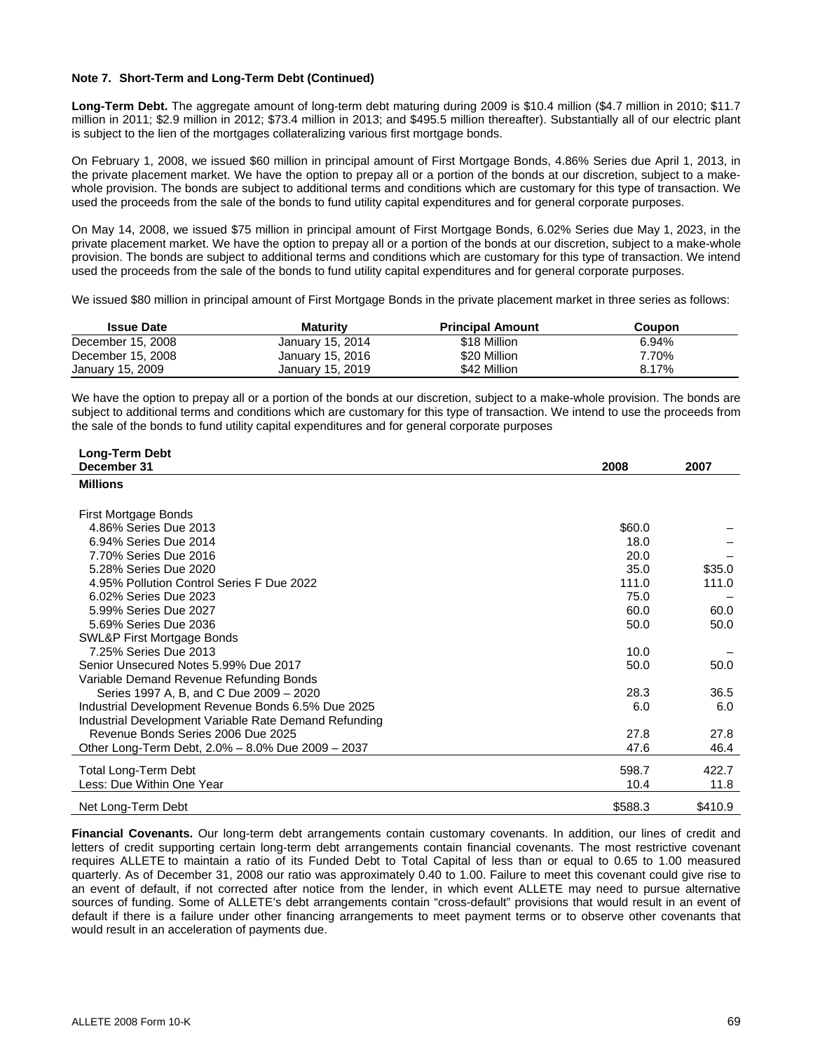**Note 7. Short-Term and Long-Term Debt (Continued)**

**Long-Term Debt.** The aggregate amount of long-term debt maturing during 2009 is $10.4 million ($4.7 million in 2010; $11.7 million in 2011; $2.9 million in 2012; $73.4 million in 2013; and $495.5 million thereafter). Substantially all of our electric plant is subject to the lien of the mortgages collateralizing various first mortgage bonds.

On February 1, 2008, we issued $60 million in principal amount of First Mortgage Bonds, 4.86% Series due April 1, 2013, in the private placement market. We have the option to prepay all or a portion of the bonds at our discretion, subject to a make-whole provision. The bonds are subject to additional terms and conditions which are customary for this type of transaction. We used the proceeds from the sale of the bonds to fund utility capital expenditures and for general corporate purposes.

On May 14, 2008, we issued $75 million in principal amount of First Mortgage Bonds, 6.02% Series due May 1, 2023, in the private placement market. We have the option to prepay all or a portion of the bonds at our discretion, subject to a make-whole provision. The bonds are subject to additional terms and conditions which are customary for this type of transaction. We intend used the proceeds from the sale of the bonds to fund utility capital expenditures and for general corporate purposes.

We issued $80 million in principal amount of First Mortgage Bonds in the private placement market in three series as follows:

| Issue Date | Maturity | Principal Amount | Coupon |
|---|---|---|---|
| December 15, 2008 | January 15, 2014 | $18 Million | 6.94% |
| December 15, 2008 | January 15, 2016 | $20 Million | 7.70% |
| January 15, 2009 | January 15, 2019 | $42 Million | 8.17% |

We have the option to prepay all or a portion of the bonds at our discretion, subject to a make-whole provision. The bonds are subject to additional terms and conditions which are customary for this type of transaction. We intend to use the proceeds from the sale of the bonds to fund utility capital expenditures and for general corporate purposes

| Long-Term Debt<br>December 31 | 2008 | 2007 |
|---|---|---|
| **Millions** | | |
| First Mortgage Bonds | | |
| 4.86% Series Due 2013 | $60.0 | – |
| 6.94% Series Due 2014 | 18.0 | – |
| 7.70% Series Due 2016 | 20.0 | – |
| 5.28% Series Due 2020 | 35.0 | $35.0 |
| 4.95% Pollution Control Series F Due 2022 | 111.0 | 111.0 |
| 6.02% Series Due 2023 | 75.0 | – |
| 5.99% Series Due 2027 | 60.0 | 60.0 |
| 5.69% Series Due 2036 | 50.0 | 50.0 |
| SWL&P First Mortgage Bonds | | |
| 7.25% Series Due 2013 | 10.0 | – |
| Senior Unsecured Notes 5.99% Due 2017 | 50.0 | 50.0 |
| Variable Demand Revenue Refunding Bonds | | |
| Series 1997 A, B, and C Due 2009 – 2020 | 28.3 | 36.5 |
| Industrial Development Revenue Bonds 6.5% Due 2025 | 6.0 | 6.0 |
| Industrial Development Variable Rate Demand Refunding | | |
| Revenue Bonds Series 2006 Due 2025 | 27.8 | 27.8 |
| Other Long-Term Debt, 2.0% – 8.0% Due 2009 – 2037 | 47.6 | 46.4 |
| Total Long-Term Debt | 598.7 | 422.7 |
| Less: Due Within One Year | 10.4 | 11.8 |
| Net Long-Term Debt | $588.3 | $410.9 |

**Financial Covenants.** Our long-term debt arrangements contain customary covenants. In addition, our lines of credit and letters of credit supporting certain long-term debt arrangements contain financial covenants. The most restrictive covenant requires ALLETE to maintain a ratio of its Funded Debt to Total Capital of less than or equal to 0.65 to 1.00 measured quarterly. As of December 31, 2008 our ratio was approximately 0.40 to 1.00. Failure to meet this covenant could give rise to an event of default, if not corrected after notice from the lender, in which event ALLETE may need to pursue alternative sources of funding. Some of ALLETE's debt arrangements contain "cross-default" provisions that would result in an event of default if there is a failure under other financing arrangements to meet payment terms or to observe other covenants that would result in an acceleration of payments due.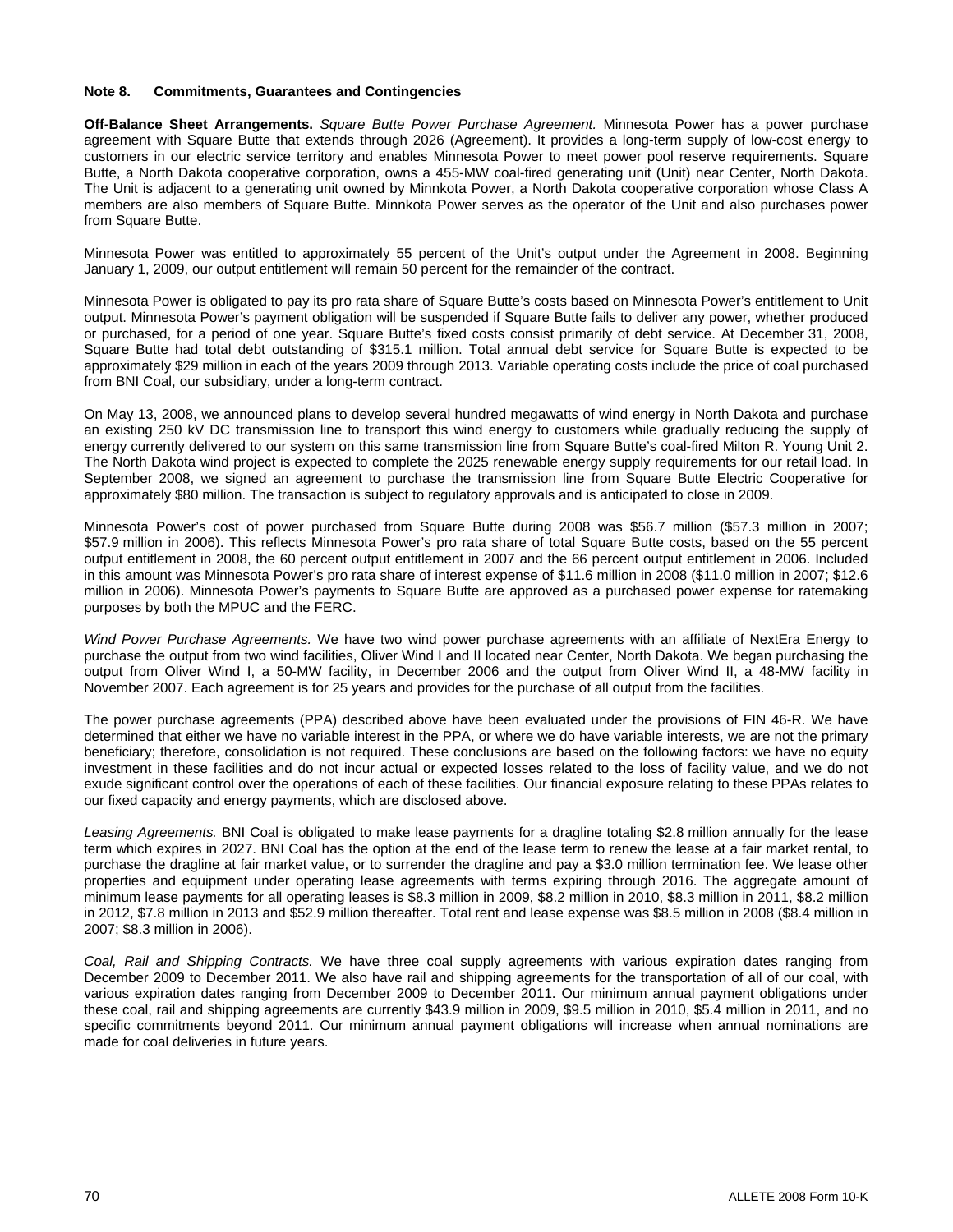**Note 8. Commitments, Guarantees and Contingencies**

**Off-Balance Sheet Arrangements.** *Square Butte Power Purchase Agreement.* Minnesota Power has a power purchase agreement with Square Butte that extends through 2026 (Agreement). It provides a long-term supply of low-cost energy to customers in our electric service territory and enables Minnesota Power to meet power pool reserve requirements. Square Butte, a North Dakota cooperative corporation, owns a 455-MW coal-fired generating unit (Unit) near Center, North Dakota. The Unit is adjacent to a generating unit owned by Minnkota Power, a North Dakota cooperative corporation whose Class A members are also members of Square Butte. Minnkota Power serves as the operator of the Unit and also purchases power from Square Butte.

Minnesota Power was entitled to approximately 55 percent of the Unit's output under the Agreement in 2008. Beginning January 1, 2009, our output entitlement will remain 50 percent for the remainder of the contract.

Minnesota Power is obligated to pay its pro rata share of Square Butte's costs based on Minnesota Power's entitlement to Unit output. Minnesota Power's payment obligation will be suspended if Square Butte fails to deliver any power, whether produced or purchased, for a period of one year. Square Butte's fixed costs consist primarily of debt service. At December 31, 2008, Square Butte had total debt outstanding of $315.1 million. Total annual debt service for Square Butte is expected to be approximately $29 million in each of the years 2009 through 2013. Variable operating costs include the price of coal purchased from BNI Coal, our subsidiary, under a long-term contract.

On May 13, 2008, we announced plans to develop several hundred megawatts of wind energy in North Dakota and purchase an existing 250 kV DC transmission line to transport this wind energy to customers while gradually reducing the supply of energy currently delivered to our system on this same transmission line from Square Butte's coal-fired Milton R. Young Unit 2. The North Dakota wind project is expected to complete the 2025 renewable energy supply requirements for our retail load. In September 2008, we signed an agreement to purchase the transmission line from Square Butte Electric Cooperative for approximately $80 million. The transaction is subject to regulatory approvals and is anticipated to close in 2009.

Minnesota Power's cost of power purchased from Square Butte during 2008 was $56.7 million ($57.3 million in 2007; $57.9 million in 2006). This reflects Minnesota Power's pro rata share of total Square Butte costs, based on the 55 percent output entitlement in 2008, the 60 percent output entitlement in 2007 and the 66 percent output entitlement in 2006. Included in this amount was Minnesota Power's pro rata share of interest expense of $11.6 million in 2008 ($11.0 million in 2007; $12.6 million in 2006). Minnesota Power's payments to Square Butte are approved as a purchased power expense for ratemaking purposes by both the MPUC and the FERC.

*Wind Power Purchase Agreements.* We have two wind power purchase agreements with an affiliate of NextEra Energy to purchase the output from two wind facilities, Oliver Wind I and II located near Center, North Dakota. We began purchasing the output from Oliver Wind I, a 50-MW facility, in December 2006 and the output from Oliver Wind II, a 48-MW facility in November 2007. Each agreement is for 25 years and provides for the purchase of all output from the facilities.

The power purchase agreements (PPA) described above have been evaluated under the provisions of FIN 46-R. We have determined that either we have no variable interest in the PPA, or where we do have variable interests, we are not the primary beneficiary; therefore, consolidation is not required. These conclusions are based on the following factors: we have no equity investment in these facilities and do not incur actual or expected losses related to the loss of facility value, and we do not exude significant control over the operations of each of these facilities. Our financial exposure relating to these PPAs relates to our fixed capacity and energy payments, which are disclosed above.

*Leasing Agreements.* BNI Coal is obligated to make lease payments for a dragline totaling $2.8 million annually for the lease term which expires in 2027. BNI Coal has the option at the end of the lease term to renew the lease at a fair market rental, to purchase the dragline at fair market value, or to surrender the dragline and pay a $3.0 million termination fee. We lease other properties and equipment under operating lease agreements with terms expiring through 2016. The aggregate amount of minimum lease payments for all operating leases is $8.3 million in 2009, $8.2 million in 2010, $8.3 million in 2011, $8.2 million in 2012, $7.8 million in 2013 and $52.9 million thereafter. Total rent and lease expense was $8.5 million in 2008 ($8.4 million in 2007; $8.3 million in 2006).

*Coal, Rail and Shipping Contracts.* We have three coal supply agreements with various expiration dates ranging from December 2009 to December 2011. We also have rail and shipping agreements for the transportation of all of our coal, with various expiration dates ranging from December 2009 to December 2011. Our minimum annual payment obligations under these coal, rail and shipping agreements are currently $43.9 million in 2009, $9.5 million in 2010, $5.4 million in 2011, and no specific commitments beyond 2011. Our minimum annual payment obligations will increase when annual nominations are made for coal deliveries in future years.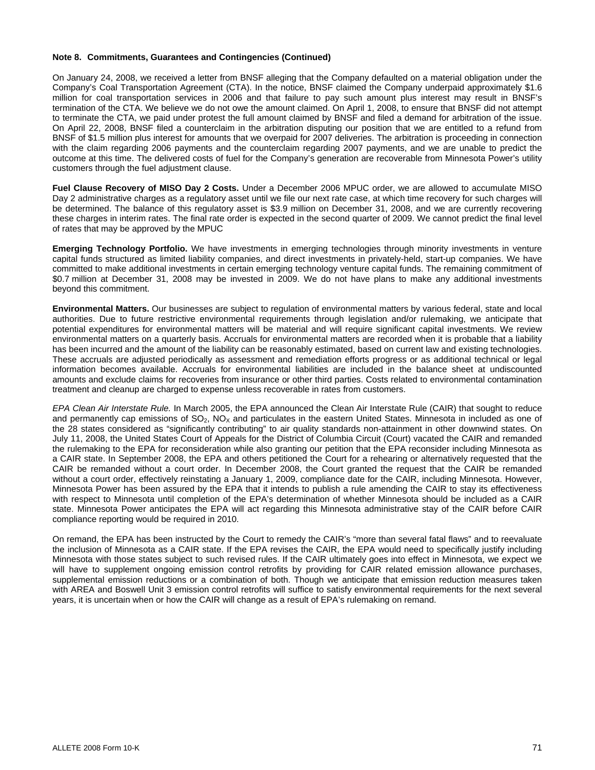**Note 8. Commitments, Guarantees and Contingencies (Continued)**

On January 24, 2008, we received a letter from BNSF alleging that the Company defaulted on a material obligation under the Company's Coal Transportation Agreement (CTA). In the notice, BNSF claimed the Company underpaid approximately $1.6 million for coal transportation services in 2006 and that failure to pay such amount plus interest may result in BNSF's termination of the CTA. We believe we do not owe the amount claimed. On April 1, 2008, to ensure that BNSF did not attempt to terminate the CTA, we paid under protest the full amount claimed by BNSF and filed a demand for arbitration of the issue. On April 22, 2008, BNSF filed a counterclaim in the arbitration disputing our position that we are entitled to a refund from BNSF of $1.5 million plus interest for amounts that we overpaid for 2007 deliveries. The arbitration is proceeding in connection with the claim regarding 2006 payments and the counterclaim regarding 2007 payments, and we are unable to predict the outcome at this time. The delivered costs of fuel for the Company's generation are recoverable from Minnesota Power's utility customers through the fuel adjustment clause.

**Fuel Clause Recovery of MISO Day 2 Costs.** Under a December 2006 MPUC order, we are allowed to accumulate MISO Day 2 administrative charges as a regulatory asset until we file our next rate case, at which time recovery for such charges will be determined. The balance of this regulatory asset is $3.9 million on December 31, 2008, and we are currently recovering these charges in interim rates. The final rate order is expected in the second quarter of 2009. We cannot predict the final level of rates that may be approved by the MPUC

**Emerging Technology Portfolio.** We have investments in emerging technologies through minority investments in venture capital funds structured as limited liability companies, and direct investments in privately-held, start-up companies. We have committed to make additional investments in certain emerging technology venture capital funds. The remaining commitment of $0.7 million at December 31, 2008 may be invested in 2009. We do not have plans to make any additional investments beyond this commitment.

**Environmental Matters.** Our businesses are subject to regulation of environmental matters by various federal, state and local authorities. Due to future restrictive environmental requirements through legislation and/or rulemaking, we anticipate that potential expenditures for environmental matters will be material and will require significant capital investments. We review environmental matters on a quarterly basis. Accruals for environmental matters are recorded when it is probable that a liability has been incurred and the amount of the liability can be reasonably estimated, based on current law and existing technologies. These accruals are adjusted periodically as assessment and remediation efforts progress or as additional technical or legal information becomes available. Accruals for environmental liabilities are included in the balance sheet at undiscounted amounts and exclude claims for recoveries from insurance or other third parties. Costs related to environmental contamination treatment and cleanup are charged to expense unless recoverable in rates from customers.

*EPA Clean Air Interstate Rule.* In March 2005, the EPA announced the Clean Air Interstate Rule (CAIR) that sought to reduce and permanently cap emissions of $SO_2$, $NO_X$ and particulates in the eastern United States. Minnesota in included as one of the 28 states considered as "significantly contributing" to air quality standards non-attainment in other downwind states. On July 11, 2008, the United States Court of Appeals for the District of Columbia Circuit (Court) vacated the CAIR and remanded the rulemaking to the EPA for reconsideration while also granting our petition that the EPA reconsider including Minnesota as a CAIR state. In September 2008, the EPA and others petitioned the Court for a rehearing or alternatively requested that the CAIR be remanded without a court order. In December 2008, the Court granted the request that the CAIR be remanded without a court order, effectively reinstating a January 1, 2009, compliance date for the CAIR, including Minnesota. However, Minnesota Power has been assured by the EPA that it intends to publish a rule amending the CAIR to stay its effectiveness with respect to Minnesota until completion of the EPA's determination of whether Minnesota should be included as a CAIR state. Minnesota Power anticipates the EPA will act regarding this Minnesota administrative stay of the CAIR before CAIR compliance reporting would be required in 2010.

On remand, the EPA has been instructed by the Court to remedy the CAIR's "more than several fatal flaws" and to reevaluate the inclusion of Minnesota as a CAIR state. If the EPA revises the CAIR, the EPA would need to specifically justify including Minnesota with those states subject to such revised rules. If the CAIR ultimately goes into effect in Minnesota, we expect we will have to supplement ongoing emission control retrofits by providing for CAIR related emission allowance purchases, supplemental emission reductions or a combination of both. Though we anticipate that emission reduction measures taken with AREA and Boswell Unit 3 emission control retrofits will suffice to satisfy environmental requirements for the next several years, it is uncertain when or how the CAIR will change as a result of EPA's rulemaking on remand.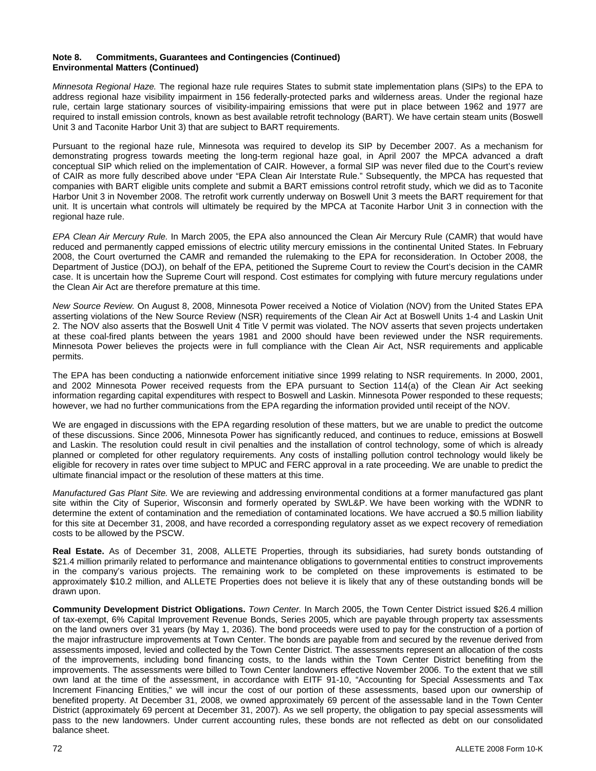**Note 8. Commitments, Guarantees and Contingencies (Continued)**
**Environmental Matters (Continued)**

*Minnesota Regional Haze.* The regional haze rule requires States to submit state implementation plans (SIPs) to the EPA to address regional haze visibility impairment in 156 federally-protected parks and wilderness areas. Under the regional haze rule, certain large stationary sources of visibility-impairing emissions that were put in place between 1962 and 1977 are required to install emission controls, known as best available retrofit technology (BART). We have certain steam units (Boswell Unit 3 and Taconite Harbor Unit 3) that are subject to BART requirements.

Pursuant to the regional haze rule, Minnesota was required to develop its SIP by December 2007. As a mechanism for demonstrating progress towards meeting the long-term regional haze goal, in April 2007 the MPCA advanced a draft conceptual SIP which relied on the implementation of CAIR. However, a formal SIP was never filed due to the Court's review of CAIR as more fully described above under "EPA Clean Air Interstate Rule." Subsequently, the MPCA has requested that companies with BART eligible units complete and submit a BART emissions control retrofit study, which we did as to Taconite Harbor Unit 3 in November 2008. The retrofit work currently underway on Boswell Unit 3 meets the BART requirement for that unit. It is uncertain what controls will ultimately be required by the MPCA at Taconite Harbor Unit 3 in connection with the regional haze rule.

*EPA Clean Air Mercury Rule.* In March 2005, the EPA also announced the Clean Air Mercury Rule (CAMR) that would have reduced and permanently capped emissions of electric utility mercury emissions in the continental United States. In February 2008, the Court overturned the CAMR and remanded the rulemaking to the EPA for reconsideration. In October 2008, the Department of Justice (DOJ), on behalf of the EPA, petitioned the Supreme Court to review the Court's decision in the CAMR case. It is uncertain how the Supreme Court will respond. Cost estimates for complying with future mercury regulations under the Clean Air Act are therefore premature at this time.

*New Source Review.* On August 8, 2008, Minnesota Power received a Notice of Violation (NOV) from the United States EPA asserting violations of the New Source Review (NSR) requirements of the Clean Air Act at Boswell Units 1-4 and Laskin Unit 2. The NOV also asserts that the Boswell Unit 4 Title V permit was violated. The NOV asserts that seven projects undertaken at these coal-fired plants between the years 1981 and 2000 should have been reviewed under the NSR requirements. Minnesota Power believes the projects were in full compliance with the Clean Air Act, NSR requirements and applicable permits.

The EPA has been conducting a nationwide enforcement initiative since 1999 relating to NSR requirements. In 2000, 2001, and 2002 Minnesota Power received requests from the EPA pursuant to Section 114(a) of the Clean Air Act seeking information regarding capital expenditures with respect to Boswell and Laskin. Minnesota Power responded to these requests; however, we had no further communications from the EPA regarding the information provided until receipt of the NOV.

We are engaged in discussions with the EPA regarding resolution of these matters, but we are unable to predict the outcome of these discussions. Since 2006, Minnesota Power has significantly reduced, and continues to reduce, emissions at Boswell and Laskin. The resolution could result in civil penalties and the installation of control technology, some of which is already planned or completed for other regulatory requirements. Any costs of installing pollution control technology would likely be eligible for recovery in rates over time subject to MPUC and FERC approval in a rate proceeding. We are unable to predict the ultimate financial impact or the resolution of these matters at this time.

*Manufactured Gas Plant Site.* We are reviewing and addressing environmental conditions at a former manufactured gas plant site within the City of Superior, Wisconsin and formerly operated by SWL&P. We have been working with the WDNR to determine the extent of contamination and the remediation of contaminated locations. We have accrued a $0.5 million liability for this site at December 31, 2008, and have recorded a corresponding regulatory asset as we expect recovery of remediation costs to be allowed by the PSCW.

**Real Estate.** As of December 31, 2008, ALLETE Properties, through its subsidiaries, had surety bonds outstanding of $21.4 million primarily related to performance and maintenance obligations to governmental entities to construct improvements in the company's various projects. The remaining work to be completed on these improvements is estimated to be approximately $10.2 million, and ALLETE Properties does not believe it is likely that any of these outstanding bonds will be drawn upon.

**Community Development District Obligations.** *Town Center.* In March 2005, the Town Center District issued $26.4 million of tax-exempt, 6% Capital Improvement Revenue Bonds, Series 2005, which are payable through property tax assessments on the land owners over 31 years (by May 1, 2036). The bond proceeds were used to pay for the construction of a portion of the major infrastructure improvements at Town Center. The bonds are payable from and secured by the revenue derived from assessments imposed, levied and collected by the Town Center District. The assessments represent an allocation of the costs of the improvements, including bond financing costs, to the lands within the Town Center District benefiting from the improvements. The assessments were billed to Town Center landowners effective November 2006. To the extent that we still own land at the time of the assessment, in accordance with EITF 91-10, "Accounting for Special Assessments and Tax Increment Financing Entities," we will incur the cost of our portion of these assessments, based upon our ownership of benefited property. At December 31, 2008, we owned approximately 69 percent of the assessable land in the Town Center District (approximately 69 percent at December 31, 2007). As we sell property, the obligation to pay special assessments will pass to the new landowners. Under current accounting rules, these bonds are not reflected as debt on our consolidated balance sheet.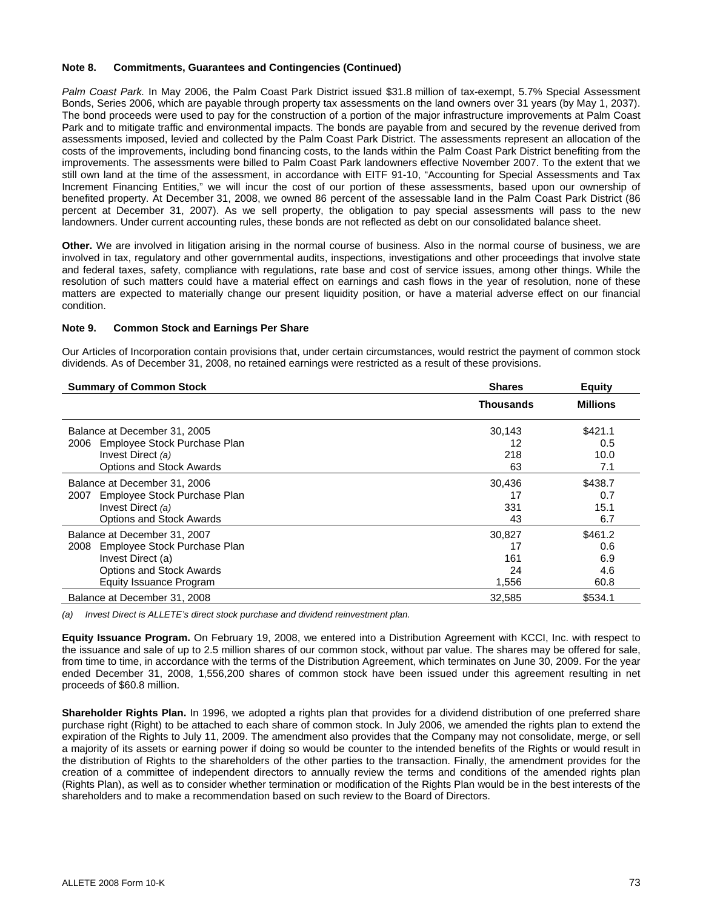**Note 8. Commitments, Guarantees and Contingencies (Continued)**

*Palm Coast Park.* In May 2006, the Palm Coast Park District issued $31.8 million of tax-exempt, 5.7% Special Assessment Bonds, Series 2006, which are payable through property tax assessments on the land owners over 31 years (by May 1, 2037). The bond proceeds were used to pay for the construction of a portion of the major infrastructure improvements at Palm Coast Park and to mitigate traffic and environmental impacts. The bonds are payable from and secured by the revenue derived from assessments imposed, levied and collected by the Palm Coast Park District. The assessments represent an allocation of the costs of the improvements, including bond financing costs, to the lands within the Palm Coast Park District benefiting from the improvements. The assessments were billed to Palm Coast Park landowners effective November 2007. To the extent that we still own land at the time of the assessment, in accordance with EITF 91-10, "Accounting for Special Assessments and Tax Increment Financing Entities," we will incur the cost of our portion of these assessments, based upon our ownership of benefited property. At December 31, 2008, we owned 86 percent of the assessable land in the Palm Coast Park District (86 percent at December 31, 2007). As we sell property, the obligation to pay special assessments will pass to the new landowners. Under current accounting rules, these bonds are not reflected as debt on our consolidated balance sheet.

**Other.** We are involved in litigation arising in the normal course of business. Also in the normal course of business, we are involved in tax, regulatory and other governmental audits, inspections, investigations and other proceedings that involve state and federal taxes, safety, compliance with regulations, rate base and cost of service issues, among other things. While the resolution of such matters could have a material effect on earnings and cash flows in the year of resolution, none of these matters are expected to materially change our present liquidity position, or have a material adverse effect on our financial condition.

**Note 9. Common Stock and Earnings Per Share**

Our Articles of Incorporation contain provisions that, under certain circumstances, would restrict the payment of common stock dividends. As of December 31, 2008, no retained earnings were restricted as a result of these provisions.

| Summary of Common Stock | Shares | Equity |
|---|---|---|
| | Thousands | Millions |
| Balance at December 31, 2005 | 30,143 | $421.1 |
| 2006 Employee Stock Purchase Plan | 12 | 0.5 |
| Invest Direct *(a)* | 218 | 10.0 |
| Options and Stock Awards | 63 | 7.1 |
| Balance at December 31, 2006 | 30,436 | $438.7 |
| 2007 Employee Stock Purchase Plan | 17 | 0.7 |
| Invest Direct *(a)* | 331 | 15.1 |
| Options and Stock Awards | 43 | 6.7 |
| Balance at December 31, 2007 | 30,827 | $461.2 |
| 2008 Employee Stock Purchase Plan | 17 | 0.6 |
| Invest Direct (a) | 161 | 6.9 |
| Options and Stock Awards | 24 | 4.6 |
| Equity Issuance Program | 1,556 | 60.8 |
| Balance at December 31, 2008 | 32,585 | $534.1 |

*(a) Invest Direct is ALLETE's direct stock purchase and dividend reinvestment plan.*

**Equity Issuance Program.** On February 19, 2008, we entered into a Distribution Agreement with KCCI, Inc. with respect to the issuance and sale of up to 2.5 million shares of our common stock, without par value. The shares may be offered for sale, from time to time, in accordance with the terms of the Distribution Agreement, which terminates on June 30, 2009. For the year ended December 31, 2008, 1,556,200 shares of common stock have been issued under this agreement resulting in net proceeds of $60.8 million.

**Shareholder Rights Plan.** In 1996, we adopted a rights plan that provides for a dividend distribution of one preferred share purchase right (Right) to be attached to each share of common stock. In July 2006, we amended the rights plan to extend the expiration of the Rights to July 11, 2009. The amendment also provides that the Company may not consolidate, merge, or sell a majority of its assets or earning power if doing so would be counter to the intended benefits of the Rights or would result in the distribution of Rights to the shareholders of the other parties to the transaction. Finally, the amendment provides for the creation of a committee of independent directors to annually review the terms and conditions of the amended rights plan (Rights Plan), as well as to consider whether termination or modification of the Rights Plan would be in the best interests of the shareholders and to make a recommendation based on such review to the Board of Directors.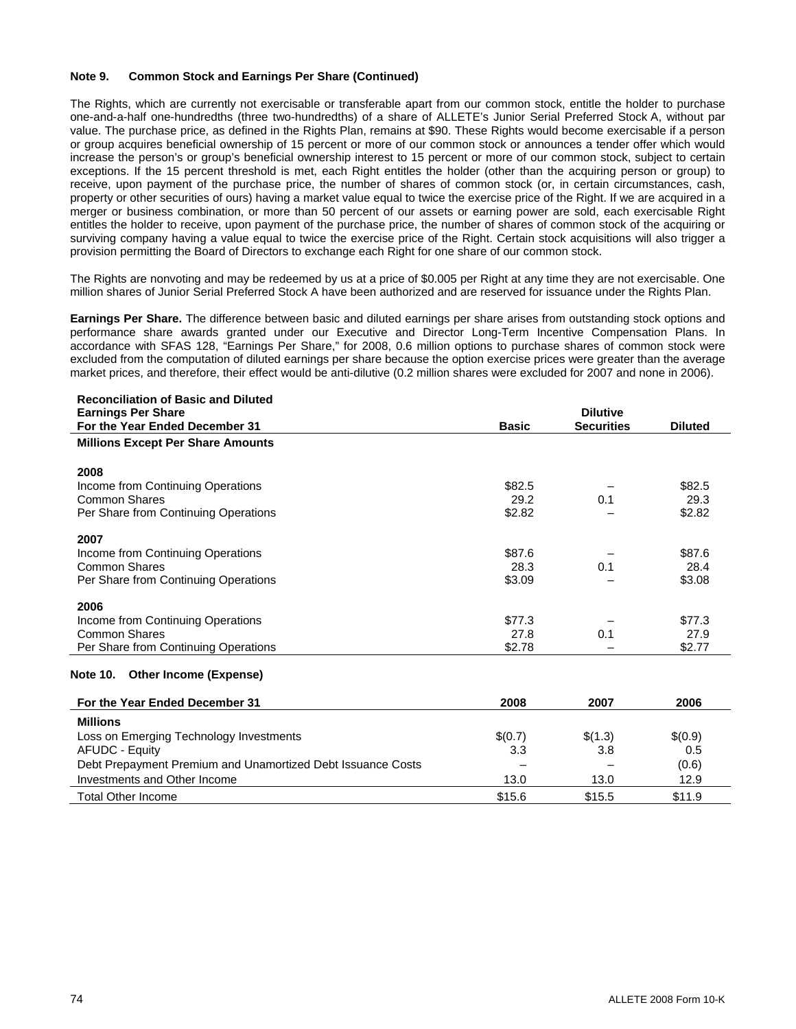**Note 9. Common Stock and Earnings Per Share (Continued)**

The Rights, which are currently not exercisable or transferable apart from our common stock, entitle the holder to purchase one-and-a-half one-hundredths (three two-hundredths) of a share of ALLETE's Junior Serial Preferred Stock A, without par value. The purchase price, as defined in the Rights Plan, remains at $90. These Rights would become exercisable if a person or group acquires beneficial ownership of 15 percent or more of our common stock or announces a tender offer which would increase the person's or group's beneficial ownership interest to 15 percent or more of our common stock, subject to certain exceptions. If the 15 percent threshold is met, each Right entitles the holder (other than the acquiring person or group) to receive, upon payment of the purchase price, the number of shares of common stock (or, in certain circumstances, cash, property or other securities of ours) having a market value equal to twice the exercise price of the Right. If we are acquired in a merger or business combination, or more than 50 percent of our assets or earning power are sold, each exercisable Right entitles the holder to receive, upon payment of the purchase price, the number of shares of common stock of the acquiring or surviving company having a value equal to twice the exercise price of the Right. Certain stock acquisitions will also trigger a provision permitting the Board of Directors to exchange each Right for one share of our common stock.

The Rights are nonvoting and may be redeemed by us at a price of $0.005 per Right at any time they are not exercisable. One million shares of Junior Serial Preferred Stock A have been authorized and are reserved for issuance under the Rights Plan.

**Earnings Per Share.** The difference between basic and diluted earnings per share arises from outstanding stock options and performance share awards granted under our Executive and Director Long-Term Incentive Compensation Plans. In accordance with SFAS 128, "Earnings Per Share," for 2008, 0.6 million options to purchase shares of common stock were excluded from the computation of diluted earnings per share because the option exercise prices were greater than the average market prices, and therefore, their effect would be anti-dilutive (0.2 million shares were excluded for 2007 and none in 2006).

| Reconciliation of Basic and Diluted Earnings Per Share For the Year Ended December 31 | Basic | Dilutive Securities | Diluted |
|---|---|---|---|
| **Millions Except Per Share Amounts** | | | |
| **2008** | | | |
| Income from Continuing Operations | $82.5 | – | $82.5 |
| Common Shares | 29.2 | 0.1 | 29.3 |
| Per Share from Continuing Operations | $2.82 | – | $2.82 |
| **2007** | | | |
| Income from Continuing Operations | $87.6 | – | $87.6 |
| Common Shares | 28.3 | 0.1 | 28.4 |
| Per Share from Continuing Operations | $3.09 | – | $3.08 |
| **2006** | | | |
| Income from Continuing Operations | $77.3 | – | $77.3 |
| Common Shares | 27.8 | 0.1 | 27.9 |
| Per Share from Continuing Operations | $2.78 | – | $2.77 |

**Note 10. Other Income (Expense)**

| For the Year Ended December 31 | 2008 | 2007 | 2006 |
|---|---|---|---|
| **Millions** | | | |
| Loss on Emerging Technology Investments | $(0.7) | $(1.3) | $(0.9) |
| AFUDC - Equity | 3.3 | 3.8 | 0.5 |
| Debt Prepayment Premium and Unamortized Debt Issuance Costs | – | – | (0.6) |
| Investments and Other Income | 13.0 | 13.0 | 12.9 |
| Total Other Income | $15.6 | $15.5 | $11.9 |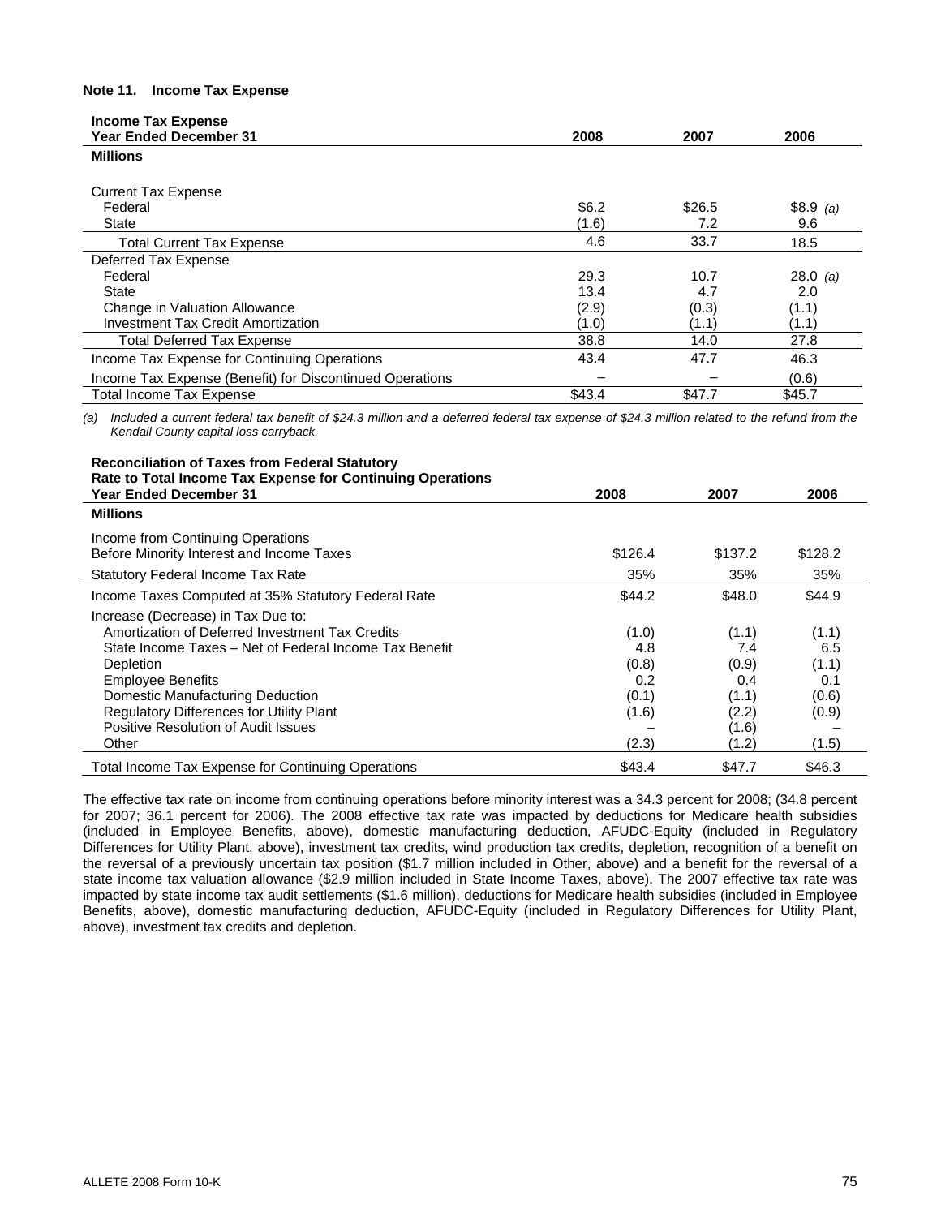### Note 11. Income Tax Expense

| **Income Tax Expense**<br>**Year Ended December 31** | **2008** | **2007** | **2006** |
|---|---|---|---|
| **Millions** | | | |
| Current Tax Expense | | | |
| Federal | $6.2 | $26.5 | $8.9 *(a)* |
| State | (1.6) | 7.2 | 9.6 |
| Total Current Tax Expense | 4.6 | 33.7 | 18.5 |
| Deferred Tax Expense | | | |
| Federal | 29.3 | 10.7 | 28.0 *(a)* |
| State | 13.4 | 4.7 | 2.0 |
| Change in Valuation Allowance | (2.9) | (0.3) | (1.1) |
| Investment Tax Credit Amortization | (1.0) | (1.1) | (1.1) |
| Total Deferred Tax Expense | 38.8 | 14.0 | 27.8 |
| Income Tax Expense for Continuing Operations | 43.4 | 47.7 | 46.3 |
| Income Tax Expense (Benefit) for Discontinued Operations | – | – | (0.6) |
| Total Income Tax Expense | $43.4 | $47.7 | $45.7 |

*(a) Included a current federal tax benefit of $24.3 million and a deferred federal tax expense of $24.3 million related to the refund from the Kendall County capital loss carryback.*

| **Reconciliation of Taxes from Federal Statutory Rate to Total Income Tax Expense for Continuing Operations**<br>**Year Ended December 31** | **2008** | **2007** | **2006** |
|---|---|---|---|
| **Millions** | | | |
| Income from Continuing Operations Before Minority Interest and Income Taxes | $126.4 | $137.2 | $128.2 |
| Statutory Federal Income Tax Rate | 35% | 35% | 35% |
| Income Taxes Computed at 35% Statutory Federal Rate | $44.2 | $48.0 | $44.9 |
| Increase (Decrease) in Tax Due to: | | | |
| Amortization of Deferred Investment Tax Credits | (1.0) | (1.1) | (1.1) |
| State Income Taxes – Net of Federal Income Tax Benefit | 4.8 | 7.4 | 6.5 |
| Depletion | (0.8) | (0.9) | (1.1) |
| Employee Benefits | 0.2 | 0.4 | 0.1 |
| Domestic Manufacturing Deduction | (0.1) | (1.1) | (0.6) |
| Regulatory Differences for Utility Plant | (1.6) | (2.2) | (0.9) |
| Positive Resolution of Audit Issues | – | (1.6) | – |
| Other | (2.3) | (1.2) | (1.5) |
| Total Income Tax Expense for Continuing Operations | $43.4 | $47.7 | $46.3 |

The effective tax rate on income from continuing operations before minority interest was a 34.3 percent for 2008; (34.8 percent for 2007; 36.1 percent for 2006). The 2008 effective tax rate was impacted by deductions for Medicare health subsidies (included in Employee Benefits, above), domestic manufacturing deduction, AFUDC-Equity (included in Regulatory Differences for Utility Plant, above), investment tax credits, wind production tax credits, depletion, recognition of a benefit on the reversal of a previously uncertain tax position ($1.7 million included in Other, above) and a benefit for the reversal of a state income tax valuation allowance ($2.9 million included in State Income Taxes, above). The 2007 effective tax rate was impacted by state income tax audit settlements ($1.6 million), deductions for Medicare health subsidies (included in Employee Benefits, above), domestic manufacturing deduction, AFUDC-Equity (included in Regulatory Differences for Utility Plant, above), investment tax credits and depletion.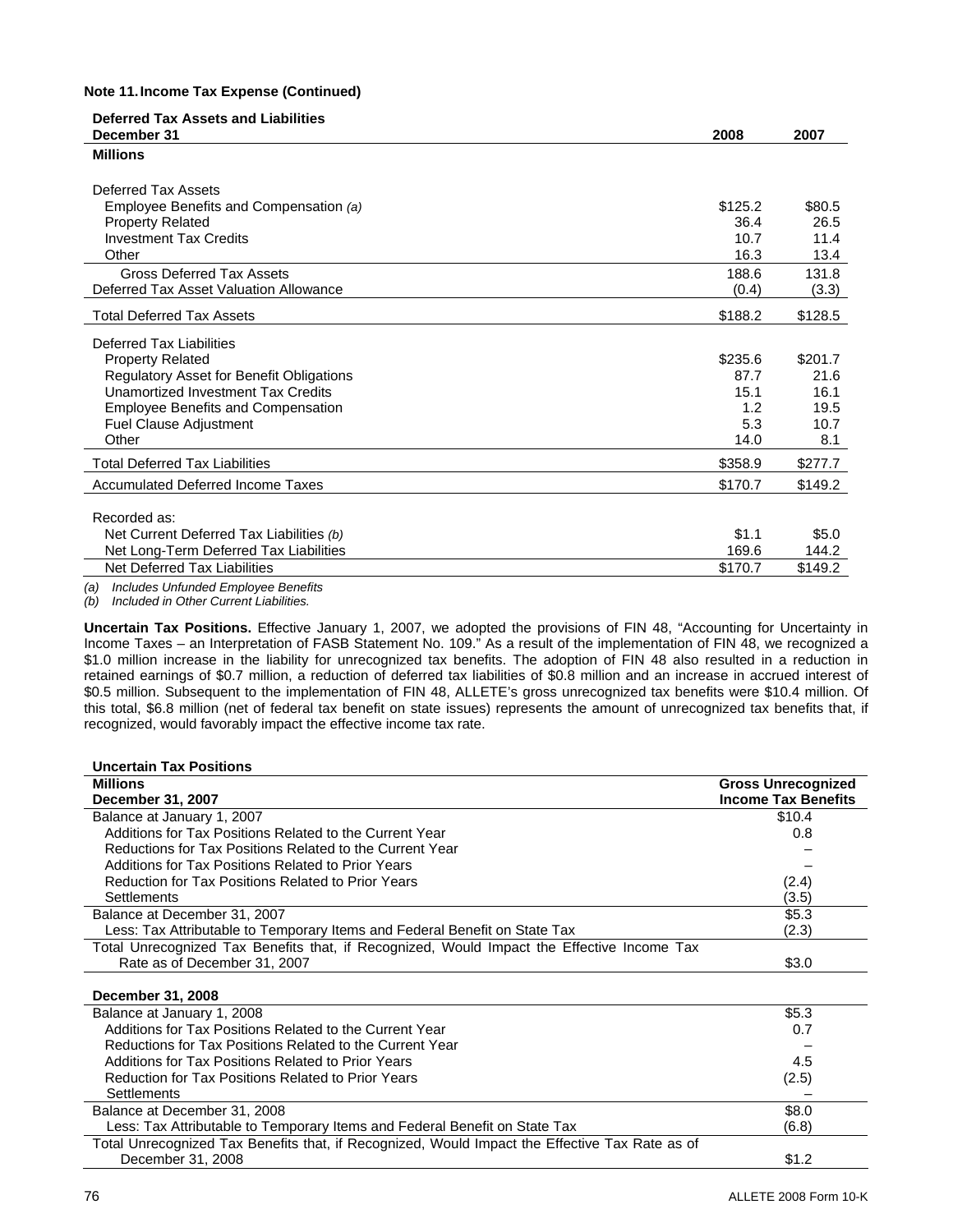**Note 11. Income Tax Expense (Continued)**

| Deferred Tax Assets and Liabilities<br>December 31 | 2008 | 2007 |
|---|---|---|
| **Millions** | | |
| Deferred Tax Assets | | |
| Employee Benefits and Compensation *(a)* | $125.2 | $80.5 |
| Property Related | 36.4 | 26.5 |
| Investment Tax Credits | 10.7 | 11.4 |
| Other | 16.3 | 13.4 |
| Gross Deferred Tax Assets | 188.6 | 131.8 |
| Deferred Tax Asset Valuation Allowance | (0.4) | (3.3) |
| Total Deferred Tax Assets | $188.2 | $128.5 |
| Deferred Tax Liabilities | | |
| Property Related | $235.6 | $201.7 |
| Regulatory Asset for Benefit Obligations | 87.7 | 21.6 |
| Unamortized Investment Tax Credits | 15.1 | 16.1 |
| Employee Benefits and Compensation | 1.2 | 19.5 |
| Fuel Clause Adjustment | 5.3 | 10.7 |
| Other | 14.0 | 8.1 |
| Total Deferred Tax Liabilities | $358.9 | $277.7 |
| Accumulated Deferred Income Taxes | $170.7 | $149.2 |
| Recorded as: | | |
| Net Current Deferred Tax Liabilities *(b)* | $1.1 | $5.0 |
| Net Long-Term Deferred Tax Liabilities | 169.6 | 144.2 |
| Net Deferred Tax Liabilities | $170.7 | $149.2 |

*(a) Includes Unfunded Employee Benefits*
*(b) Included in Other Current Liabilities.*

**Uncertain Tax Positions.** Effective January 1, 2007, we adopted the provisions of FIN 48, "Accounting for Uncertainty in Income Taxes – an Interpretation of FASB Statement No. 109." As a result of the implementation of FIN 48, we recognized a $1.0 million increase in the liability for unrecognized tax benefits. The adoption of FIN 48 also resulted in a reduction in retained earnings of $0.7 million, a reduction of deferred tax liabilities of $0.8 million and an increase in accrued interest of $0.5 million. Subsequent to the implementation of FIN 48, ALLETE's gross unrecognized tax benefits were $10.4 million. Of this total, $6.8 million (net of federal tax benefit on state issues) represents the amount of unrecognized tax benefits that, if recognized, would favorably impact the effective income tax rate.

| Uncertain Tax Positions<br>Millions<br>December 31, 2007 | Gross Unrecognized Income Tax Benefits |
|---|---|
| Balance at January 1, 2007 | $10.4 |
| Additions for Tax Positions Related to the Current Year | 0.8 |
| Reductions for Tax Positions Related to the Current Year | – |
| Additions for Tax Positions Related to Prior Years | – |
| Reduction for Tax Positions Related to Prior Years | (2.4) |
| Settlements | (3.5) |
| Balance at December 31, 2007 | $5.3 |
| Less: Tax Attributable to Temporary Items and Federal Benefit on State Tax | (2.3) |
| Total Unrecognized Tax Benefits that, if Recognized, Would Impact the Effective Income Tax Rate as of December 31, 2007 | $3.0 |
| **December 31, 2008** | |
| Balance at January 1, 2008 | $5.3 |
| Additions for Tax Positions Related to the Current Year | 0.7 |
| Reductions for Tax Positions Related to the Current Year | – |
| Additions for Tax Positions Related to Prior Years | 4.5 |
| Reduction for Tax Positions Related to Prior Years | (2.5) |
| Settlements | – |
| Balance at December 31, 2008 | $8.0 |
| Less: Tax Attributable to Temporary Items and Federal Benefit on State Tax | (6.8) |
| Total Unrecognized Tax Benefits that, if Recognized, Would Impact the Effective Tax Rate as of December 31, 2008 | $1.2 |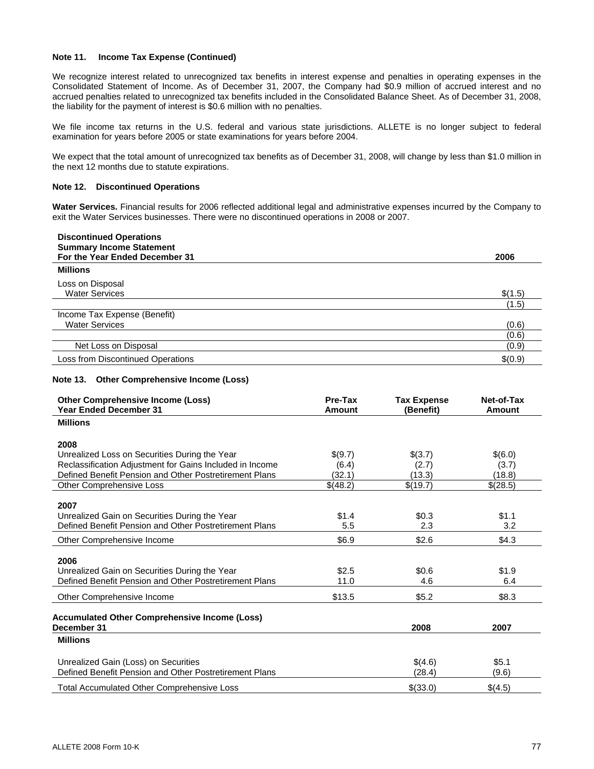**Note 11. Income Tax Expense (Continued)**

We recognize interest related to unrecognized tax benefits in interest expense and penalties in operating expenses in the Consolidated Statement of Income. As of December 31, 2007, the Company had $0.9 million of accrued interest and no accrued penalties related to unrecognized tax benefits included in the Consolidated Balance Sheet. As of December 31, 2008, the liability for the payment of interest is $0.6 million with no penalties.

We file income tax returns in the U.S. federal and various state jurisdictions. ALLETE is no longer subject to federal examination for years before 2005 or state examinations for years before 2004.

We expect that the total amount of unrecognized tax benefits as of December 31, 2008, will change by less than $1.0 million in the next 12 months due to statute expirations.

**Note 12. Discontinued Operations**

**Water Services.** Financial results for 2006 reflected additional legal and administrative expenses incurred by the Company to exit the Water Services businesses. There were no discontinued operations in 2008 or 2007.

| Discontinued Operations<br>Summary Income Statement<br>For the Year Ended December 31 | 2006 |
|---|---|
| **Millions** | |
| Loss on Disposal | |
| Water Services | $(1.5) |
| | (1.5) |
| Income Tax Expense (Benefit) | |
| Water Services | (0.6) |
| | (0.6) |
| Net Loss on Disposal | (0.9) |
| Loss from Discontinued Operations | $(0.9) |

**Note 13. Other Comprehensive Income (Loss)**

| Other Comprehensive Income (Loss)<br>Year Ended December 31 | Pre-Tax Amount | Tax Expense (Benefit) | Net-of-Tax Amount |
|---|---|---|---|
| **Millions** | | | |
| **2008** | | | |
| Unrealized Loss on Securities During the Year | $(9.7) | $(3.7) | $(6.0) |
| Reclassification Adjustment for Gains Included in Income | (6.4) | (2.7) | (3.7) |
| Defined Benefit Pension and Other Postretirement Plans | (32.1) | (13.3) | (18.8) |
| Other Comprehensive Loss | $(48.2) | $(19.7) | $(28.5) |
| **2007** | | | |
| Unrealized Gain on Securities During the Year | $1.4 | $0.3 | $1.1 |
| Defined Benefit Pension and Other Postretirement Plans | 5.5 | 2.3 | 3.2 |
| Other Comprehensive Income | $6.9 | $2.6 | $4.3 |
| **2006** | | | |
| Unrealized Gain on Securities During the Year | $2.5 | $0.6 | $1.9 |
| Defined Benefit Pension and Other Postretirement Plans | 11.0 | 4.6 | 6.4 |
| Other Comprehensive Income | $13.5 | $5.2 | $8.3 |

| Accumulated Other Comprehensive Income (Loss)<br>December 31 | 2008 | 2007 |
|---|---|---|
| **Millions** | | |
| Unrealized Gain (Loss) on Securities | $(4.6) | $5.1 |
| Defined Benefit Pension and Other Postretirement Plans | (28.4) | (9.6) |
| Total Accumulated Other Comprehensive Loss | $(33.0) | $(4.5) |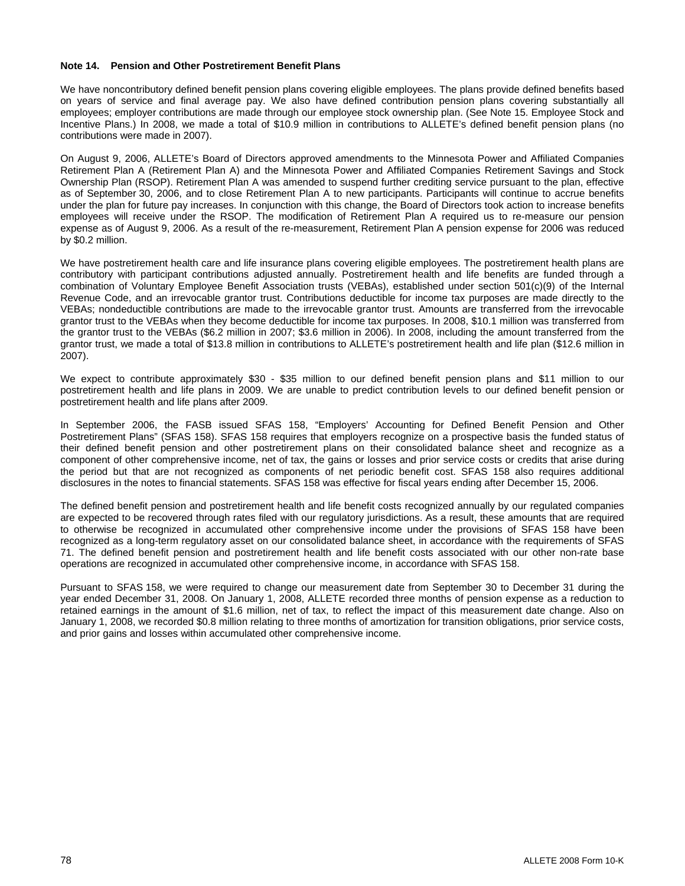**Note 14. Pension and Other Postretirement Benefit Plans**

We have noncontributory defined benefit pension plans covering eligible employees. The plans provide defined benefits based on years of service and final average pay. We also have defined contribution pension plans covering substantially all employees; employer contributions are made through our employee stock ownership plan. (See Note 15. Employee Stock and Incentive Plans.) In 2008, we made a total of $10.9 million in contributions to ALLETE's defined benefit pension plans (no contributions were made in 2007).

On August 9, 2006, ALLETE's Board of Directors approved amendments to the Minnesota Power and Affiliated Companies Retirement Plan A (Retirement Plan A) and the Minnesota Power and Affiliated Companies Retirement Savings and Stock Ownership Plan (RSOP). Retirement Plan A was amended to suspend further crediting service pursuant to the plan, effective as of September 30, 2006, and to close Retirement Plan A to new participants. Participants will continue to accrue benefits under the plan for future pay increases. In conjunction with this change, the Board of Directors took action to increase benefits employees will receive under the RSOP. The modification of Retirement Plan A required us to re-measure our pension expense as of August 9, 2006. As a result of the re-measurement, Retirement Plan A pension expense for 2006 was reduced by $0.2 million.

We have postretirement health care and life insurance plans covering eligible employees. The postretirement health plans are contributory with participant contributions adjusted annually. Postretirement health and life benefits are funded through a combination of Voluntary Employee Benefit Association trusts (VEBAs), established under section 501(c)(9) of the Internal Revenue Code, and an irrevocable grantor trust. Contributions deductible for income tax purposes are made directly to the VEBAs; nondeductible contributions are made to the irrevocable grantor trust. Amounts are transferred from the irrevocable grantor trust to the VEBAs when they become deductible for income tax purposes. In 2008, $10.1 million was transferred from the grantor trust to the VEBAs ($6.2 million in 2007; $3.6 million in 2006). In 2008, including the amount transferred from the grantor trust, we made a total of $13.8 million in contributions to ALLETE's postretirement health and life plan ($12.6 million in 2007).

We expect to contribute approximately $30 - $35 million to our defined benefit pension plans and $11 million to our postretirement health and life plans in 2009. We are unable to predict contribution levels to our defined benefit pension or postretirement health and life plans after 2009.

In September 2006, the FASB issued SFAS 158, "Employers' Accounting for Defined Benefit Pension and Other Postretirement Plans" (SFAS 158). SFAS 158 requires that employers recognize on a prospective basis the funded status of their defined benefit pension and other postretirement plans on their consolidated balance sheet and recognize as a component of other comprehensive income, net of tax, the gains or losses and prior service costs or credits that arise during the period but that are not recognized as components of net periodic benefit cost. SFAS 158 also requires additional disclosures in the notes to financial statements. SFAS 158 was effective for fiscal years ending after December 15, 2006.

The defined benefit pension and postretirement health and life benefit costs recognized annually by our regulated companies are expected to be recovered through rates filed with our regulatory jurisdictions. As a result, these amounts that are required to otherwise be recognized in accumulated other comprehensive income under the provisions of SFAS 158 have been recognized as a long-term regulatory asset on our consolidated balance sheet, in accordance with the requirements of SFAS 71. The defined benefit pension and postretirement health and life benefit costs associated with our other non-rate base operations are recognized in accumulated other comprehensive income, in accordance with SFAS 158.

Pursuant to SFAS 158, we were required to change our measurement date from September 30 to December 31 during the year ended December 31, 2008. On January 1, 2008, ALLETE recorded three months of pension expense as a reduction to retained earnings in the amount of $1.6 million, net of tax, to reflect the impact of this measurement date change. Also on January 1, 2008, we recorded $0.8 million relating to three months of amortization for transition obligations, prior service costs, and prior gains and losses within accumulated other comprehensive income.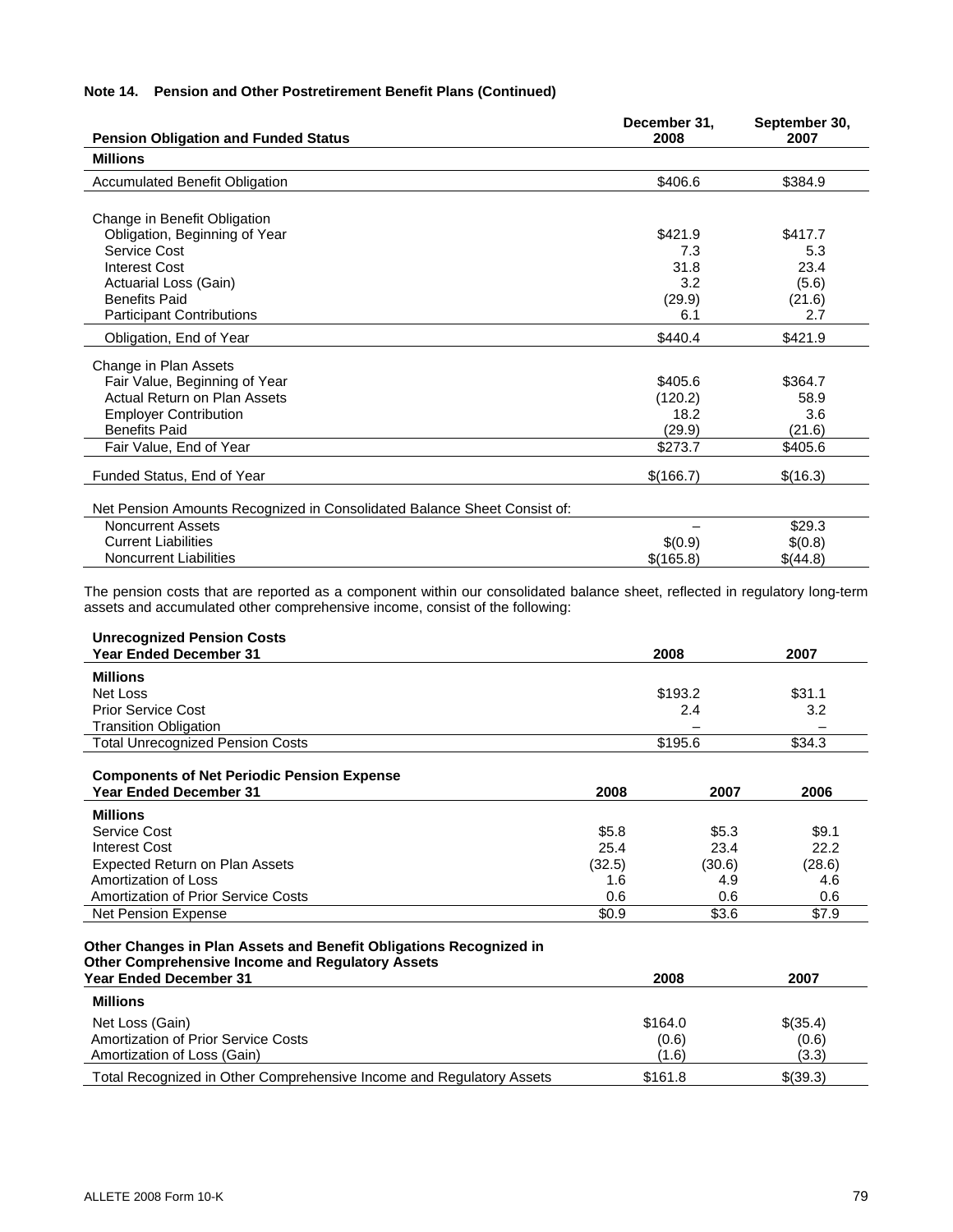**Note 14. Pension and Other Postretirement Benefit Plans (Continued)**

| Pension Obligation and Funded Status | December 31, 2008 | September 30, 2007 |
|---|---|---|
| **Millions** | | |
| Accumulated Benefit Obligation | $406.6 | $384.9 |
| | | |
| Change in Benefit Obligation | | |
| Obligation, Beginning of Year | $421.9 | $417.7 |
| Service Cost | 7.3 | 5.3 |
| Interest Cost | 31.8 | 23.4 |
| Actuarial Loss (Gain) | 3.2 | (5.6) |
| Benefits Paid | (29.9) | (21.6) |
| Participant Contributions | 6.1 | 2.7 |
| Obligation, End of Year | $440.4 | $421.9 |
| Change in Plan Assets | | |
| Fair Value, Beginning of Year | $405.6 | $364.7 |
| Actual Return on Plan Assets | (120.2) | 58.9 |
| Employer Contribution | 18.2 | 3.6 |
| Benefits Paid | (29.9) | (21.6) |
| Fair Value, End of Year | $273.7 | $405.6 |
| Funded Status, End of Year | $(166.7) | $(16.3) |
| | | |
| Net Pension Amounts Recognized in Consolidated Balance Sheet Consist of: | | |
| Noncurrent Assets | – | $29.3 |
| Current Liabilities | $(0.9) | $(0.8) |
| Noncurrent Liabilities | $(165.8) | $(44.8) |

The pension costs that are reported as a component within our consolidated balance sheet, reflected in regulatory long-term assets and accumulated other comprehensive income, consist of the following:

| Unrecognized Pension Costs Year Ended December 31 | 2008 | 2007 |
|---|---|---|
| **Millions** | | |
| Net Loss | $193.2 | $31.1 |
| Prior Service Cost | 2.4 | 3.2 |
| Transition Obligation | – | – |
| Total Unrecognized Pension Costs | $195.6 | $34.3 |

| Components of Net Periodic Pension Expense Year Ended December 31 | 2008 | 2007 | 2006 |
|---|---|---|---|
| **Millions** | | | |
| Service Cost | $5.8 | $5.3 | $9.1 |
| Interest Cost | 25.4 | 23.4 | 22.2 |
| Expected Return on Plan Assets | (32.5) | (30.6) | (28.6) |
| Amortization of Loss | 1.6 | 4.9 | 4.6 |
| Amortization of Prior Service Costs | 0.6 | 0.6 | 0.6 |
| Net Pension Expense | $0.9 | $3.6 | $7.9 |

| Other Changes in Plan Assets and Benefit Obligations Recognized in Other Comprehensive Income and Regulatory Assets Year Ended December 31 | 2008 | 2007 |
|---|---|---|
| **Millions** | | |
| Net Loss (Gain) | $164.0 | $(35.4) |
| Amortization of Prior Service Costs | (0.6) | (0.6) |
| Amortization of Loss (Gain) | (1.6) | (3.3) |
| Total Recognized in Other Comprehensive Income and Regulatory Assets | $161.8 | $(39.3) |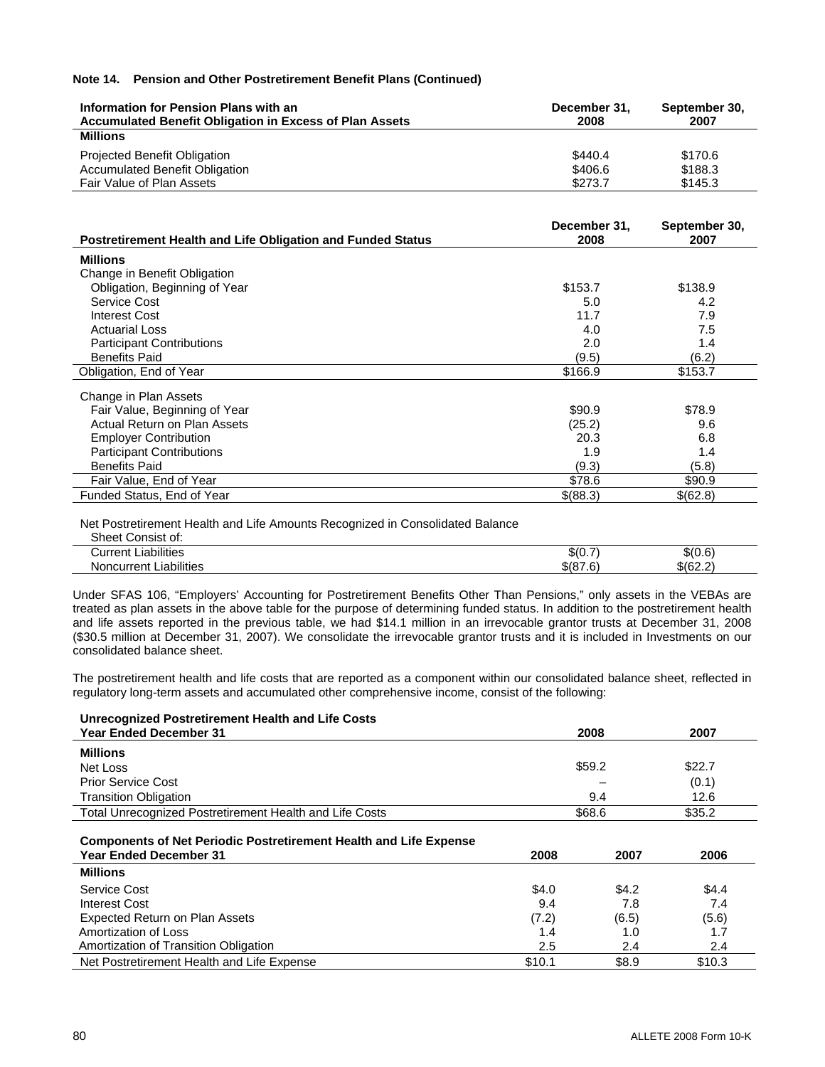**Note 14. Pension and Other Postretirement Benefit Plans (Continued)**

| Information for Pension Plans with an Accumulated Benefit Obligation in Excess of Plan Assets | December 31, 2008 | September 30, 2007 |
|---|---|---|
| **Millions** | | |
| Projected Benefit Obligation | $440.4 | $170.6 |
| Accumulated Benefit Obligation | $406.6 | $188.3 |
| Fair Value of Plan Assets | $273.7 | $145.3 |

| Postretirement Health and Life Obligation and Funded Status | December 31, 2008 | September 30, 2007 |
|---|---|---|
| **Millions** | | |
| Change in Benefit Obligation | | |
| Obligation, Beginning of Year | $153.7 | $138.9 |
| Service Cost | 5.0 | 4.2 |
| Interest Cost | 11.7 | 7.9 |
| Actuarial Loss | 4.0 | 7.5 |
| Participant Contributions | 2.0 | 1.4 |
| Benefits Paid | (9.5) | (6.2) |
| Obligation, End of Year | $166.9 | $153.7 |
| Change in Plan Assets | | |
| Fair Value, Beginning of Year | $90.9 | $78.9 |
| Actual Return on Plan Assets | (25.2) | 9.6 |
| Employer Contribution | 20.3 | 6.8 |
| Participant Contributions | 1.9 | 1.4 |
| Benefits Paid | (9.3) | (5.8) |
| Fair Value, End of Year | $78.6 | $90.9 |
| Funded Status, End of Year | $(88.3) | $(62.8) |
| Net Postretirement Health and Life Amounts Recognized in Consolidated Balance Sheet Consist of: | | |
| Current Liabilities | $(0.7) | $(0.6) |
| Noncurrent Liabilities | $(87.6) | $(62.2) |

Under SFAS 106, "Employers' Accounting for Postretirement Benefits Other Than Pensions," only assets in the VEBAs are treated as plan assets in the above table for the purpose of determining funded status. In addition to the postretirement health and life assets reported in the previous table, we had $14.1 million in an irrevocable grantor trusts at December 31, 2008 ($30.5 million at December 31, 2007). We consolidate the irrevocable grantor trusts and it is included in Investments on our consolidated balance sheet.

The postretirement health and life costs that are reported as a component within our consolidated balance sheet, reflected in regulatory long-term assets and accumulated other comprehensive income, consist of the following:

| Unrecognized Postretirement Health and Life Costs Year Ended December 31 | 2008 | 2007 |
|---|---|---|
| **Millions** | | |
| Net Loss | $59.2 | $22.7 |
| Prior Service Cost | – | (0.1) |
| Transition Obligation | 9.4 | 12.6 |
| Total Unrecognized Postretirement Health and Life Costs | $68.6 | $35.2 |

| Components of Net Periodic Postretirement Health and Life Expense Year Ended December 31 | 2008 | 2007 | 2006 |
|---|---|---|---|
| **Millions** | | | |
| Service Cost | $4.0 | $4.2 | $4.4 |
| Interest Cost | 9.4 | 7.8 | 7.4 |
| Expected Return on Plan Assets | (7.2) | (6.5) | (5.6) |
| Amortization of Loss | 1.4 | 1.0 | 1.7 |
| Amortization of Transition Obligation | 2.5 | 2.4 | 2.4 |
| Net Postretirement Health and Life Expense | $10.1 | $8.9 | $10.3 |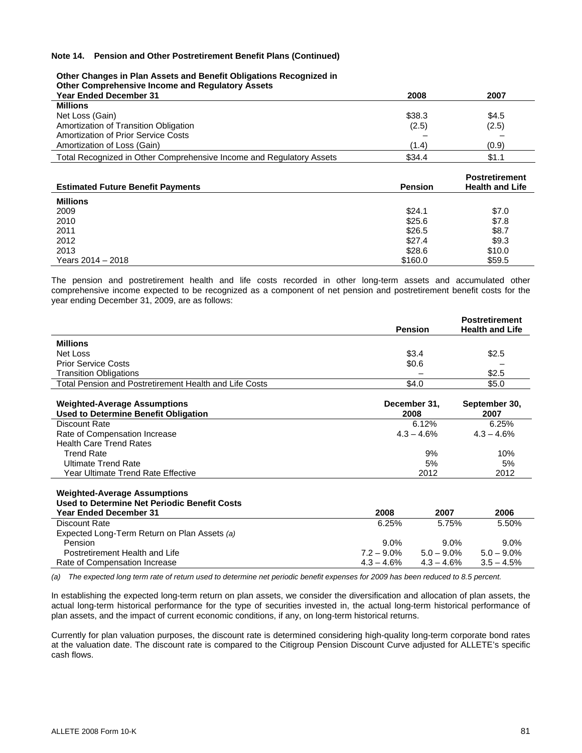**Note 14. Pension and Other Postretirement Benefit Plans (Continued)**

| Other Changes in Plan Assets and Benefit Obligations Recognized in Other Comprehensive Income and Regulatory Assets Year Ended December 31 | 2008 | 2007 |
|---|---|---|
| **Millions** | | |
| Net Loss (Gain) | $38.3 | $4.5 |
| Amortization of Transition Obligation | (2.5) | (2.5) |
| Amortization of Prior Service Costs | – | – |
| Amortization of Loss (Gain) | (1.4) | (0.9) |
| Total Recognized in Other Comprehensive Income and Regulatory Assets | $34.4 | $1.1 |

| Estimated Future Benefit Payments | Pension | Postretirement Health and Life |
|---|---|---|
| **Millions** | | |
| 2009 | $24.1 | $7.0 |
| 2010 | $25.6 | $7.8 |
| 2011 | $26.5 | $8.7 |
| 2012 | $27.4 | $9.3 |
| 2013 | $28.6 | $10.0 |
| Years 2014 – 2018 | $160.0 | $59.5 |

The pension and postretirement health and life costs recorded in other long-term assets and accumulated other comprehensive income expected to be recognized as a component of net pension and postretirement benefit costs for the year ending December 31, 2009, are as follows:

| | Pension | Postretirement Health and Life |
|---|---|---|
| **Millions** | | |
| Net Loss | $3.4 | $2.5 |
| Prior Service Costs | $0.6 | – |
| Transition Obligations | – | $2.5 |
| Total Pension and Postretirement Health and Life Costs | $4.0 | $5.0 |

| Weighted-Average Assumptions Used to Determine Benefit Obligation | December 31, 2008 | September 30, 2007 |
|---|---|---|
| Discount Rate | 6.12% | 6.25% |
| Rate of Compensation Increase | 4.3 – 4.6% | 4.3 – 4.6% |
| Health Care Trend Rates | | |
| Trend Rate | 9% | 10% |
| Ultimate Trend Rate | 5% | 5% |
| Year Ultimate Trend Rate Effective | 2012 | 2012 |

| Weighted-Average Assumptions Used to Determine Net Periodic Benefit Costs Year Ended December 31 | 2008 | 2007 | 2006 |
|---|---|---|---|
| Discount Rate | 6.25% | 5.75% | 5.50% |
| Expected Long-Term Return on Plan Assets *(a)* | | | |
| Pension | 9.0% | 9.0% | 9.0% |
| Postretirement Health and Life | 7.2 – 9.0% | 5.0 – 9.0% | 5.0 – 9.0% |
| Rate of Compensation Increase | 4.3 – 4.6% | 4.3 – 4.6% | 3.5 – 4.5% |

*(a) The expected long term rate of return used to determine net periodic benefit expenses for 2009 has been reduced to 8.5 percent.*

In establishing the expected long-term return on plan assets, we consider the diversification and allocation of plan assets, the actual long-term historical performance for the type of securities invested in, the actual long-term historical performance of plan assets, and the impact of current economic conditions, if any, on long-term historical returns.

Currently for plan valuation purposes, the discount rate is determined considering high-quality long-term corporate bond rates at the valuation date. The discount rate is compared to the Citigroup Pension Discount Curve adjusted for ALLETE's specific cash flows.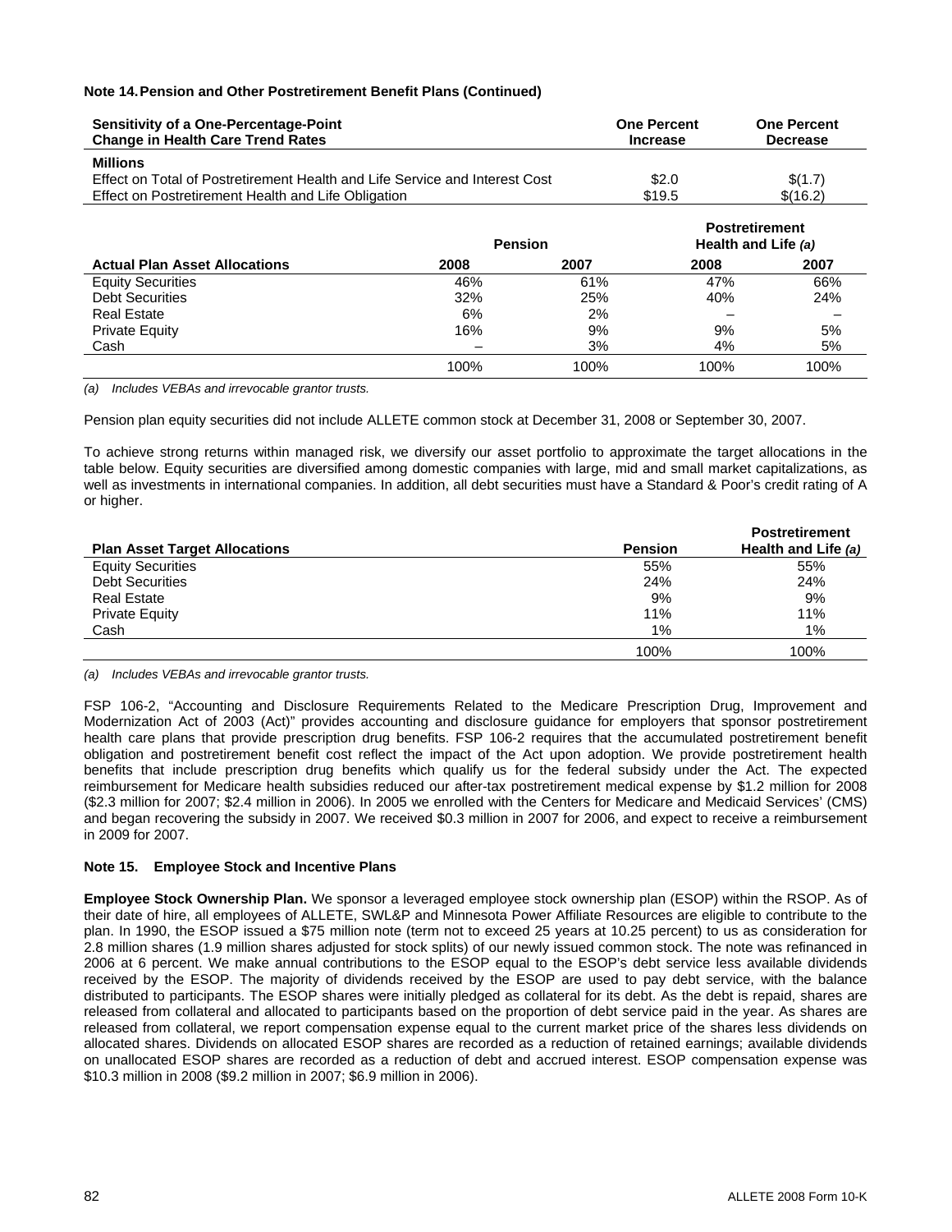**Note 14. Pension and Other Postretirement Benefit Plans (Continued)**

| Sensitivity of a One-Percentage-Point Change in Health Care Trend Rates | One Percent Increase | One Percent Decrease |
|---|---|---|
| **Millions** | | |
| Effect on Total of Postretirement Health and Life Service and Interest Cost | $2.0 | $(1.7) |
| Effect on Postretirement Health and Life Obligation | $19.5 | $(16.2) |

| | Pension | | Postretirement Health and Life *(a)* | |
|---|---|---|---|---|
| **Actual Plan Asset Allocations** | **2008** | **2007** | **2008** | **2007** |
| Equity Securities | 46% | 61% | 47% | 66% |
| Debt Securities | 32% | 25% | 40% | 24% |
| Real Estate | 6% | 2% | – | – |
| Private Equity | 16% | 9% | 9% | 5% |
| Cash | – | 3% | 4% | 5% |
| | 100% | 100% | 100% | 100% |

*(a) Includes VEBAs and irrevocable grantor trusts.*

Pension plan equity securities did not include ALLETE common stock at December 31, 2008 or September 30, 2007.

To achieve strong returns within managed risk, we diversify our asset portfolio to approximate the target allocations in the table below. Equity securities are diversified among domestic companies with large, mid and small market capitalizations, as well as investments in international companies. In addition, all debt securities must have a Standard & Poor's credit rating of A or higher.

| Plan Asset Target Allocations | Pension | Postretirement Health and Life *(a)* |
|---|---|---|
| Equity Securities | 55% | 55% |
| Debt Securities | 24% | 24% |
| Real Estate | 9% | 9% |
| Private Equity | 11% | 11% |
| Cash | 1% | 1% |
| | 100% | 100% |

*(a) Includes VEBAs and irrevocable grantor trusts.*

FSP 106-2, "Accounting and Disclosure Requirements Related to the Medicare Prescription Drug, Improvement and Modernization Act of 2003 (Act)" provides accounting and disclosure guidance for employers that sponsor postretirement health care plans that provide prescription drug benefits. FSP 106-2 requires that the accumulated postretirement benefit obligation and postretirement benefit cost reflect the impact of the Act upon adoption. We provide postretirement health benefits that include prescription drug benefits which qualify us for the federal subsidy under the Act. The expected reimbursement for Medicare health subsidies reduced our after-tax postretirement medical expense by $1.2 million for 2008 ($2.3 million for 2007; $2.4 million in 2006). In 2005 we enrolled with the Centers for Medicare and Medicaid Services' (CMS) and began recovering the subsidy in 2007. We received $0.3 million in 2007 for 2006, and expect to receive a reimbursement in 2009 for 2007.

**Note 15. Employee Stock and Incentive Plans**

**Employee Stock Ownership Plan.** We sponsor a leveraged employee stock ownership plan (ESOP) within the RSOP. As of their date of hire, all employees of ALLETE, SWL&P and Minnesota Power Affiliate Resources are eligible to contribute to the plan. In 1990, the ESOP issued a $75 million note (term not to exceed 25 years at 10.25 percent) to us as consideration for 2.8 million shares (1.9 million shares adjusted for stock splits) of our newly issued common stock. The note was refinanced in 2006 at 6 percent. We make annual contributions to the ESOP equal to the ESOP's debt service less available dividends received by the ESOP. The majority of dividends received by the ESOP are used to pay debt service, with the balance distributed to participants. The ESOP shares were initially pledged as collateral for its debt. As the debt is repaid, shares are released from collateral and allocated to participants based on the proportion of debt service paid in the year. As shares are released from collateral, we report compensation expense equal to the current market price of the shares less dividends on allocated shares. Dividends on allocated ESOP shares are recorded as a reduction of retained earnings; available dividends on unallocated ESOP shares are recorded as a reduction of debt and accrued interest. ESOP compensation expense was $10.3 million in 2008 ($9.2 million in 2007; $6.9 million in 2006).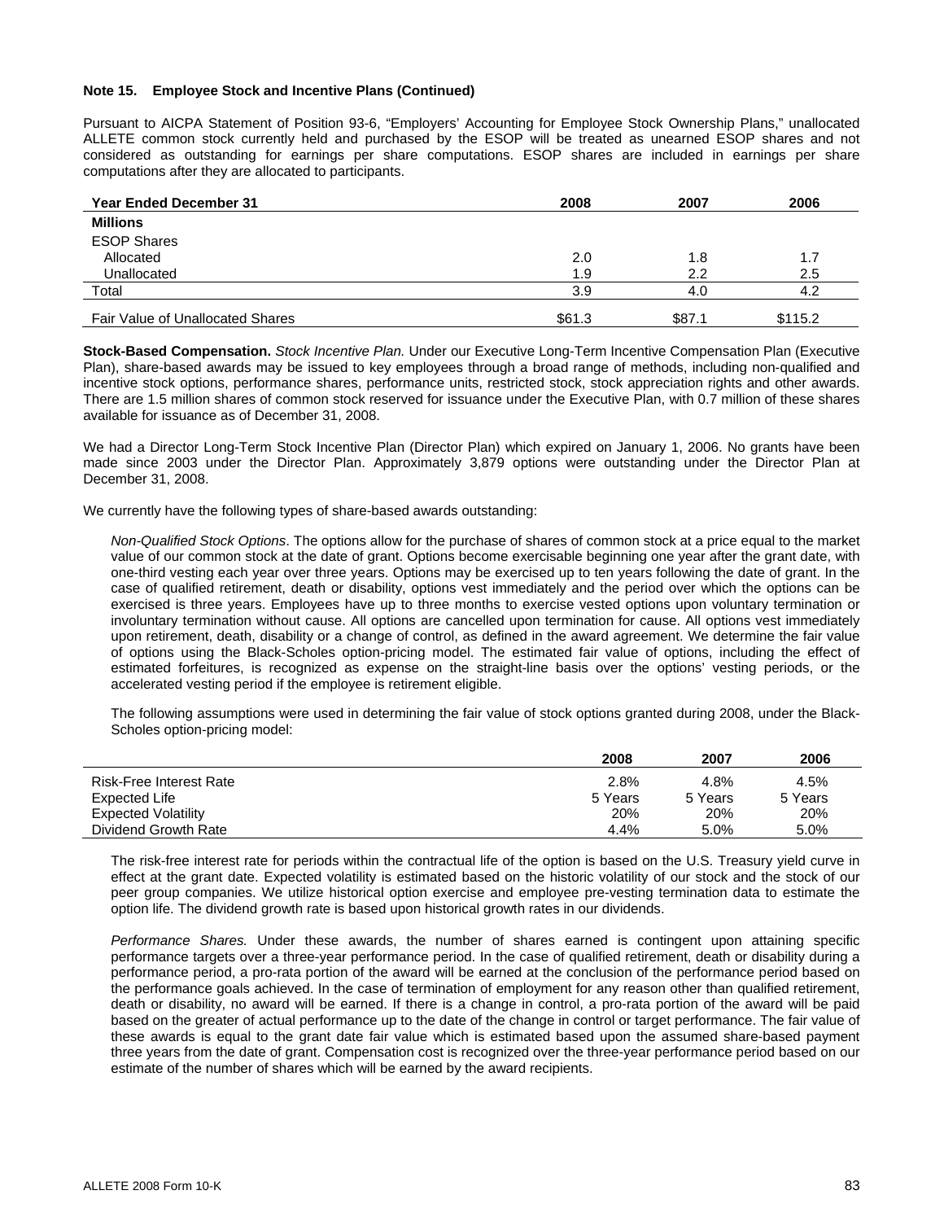**Note 15. Employee Stock and Incentive Plans (Continued)**

Pursuant to AICPA Statement of Position 93-6, "Employers' Accounting for Employee Stock Ownership Plans," unallocated ALLETE common stock currently held and purchased by the ESOP will be treated as unearned ESOP shares and not considered as outstanding for earnings per share computations. ESOP shares are included in earnings per share computations after they are allocated to participants.

| Year Ended December 31 | 2008 | 2007 | 2006 |
|---|---|---|---|
| **Millions** | | | |
| ESOP Shares | | | |
| Allocated | 2.0 | 1.8 | 1.7 |
| Unallocated | 1.9 | 2.2 | 2.5 |
| Total | 3.9 | 4.0 | 4.2 |
| Fair Value of Unallocated Shares | $61.3 | $87.1 | $115.2 |

**Stock-Based Compensation.** *Stock Incentive Plan.* Under our Executive Long-Term Incentive Compensation Plan (Executive Plan), share-based awards may be issued to key employees through a broad range of methods, including non-qualified and incentive stock options, performance shares, performance units, restricted stock, stock appreciation rights and other awards. There are 1.5 million shares of common stock reserved for issuance under the Executive Plan, with 0.7 million of these shares available for issuance as of December 31, 2008.

We had a Director Long-Term Stock Incentive Plan (Director Plan) which expired on January 1, 2006. No grants have been made since 2003 under the Director Plan. Approximately 3,879 options were outstanding under the Director Plan at December 31, 2008.

We currently have the following types of share-based awards outstanding:

*Non-Qualified Stock Options*. The options allow for the purchase of shares of common stock at a price equal to the market value of our common stock at the date of grant. Options become exercisable beginning one year after the grant date, with one-third vesting each year over three years. Options may be exercised up to ten years following the date of grant. In the case of qualified retirement, death or disability, options vest immediately and the period over which the options can be exercised is three years. Employees have up to three months to exercise vested options upon voluntary termination or involuntary termination without cause. All options are cancelled upon termination for cause. All options vest immediately upon retirement, death, disability or a change of control, as defined in the award agreement. We determine the fair value of options using the Black-Scholes option-pricing model. The estimated fair value of options, including the effect of estimated forfeitures, is recognized as expense on the straight-line basis over the options' vesting periods, or the accelerated vesting period if the employee is retirement eligible.

The following assumptions were used in determining the fair value of stock options granted during 2008, under the Black-Scholes option-pricing model:

| | 2008 | 2007 | 2006 |
|---|---|---|---|
| Risk-Free Interest Rate | 2.8% | 4.8% | 4.5% |
| Expected Life | 5 Years | 5 Years | 5 Years |
| Expected Volatility | 20% | 20% | 20% |
| Dividend Growth Rate | 4.4% | 5.0% | 5.0% |

The risk-free interest rate for periods within the contractual life of the option is based on the U.S. Treasury yield curve in effect at the grant date. Expected volatility is estimated based on the historic volatility of our stock and the stock of our peer group companies. We utilize historical option exercise and employee pre-vesting termination data to estimate the option life. The dividend growth rate is based upon historical growth rates in our dividends.

*Performance Shares.* Under these awards, the number of shares earned is contingent upon attaining specific performance targets over a three-year performance period. In the case of qualified retirement, death or disability during a performance period, a pro-rata portion of the award will be earned at the conclusion of the performance period based on the performance goals achieved. In the case of termination of employment for any reason other than qualified retirement, death or disability, no award will be earned. If there is a change in control, a pro-rata portion of the award will be paid based on the greater of actual performance up to the date of the change in control or target performance. The fair value of these awards is equal to the grant date fair value which is estimated based upon the assumed share-based payment three years from the date of grant. Compensation cost is recognized over the three-year performance period based on our estimate of the number of shares which will be earned by the award recipients.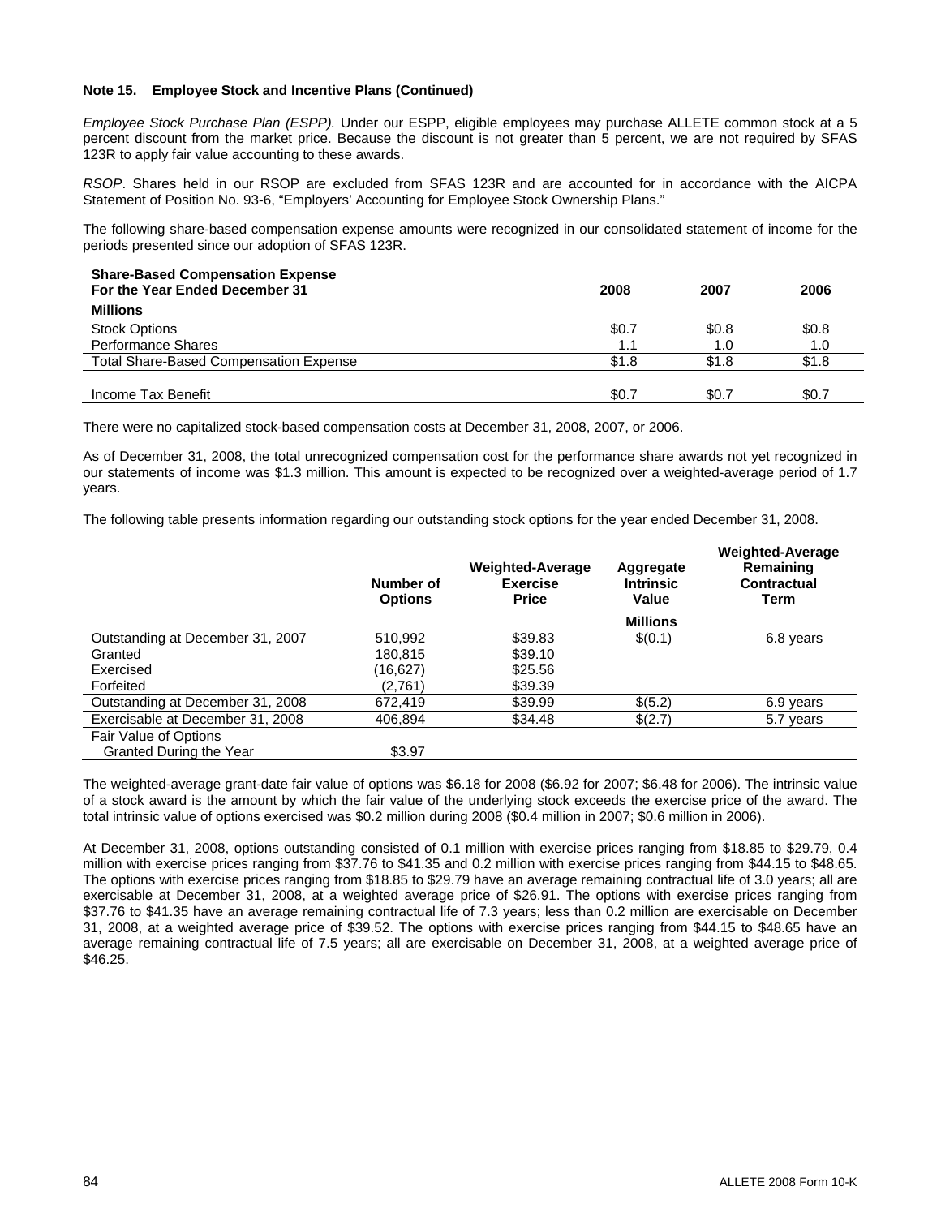**Note 15. Employee Stock and Incentive Plans (Continued)**

*Employee Stock Purchase Plan (ESPP).* Under our ESPP, eligible employees may purchase ALLETE common stock at a 5 percent discount from the market price. Because the discount is not greater than 5 percent, we are not required by SFAS 123R to apply fair value accounting to these awards.

*RSOP*. Shares held in our RSOP are excluded from SFAS 123R and are accounted for in accordance with the AICPA Statement of Position No. 93-6, "Employers' Accounting for Employee Stock Ownership Plans."

The following share-based compensation expense amounts were recognized in our consolidated statement of income for the periods presented since our adoption of SFAS 123R.

| Share-Based Compensation Expense For the Year Ended December 31 | 2008 | 2007 | 2006 |
|---|---|---|---|
| **Millions** | | | |
| Stock Options | $0.7 | $0.8 | $0.8 |
| Performance Shares | 1.1 | 1.0 | 1.0 |
| Total Share-Based Compensation Expense | $1.8 | $1.8 | $1.8 |
| | | | |
| Income Tax Benefit | $0.7 | $0.7 | $0.7 |

There were no capitalized stock-based compensation costs at December 31, 2008, 2007, or 2006.

As of December 31, 2008, the total unrecognized compensation cost for the performance share awards not yet recognized in our statements of income was $1.3 million. This amount is expected to be recognized over a weighted-average period of 1.7 years.

The following table presents information regarding our outstanding stock options for the year ended December 31, 2008.

| | Number of Options | Weighted-Average Exercise Price | Aggregate Intrinsic Value | Weighted-Average Remaining Contractual Term |
|---|---|---|---|---|
| | | | **Millions** | |
| Outstanding at December 31, 2007 | 510,992 | $39.83 | $(0.1) | 6.8 years |
| Granted | 180,815 | $39.10 | | |
| Exercised | (16,627) | $25.56 | | |
| Forfeited | (2,761) | $39.39 | | |
| Outstanding at December 31, 2008 | 672,419 | $39.99 | $(5.2) | 6.9 years |
| Exercisable at December 31, 2008 | 406,894 | $34.48 | $(2.7) | 5.7 years |
| Fair Value of Options Granted During the Year | $3.97 | | | |

The weighted-average grant-date fair value of options was $6.18 for 2008 ($6.92 for 2007; $6.48 for 2006). The intrinsic value of a stock award is the amount by which the fair value of the underlying stock exceeds the exercise price of the award. The total intrinsic value of options exercised was $0.2 million during 2008 ($0.4 million in 2007; $0.6 million in 2006).

At December 31, 2008, options outstanding consisted of 0.1 million with exercise prices ranging from $18.85 to $29.79, 0.4 million with exercise prices ranging from $37.76 to $41.35 and 0.2 million with exercise prices ranging from $44.15 to $48.65. The options with exercise prices ranging from $18.85 to $29.79 have an average remaining contractual life of 3.0 years; all are exercisable at December 31, 2008, at a weighted average price of $26.91. The options with exercise prices ranging from $37.76 to $41.35 have an average remaining contractual life of 7.3 years; less than 0.2 million are exercisable on December 31, 2008, at a weighted average price of $39.52. The options with exercise prices ranging from $44.15 to $48.65 have an average remaining contractual life of 7.5 years; all are exercisable on December 31, 2008, at a weighted average price of $46.25.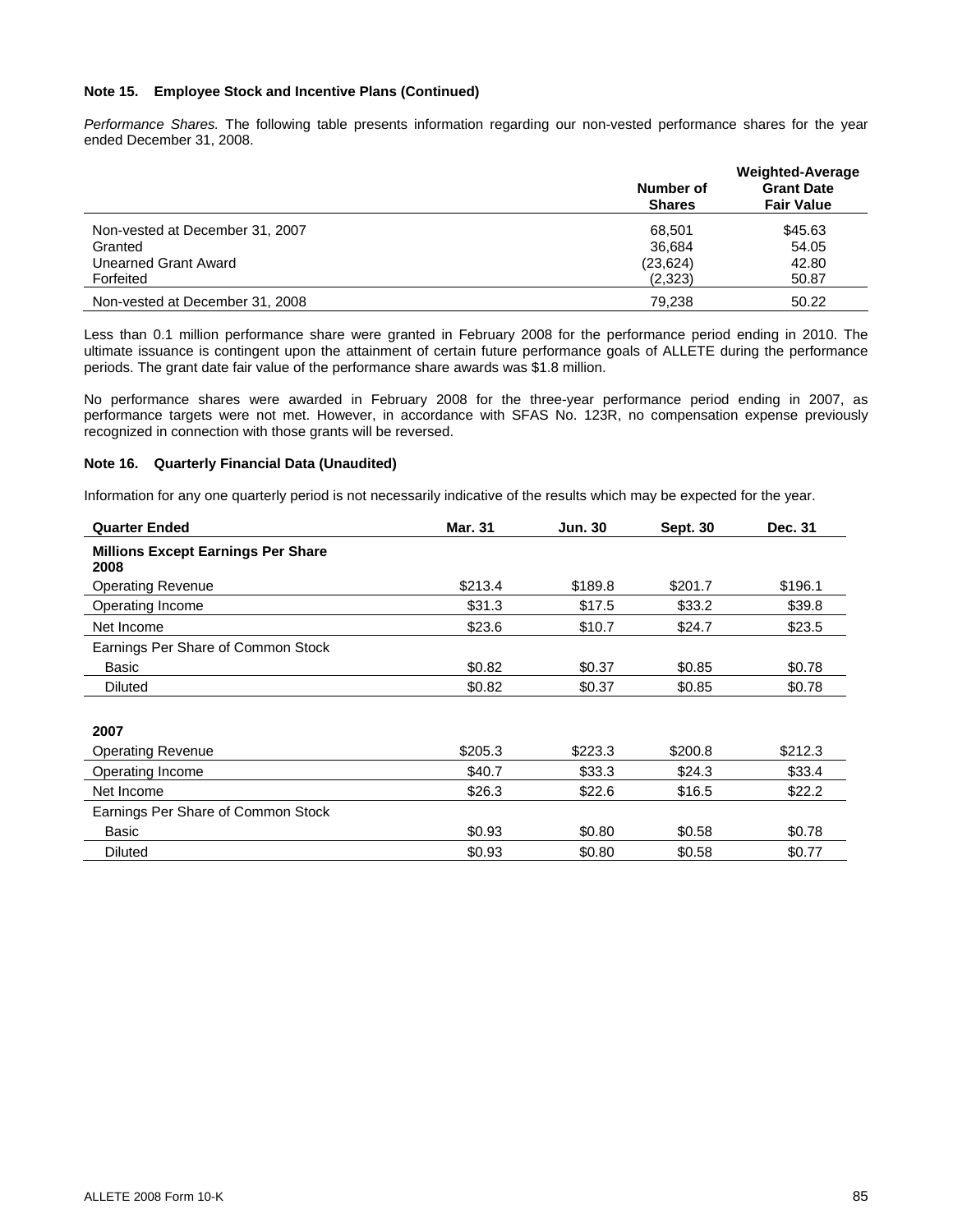**Note 15. Employee Stock and Incentive Plans (Continued)**

*Performance Shares.* The following table presents information regarding our non-vested performance shares for the year ended December 31, 2008.

| | Number of Shares | Weighted-Average Grant Date Fair Value |
|---|---|---|
| Non-vested at December 31, 2007 | 68,501 | $45.63 |
| Granted | 36,684 | 54.05 |
| Unearned Grant Award | (23,624) | 42.80 |
| Forfeited | (2,323) | 50.87 |
| Non-vested at December 31, 2008 | 79,238 | 50.22 |

Less than 0.1 million performance share were granted in February 2008 for the performance period ending in 2010. The ultimate issuance is contingent upon the attainment of certain future performance goals of ALLETE during the performance periods. The grant date fair value of the performance share awards was $1.8 million.

No performance shares were awarded in February 2008 for the three-year performance period ending in 2007, as performance targets were not met. However, in accordance with SFAS No. 123R, no compensation expense previously recognized in connection with those grants will be reversed.

**Note 16. Quarterly Financial Data (Unaudited)**

Information for any one quarterly period is not necessarily indicative of the results which may be expected for the year.

| Quarter Ended | Mar. 31 | Jun. 30 | Sept. 30 | Dec. 31 |
|---|---|---|---|---|
| **Millions Except Earnings Per Share** | | | | |
| **2008** | | | | |
| Operating Revenue | $213.4 | $189.8 | $201.7 | $196.1 |
| Operating Income | $31.3 | $17.5 | $33.2 | $39.8 |
| Net Income | $23.6 | $10.7 | $24.7 | $23.5 |
| Earnings Per Share of Common Stock | | | | |
| Basic | $0.82 | $0.37 | $0.85 | $0.78 |
| Diluted | $0.82 | $0.37 | $0.85 | $0.78 |
| | | | | |
| **2007** | | | | |
| Operating Revenue | $205.3 | $223.3 | $200.8 | $212.3 |
| Operating Income | $40.7 | $33.3 | $24.3 | $33.4 |
| Net Income | $26.3 | $22.6 | $16.5 | $22.2 |
| Earnings Per Share of Common Stock | | | | |
| Basic | $0.93 | $0.80 | $0.58 | $0.78 |
| Diluted | $0.93 | $0.80 | $0.58 | $0.77 |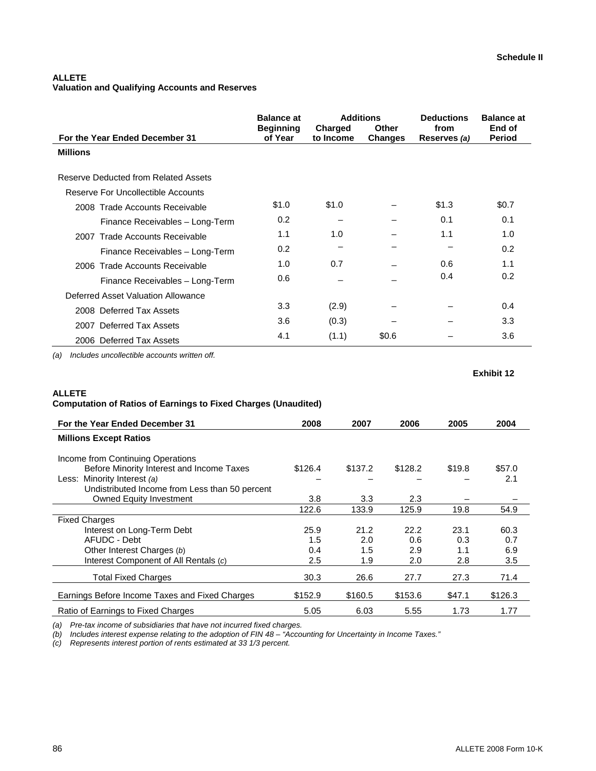**Schedule II**

**ALLETE**
**Valuation and Qualifying Accounts and Reserves**

| For the Year Ended December 31 | Balance at Beginning of Year | Additions Charged to Income | Additions Other Changes | Deductions from Reserves *(a)* | Balance at End of Period |
|---|---|---|---|---|---|
| **Millions** | | | | | |
| Reserve Deducted from Related Assets | | | | | |
| Reserve For Uncollectible Accounts | | | | | |
| 2008 Trade Accounts Receivable | $1.0 | $1.0 | – | $1.3 | $0.7 |
| Finance Receivables – Long-Term | 0.2 | – | – | 0.1 | 0.1 |
| 2007 Trade Accounts Receivable | 1.1 | 1.0 | – | 1.1 | 1.0 |
| Finance Receivables – Long-Term | 0.2 | – | – | – | 0.2 |
| 2006 Trade Accounts Receivable | 1.0 | 0.7 | – | 0.6 | 1.1 |
| Finance Receivables – Long-Term | 0.6 | – | – | 0.4 | 0.2 |
| Deferred Asset Valuation Allowance | | | | | |
| 2008 Deferred Tax Assets | 3.3 | (2.9) | – | – | 0.4 |
| 2007 Deferred Tax Assets | 3.6 | (0.3) | – | – | 3.3 |
| 2006 Deferred Tax Assets | 4.1 | (1.1) | $0.6 | – | 3.6 |

*(a) Includes uncollectible accounts written off.*

**Exhibit 12**

**ALLETE**
**Computation of Ratios of Earnings to Fixed Charges (Unaudited)**

| For the Year Ended December 31 | 2008 | 2007 | 2006 | 2005 | 2004 |
|---|---|---|---|---|---|
| **Millions Except Ratios** | | | | | |
| Income from Continuing Operations Before Minority Interest and Income Taxes | $126.4 | $137.2 | $128.2 | $19.8 | $57.0 |
| Less: Minority Interest *(a)* | – | – | – | – | 2.1 |
| Undistributed Income from Less than 50 percent Owned Equity Investment | 3.8 | 3.3 | 2.3 | – | – |
| | 122.6 | 133.9 | 125.9 | 19.8 | 54.9 |
| Fixed Charges | | | | | |
| Interest on Long-Term Debt | 25.9 | 21.2 | 22.2 | 23.1 | 60.3 |
| AFUDC - Debt | 1.5 | 2.0 | 0.6 | 0.3 | 0.7 |
| Other Interest Charges *(b)* | 0.4 | 1.5 | 2.9 | 1.1 | 6.9 |
| Interest Component of All Rentals *(c)* | 2.5 | 1.9 | 2.0 | 2.8 | 3.5 |
| Total Fixed Charges | 30.3 | 26.6 | 27.7 | 27.3 | 71.4 |
| Earnings Before Income Taxes and Fixed Charges | $152.9 | $160.5 | $153.6 | $47.1 | $126.3 |
| Ratio of Earnings to Fixed Charges | 5.05 | 6.03 | 5.55 | 1.73 | 1.77 |

*(a) Pre-tax income of subsidiaries that have not incurred fixed charges.*
*(b) Includes interest expense relating to the adoption of FIN 48 – "Accounting for Uncertainty in Income Taxes."*
*(c) Represents interest portion of rents estimated at 33 1/3 percent.*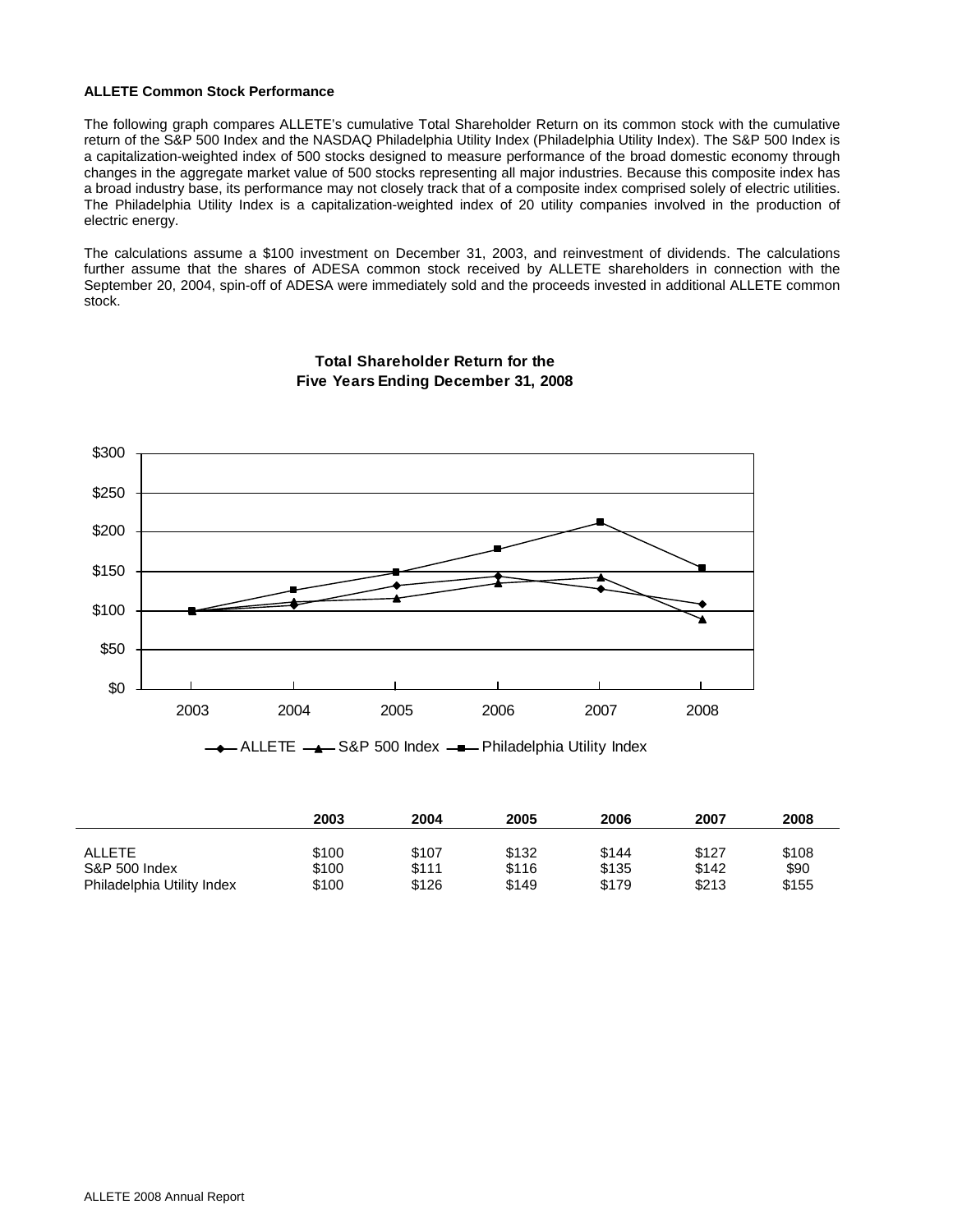**ALLETE Common Stock Performance**

The following graph compares ALLETE's cumulative Total Shareholder Return on its common stock with the cumulative return of the S&P 500 Index and the NASDAQ Philadelphia Utility Index (Philadelphia Utility Index). The S&P 500 Index is a capitalization-weighted index of 500 stocks designed to measure performance of the broad domestic economy through changes in the aggregate market value of 500 stocks representing all major industries. Because this composite index has a broad industry base, its performance may not closely track that of a composite index comprised solely of electric utilities. The Philadelphia Utility Index is a capitalization-weighted index of 20 utility companies involved in the production of electric energy.

The calculations assume a $100 investment on December 31, 2003, and reinvestment of dividends. The calculations further assume that the shares of ADESA common stock received by ALLETE shareholders in connection with the September 20, 2004, spin-off of ADESA were immediately sold and the proceeds invested in additional ALLETE common stock.

**Total Shareholder Return for the Five Years Ending December 31, 2008**

$300
$250
$200
$150
$100
$50
$0

2003 2004 2005 2006 2007 2008

ALLETE S&P 500 Index Philadelphia Utility Index

| | 2003 | 2004 | 2005 | 2006 | 2007 | 2008 |
|---|---|---|---|---|---|---|
| ALLETE | $100 | $107 | $132 | $144 | $127 | $108 |
| S&P 500 Index | $100 | $111 | $116 | $135 | $142 | $90 |
| Philadelphia Utility Index | $100 | $126 | $149 | $179 | $213 | $155 |